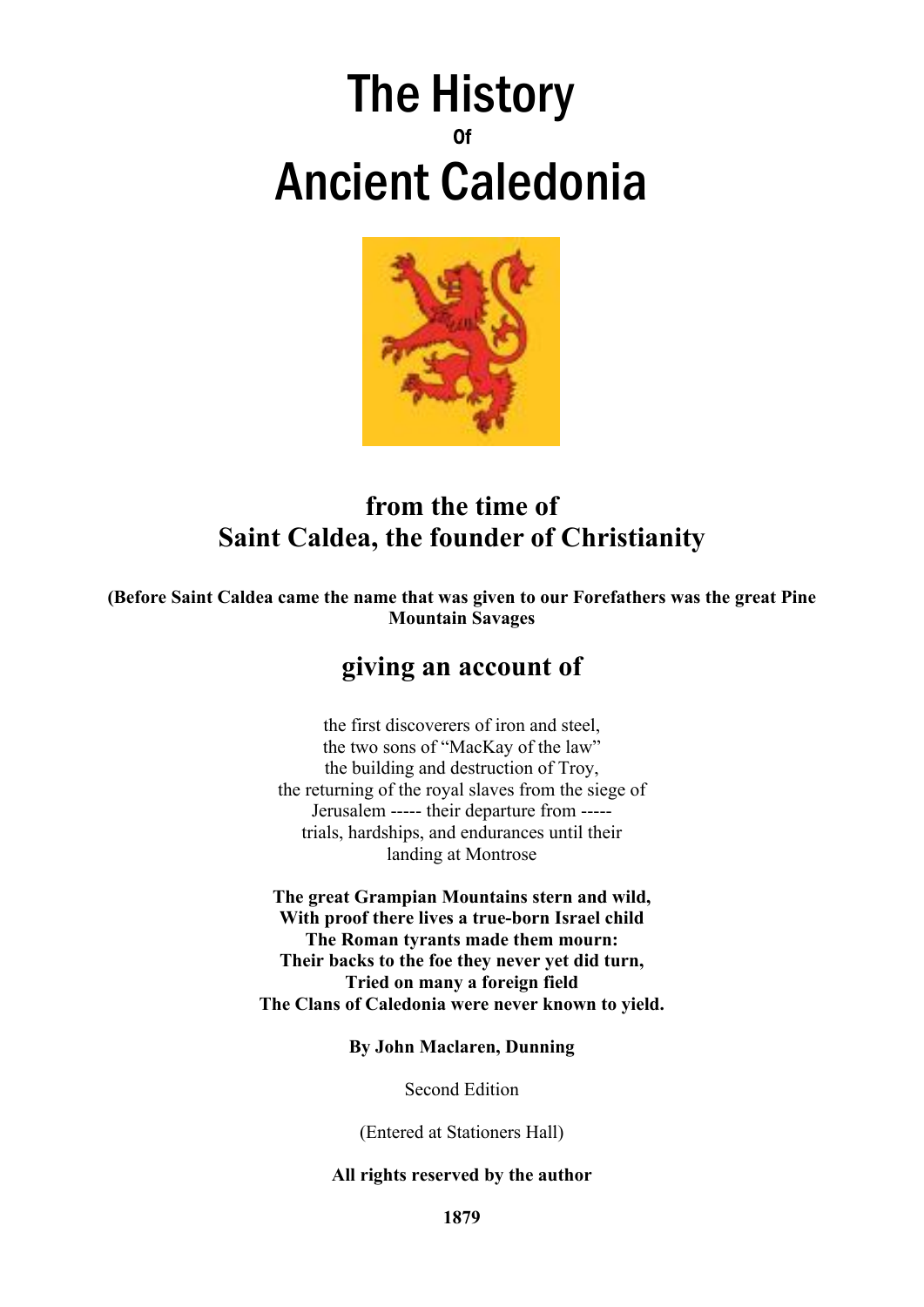# The History
## Of
# Ancient Caledonia

## from the time of Saint Caldea, the founder of Christianity

**(Before Saint Caldea came the name that was given to our Forefathers was the great Pine Mountain Savages**

## giving an account of

the first discoverers of iron and steel,
the two sons of "MacKay of the law"
the building and destruction of Troy,
the returning of the royal slaves from the siege of Jerusalem ----- their departure from -----
trials, hardships, and endurances until their landing at Montrose

**The great Grampian Mountains stern and wild,**
**With proof there lives a true-born Israel child**
**The Roman tyrants made them mourn:**
**Their backs to the foe they never yet did turn,**
**Tried on many a foreign field**
**The Clans of Caledonia were never known to yield.**

**By John Maclaren, Dunning**

Second Edition

(Entered at Stationers Hall)

**All rights reserved by the author**

**1879**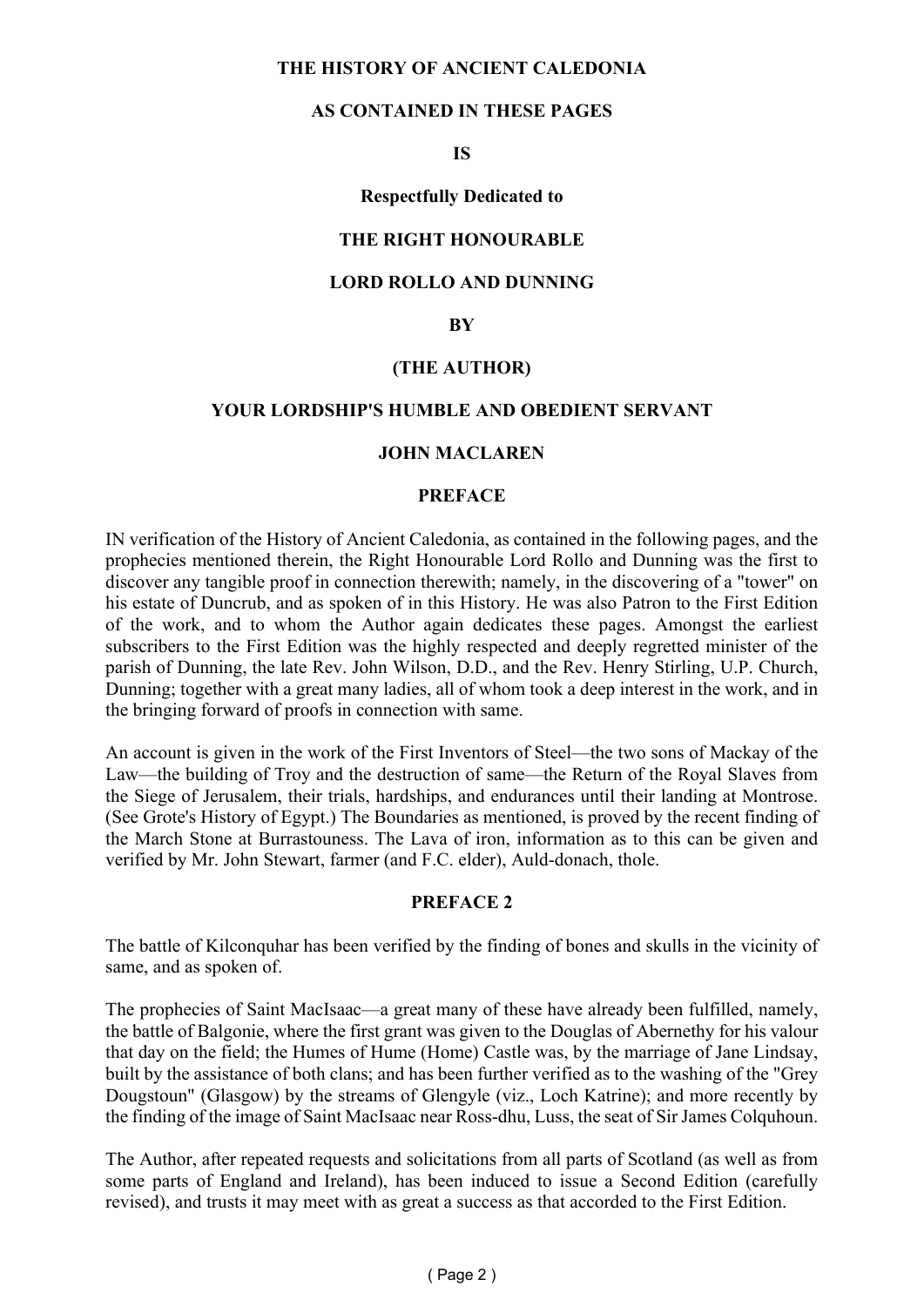**THE HISTORY OF ANCIENT CALEDONIA**

**AS CONTAINED IN THESE PAGES**

**IS**

**Respectfully Dedicated to**

**THE RIGHT HONOURABLE**

**LORD ROLLO AND DUNNING**

**BY**

**(THE AUTHOR)**

**YOUR LORDSHIP'S HUMBLE AND OBEDIENT SERVANT**

**JOHN MACLAREN**

## PREFACE

IN verification of the History of Ancient Caledonia, as contained in the following pages, and the prophecies mentioned therein, the Right Honourable Lord Rollo and Dunning was the first to discover any tangible proof in connection therewith; namely, in the discovering of a "tower" on his estate of Duncrub, and as spoken of in this History. He was also Patron to the First Edition of the work, and to whom the Author again dedicates these pages. Amongst the earliest subscribers to the First Edition was the highly respected and deeply regretted minister of the parish of Dunning, the late Rev. John Wilson, D.D., and the Rev. Henry Stirling, U.P. Church, Dunning; together with a great many ladies, all of whom took a deep interest in the work, and in the bringing forward of proofs in connection with same.

An account is given in the work of the First Inventors of Steel—the two sons of Mackay of the Law—the building of Troy and the destruction of same—the Return of the Royal Slaves from the Siege of Jerusalem, their trials, hardships, and endurances until their landing at Montrose. (See Grote's History of Egypt.) The Boundaries as mentioned, is proved by the recent finding of the March Stone at Burrastouness. The Lava of iron, information as to this can be given and verified by Mr. John Stewart, farmer (and F.C. elder), Auld-donach, thole.

## PREFACE 2

The battle of Kilconquhar has been verified by the finding of bones and skulls in the vicinity of same, and as spoken of.

The prophecies of Saint MacIsaac—a great many of these have already been fulfilled, namely, the battle of Balgonie, where the first grant was given to the Douglas of Abernethy for his valour that day on the field; the Humes of Hume (Home) Castle was, by the marriage of Jane Lindsay, built by the assistance of both clans; and has been further verified as to the washing of the "Grey Dougstoun" (Glasgow) by the streams of Glengyle (viz., Loch Katrine); and more recently by the finding of the image of Saint MacIsaac near Ross-dhu, Luss, the seat of Sir James Colquhoun.

The Author, after repeated requests and solicitations from all parts of Scotland (as well as from some parts of England and Ireland), has been induced to issue a Second Edition (carefully revised), and trusts it may meet with as great a success as that accorded to the First Edition.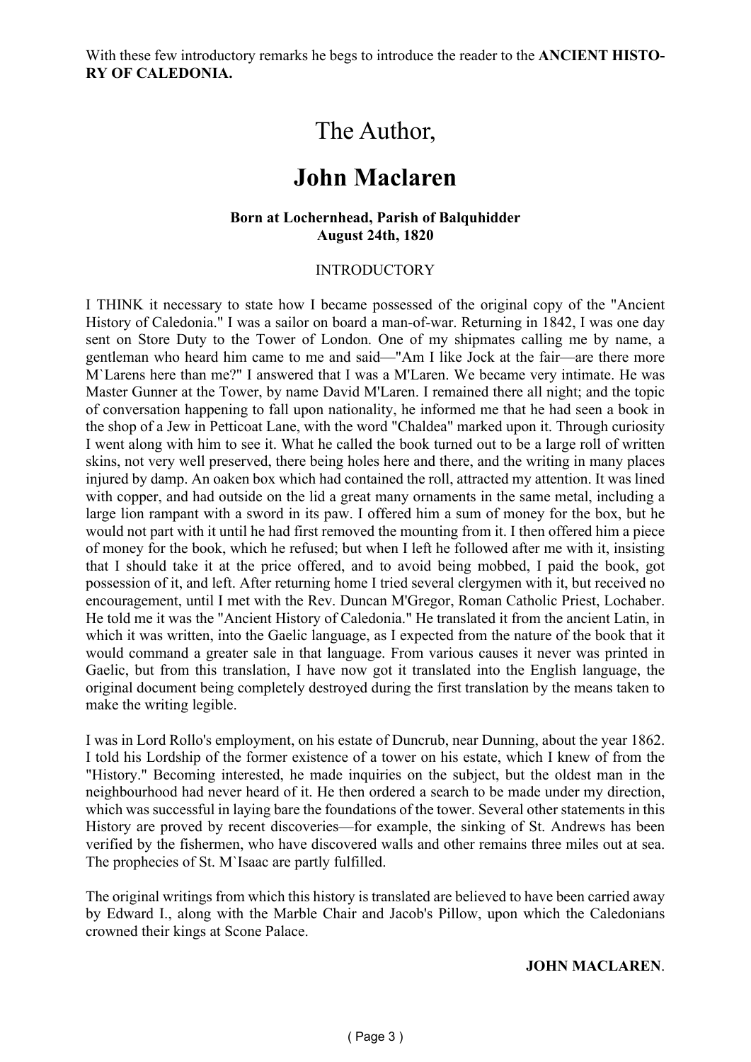With these few introductory remarks he begs to introduce the reader to the **ANCIENT HISTORY OF CALEDONIA.**

# The Author,

# **John Maclaren**

**Born at Lochernhead, Parish of Balquhidder**
**August 24th, 1820**

## INTRODUCTORY

I THINK it necessary to state how I became possessed of the original copy of the "Ancient History of Caledonia." I was a sailor on board a man-of-war. Returning in 1842, I was one day sent on Store Duty to the Tower of London. One of my shipmates calling me by name, a gentleman who heard him came to me and said—"Am I like Jock at the fair—are there more M`Larens here than me?" I answered that I was a M'Laren. We became very intimate. He was Master Gunner at the Tower, by name David M'Laren. I remained there all night; and the topic of conversation happening to fall upon nationality, he informed me that he had seen a book in the shop of a Jew in Petticoat Lane, with the word "Chaldea" marked upon it. Through curiosity I went along with him to see it. What he called the book turned out to be a large roll of written skins, not very well preserved, there being holes here and there, and the writing in many places injured by damp. An oaken box which had contained the roll, attracted my attention. It was lined with copper, and had outside on the lid a great many ornaments in the same metal, including a large lion rampant with a sword in its paw. I offered him a sum of money for the box, but he would not part with it until he had first removed the mounting from it. I then offered him a piece of money for the book, which he refused; but when I left he followed after me with it, insisting that I should take it at the price offered, and to avoid being mobbed, I paid the book, got possession of it, and left. After returning home I tried several clergymen with it, but received no encouragement, until I met with the Rev. Duncan M'Gregor, Roman Catholic Priest, Lochaber. He told me it was the "Ancient History of Caledonia." He translated it from the ancient Latin, in which it was written, into the Gaelic language, as I expected from the nature of the book that it would command a greater sale in that language. From various causes it never was printed in Gaelic, but from this translation, I have now got it translated into the English language, the original document being completely destroyed during the first translation by the means taken to make the writing legible.

I was in Lord Rollo's employment, on his estate of Duncrub, near Dunning, about the year 1862. I told his Lordship of the former existence of a tower on his estate, which I knew of from the "History." Becoming interested, he made inquiries on the subject, but the oldest man in the neighbourhood had never heard of it. He then ordered a search to be made under my direction, which was successful in laying bare the foundations of the tower. Several other statements in this History are proved by recent discoveries—for example, the sinking of St. Andrews has been verified by the fishermen, who have discovered walls and other remains three miles out at sea. The prophecies of St. M`Isaac are partly fulfilled.

The original writings from which this history is translated are believed to have been carried away by Edward I., along with the Marble Chair and Jacob's Pillow, upon which the Caledonians crowned their kings at Scone Palace.

**JOHN MACLAREN**.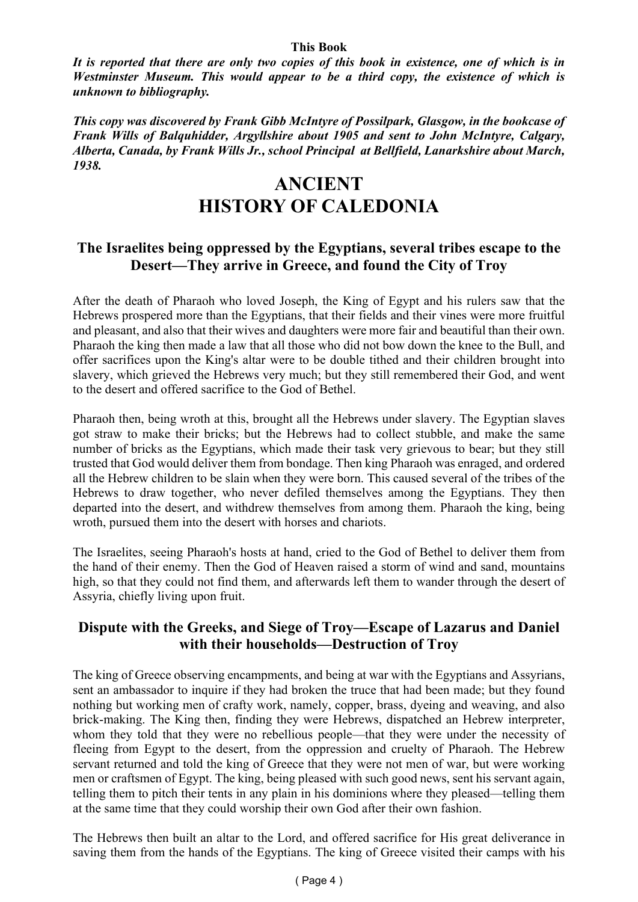**This Book**

***It is reported that there are only two copies of this book in existence, one of which is in Westminster Museum. This would appear to be a third copy, the existence of which is unknown to bibliography.***

***This copy was discovered by Frank Gibb McIntyre of Possilpark, Glasgow, in the bookcase of Frank Wills of Balquhidder, Argyllshire about 1905 and sent to John McIntyre, Calgary, Alberta, Canada, by Frank Wills Jr., school Principal at Bellfield, Lanarkshire about March, 1938.***

# ANCIENT HISTORY OF CALEDONIA

## The Israelites being oppressed by the Egyptians, several tribes escape to the Desert—They arrive in Greece, and found the City of Troy

After the death of Pharaoh who loved Joseph, the King of Egypt and his rulers saw that the Hebrews prospered more than the Egyptians, that their fields and their vines were more fruitful and pleasant, and also that their wives and daughters were more fair and beautiful than their own. Pharaoh the king then made a law that all those who did not bow down the knee to the Bull, and offer sacrifices upon the King's altar were to be double tithed and their children brought into slavery, which grieved the Hebrews very much; but they still remembered their God, and went to the desert and offered sacrifice to the God of Bethel.

Pharaoh then, being wroth at this, brought all the Hebrews under slavery. The Egyptian slaves got straw to make their bricks; but the Hebrews had to collect stubble, and make the same number of bricks as the Egyptians, which made their task very grievous to bear; but they still trusted that God would deliver them from bondage. Then king Pharaoh was enraged, and ordered all the Hebrew children to be slain when they were born. This caused several of the tribes of the Hebrews to draw together, who never defiled themselves among the Egyptians. They then departed into the desert, and withdrew themselves from among them. Pharaoh the king, being wroth, pursued them into the desert with horses and chariots.

The Israelites, seeing Pharaoh's hosts at hand, cried to the God of Bethel to deliver them from the hand of their enemy. Then the God of Heaven raised a storm of wind and sand, mountains high, so that they could not find them, and afterwards left them to wander through the desert of Assyria, chiefly living upon fruit.

## Dispute with the Greeks, and Siege of Troy—Escape of Lazarus and Daniel with their households—Destruction of Troy

The king of Greece observing encampments, and being at war with the Egyptians and Assyrians, sent an ambassador to inquire if they had broken the truce that had been made; but they found nothing but working men of crafty work, namely, copper, brass, dyeing and weaving, and also brick-making. The King then, finding they were Hebrews, dispatched an Hebrew interpreter, whom they told that they were no rebellious people—that they were under the necessity of fleeing from Egypt to the desert, from the oppression and cruelty of Pharaoh. The Hebrew servant returned and told the king of Greece that they were not men of war, but were working men or craftsmen of Egypt. The king, being pleased with such good news, sent his servant again, telling them to pitch their tents in any plain in his dominions where they pleased—telling them at the same time that they could worship their own God after their own fashion.

The Hebrews then built an altar to the Lord, and offered sacrifice for His great deliverance in saving them from the hands of the Egyptians. The king of Greece visited their camps with his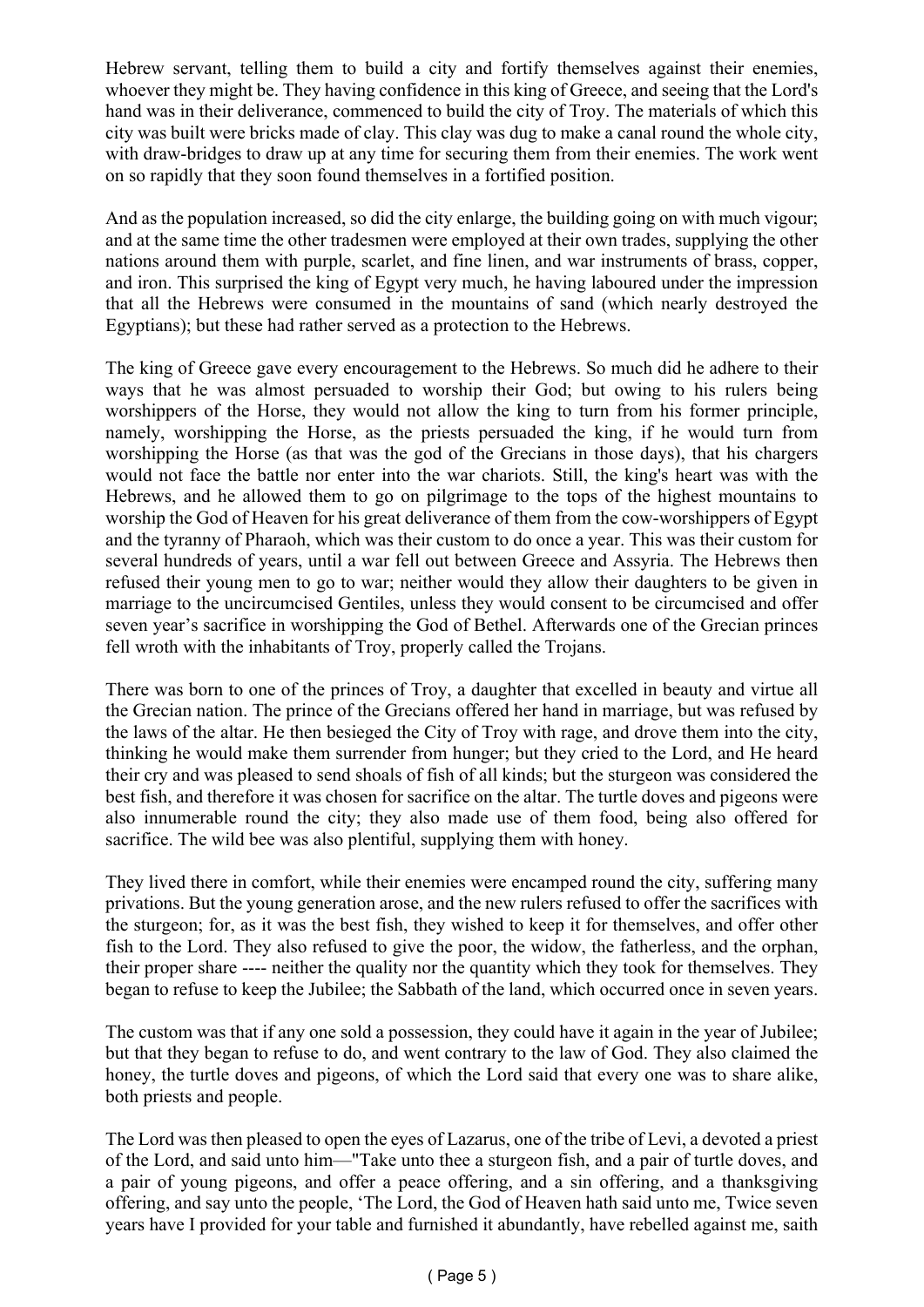Hebrew servant, telling them to build a city and fortify themselves against their enemies, whoever they might be. They having confidence in this king of Greece, and seeing that the Lord's hand was in their deliverance, commenced to build the city of Troy. The materials of which this city was built were bricks made of clay. This clay was dug to make a canal round the whole city, with draw-bridges to draw up at any time for securing them from their enemies. The work went on so rapidly that they soon found themselves in a fortified position.

And as the population increased, so did the city enlarge, the building going on with much vigour; and at the same time the other tradesmen were employed at their own trades, supplying the other nations around them with purple, scarlet, and fine linen, and war instruments of brass, copper, and iron. This surprised the king of Egypt very much, he having laboured under the impression that all the Hebrews were consumed in the mountains of sand (which nearly destroyed the Egyptians); but these had rather served as a protection to the Hebrews.

The king of Greece gave every encouragement to the Hebrews. So much did he adhere to their ways that he was almost persuaded to worship their God; but owing to his rulers being worshippers of the Horse, they would not allow the king to turn from his former principle, namely, worshipping the Horse, as the priests persuaded the king, if he would turn from worshipping the Horse (as that was the god of the Grecians in those days), that his chargers would not face the battle nor enter into the war chariots. Still, the king's heart was with the Hebrews, and he allowed them to go on pilgrimage to the tops of the highest mountains to worship the God of Heaven for his great deliverance of them from the cow-worshippers of Egypt and the tyranny of Pharaoh, which was their custom to do once a year. This was their custom for several hundreds of years, until a war fell out between Greece and Assyria. The Hebrews then refused their young men to go to war; neither would they allow their daughters to be given in marriage to the uncircumcised Gentiles, unless they would consent to be circumcised and offer seven year's sacrifice in worshipping the God of Bethel. Afterwards one of the Grecian princes fell wroth with the inhabitants of Troy, properly called the Trojans.

There was born to one of the princes of Troy, a daughter that excelled in beauty and virtue all the Grecian nation. The prince of the Grecians offered her hand in marriage, but was refused by the laws of the altar. He then besieged the City of Troy with rage, and drove them into the city, thinking he would make them surrender from hunger; but they cried to the Lord, and He heard their cry and was pleased to send shoals of fish of all kinds; but the sturgeon was considered the best fish, and therefore it was chosen for sacrifice on the altar. The turtle doves and pigeons were also innumerable round the city; they also made use of them food, being also offered for sacrifice. The wild bee was also plentiful, supplying them with honey.

They lived there in comfort, while their enemies were encamped round the city, suffering many privations. But the young generation arose, and the new rulers refused to offer the sacrifices with the sturgeon; for, as it was the best fish, they wished to keep it for themselves, and offer other fish to the Lord. They also refused to give the poor, the widow, the fatherless, and the orphan, their proper share ---- neither the quality nor the quantity which they took for themselves. They began to refuse to keep the Jubilee; the Sabbath of the land, which occurred once in seven years.

The custom was that if any one sold a possession, they could have it again in the year of Jubilee; but that they began to refuse to do, and went contrary to the law of God. They also claimed the honey, the turtle doves and pigeons, of which the Lord said that every one was to share alike, both priests and people.

The Lord was then pleased to open the eyes of Lazarus, one of the tribe of Levi, a devoted a priest of the Lord, and said unto him—"Take unto thee a sturgeon fish, and a pair of turtle doves, and a pair of young pigeons, and offer a peace offering, and a sin offering, and a thanksgiving offering, and say unto the people, 'The Lord, the God of Heaven hath said unto me, Twice seven years have I provided for your table and furnished it abundantly, have rebelled against me, saith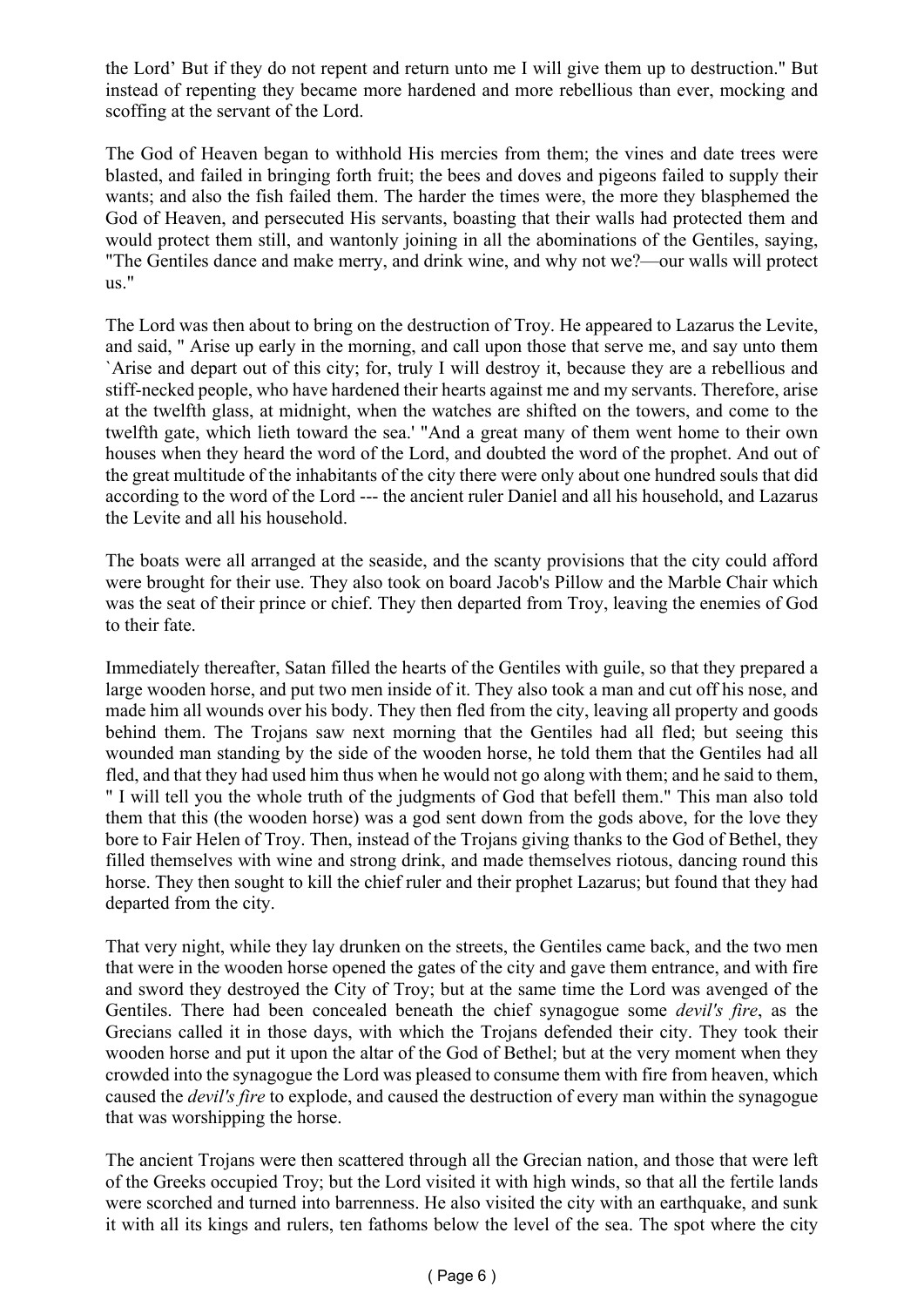the Lord' But if they do not repent and return unto me I will give them up to destruction." But instead of repenting they became more hardened and more rebellious than ever, mocking and scoffing at the servant of the Lord.

The God of Heaven began to withhold His mercies from them; the vines and date trees were blasted, and failed in bringing forth fruit; the bees and doves and pigeons failed to supply their wants; and also the fish failed them. The harder the times were, the more they blasphemed the God of Heaven, and persecuted His servants, boasting that their walls had protected them and would protect them still, and wantonly joining in all the abominations of the Gentiles, saying, "The Gentiles dance and make merry, and drink wine, and why not we?—our walls will protect us."

The Lord was then about to bring on the destruction of Troy. He appeared to Lazarus the Levite, and said, " Arise up early in the morning, and call upon those that serve me, and say unto them `Arise and depart out of this city; for, truly I will destroy it, because they are a rebellious and stiff-necked people, who have hardened their hearts against me and my servants. Therefore, arise at the twelfth glass, at midnight, when the watches are shifted on the towers, and come to the twelfth gate, which lieth toward the sea.' "And a great many of them went home to their own houses when they heard the word of the Lord, and doubted the word of the prophet. And out of the great multitude of the inhabitants of the city there were only about one hundred souls that did according to the word of the Lord --- the ancient ruler Daniel and all his household, and Lazarus the Levite and all his household.

The boats were all arranged at the seaside, and the scanty provisions that the city could afford were brought for their use. They also took on board Jacob's Pillow and the Marble Chair which was the seat of their prince or chief. They then departed from Troy, leaving the enemies of God to their fate.

Immediately thereafter, Satan filled the hearts of the Gentiles with guile, so that they prepared a large wooden horse, and put two men inside of it. They also took a man and cut off his nose, and made him all wounds over his body. They then fled from the city, leaving all property and goods behind them. The Trojans saw next morning that the Gentiles had all fled; but seeing this wounded man standing by the side of the wooden horse, he told them that the Gentiles had all fled, and that they had used him thus when he would not go along with them; and he said to them, " I will tell you the whole truth of the judgments of God that befell them." This man also told them that this (the wooden horse) was a god sent down from the gods above, for the love they bore to Fair Helen of Troy. Then, instead of the Trojans giving thanks to the God of Bethel, they filled themselves with wine and strong drink, and made themselves riotous, dancing round this horse. They then sought to kill the chief ruler and their prophet Lazarus; but found that they had departed from the city.

That very night, while they lay drunken on the streets, the Gentiles came back, and the two men that were in the wooden horse opened the gates of the city and gave them entrance, and with fire and sword they destroyed the City of Troy; but at the same time the Lord was avenged of the Gentiles. There had been concealed beneath the chief synagogue some *devil's fire*, as the Grecians called it in those days, with which the Trojans defended their city. They took their wooden horse and put it upon the altar of the God of Bethel; but at the very moment when they crowded into the synagogue the Lord was pleased to consume them with fire from heaven, which caused the *devil's fire* to explode, and caused the destruction of every man within the synagogue that was worshipping the horse.

The ancient Trojans were then scattered through all the Grecian nation, and those that were left of the Greeks occupied Troy; but the Lord visited it with high winds, so that all the fertile lands were scorched and turned into barrenness. He also visited the city with an earthquake, and sunk it with all its kings and rulers, ten fathoms below the level of the sea. The spot where the city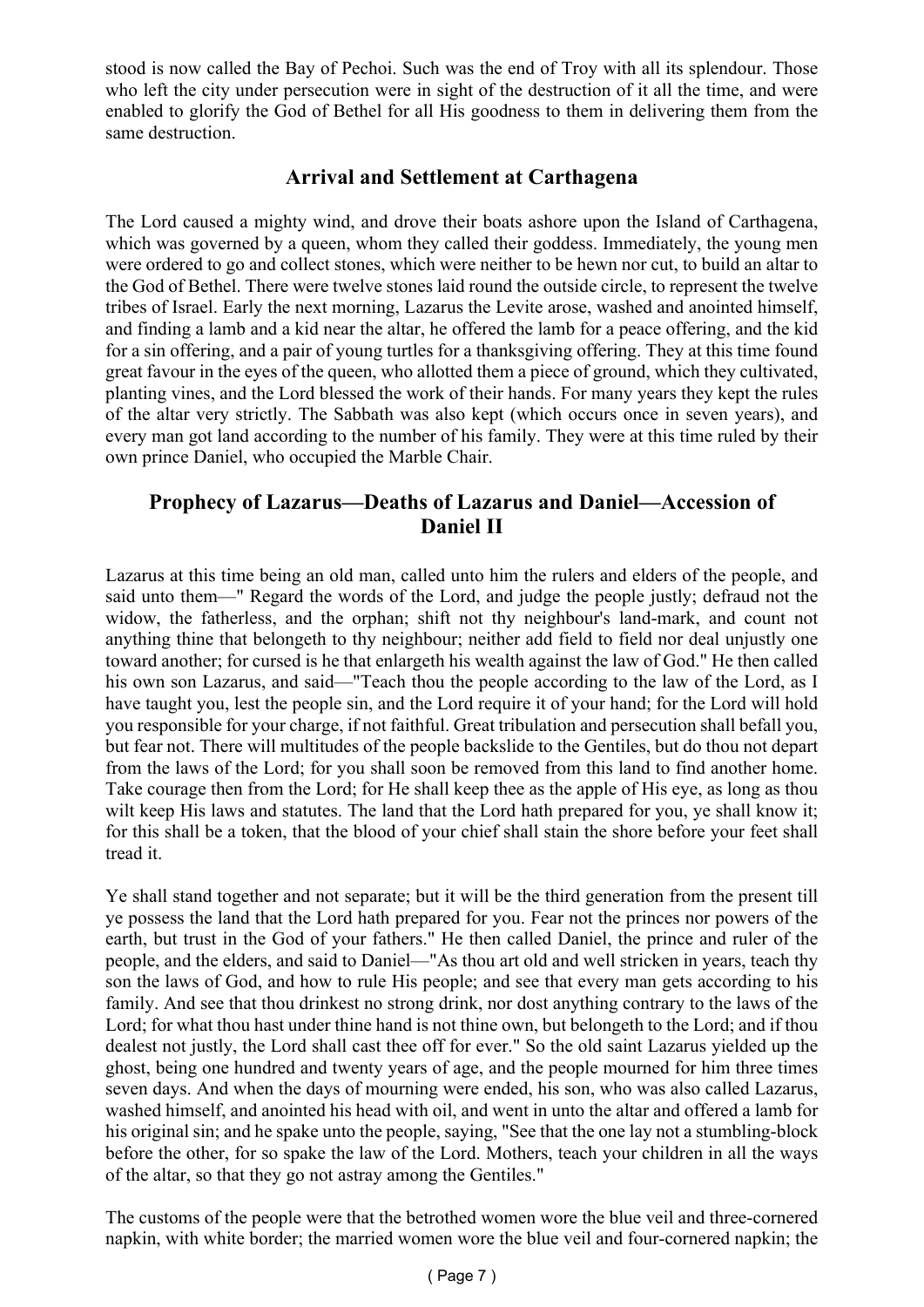stood is now called the Bay of Pechoi. Such was the end of Troy with all its splendour. Those who left the city under persecution were in sight of the destruction of it all the time, and were enabled to glorify the God of Bethel for all His goodness to them in delivering them from the same destruction.

## Arrival and Settlement at Carthagena

The Lord caused a mighty wind, and drove their boats ashore upon the Island of Carthagena, which was governed by a queen, whom they called their goddess. Immediately, the young men were ordered to go and collect stones, which were neither to be hewn nor cut, to build an altar to the God of Bethel. There were twelve stones laid round the outside circle, to represent the twelve tribes of Israel. Early the next morning, Lazarus the Levite arose, washed and anointed himself, and finding a lamb and a kid near the altar, he offered the lamb for a peace offering, and the kid for a sin offering, and a pair of young turtles for a thanksgiving offering. They at this time found great favour in the eyes of the queen, who allotted them a piece of ground, which they cultivated, planting vines, and the Lord blessed the work of their hands. For many years they kept the rules of the altar very strictly. The Sabbath was also kept (which occurs once in seven years), and every man got land according to the number of his family. They were at this time ruled by their own prince Daniel, who occupied the Marble Chair.

## Prophecy of Lazarus—Deaths of Lazarus and Daniel—Accession of Daniel II

Lazarus at this time being an old man, called unto him the rulers and elders of the people, and said unto them—" Regard the words of the Lord, and judge the people justly; defraud not the widow, the fatherless, and the orphan; shift not thy neighbour's land-mark, and count not anything thine that belongeth to thy neighbour; neither add field to field nor deal unjustly one toward another; for cursed is he that enlargeth his wealth against the law of God." He then called his own son Lazarus, and said—"Teach thou the people according to the law of the Lord, as I have taught you, lest the people sin, and the Lord require it of your hand; for the Lord will hold you responsible for your charge, if not faithful. Great tribulation and persecution shall befall you, but fear not. There will multitudes of the people backslide to the Gentiles, but do thou not depart from the laws of the Lord; for you shall soon be removed from this land to find another home. Take courage then from the Lord; for He shall keep thee as the apple of His eye, as long as thou wilt keep His laws and statutes. The land that the Lord hath prepared for you, ye shall know it; for this shall be a token, that the blood of your chief shall stain the shore before your feet shall tread it.

Ye shall stand together and not separate; but it will be the third generation from the present till ye possess the land that the Lord hath prepared for you. Fear not the princes nor powers of the earth, but trust in the God of your fathers." He then called Daniel, the prince and ruler of the people, and the elders, and said to Daniel—"As thou art old and well stricken in years, teach thy son the laws of God, and how to rule His people; and see that every man gets according to his family. And see that thou drinkest no strong drink, nor dost anything contrary to the laws of the Lord; for what thou hast under thine hand is not thine own, but belongeth to the Lord; and if thou dealest not justly, the Lord shall cast thee off for ever." So the old saint Lazarus yielded up the ghost, being one hundred and twenty years of age, and the people mourned for him three times seven days. And when the days of mourning were ended, his son, who was also called Lazarus, washed himself, and anointed his head with oil, and went in unto the altar and offered a lamb for his original sin; and he spake unto the people, saying, "See that the one lay not a stumbling-block before the other, for so spake the law of the Lord. Mothers, teach your children in all the ways of the altar, so that they go not astray among the Gentiles."

The customs of the people were that the betrothed women wore the blue veil and three-cornered napkin, with white border; the married women wore the blue veil and four-cornered napkin; the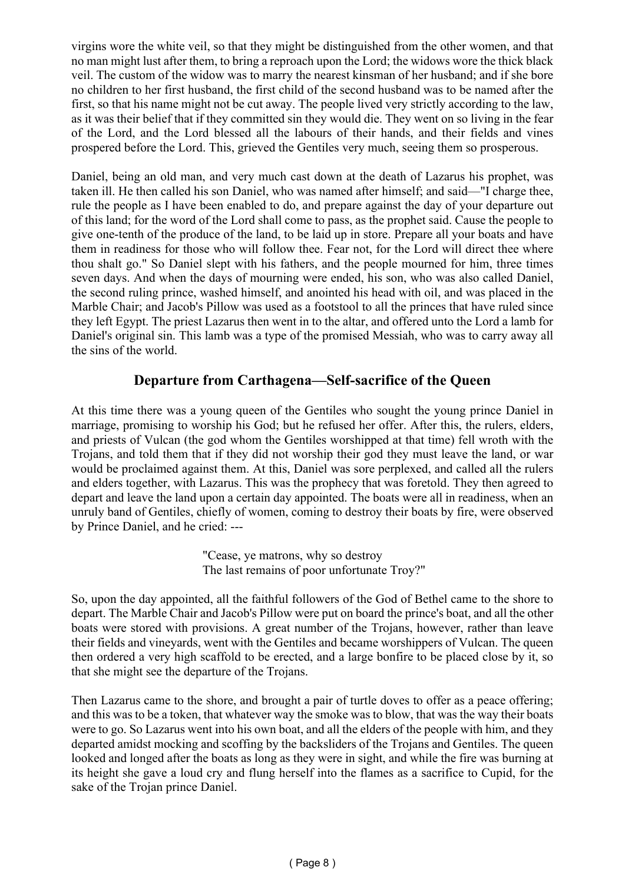virgins wore the white veil, so that they might be distinguished from the other women, and that no man might lust after them, to bring a reproach upon the Lord; the widows wore the thick black veil. The custom of the widow was to marry the nearest kinsman of her husband; and if she bore no children to her first husband, the first child of the second husband was to be named after the first, so that his name might not be cut away. The people lived very strictly according to the law, as it was their belief that if they committed sin they would die. They went on so living in the fear of the Lord, and the Lord blessed all the labours of their hands, and their fields and vines prospered before the Lord. This, grieved the Gentiles very much, seeing them so prosperous.

Daniel, being an old man, and very much cast down at the death of Lazarus his prophet, was taken ill. He then called his son Daniel, who was named after himself; and said—"I charge thee, rule the people as I have been enabled to do, and prepare against the day of your departure out of this land; for the word of the Lord shall come to pass, as the prophet said. Cause the people to give one-tenth of the produce of the land, to be laid up in store. Prepare all your boats and have them in readiness for those who will follow thee. Fear not, for the Lord will direct thee where thou shalt go." So Daniel slept with his fathers, and the people mourned for him, three times seven days. And when the days of mourning were ended, his son, who was also called Daniel, the second ruling prince, washed himself, and anointed his head with oil, and was placed in the Marble Chair; and Jacob's Pillow was used as a footstool to all the princes that have ruled since they left Egypt. The priest Lazarus then went in to the altar, and offered unto the Lord a lamb for Daniel's original sin. This lamb was a type of the promised Messiah, who was to carry away all the sins of the world.

## Departure from Carthagena—Self-sacrifice of the Queen

At this time there was a young queen of the Gentiles who sought the young prince Daniel in marriage, promising to worship his God; but he refused her offer. After this, the rulers, elders, and priests of Vulcan (the god whom the Gentiles worshipped at that time) fell wroth with the Trojans, and told them that if they did not worship their god they must leave the land, or war would be proclaimed against them. At this, Daniel was sore perplexed, and called all the rulers and elders together, with Lazarus. This was the prophecy that was foretold. They then agreed to depart and leave the land upon a certain day appointed. The boats were all in readiness, when an unruly band of Gentiles, chiefly of women, coming to destroy their boats by fire, were observed by Prince Daniel, and he cried: ---

> "Cease, ye matrons, why so destroy
> The last remains of poor unfortunate Troy?"

So, upon the day appointed, all the faithful followers of the God of Bethel came to the shore to depart. The Marble Chair and Jacob's Pillow were put on board the prince's boat, and all the other boats were stored with provisions. A great number of the Trojans, however, rather than leave their fields and vineyards, went with the Gentiles and became worshippers of Vulcan. The queen then ordered a very high scaffold to be erected, and a large bonfire to be placed close by it, so that she might see the departure of the Trojans.

Then Lazarus came to the shore, and brought a pair of turtle doves to offer as a peace offering; and this was to be a token, that whatever way the smoke was to blow, that was the way their boats were to go. So Lazarus went into his own boat, and all the elders of the people with him, and they departed amidst mocking and scoffing by the backsliders of the Trojans and Gentiles. The queen looked and longed after the boats as long as they were in sight, and while the fire was burning at its height she gave a loud cry and flung herself into the flames as a sacrifice to Cupid, for the sake of the Trojan prince Daniel.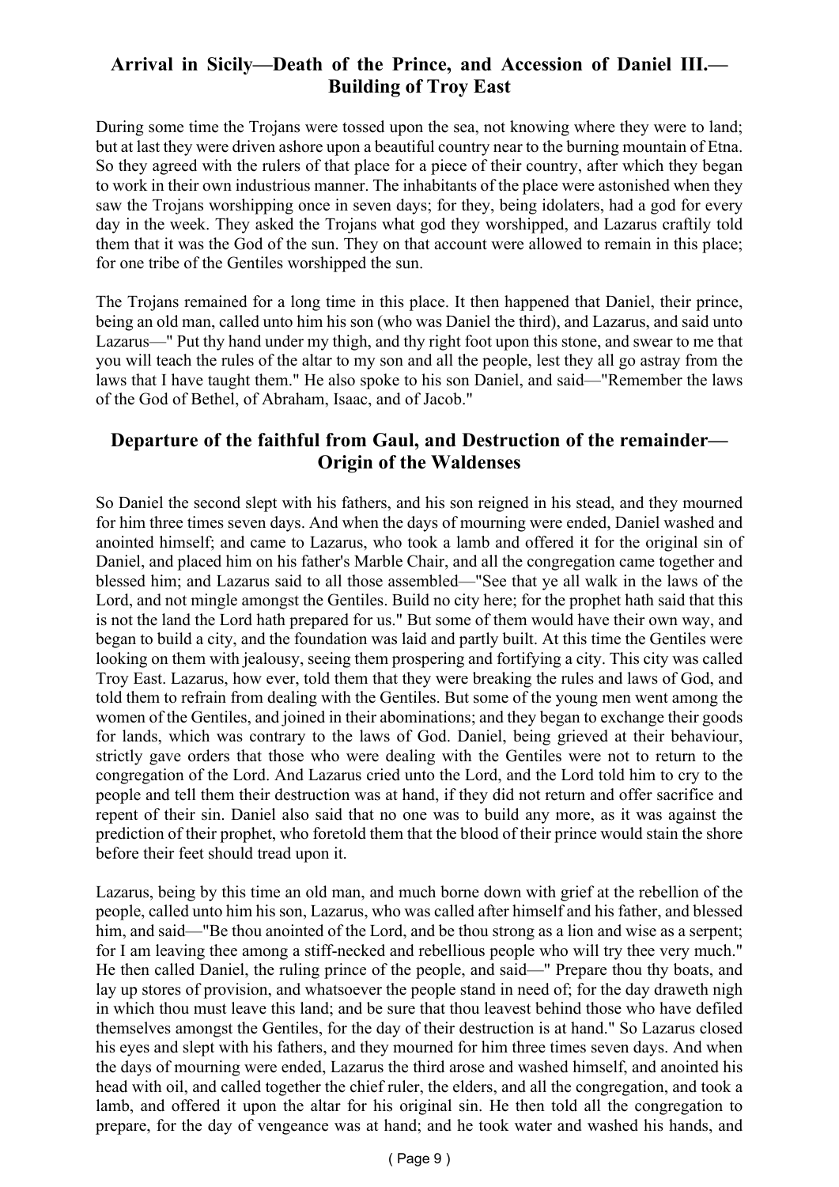## Arrival in Sicily—Death of the Prince, and Accession of Daniel III.—Building of Troy East

During some time the Trojans were tossed upon the sea, not knowing where they were to land; but at last they were driven ashore upon a beautiful country near to the burning mountain of Etna. So they agreed with the rulers of that place for a piece of their country, after which they began to work in their own industrious manner. The inhabitants of the place were astonished when they saw the Trojans worshipping once in seven days; for they, being idolaters, had a god for every day in the week. They asked the Trojans what god they worshipped, and Lazarus craftily told them that it was the God of the sun. They on that account were allowed to remain in this place; for one tribe of the Gentiles worshipped the sun.

The Trojans remained for a long time in this place. It then happened that Daniel, their prince, being an old man, called unto him his son (who was Daniel the third), and Lazarus, and said unto Lazarus—" Put thy hand under my thigh, and thy right foot upon this stone, and swear to me that you will teach the rules of the altar to my son and all the people, lest they all go astray from the laws that I have taught them." He also spoke to his son Daniel, and said—"Remember the laws of the God of Bethel, of Abraham, Isaac, and of Jacob."

## Departure of the faithful from Gaul, and Destruction of the remainder—Origin of the Waldenses

So Daniel the second slept with his fathers, and his son reigned in his stead, and they mourned for him three times seven days. And when the days of mourning were ended, Daniel washed and anointed himself; and came to Lazarus, who took a lamb and offered it for the original sin of Daniel, and placed him on his father's Marble Chair, and all the congregation came together and blessed him; and Lazarus said to all those assembled—"See that ye all walk in the laws of the Lord, and not mingle amongst the Gentiles. Build no city here; for the prophet hath said that this is not the land the Lord hath prepared for us." But some of them would have their own way, and began to build a city, and the foundation was laid and partly built. At this time the Gentiles were looking on them with jealousy, seeing them prospering and fortifying a city. This city was called Troy East. Lazarus, how ever, told them that they were breaking the rules and laws of God, and told them to refrain from dealing with the Gentiles. But some of the young men went among the women of the Gentiles, and joined in their abominations; and they began to exchange their goods for lands, which was contrary to the laws of God. Daniel, being grieved at their behaviour, strictly gave orders that those who were dealing with the Gentiles were not to return to the congregation of the Lord. And Lazarus cried unto the Lord, and the Lord told him to cry to the people and tell them their destruction was at hand, if they did not return and offer sacrifice and repent of their sin. Daniel also said that no one was to build any more, as it was against the prediction of their prophet, who foretold them that the blood of their prince would stain the shore before their feet should tread upon it.

Lazarus, being by this time an old man, and much borne down with grief at the rebellion of the people, called unto him his son, Lazarus, who was called after himself and his father, and blessed him, and said—"Be thou anointed of the Lord, and be thou strong as a lion and wise as a serpent; for I am leaving thee among a stiff-necked and rebellious people who will try thee very much." He then called Daniel, the ruling prince of the people, and said—" Prepare thou thy boats, and lay up stores of provision, and whatsoever the people stand in need of; for the day draweth nigh in which thou must leave this land; and be sure that thou leavest behind those who have defiled themselves amongst the Gentiles, for the day of their destruction is at hand." So Lazarus closed his eyes and slept with his fathers, and they mourned for him three times seven days. And when the days of mourning were ended, Lazarus the third arose and washed himself, and anointed his head with oil, and called together the chief ruler, the elders, and all the congregation, and took a lamb, and offered it upon the altar for his original sin. He then told all the congregation to prepare, for the day of vengeance was at hand; and he took water and washed his hands, and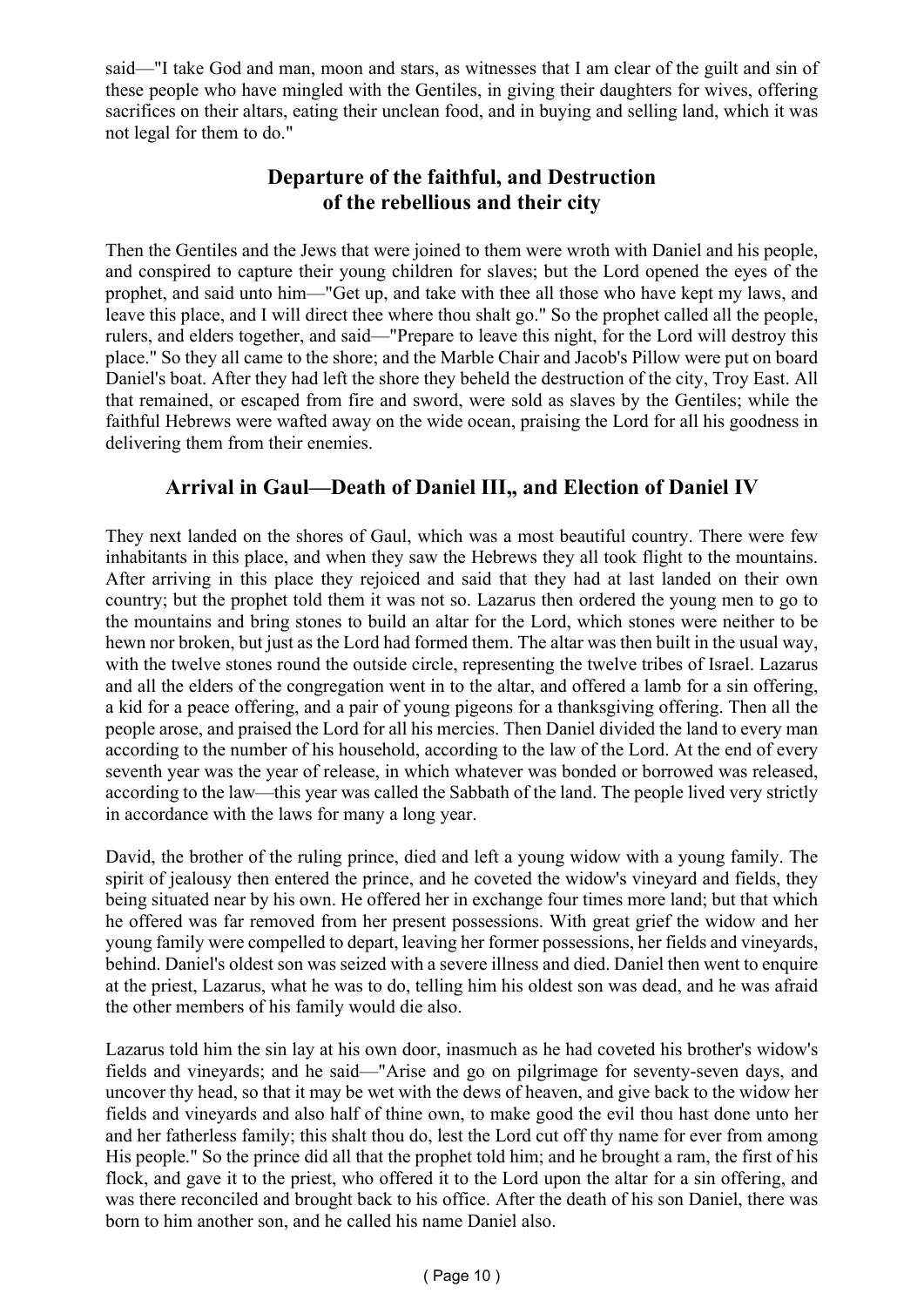said—"I take God and man, moon and stars, as witnesses that I am clear of the guilt and sin of these people who have mingled with the Gentiles, in giving their daughters for wives, offering sacrifices on their altars, eating their unclean food, and in buying and selling land, which it was not legal for them to do."

## Departure of the faithful, and Destruction of the rebellious and their city

Then the Gentiles and the Jews that were joined to them were wroth with Daniel and his people, and conspired to capture their young children for slaves; but the Lord opened the eyes of the prophet, and said unto him—"Get up, and take with thee all those who have kept my laws, and leave this place, and I will direct thee where thou shalt go." So the prophet called all the people, rulers, and elders together, and said—"Prepare to leave this night, for the Lord will destroy this place." So they all came to the shore; and the Marble Chair and Jacob's Pillow were put on board Daniel's boat. After they had left the shore they beheld the destruction of the city, Troy East. All that remained, or escaped from fire and sword, were sold as slaves by the Gentiles; while the faithful Hebrews were wafted away on the wide ocean, praising the Lord for all his goodness in delivering them from their enemies.

## Arrival in Gaul—Death of Daniel III,, and Election of Daniel IV

They next landed on the shores of Gaul, which was a most beautiful country. There were few inhabitants in this place, and when they saw the Hebrews they all took flight to the mountains. After arriving in this place they rejoiced and said that they had at last landed on their own country; but the prophet told them it was not so. Lazarus then ordered the young men to go to the mountains and bring stones to build an altar for the Lord, which stones were neither to be hewn nor broken, but just as the Lord had formed them. The altar was then built in the usual way, with the twelve stones round the outside circle, representing the twelve tribes of Israel. Lazarus and all the elders of the congregation went in to the altar, and offered a lamb for a sin offering, a kid for a peace offering, and a pair of young pigeons for a thanksgiving offering. Then all the people arose, and praised the Lord for all his mercies. Then Daniel divided the land to every man according to the number of his household, according to the law of the Lord. At the end of every seventh year was the year of release, in which whatever was bonded or borrowed was released, according to the law—this year was called the Sabbath of the land. The people lived very strictly in accordance with the laws for many a long year.

David, the brother of the ruling prince, died and left a young widow with a young family. The spirit of jealousy then entered the prince, and he coveted the widow's vineyard and fields, they being situated near by his own. He offered her in exchange four times more land; but that which he offered was far removed from her present possessions. With great grief the widow and her young family were compelled to depart, leaving her former possessions, her fields and vineyards, behind. Daniel's oldest son was seized with a severe illness and died. Daniel then went to enquire at the priest, Lazarus, what he was to do, telling him his oldest son was dead, and he was afraid the other members of his family would die also.

Lazarus told him the sin lay at his own door, inasmuch as he had coveted his brother's widow's fields and vineyards; and he said—"Arise and go on pilgrimage for seventy-seven days, and uncover thy head, so that it may be wet with the dews of heaven, and give back to the widow her fields and vineyards and also half of thine own, to make good the evil thou hast done unto her and her fatherless family; this shalt thou do, lest the Lord cut off thy name for ever from among His people." So the prince did all that the prophet told him; and he brought a ram, the first of his flock, and gave it to the priest, who offered it to the Lord upon the altar for a sin offering, and was there reconciled and brought back to his office. After the death of his son Daniel, there was born to him another son, and he called his name Daniel also.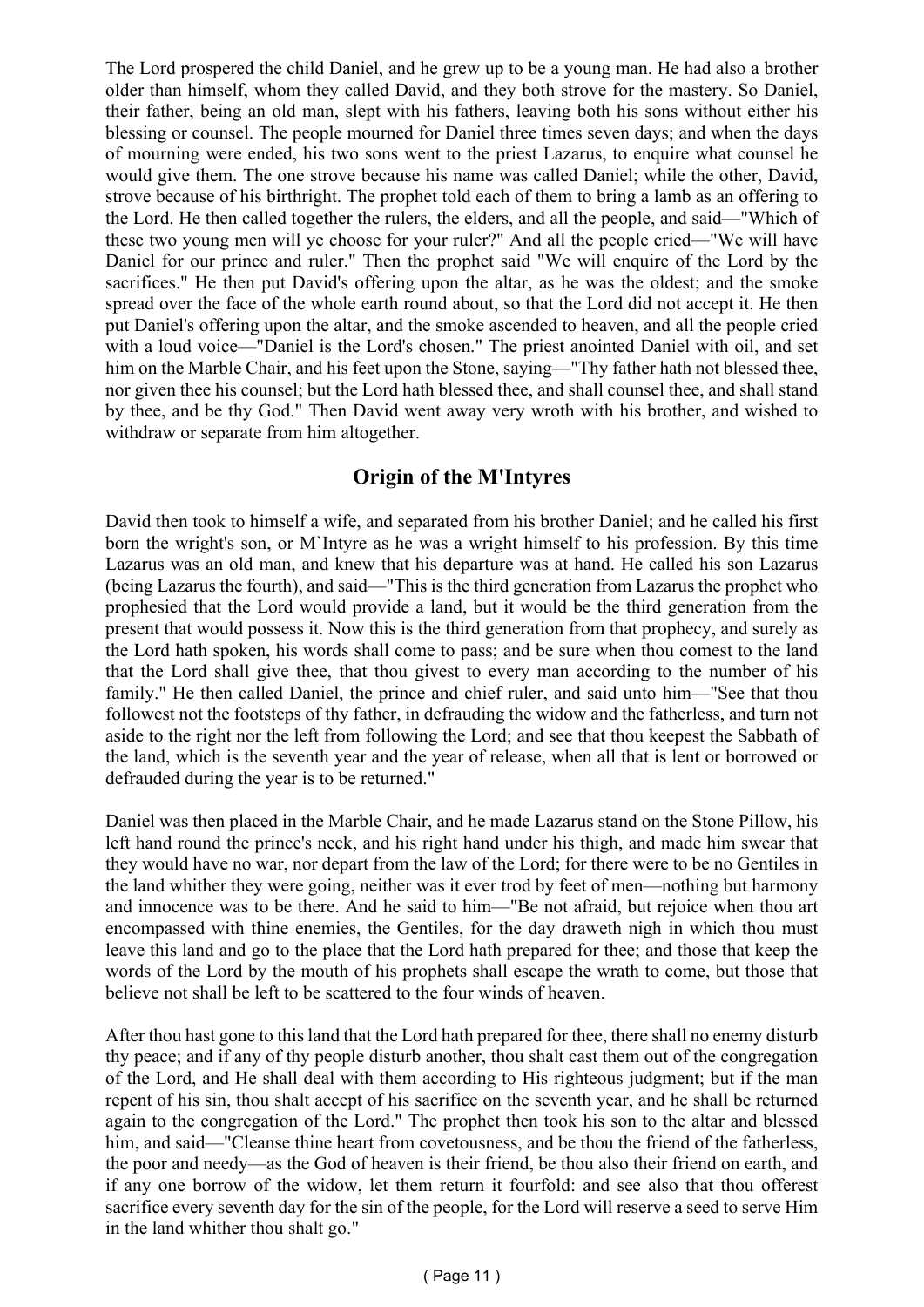The Lord prospered the child Daniel, and he grew up to be a young man. He had also a brother older than himself, whom they called David, and they both strove for the mastery. So Daniel, their father, being an old man, slept with his fathers, leaving both his sons without either his blessing or counsel. The people mourned for Daniel three times seven days; and when the days of mourning were ended, his two sons went to the priest Lazarus, to enquire what counsel he would give them. The one strove because his name was called Daniel; while the other, David, strove because of his birthright. The prophet told each of them to bring a lamb as an offering to the Lord. He then called together the rulers, the elders, and all the people, and said—"Which of these two young men will ye choose for your ruler?" And all the people cried—"We will have Daniel for our prince and ruler." Then the prophet said "We will enquire of the Lord by the sacrifices." He then put David's offering upon the altar, as he was the oldest; and the smoke spread over the face of the whole earth round about, so that the Lord did not accept it. He then put Daniel's offering upon the altar, and the smoke ascended to heaven, and all the people cried with a loud voice—"Daniel is the Lord's chosen." The priest anointed Daniel with oil, and set him on the Marble Chair, and his feet upon the Stone, saying—"Thy father hath not blessed thee, nor given thee his counsel; but the Lord hath blessed thee, and shall counsel thee, and shall stand by thee, and be thy God." Then David went away very wroth with his brother, and wished to withdraw or separate from him altogether.

## Origin of the M'Intyres

David then took to himself a wife, and separated from his brother Daniel; and he called his first born the wright's son, or M`Intyre as he was a wright himself to his profession. By this time Lazarus was an old man, and knew that his departure was at hand. He called his son Lazarus (being Lazarus the fourth), and said—"This is the third generation from Lazarus the prophet who prophesied that the Lord would provide a land, but it would be the third generation from the present that would possess it. Now this is the third generation from that prophecy, and surely as the Lord hath spoken, his words shall come to pass; and be sure when thou comest to the land that the Lord shall give thee, that thou givest to every man according to the number of his family." He then called Daniel, the prince and chief ruler, and said unto him—"See that thou followest not the footsteps of thy father, in defrauding the widow and the fatherless, and turn not aside to the right nor the left from following the Lord; and see that thou keepest the Sabbath of the land, which is the seventh year and the year of release, when all that is lent or borrowed or defrauded during the year is to be returned."

Daniel was then placed in the Marble Chair, and he made Lazarus stand on the Stone Pillow, his left hand round the prince's neck, and his right hand under his thigh, and made him swear that they would have no war, nor depart from the law of the Lord; for there were to be no Gentiles in the land whither they were going, neither was it ever trod by feet of men—nothing but harmony and innocence was to be there. And he said to him—"Be not afraid, but rejoice when thou art encompassed with thine enemies, the Gentiles, for the day draweth nigh in which thou must leave this land and go to the place that the Lord hath prepared for thee; and those that keep the words of the Lord by the mouth of his prophets shall escape the wrath to come, but those that believe not shall be left to be scattered to the four winds of heaven.

After thou hast gone to this land that the Lord hath prepared for thee, there shall no enemy disturb thy peace; and if any of thy people disturb another, thou shalt cast them out of the congregation of the Lord, and He shall deal with them according to His righteous judgment; but if the man repent of his sin, thou shalt accept of his sacrifice on the seventh year, and he shall be returned again to the congregation of the Lord." The prophet then took his son to the altar and blessed him, and said—"Cleanse thine heart from covetousness, and be thou the friend of the fatherless, the poor and needy—as the God of heaven is their friend, be thou also their friend on earth, and if any one borrow of the widow, let them return it fourfold: and see also that thou offerest sacrifice every seventh day for the sin of the people, for the Lord will reserve a seed to serve Him in the land whither thou shalt go."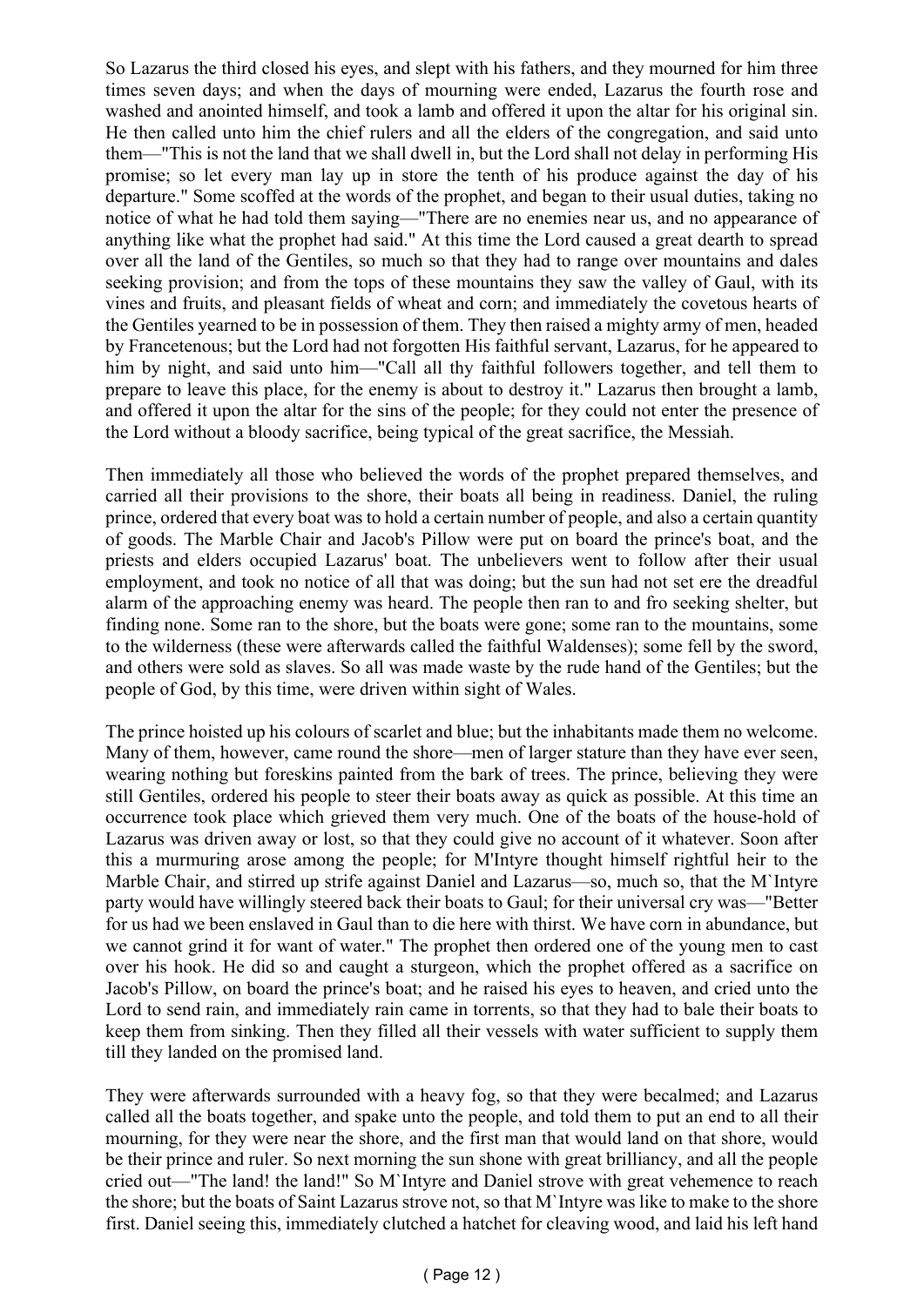So Lazarus the third closed his eyes, and slept with his fathers, and they mourned for him three times seven days; and when the days of mourning were ended, Lazarus the fourth rose and washed and anointed himself, and took a lamb and offered it upon the altar for his original sin. He then called unto him the chief rulers and all the elders of the congregation, and said unto them—"This is not the land that we shall dwell in, but the Lord shall not delay in performing His promise; so let every man lay up in store the tenth of his produce against the day of his departure." Some scoffed at the words of the prophet, and began to their usual duties, taking no notice of what he had told them saying—"There are no enemies near us, and no appearance of anything like what the prophet had said." At this time the Lord caused a great dearth to spread over all the land of the Gentiles, so much so that they had to range over mountains and dales seeking provision; and from the tops of these mountains they saw the valley of Gaul, with its vines and fruits, and pleasant fields of wheat and corn; and immediately the covetous hearts of the Gentiles yearned to be in possession of them. They then raised a mighty army of men, headed by Francetenous; but the Lord had not forgotten His faithful servant, Lazarus, for he appeared to him by night, and said unto him—"Call all thy faithful followers together, and tell them to prepare to leave this place, for the enemy is about to destroy it." Lazarus then brought a lamb, and offered it upon the altar for the sins of the people; for they could not enter the presence of the Lord without a bloody sacrifice, being typical of the great sacrifice, the Messiah.

Then immediately all those who believed the words of the prophet prepared themselves, and carried all their provisions to the shore, their boats all being in readiness. Daniel, the ruling prince, ordered that every boat was to hold a certain number of people, and also a certain quantity of goods. The Marble Chair and Jacob's Pillow were put on board the prince's boat, and the priests and elders occupied Lazarus' boat. The unbelievers went to follow after their usual employment, and took no notice of all that was doing; but the sun had not set ere the dreadful alarm of the approaching enemy was heard. The people then ran to and fro seeking shelter, but finding none. Some ran to the shore, but the boats were gone; some ran to the mountains, some to the wilderness (these were afterwards called the faithful Waldenses); some fell by the sword, and others were sold as slaves. So all was made waste by the rude hand of the Gentiles; but the people of God, by this time, were driven within sight of Wales.

The prince hoisted up his colours of scarlet and blue; but the inhabitants made them no welcome. Many of them, however, came round the shore—men of larger stature than they have ever seen, wearing nothing but foreskins painted from the bark of trees. The prince, believing they were still Gentiles, ordered his people to steer their boats away as quick as possible. At this time an occurrence took place which grieved them very much. One of the boats of the house-hold of Lazarus was driven away or lost, so that they could give no account of it whatever. Soon after this a murmuring arose among the people; for M'Intyre thought himself rightful heir to the Marble Chair, and stirred up strife against Daniel and Lazarus—so, much so, that the M`Intyre party would have willingly steered back their boats to Gaul; for their universal cry was—"Better for us had we been enslaved in Gaul than to die here with thirst. We have corn in abundance, but we cannot grind it for want of water." The prophet then ordered one of the young men to cast over his hook. He did so and caught a sturgeon, which the prophet offered as a sacrifice on Jacob's Pillow, on board the prince's boat; and he raised his eyes to heaven, and cried unto the Lord to send rain, and immediately rain came in torrents, so that they had to bale their boats to keep them from sinking. Then they filled all their vessels with water sufficient to supply them till they landed on the promised land.

They were afterwards surrounded with a heavy fog, so that they were becalmed; and Lazarus called all the boats together, and spake unto the people, and told them to put an end to all their mourning, for they were near the shore, and the first man that would land on that shore, would be their prince and ruler. So next morning the sun shone with great brilliancy, and all the people cried out—"The land! the land!" So M`Intyre and Daniel strove with great vehemence to reach the shore; but the boats of Saint Lazarus strove not, so that M`Intyre was like to make to the shore first. Daniel seeing this, immediately clutched a hatchet for cleaving wood, and laid his left hand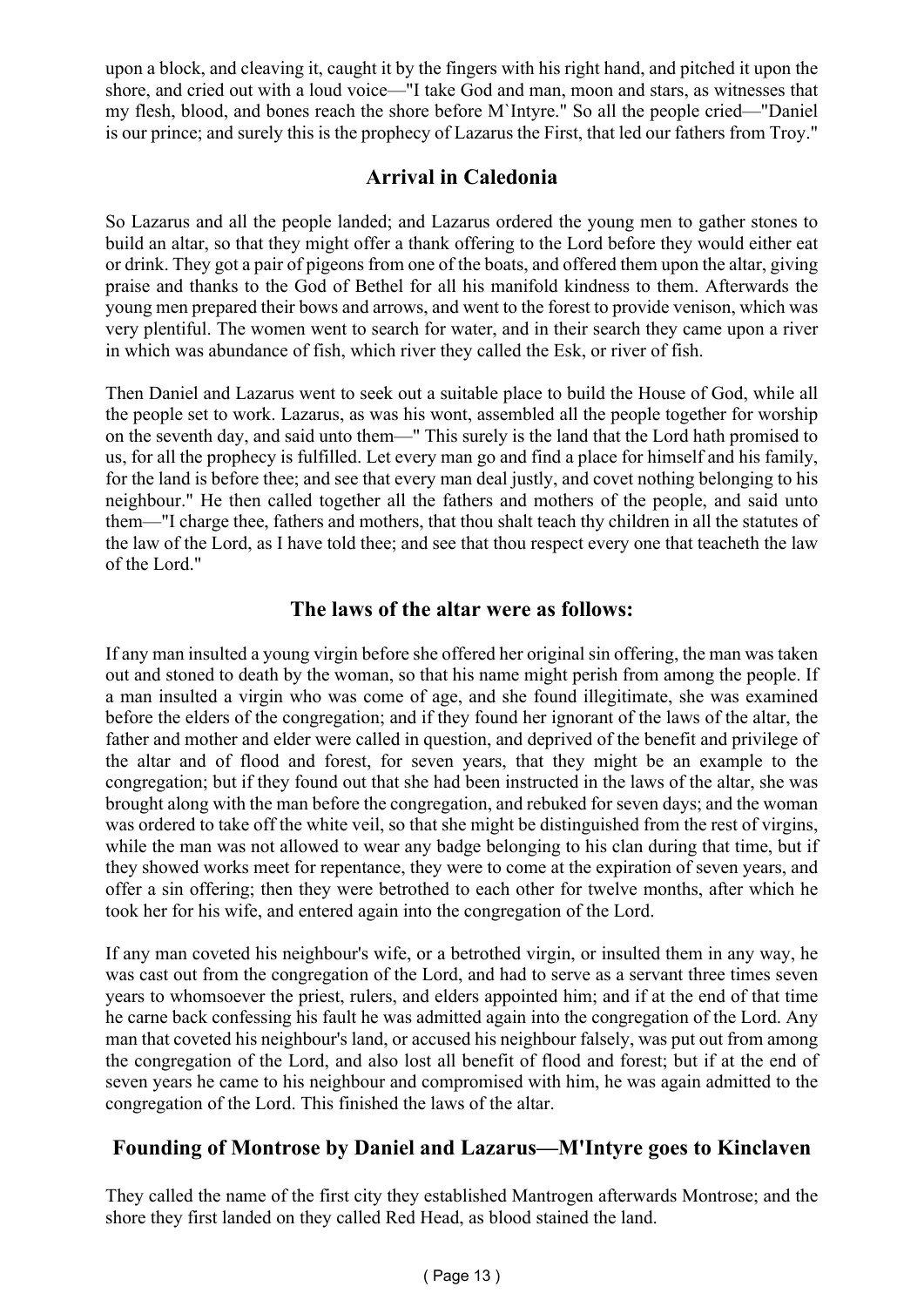upon a block, and cleaving it, caught it by the fingers with his right hand, and pitched it upon the shore, and cried out with a loud voice—"I take God and man, moon and stars, as witnesses that my flesh, blood, and bones reach the shore before M`Intyre." So all the people cried—"Daniel is our prince; and surely this is the prophecy of Lazarus the First, that led our fathers from Troy."

## Arrival in Caledonia

So Lazarus and all the people landed; and Lazarus ordered the young men to gather stones to build an altar, so that they might offer a thank offering to the Lord before they would either eat or drink. They got a pair of pigeons from one of the boats, and offered them upon the altar, giving praise and thanks to the God of Bethel for all his manifold kindness to them. Afterwards the young men prepared their bows and arrows, and went to the forest to provide venison, which was very plentiful. The women went to search for water, and in their search they came upon a river in which was abundance of fish, which river they called the Esk, or river of fish.

Then Daniel and Lazarus went to seek out a suitable place to build the House of God, while all the people set to work. Lazarus, as was his wont, assembled all the people together for worship on the seventh day, and said unto them—" This surely is the land that the Lord hath promised to us, for all the prophecy is fulfilled. Let every man go and find a place for himself and his family, for the land is before thee; and see that every man deal justly, and covet nothing belonging to his neighbour." He then called together all the fathers and mothers of the people, and said unto them—"I charge thee, fathers and mothers, that thou shalt teach thy children in all the statutes of the law of the Lord, as I have told thee; and see that thou respect every one that teacheth the law of the Lord."

## The laws of the altar were as follows:

If any man insulted a young virgin before she offered her original sin offering, the man was taken out and stoned to death by the woman, so that his name might perish from among the people. If a man insulted a virgin who was come of age, and she found illegitimate, she was examined before the elders of the congregation; and if they found her ignorant of the laws of the altar, the father and mother and elder were called in question, and deprived of the benefit and privilege of the altar and of flood and forest, for seven years, that they might be an example to the congregation; but if they found out that she had been instructed in the laws of the altar, she was brought along with the man before the congregation, and rebuked for seven days; and the woman was ordered to take off the white veil, so that she might be distinguished from the rest of virgins, while the man was not allowed to wear any badge belonging to his clan during that time, but if they showed works meet for repentance, they were to come at the expiration of seven years, and offer a sin offering; then they were betrothed to each other for twelve months, after which he took her for his wife, and entered again into the congregation of the Lord.

If any man coveted his neighbour's wife, or a betrothed virgin, or insulted them in any way, he was cast out from the congregation of the Lord, and had to serve as a servant three times seven years to whomsoever the priest, rulers, and elders appointed him; and if at the end of that time he carne back confessing his fault he was admitted again into the congregation of the Lord. Any man that coveted his neighbour's land, or accused his neighbour falsely, was put out from among the congregation of the Lord, and also lost all benefit of flood and forest; but if at the end of seven years he came to his neighbour and compromised with him, he was again admitted to the congregation of the Lord. This finished the laws of the altar.

## Founding of Montrose by Daniel and Lazarus—M'Intyre goes to Kinclaven

They called the name of the first city they established Mantrogen afterwards Montrose; and the shore they first landed on they called Red Head, as blood stained the land.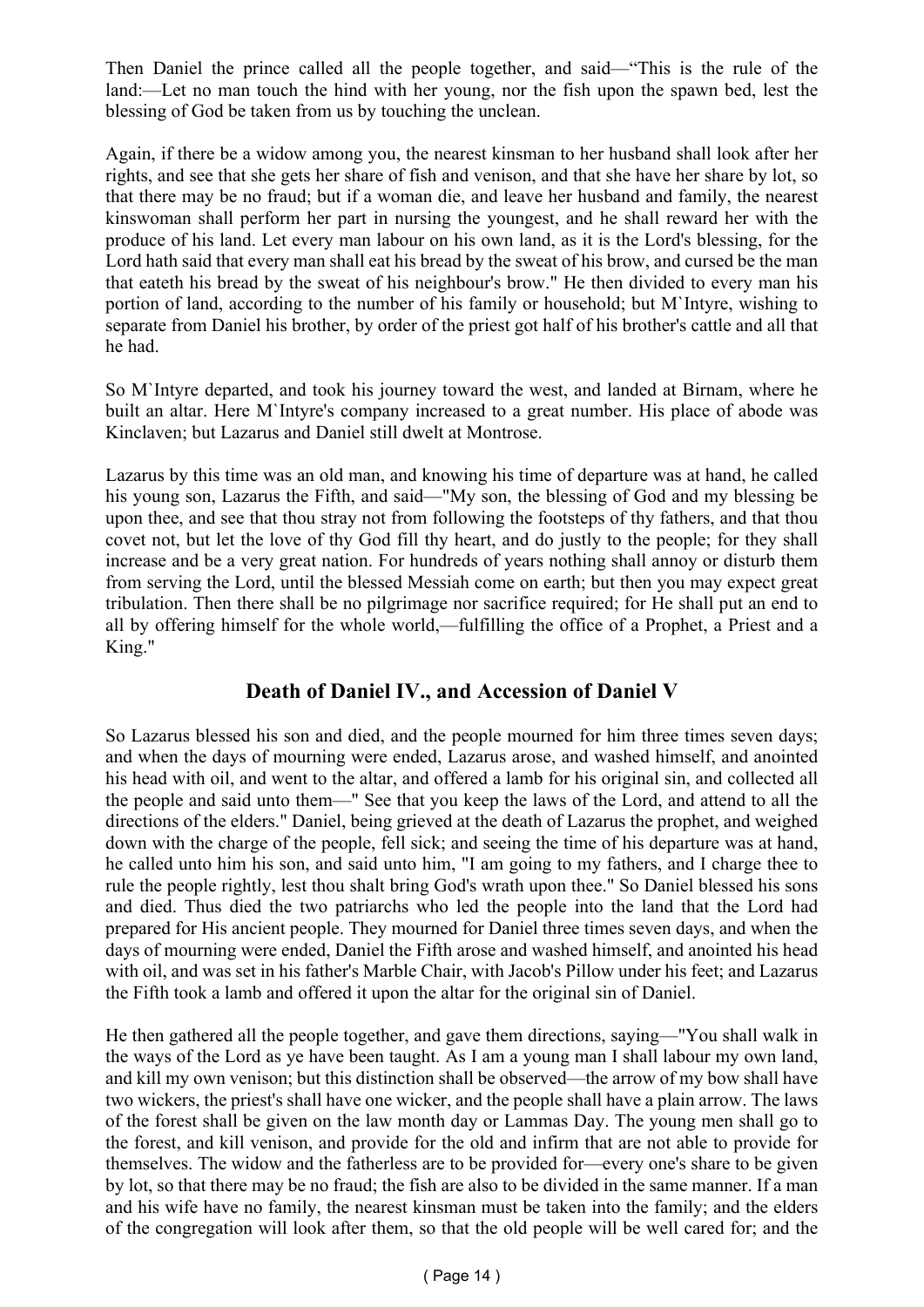Then Daniel the prince called all the people together, and said—"This is the rule of the land:—Let no man touch the hind with her young, nor the fish upon the spawn bed, lest the blessing of God be taken from us by touching the unclean.

Again, if there be a widow among you, the nearest kinsman to her husband shall look after her rights, and see that she gets her share of fish and venison, and that she have her share by lot, so that there may be no fraud; but if a woman die, and leave her husband and family, the nearest kinswoman shall perform her part in nursing the youngest, and he shall reward her with the produce of his land. Let every man labour on his own land, as it is the Lord's blessing, for the Lord hath said that every man shall eat his bread by the sweat of his brow, and cursed be the man that eateth his bread by the sweat of his neighbour's brow." He then divided to every man his portion of land, according to the number of his family or household; but M`Intyre, wishing to separate from Daniel his brother, by order of the priest got half of his brother's cattle and all that he had.

So M`Intyre departed, and took his journey toward the west, and landed at Birnam, where he built an altar. Here M`Intyre's company increased to a great number. His place of abode was Kinclaven; but Lazarus and Daniel still dwelt at Montrose.

Lazarus by this time was an old man, and knowing his time of departure was at hand, he called his young son, Lazarus the Fifth, and said—"My son, the blessing of God and my blessing be upon thee, and see that thou stray not from following the footsteps of thy fathers, and that thou covet not, but let the love of thy God fill thy heart, and do justly to the people; for they shall increase and be a very great nation. For hundreds of years nothing shall annoy or disturb them from serving the Lord, until the blessed Messiah come on earth; but then you may expect great tribulation. Then there shall be no pilgrimage nor sacrifice required; for He shall put an end to all by offering himself for the whole world,—fulfilling the office of a Prophet, a Priest and a King."

## Death of Daniel IV., and Accession of Daniel V

So Lazarus blessed his son and died, and the people mourned for him three times seven days; and when the days of mourning were ended, Lazarus arose, and washed himself, and anointed his head with oil, and went to the altar, and offered a lamb for his original sin, and collected all the people and said unto them—" See that you keep the laws of the Lord, and attend to all the directions of the elders." Daniel, being grieved at the death of Lazarus the prophet, and weighed down with the charge of the people, fell sick; and seeing the time of his departure was at hand, he called unto him his son, and said unto him, "I am going to my fathers, and I charge thee to rule the people rightly, lest thou shalt bring God's wrath upon thee." So Daniel blessed his sons and died. Thus died the two patriarchs who led the people into the land that the Lord had prepared for His ancient people. They mourned for Daniel three times seven days, and when the days of mourning were ended, Daniel the Fifth arose and washed himself, and anointed his head with oil, and was set in his father's Marble Chair, with Jacob's Pillow under his feet; and Lazarus the Fifth took a lamb and offered it upon the altar for the original sin of Daniel.

He then gathered all the people together, and gave them directions, saying—"You shall walk in the ways of the Lord as ye have been taught. As I am a young man I shall labour my own land, and kill my own venison; but this distinction shall be observed—the arrow of my bow shall have two wickers, the priest's shall have one wicker, and the people shall have a plain arrow. The laws of the forest shall be given on the law month day or Lammas Day. The young men shall go to the forest, and kill venison, and provide for the old and infirm that are not able to provide for themselves. The widow and the fatherless are to be provided for—every one's share to be given by lot, so that there may be no fraud; the fish are also to be divided in the same manner. If a man and his wife have no family, the nearest kinsman must be taken into the family; and the elders of the congregation will look after them, so that the old people will be well cared for; and the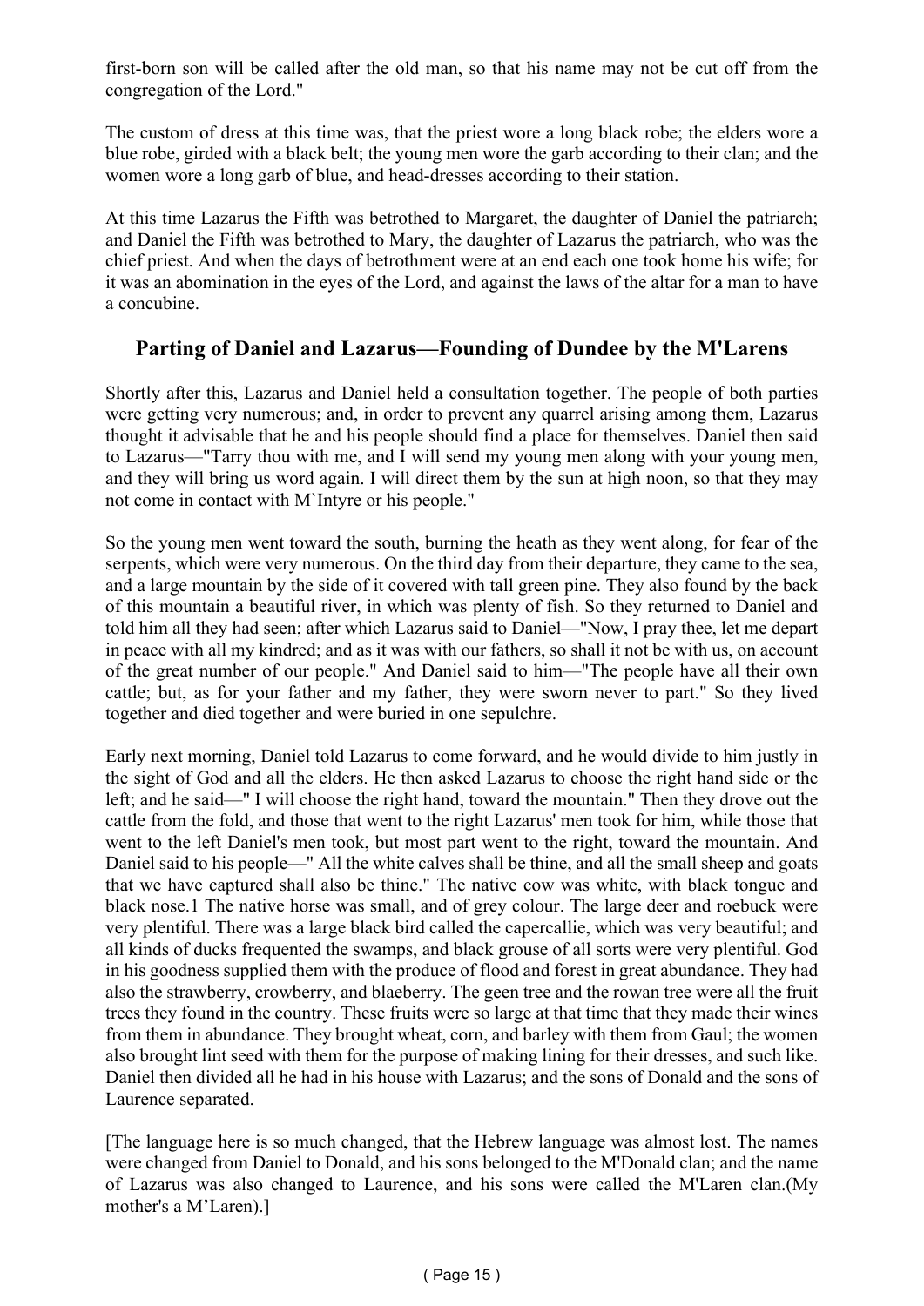first-born son will be called after the old man, so that his name may not be cut off from the congregation of the Lord."

The custom of dress at this time was, that the priest wore a long black robe; the elders wore a blue robe, girded with a black belt; the young men wore the garb according to their clan; and the women wore a long garb of blue, and head-dresses according to their station.

At this time Lazarus the Fifth was betrothed to Margaret, the daughter of Daniel the patriarch; and Daniel the Fifth was betrothed to Mary, the daughter of Lazarus the patriarch, who was the chief priest. And when the days of betrothment were at an end each one took home his wife; for it was an abomination in the eyes of the Lord, and against the laws of the altar for a man to have a concubine.

## Parting of Daniel and Lazarus—Founding of Dundee by the M'Larens

Shortly after this, Lazarus and Daniel held a consultation together. The people of both parties were getting very numerous; and, in order to prevent any quarrel arising among them, Lazarus thought it advisable that he and his people should find a place for themselves. Daniel then said to Lazarus—"Tarry thou with me, and I will send my young men along with your young men, and they will bring us word again. I will direct them by the sun at high noon, so that they may not come in contact with M`Intyre or his people."

So the young men went toward the south, burning the heath as they went along, for fear of the serpents, which were very numerous. On the third day from their departure, they came to the sea, and a large mountain by the side of it covered with tall green pine. They also found by the back of this mountain a beautiful river, in which was plenty of fish. So they returned to Daniel and told him all they had seen; after which Lazarus said to Daniel—"Now, I pray thee, let me depart in peace with all my kindred; and as it was with our fathers, so shall it not be with us, on account of the great number of our people." And Daniel said to him—"The people have all their own cattle; but, as for your father and my father, they were sworn never to part." So they lived together and died together and were buried in one sepulchre.

Early next morning, Daniel told Lazarus to come forward, and he would divide to him justly in the sight of God and all the elders. He then asked Lazarus to choose the right hand side or the left; and he said—" I will choose the right hand, toward the mountain." Then they drove out the cattle from the fold, and those that went to the right Lazarus' men took for him, while those that went to the left Daniel's men took, but most part went to the right, toward the mountain. And Daniel said to his people—" All the white calves shall be thine, and all the small sheep and goats that we have captured shall also be thine." The native cow was white, with black tongue and black nose.1 The native horse was small, and of grey colour. The large deer and roebuck were very plentiful. There was a large black bird called the capercallie, which was very beautiful; and all kinds of ducks frequented the swamps, and black grouse of all sorts were very plentiful. God in his goodness supplied them with the produce of flood and forest in great abundance. They had also the strawberry, crowberry, and blaeberry. The geen tree and the rowan tree were all the fruit trees they found in the country. These fruits were so large at that time that they made their wines from them in abundance. They brought wheat, corn, and barley with them from Gaul; the women also brought lint seed with them for the purpose of making lining for their dresses, and such like. Daniel then divided all he had in his house with Lazarus; and the sons of Donald and the sons of Laurence separated.

[The language here is so much changed, that the Hebrew language was almost lost. The names were changed from Daniel to Donald, and his sons belonged to the M'Donald clan; and the name of Lazarus was also changed to Laurence, and his sons were called the M'Laren clan.(My mother's a M’Laren).]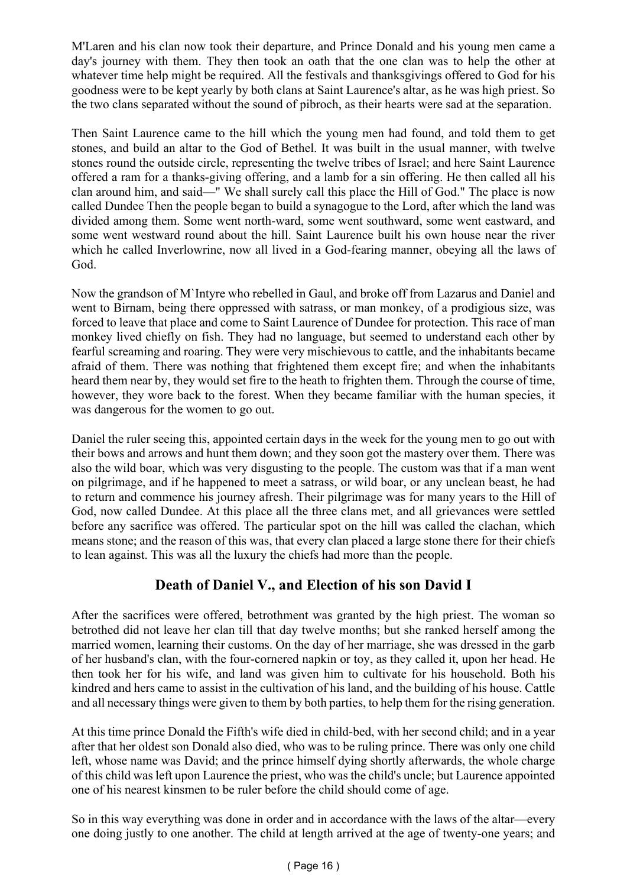M'Laren and his clan now took their departure, and Prince Donald and his young men came a day's journey with them. They then took an oath that the one clan was to help the other at whatever time help might be required. All the festivals and thanksgivings offered to God for his goodness were to be kept yearly by both clans at Saint Laurence's altar, as he was high priest. So the two clans separated without the sound of pibroch, as their hearts were sad at the separation.

Then Saint Laurence came to the hill which the young men had found, and told them to get stones, and build an altar to the God of Bethel. It was built in the usual manner, with twelve stones round the outside circle, representing the twelve tribes of Israel; and here Saint Laurence offered a ram for a thanks-giving offering, and a lamb for a sin offering. He then called all his clan around him, and said—" We shall surely call this place the Hill of God." The place is now called Dundee Then the people began to build a synagogue to the Lord, after which the land was divided among them. Some went north-ward, some went southward, some went eastward, and some went westward round about the hill. Saint Laurence built his own house near the river which he called Inverlowrine, now all lived in a God-fearing manner, obeying all the laws of God.

Now the grandson of M`Intyre who rebelled in Gaul, and broke off from Lazarus and Daniel and went to Birnam, being there oppressed with satrass, or man monkey, of a prodigious size, was forced to leave that place and come to Saint Laurence of Dundee for protection. This race of man monkey lived chiefly on fish. They had no language, but seemed to understand each other by fearful screaming and roaring. They were very mischievous to cattle, and the inhabitants became afraid of them. There was nothing that frightened them except fire; and when the inhabitants heard them near by, they would set fire to the heath to frighten them. Through the course of time, however, they wore back to the forest. When they became familiar with the human species, it was dangerous for the women to go out.

Daniel the ruler seeing this, appointed certain days in the week for the young men to go out with their bows and arrows and hunt them down; and they soon got the mastery over them. There was also the wild boar, which was very disgusting to the people. The custom was that if a man went on pilgrimage, and if he happened to meet a satrass, or wild boar, or any unclean beast, he had to return and commence his journey afresh. Their pilgrimage was for many years to the Hill of God, now called Dundee. At this place all the three clans met, and all grievances were settled before any sacrifice was offered. The particular spot on the hill was called the clachan, which means stone; and the reason of this was, that every clan placed a large stone there for their chiefs to lean against. This was all the luxury the chiefs had more than the people.

## Death of Daniel V., and Election of his son David I

After the sacrifices were offered, betrothment was granted by the high priest. The woman so betrothed did not leave her clan till that day twelve months; but she ranked herself among the married women, learning their customs. On the day of her marriage, she was dressed in the garb of her husband's clan, with the four-cornered napkin or toy, as they called it, upon her head. He then took her for his wife, and land was given him to cultivate for his household. Both his kindred and hers came to assist in the cultivation of his land, and the building of his house. Cattle and all necessary things were given to them by both parties, to help them for the rising generation.

At this time prince Donald the Fifth's wife died in child-bed, with her second child; and in a year after that her oldest son Donald also died, who was to be ruling prince. There was only one child left, whose name was David; and the prince himself dying shortly afterwards, the whole charge of this child was left upon Laurence the priest, who was the child's uncle; but Laurence appointed one of his nearest kinsmen to be ruler before the child should come of age.

So in this way everything was done in order and in accordance with the laws of the altar—every one doing justly to one another. The child at length arrived at the age of twenty-one years; and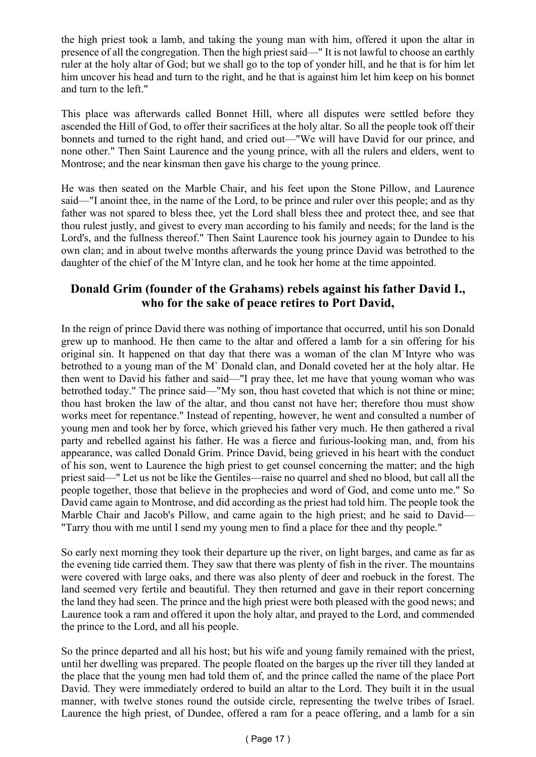the high priest took a lamb, and taking the young man with him, offered it upon the altar in presence of all the congregation. Then the high priest said—" It is not lawful to choose an earthly ruler at the holy altar of God; but we shall go to the top of yonder hill, and he that is for him let him uncover his head and turn to the right, and he that is against him let him keep on his bonnet and turn to the left."

This place was afterwards called Bonnet Hill, where all disputes were settled before they ascended the Hill of God, to offer their sacrifices at the holy altar. So all the people took off their bonnets and turned to the right hand, and cried out—"We will have David for our prince, and none other." Then Saint Laurence and the young prince, with all the rulers and elders, went to Montrose; and the near kinsman then gave his charge to the young prince.

He was then seated on the Marble Chair, and his feet upon the Stone Pillow, and Laurence said—"I anoint thee, in the name of the Lord, to be prince and ruler over this people; and as thy father was not spared to bless thee, yet the Lord shall bless thee and protect thee, and see that thou rulest justly, and givest to every man according to his family and needs; for the land is the Lord's, and the fullness thereof." Then Saint Laurence took his journey again to Dundee to his own clan; and in about twelve months afterwards the young prince David was betrothed to the daughter of the chief of the M`Intyre clan, and he took her home at the time appointed.

## Donald Grim (founder of the Grahams) rebels against his father David I., who for the sake of peace retires to Port David,

In the reign of prince David there was nothing of importance that occurred, until his son Donald grew up to manhood. He then came to the altar and offered a lamb for a sin offering for his original sin. It happened on that day that there was a woman of the clan M`Intyre who was betrothed to a young man of the M` Donald clan, and Donald coveted her at the holy altar. He then went to David his father and said—"I pray thee, let me have that young woman who was betrothed today." The prince said—"My son, thou hast coveted that which is not thine or mine; thou hast broken the law of the altar, and thou canst not have her; therefore thou must show works meet for repentance." Instead of repenting, however, he went and consulted a number of young men and took her by force, which grieved his father very much. He then gathered a rival party and rebelled against his father. He was a fierce and furious-looking man, and, from his appearance, was called Donald Grim. Prince David, being grieved in his heart with the conduct of his son, went to Laurence the high priest to get counsel concerning the matter; and the high priest said—" Let us not be like the Gentiles—raise no quarrel and shed no blood, but call all the people together, those that believe in the prophecies and word of God, and come unto me." So David came again to Montrose, and did according as the priest had told him. The people took the Marble Chair and Jacob's Pillow, and came again to the high priest; and he said to David—"Tarry thou with me until I send my young men to find a place for thee and thy people."

So early next morning they took their departure up the river, on light barges, and came as far as the evening tide carried them. They saw that there was plenty of fish in the river. The mountains were covered with large oaks, and there was also plenty of deer and roebuck in the forest. The land seemed very fertile and beautiful. They then returned and gave in their report concerning the land they had seen. The prince and the high priest were both pleased with the good news; and Laurence took a ram and offered it upon the holy altar, and prayed to the Lord, and commended the prince to the Lord, and all his people.

So the prince departed and all his host; but his wife and young family remained with the priest, until her dwelling was prepared. The people floated on the barges up the river till they landed at the place that the young men had told them of, and the prince called the name of the place Port David. They were immediately ordered to build an altar to the Lord. They built it in the usual manner, with twelve stones round the outside circle, representing the twelve tribes of Israel. Laurence the high priest, of Dundee, offered a ram for a peace offering, and a lamb for a sin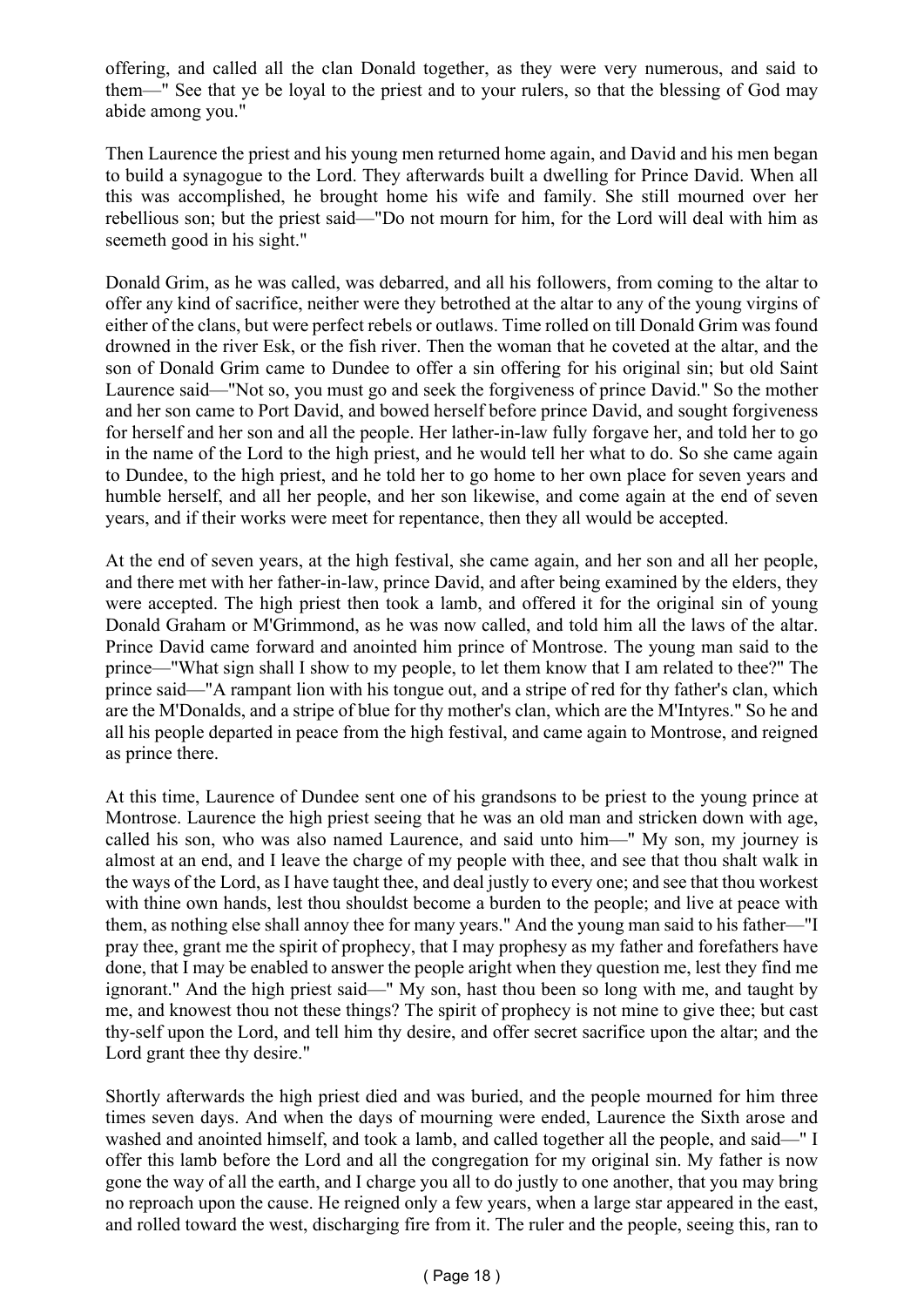offering, and called all the clan Donald together, as they were very numerous, and said to them—" See that ye be loyal to the priest and to your rulers, so that the blessing of God may abide among you."

Then Laurence the priest and his young men returned home again, and David and his men began to build a synagogue to the Lord. They afterwards built a dwelling for Prince David. When all this was accomplished, he brought home his wife and family. She still mourned over her rebellious son; but the priest said—"Do not mourn for him, for the Lord will deal with him as seemeth good in his sight."

Donald Grim, as he was called, was debarred, and all his followers, from coming to the altar to offer any kind of sacrifice, neither were they betrothed at the altar to any of the young virgins of either of the clans, but were perfect rebels or outlaws. Time rolled on till Donald Grim was found drowned in the river Esk, or the fish river. Then the woman that he coveted at the altar, and the son of Donald Grim came to Dundee to offer a sin offering for his original sin; but old Saint Laurence said—"Not so, you must go and seek the forgiveness of prince David." So the mother and her son came to Port David, and bowed herself before prince David, and sought forgiveness for herself and her son and all the people. Her lather-in-law fully forgave her, and told her to go in the name of the Lord to the high priest, and he would tell her what to do. So she came again to Dundee, to the high priest, and he told her to go home to her own place for seven years and humble herself, and all her people, and her son likewise, and come again at the end of seven years, and if their works were meet for repentance, then they all would be accepted.

At the end of seven years, at the high festival, she came again, and her son and all her people, and there met with her father-in-law, prince David, and after being examined by the elders, they were accepted. The high priest then took a lamb, and offered it for the original sin of young Donald Graham or M'Grimmond, as he was now called, and told him all the laws of the altar. Prince David came forward and anointed him prince of Montrose. The young man said to the prince—"What sign shall I show to my people, to let them know that I am related to thee?" The prince said—"A rampant lion with his tongue out, and a stripe of red for thy father's clan, which are the M'Donalds, and a stripe of blue for thy mother's clan, which are the M'Intyres." So he and all his people departed in peace from the high festival, and came again to Montrose, and reigned as prince there.

At this time, Laurence of Dundee sent one of his grandsons to be priest to the young prince at Montrose. Laurence the high priest seeing that he was an old man and stricken down with age, called his son, who was also named Laurence, and said unto him—" My son, my journey is almost at an end, and I leave the charge of my people with thee, and see that thou shalt walk in the ways of the Lord, as I have taught thee, and deal justly to every one; and see that thou workest with thine own hands, lest thou shouldst become a burden to the people; and live at peace with them, as nothing else shall annoy thee for many years." And the young man said to his father—"I pray thee, grant me the spirit of prophecy, that I may prophesy as my father and forefathers have done, that I may be enabled to answer the people aright when they question me, lest they find me ignorant." And the high priest said—" My son, hast thou been so long with me, and taught by me, and knowest thou not these things? The spirit of prophecy is not mine to give thee; but cast thy-self upon the Lord, and tell him thy desire, and offer secret sacrifice upon the altar; and the Lord grant thee thy desire."

Shortly afterwards the high priest died and was buried, and the people mourned for him three times seven days. And when the days of mourning were ended, Laurence the Sixth arose and washed and anointed himself, and took a lamb, and called together all the people, and said—" I offer this lamb before the Lord and all the congregation for my original sin. My father is now gone the way of all the earth, and I charge you all to do justly to one another, that you may bring no reproach upon the cause. He reigned only a few years, when a large star appeared in the east, and rolled toward the west, discharging fire from it. The ruler and the people, seeing this, ran to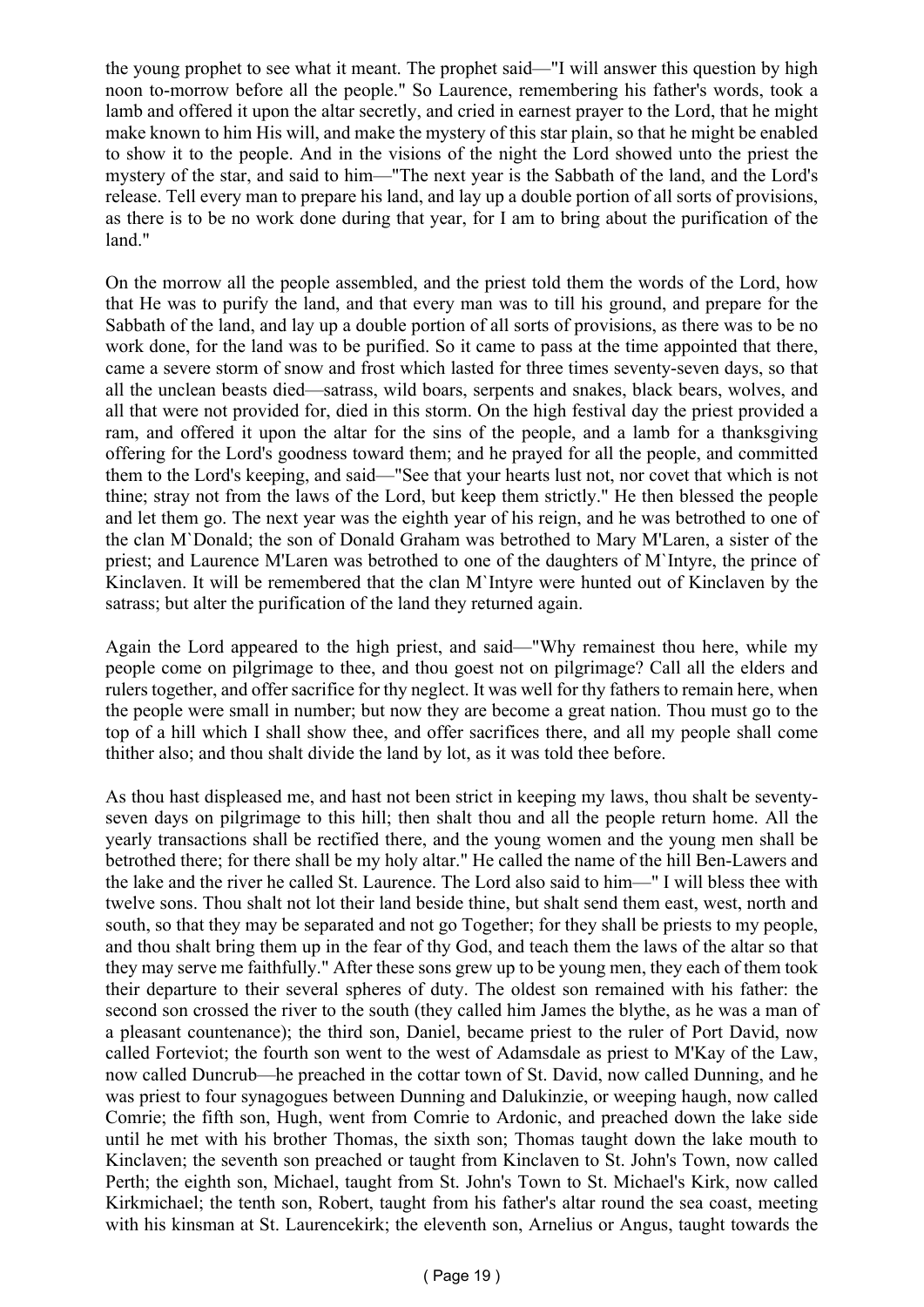the young prophet to see what it meant. The prophet said—"I will answer this question by high noon to-morrow before all the people." So Laurence, remembering his father's words, took a lamb and offered it upon the altar secretly, and cried in earnest prayer to the Lord, that he might make known to him His will, and make the mystery of this star plain, so that he might be enabled to show it to the people. And in the visions of the night the Lord showed unto the priest the mystery of the star, and said to him—"The next year is the Sabbath of the land, and the Lord's release. Tell every man to prepare his land, and lay up a double portion of all sorts of provisions, as there is to be no work done during that year, for I am to bring about the purification of the land."

On the morrow all the people assembled, and the priest told them the words of the Lord, how that He was to purify the land, and that every man was to till his ground, and prepare for the Sabbath of the land, and lay up a double portion of all sorts of provisions, as there was to be no work done, for the land was to be purified. So it came to pass at the time appointed that there, came a severe storm of snow and frost which lasted for three times seventy-seven days, so that all the unclean beasts died—satrass, wild boars, serpents and snakes, black bears, wolves, and all that were not provided for, died in this storm. On the high festival day the priest provided a ram, and offered it upon the altar for the sins of the people, and a lamb for a thanksgiving offering for the Lord's goodness toward them; and he prayed for all the people, and committed them to the Lord's keeping, and said—"See that your hearts lust not, nor covet that which is not thine; stray not from the laws of the Lord, but keep them strictly." He then blessed the people and let them go. The next year was the eighth year of his reign, and he was betrothed to one of the clan M`Donald; the son of Donald Graham was betrothed to Mary M'Laren, a sister of the priest; and Laurence M'Laren was betrothed to one of the daughters of M`Intyre, the prince of Kinclaven. It will be remembered that the clan M`Intyre were hunted out of Kinclaven by the satrass; but alter the purification of the land they returned again.

Again the Lord appeared to the high priest, and said—"Why remainest thou here, while my people come on pilgrimage to thee, and thou goest not on pilgrimage? Call all the elders and rulers together, and offer sacrifice for thy neglect. It was well for thy fathers to remain here, when the people were small in number; but now they are become a great nation. Thou must go to the top of a hill which I shall show thee, and offer sacrifices there, and all my people shall come thither also; and thou shalt divide the land by lot, as it was told thee before.

As thou hast displeased me, and hast not been strict in keeping my laws, thou shalt be seventy-seven days on pilgrimage to this hill; then shalt thou and all the people return home. All the yearly transactions shall be rectified there, and the young women and the young men shall be betrothed there; for there shall be my holy altar." He called the name of the hill Ben-Lawers and the lake and the river he called St. Laurence. The Lord also said to him—" I will bless thee with twelve sons. Thou shalt not lot their land beside thine, but shalt send them east, west, north and south, so that they may be separated and not go Together; for they shall be priests to my people, and thou shalt bring them up in the fear of thy God, and teach them the laws of the altar so that they may serve me faithfully." After these sons grew up to be young men, they each of them took their departure to their several spheres of duty. The oldest son remained with his father: the second son crossed the river to the south (they called him James the blythe, as he was a man of a pleasant countenance); the third son, Daniel, became priest to the ruler of Port David, now called Forteviot; the fourth son went to the west of Adamsdale as priest to M'Kay of the Law, now called Duncrub—he preached in the cottar town of St. David, now called Dunning, and he was priest to four synagogues between Dunning and Dalukinzie, or weeping haugh, now called Comrie; the fifth son, Hugh, went from Comrie to Ardonic, and preached down the lake side until he met with his brother Thomas, the sixth son; Thomas taught down the lake mouth to Kinclaven; the seventh son preached or taught from Kinclaven to St. John's Town, now called Perth; the eighth son, Michael, taught from St. John's Town to St. Michael's Kirk, now called Kirkmichael; the tenth son, Robert, taught from his father's altar round the sea coast, meeting with his kinsman at St. Laurencekirk; the eleventh son, Arnelius or Angus, taught towards the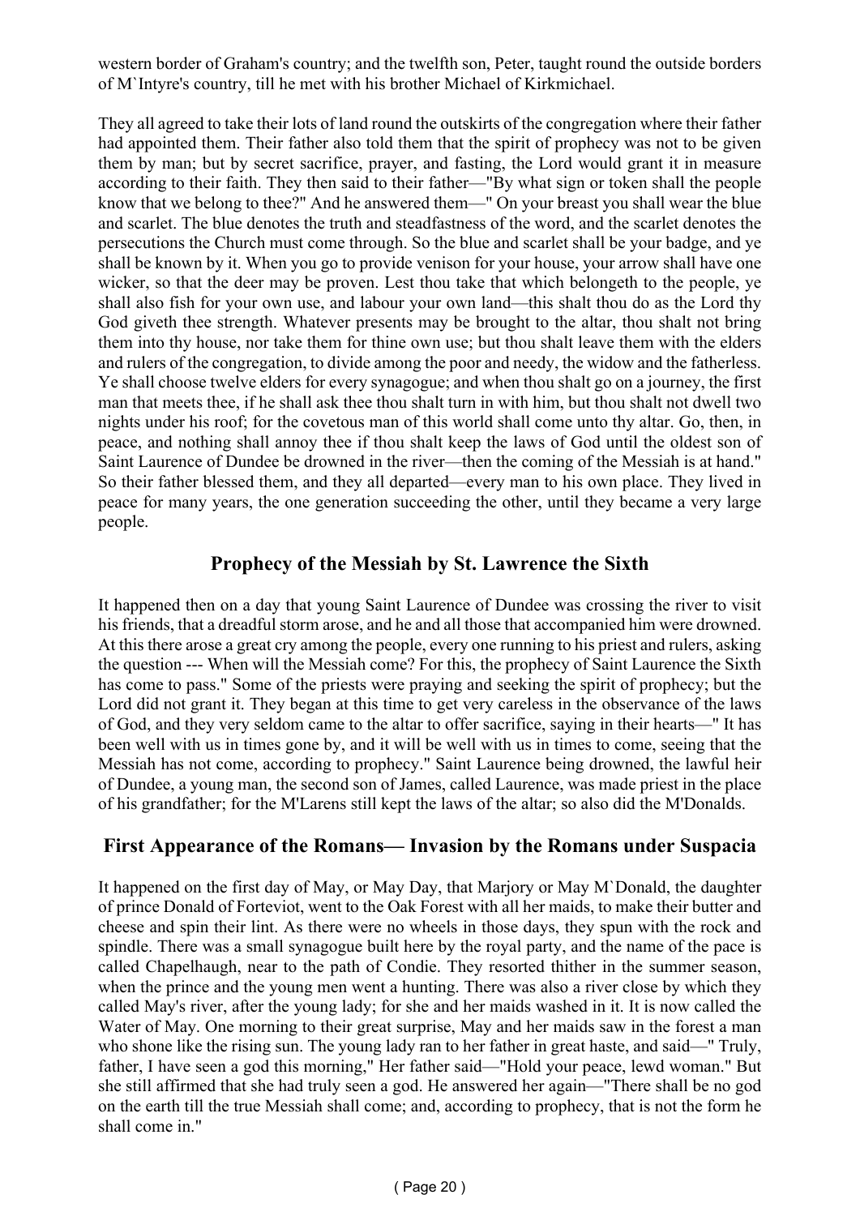western border of Graham's country; and the twelfth son, Peter, taught round the outside borders of M`Intyre's country, till he met with his brother Michael of Kirkmichael.

They all agreed to take their lots of land round the outskirts of the congregation where their father had appointed them. Their father also told them that the spirit of prophecy was not to be given them by man; but by secret sacrifice, prayer, and fasting, the Lord would grant it in measure according to their faith. They then said to their father—"By what sign or token shall the people know that we belong to thee?" And he answered them—" On your breast you shall wear the blue and scarlet. The blue denotes the truth and steadfastness of the word, and the scarlet denotes the persecutions the Church must come through. So the blue and scarlet shall be your badge, and ye shall be known by it. When you go to provide venison for your house, your arrow shall have one wicker, so that the deer may be proven. Lest thou take that which belongeth to the people, ye shall also fish for your own use, and labour your own land—this shalt thou do as the Lord thy God giveth thee strength. Whatever presents may be brought to the altar, thou shalt not bring them into thy house, nor take them for thine own use; but thou shalt leave them with the elders and rulers of the congregation, to divide among the poor and needy, the widow and the fatherless. Ye shall choose twelve elders for every synagogue; and when thou shalt go on a journey, the first man that meets thee, if he shall ask thee thou shalt turn in with him, but thou shalt not dwell two nights under his roof; for the covetous man of this world shall come unto thy altar. Go, then, in peace, and nothing shall annoy thee if thou shalt keep the laws of God until the oldest son of Saint Laurence of Dundee be drowned in the river—then the coming of the Messiah is at hand." So their father blessed them, and they all departed—every man to his own place. They lived in peace for many years, the one generation succeeding the other, until they became a very large people.

## Prophecy of the Messiah by St. Lawrence the Sixth

It happened then on a day that young Saint Laurence of Dundee was crossing the river to visit his friends, that a dreadful storm arose, and he and all those that accompanied him were drowned. At this there arose a great cry among the people, every one running to his priest and rulers, asking the question --- When will the Messiah come? For this, the prophecy of Saint Laurence the Sixth has come to pass." Some of the priests were praying and seeking the spirit of prophecy; but the Lord did not grant it. They began at this time to get very careless in the observance of the laws of God, and they very seldom came to the altar to offer sacrifice, saying in their hearts—" It has been well with us in times gone by, and it will be well with us in times to come, seeing that the Messiah has not come, according to prophecy." Saint Laurence being drowned, the lawful heir of Dundee, a young man, the second son of James, called Laurence, was made priest in the place of his grandfather; for the M'Larens still kept the laws of the altar; so also did the M'Donalds.

## First Appearance of the Romans— Invasion by the Romans under Suspacia

It happened on the first day of May, or May Day, that Marjory or May M`Donald, the daughter of prince Donald of Forteviot, went to the Oak Forest with all her maids, to make their butter and cheese and spin their lint. As there were no wheels in those days, they spun with the rock and spindle. There was a small synagogue built here by the royal party, and the name of the pace is called Chapelhaugh, near to the path of Condie. They resorted thither in the summer season, when the prince and the young men went a hunting. There was also a river close by which they called May's river, after the young lady; for she and her maids washed in it. It is now called the Water of May. One morning to their great surprise, May and her maids saw in the forest a man who shone like the rising sun. The young lady ran to her father in great haste, and said—" Truly, father, I have seen a god this morning," Her father said—"Hold your peace, lewd woman." But she still affirmed that she had truly seen a god. He answered her again—"There shall be no god on the earth till the true Messiah shall come; and, according to prophecy, that is not the form he shall come in."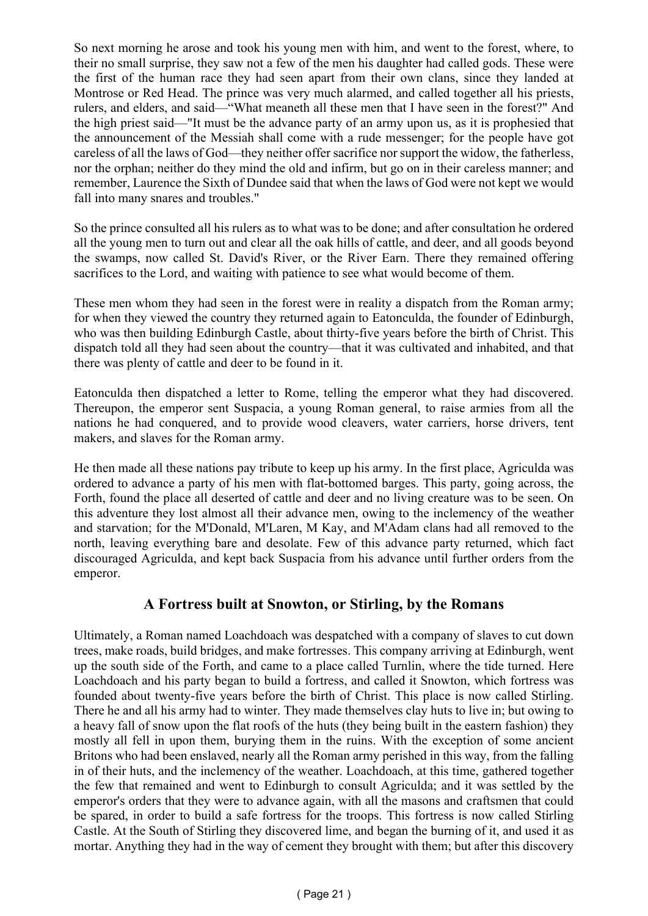So next morning he arose and took his young men with him, and went to the forest, where, to their no small surprise, they saw not a few of the men his daughter had called gods. These were the first of the human race they had seen apart from their own clans, since they landed at Montrose or Red Head. The prince was very much alarmed, and called together all his priests, rulers, and elders, and said—"What meaneth all these men that I have seen in the forest?" And the high priest said—"It must be the advance party of an army upon us, as it is prophesied that the announcement of the Messiah shall come with a rude messenger; for the people have got careless of all the laws of God—they neither offer sacrifice nor support the widow, the fatherless, nor the orphan; neither do they mind the old and infirm, but go on in their careless manner; and remember, Laurence the Sixth of Dundee said that when the laws of God were not kept we would fall into many snares and troubles."

So the prince consulted all his rulers as to what was to be done; and after consultation he ordered all the young men to turn out and clear all the oak hills of cattle, and deer, and all goods beyond the swamps, now called St. David's River, or the River Earn. There they remained offering sacrifices to the Lord, and waiting with patience to see what would become of them.

These men whom they had seen in the forest were in reality a dispatch from the Roman army; for when they viewed the country they returned again to Eatonculda, the founder of Edinburgh, who was then building Edinburgh Castle, about thirty-five years before the birth of Christ. This dispatch told all they had seen about the country—that it was cultivated and inhabited, and that there was plenty of cattle and deer to be found in it.

Eatonculda then dispatched a letter to Rome, telling the emperor what they had discovered. Thereupon, the emperor sent Suspacia, a young Roman general, to raise armies from all the nations he had conquered, and to provide wood cleavers, water carriers, horse drivers, tent makers, and slaves for the Roman army.

He then made all these nations pay tribute to keep up his army. In the first place, Agriculda was ordered to advance a party of his men with flat-bottomed barges. This party, going across, the Forth, found the place all deserted of cattle and deer and no living creature was to be seen. On this adventure they lost almost all their advance men, owing to the inclemency of the weather and starvation; for the M'Donald, M'Laren, M Kay, and M'Adam clans had all removed to the north, leaving everything bare and desolate. Few of this advance party returned, which fact discouraged Agriculda, and kept back Suspacia from his advance until further orders from the emperor.

## A Fortress built at Snowton, or Stirling, by the Romans

Ultimately, a Roman named Loachdoach was despatched with a company of slaves to cut down trees, make roads, build bridges, and make fortresses. This company arriving at Edinburgh, went up the south side of the Forth, and came to a place called Turnlin, where the tide turned. Here Loachdoach and his party began to build a fortress, and called it Snowton, which fortress was founded about twenty-five years before the birth of Christ. This place is now called Stirling. There he and all his army had to winter. They made themselves clay huts to live in; but owing to a heavy fall of snow upon the flat roofs of the huts (they being built in the eastern fashion) they mostly all fell in upon them, burying them in the ruins. With the exception of some ancient Britons who had been enslaved, nearly all the Roman army perished in this way, from the falling in of their huts, and the inclemency of the weather. Loachdoach, at this time, gathered together the few that remained and went to Edinburgh to consult Agriculda; and it was settled by the emperor's orders that they were to advance again, with all the masons and craftsmen that could be spared, in order to build a safe fortress for the troops. This fortress is now called Stirling Castle. At the South of Stirling they discovered lime, and began the burning of it, and used it as mortar. Anything they had in the way of cement they brought with them; but after this discovery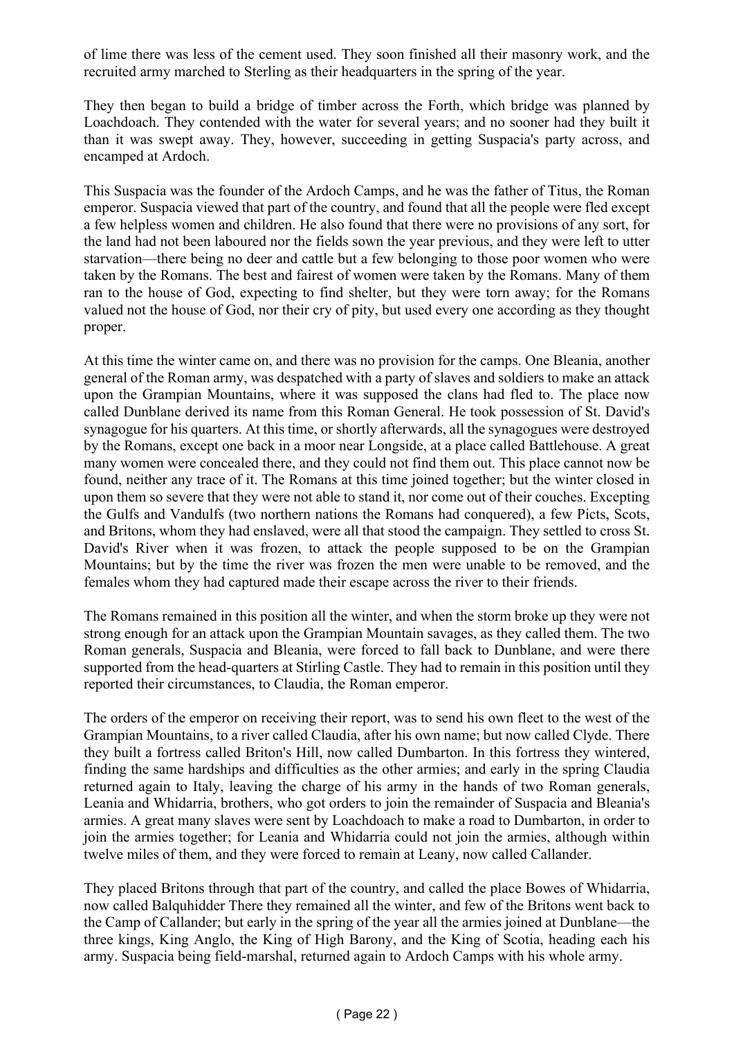of lime there was less of the cement used. They soon finished all their masonry work, and the recruited army marched to Sterling as their headquarters in the spring of the year.

They then began to build a bridge of timber across the Forth, which bridge was planned by Loachdoach. They contended with the water for several years; and no sooner had they built it than it was swept away. They, however, succeeding in getting Suspacia's party across, and encamped at Ardoch.

This Suspacia was the founder of the Ardoch Camps, and he was the father of Titus, the Roman emperor. Suspacia viewed that part of the country, and found that all the people were fled except a few helpless women and children. He also found that there were no provisions of any sort, for the land had not been laboured nor the fields sown the year previous, and they were left to utter starvation—there being no deer and cattle but a few belonging to those poor women who were taken by the Romans. The best and fairest of women were taken by the Romans. Many of them ran to the house of God, expecting to find shelter, but they were torn away; for the Romans valued not the house of God, nor their cry of pity, but used every one according as they thought proper.

At this time the winter came on, and there was no provision for the camps. One Bleania, another general of the Roman army, was despatched with a party of slaves and soldiers to make an attack upon the Grampian Mountains, where it was supposed the clans had fled to. The place now called Dunblane derived its name from this Roman General. He took possession of St. David's synagogue for his quarters. At this time, or shortly afterwards, all the synagogues were destroyed by the Romans, except one back in a moor near Longside, at a place called Battlehouse. A great many women were concealed there, and they could not find them out. This place cannot now be found, neither any trace of it. The Romans at this time joined together; but the winter closed in upon them so severe that they were not able to stand it, nor come out of their couches. Excepting the Gulfs and Vandulfs (two northern nations the Romans had conquered), a few Picts, Scots, and Britons, whom they had enslaved, were all that stood the campaign. They settled to cross St. David's River when it was frozen, to attack the people supposed to be on the Grampian Mountains; but by the time the river was frozen the men were unable to be removed, and the females whom they had captured made their escape across the river to their friends.

The Romans remained in this position all the winter, and when the storm broke up they were not strong enough for an attack upon the Grampian Mountain savages, as they called them. The two Roman generals, Suspacia and Bleania, were forced to fall back to Dunblane, and were there supported from the head-quarters at Stirling Castle. They had to remain in this position until they reported their circumstances, to Claudia, the Roman emperor.

The orders of the emperor on receiving their report, was to send his own fleet to the west of the Grampian Mountains, to a river called Claudia, after his own name; but now called Clyde. There they built a fortress called Briton's Hill, now called Dumbarton. In this fortress they wintered, finding the same hardships and difficulties as the other armies; and early in the spring Claudia returned again to Italy, leaving the charge of his army in the hands of two Roman generals, Leania and Whidarria, brothers, who got orders to join the remainder of Suspacia and Bleania's armies. A great many slaves were sent by Loachdoach to make a road to Dumbarton, in order to join the armies together; for Leania and Whidarria could not join the armies, although within twelve miles of them, and they were forced to remain at Leany, now called Callander.

They placed Britons through that part of the country, and called the place Bowes of Whidarria, now called Balquhidder There they remained all the winter, and few of the Britons went back to the Camp of Callander; but early in the spring of the year all the armies joined at Dunblane—the three kings, King Anglo, the King of High Barony, and the King of Scotia, heading each his army. Suspacia being field-marshal, returned again to Ardoch Camps with his whole army.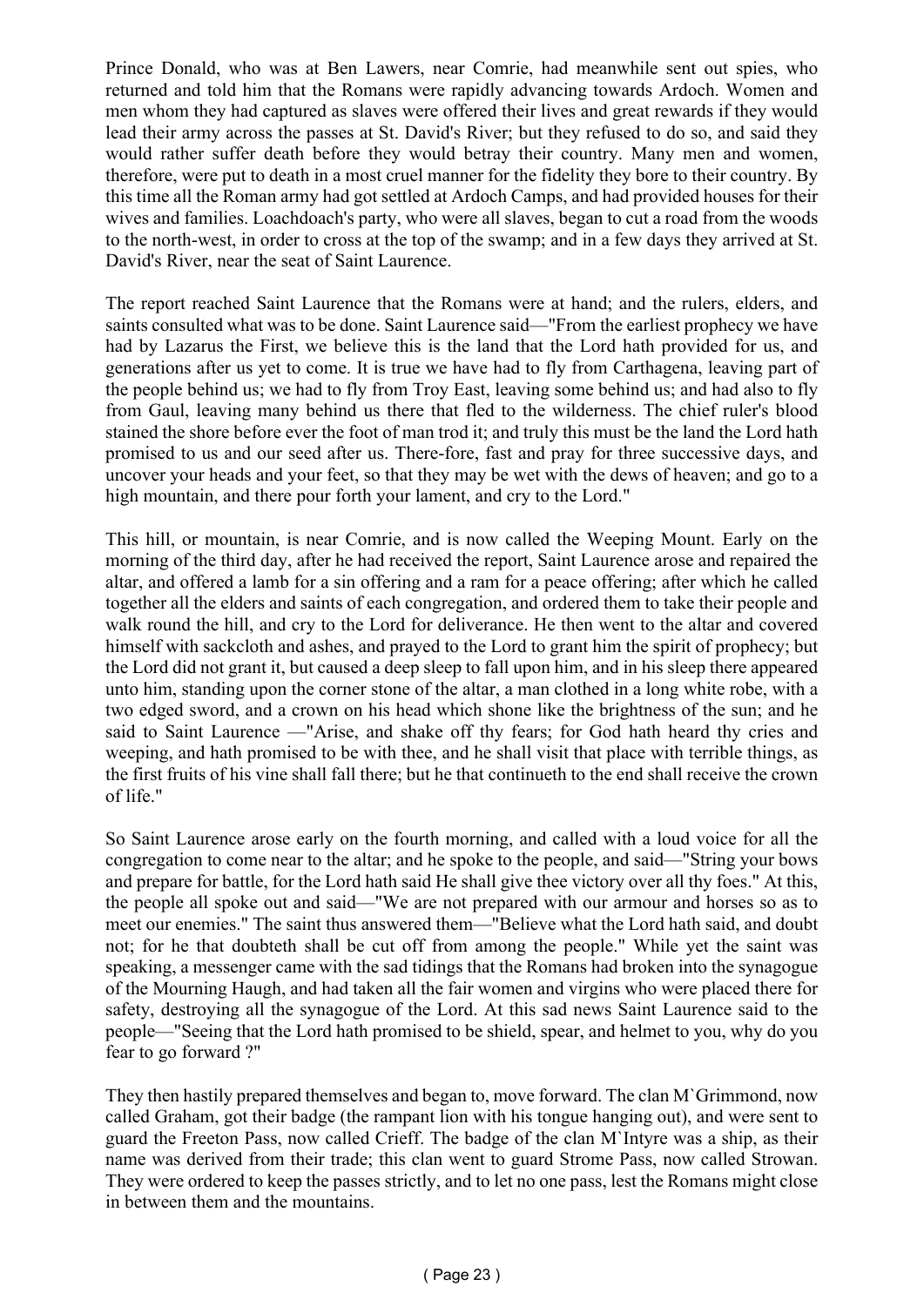Prince Donald, who was at Ben Lawers, near Comrie, had meanwhile sent out spies, who returned and told him that the Romans were rapidly advancing towards Ardoch. Women and men whom they had captured as slaves were offered their lives and great rewards if they would lead their army across the passes at St. David's River; but they refused to do so, and said they would rather suffer death before they would betray their country. Many men and women, therefore, were put to death in a most cruel manner for the fidelity they bore to their country. By this time all the Roman army had got settled at Ardoch Camps, and had provided houses for their wives and families. Loachdoach's party, who were all slaves, began to cut a road from the woods to the north-west, in order to cross at the top of the swamp; and in a few days they arrived at St. David's River, near the seat of Saint Laurence.

The report reached Saint Laurence that the Romans were at hand; and the rulers, elders, and saints consulted what was to be done. Saint Laurence said—"From the earliest prophecy we have had by Lazarus the First, we believe this is the land that the Lord hath provided for us, and generations after us yet to come. It is true we have had to fly from Carthagena, leaving part of the people behind us; we had to fly from Troy East, leaving some behind us; and had also to fly from Gaul, leaving many behind us there that fled to the wilderness. The chief ruler's blood stained the shore before ever the foot of man trod it; and truly this must be the land the Lord hath promised to us and our seed after us. There-fore, fast and pray for three successive days, and uncover your heads and your feet, so that they may be wet with the dews of heaven; and go to a high mountain, and there pour forth your lament, and cry to the Lord."

This hill, or mountain, is near Comrie, and is now called the Weeping Mount. Early on the morning of the third day, after he had received the report, Saint Laurence arose and repaired the altar, and offered a lamb for a sin offering and a ram for a peace offering; after which he called together all the elders and saints of each congregation, and ordered them to take their people and walk round the hill, and cry to the Lord for deliverance. He then went to the altar and covered himself with sackcloth and ashes, and prayed to the Lord to grant him the spirit of prophecy; but the Lord did not grant it, but caused a deep sleep to fall upon him, and in his sleep there appeared unto him, standing upon the corner stone of the altar, a man clothed in a long white robe, with a two edged sword, and a crown on his head which shone like the brightness of the sun; and he said to Saint Laurence —"Arise, and shake off thy fears; for God hath heard thy cries and weeping, and hath promised to be with thee, and he shall visit that place with terrible things, as the first fruits of his vine shall fall there; but he that continueth to the end shall receive the crown of life."

So Saint Laurence arose early on the fourth morning, and called with a loud voice for all the congregation to come near to the altar; and he spoke to the people, and said—"String your bows and prepare for battle, for the Lord hath said He shall give thee victory over all thy foes." At this, the people all spoke out and said—"We are not prepared with our armour and horses so as to meet our enemies." The saint thus answered them—"Believe what the Lord hath said, and doubt not; for he that doubteth shall be cut off from among the people." While yet the saint was speaking, a messenger came with the sad tidings that the Romans had broken into the synagogue of the Mourning Haugh, and had taken all the fair women and virgins who were placed there for safety, destroying all the synagogue of the Lord. At this sad news Saint Laurence said to the people—"Seeing that the Lord hath promised to be shield, spear, and helmet to you, why do you fear to go forward ?"

They then hastily prepared themselves and began to, move forward. The clan M`Grimmond, now called Graham, got their badge (the rampant lion with his tongue hanging out), and were sent to guard the Freeton Pass, now called Crieff. The badge of the clan M`Intyre was a ship, as their name was derived from their trade; this clan went to guard Strome Pass, now called Strowan. They were ordered to keep the passes strictly, and to let no one pass, lest the Romans might close in between them and the mountains.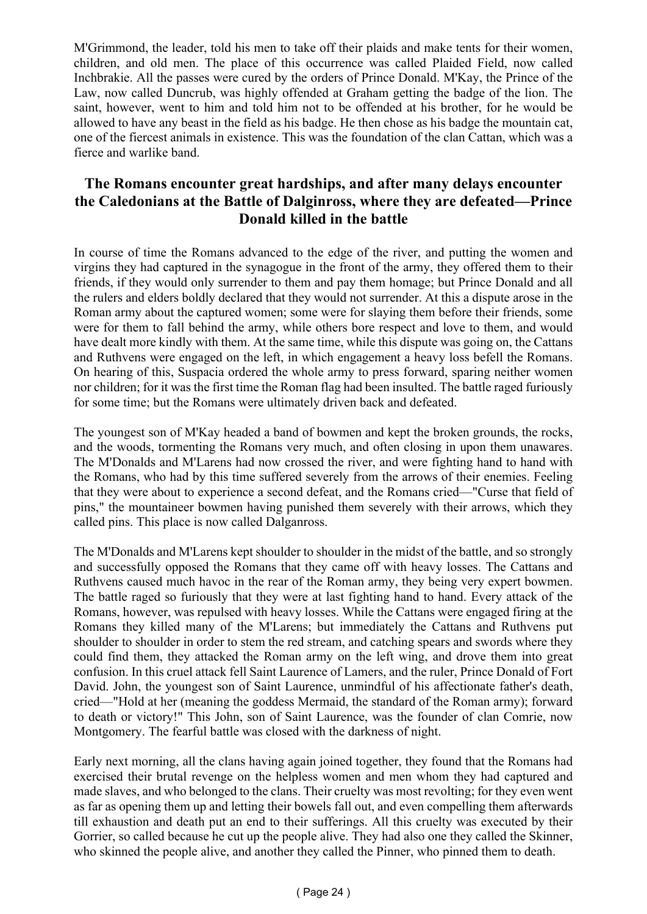M'Grimmond, the leader, told his men to take off their plaids and make tents for their women, children, and old men. The place of this occurrence was called Plaided Field, now called Inchbrakie. All the passes were cured by the orders of Prince Donald. M'Kay, the Prince of the Law, now called Duncrub, was highly offended at Graham getting the badge of the lion. The saint, however, went to him and told him not to be offended at his brother, for he would be allowed to have any beast in the field as his badge. He then chose as his badge the mountain cat, one of the fiercest animals in existence. This was the foundation of the clan Cattan, which was a fierce and warlike band.

## The Romans encounter great hardships, and after many delays encounter the Caledonians at the Battle of Dalginross, where they are defeated—Prince Donald killed in the battle

In course of time the Romans advanced to the edge of the river, and putting the women and virgins they had captured in the synagogue in the front of the army, they offered them to their friends, if they would only surrender to them and pay them homage; but Prince Donald and all the rulers and elders boldly declared that they would not surrender. At this a dispute arose in the Roman army about the captured women; some were for slaying them before their friends, some were for them to fall behind the army, while others bore respect and love to them, and would have dealt more kindly with them. At the same time, while this dispute was going on, the Cattans and Ruthvens were engaged on the left, in which engagement a heavy loss befell the Romans. On hearing of this, Suspacia ordered the whole army to press forward, sparing neither women nor children; for it was the first time the Roman flag had been insulted. The battle raged furiously for some time; but the Romans were ultimately driven back and defeated.

The youngest son of M'Kay headed a band of bowmen and kept the broken grounds, the rocks, and the woods, tormenting the Romans very much, and often closing in upon them unawares. The M'Donalds and M'Larens had now crossed the river, and were fighting hand to hand with the Romans, who had by this time suffered severely from the arrows of their enemies. Feeling that they were about to experience a second defeat, and the Romans cried—"Curse that field of pins," the mountaineer bowmen having punished them severely with their arrows, which they called pins. This place is now called Dalganross.

The M'Donalds and M'Larens kept shoulder to shoulder in the midst of the battle, and so strongly and successfully opposed the Romans that they came off with heavy losses. The Cattans and Ruthvens caused much havoc in the rear of the Roman army, they being very expert bowmen. The battle raged so furiously that they were at last fighting hand to hand. Every attack of the Romans, however, was repulsed with heavy losses. While the Cattans were engaged firing at the Romans they killed many of the M'Larens; but immediately the Cattans and Ruthvens put shoulder to shoulder in order to stem the red stream, and catching spears and swords where they could find them, they attacked the Roman army on the left wing, and drove them into great confusion. In this cruel attack fell Saint Laurence of Lamers, and the ruler, Prince Donald of Fort David. John, the youngest son of Saint Laurence, unmindful of his affectionate father's death, cried—"Hold at her (meaning the goddess Mermaid, the standard of the Roman army); forward to death or victory!" This John, son of Saint Laurence, was the founder of clan Comrie, now Montgomery. The fearful battle was closed with the darkness of night.

Early next morning, all the clans having again joined together, they found that the Romans had exercised their brutal revenge on the helpless women and men whom they had captured and made slaves, and who belonged to the clans. Their cruelty was most revolting; for they even went as far as opening them up and letting their bowels fall out, and even compelling them afterwards till exhaustion and death put an end to their sufferings. All this cruelty was executed by their Gorrier, so called because he cut up the people alive. They had also one they called the Skinner, who skinned the people alive, and another they called the Pinner, who pinned them to death.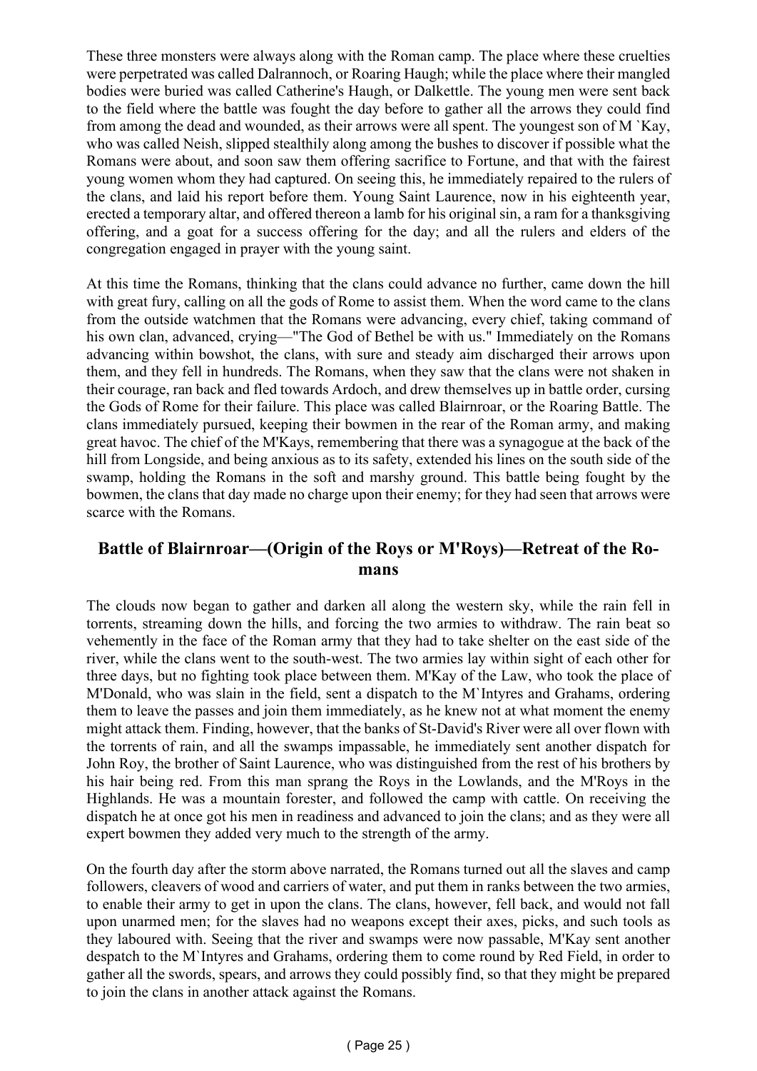These three monsters were always along with the Roman camp. The place where these cruelties were perpetrated was called Dalrannoch, or Roaring Haugh; while the place where their mangled bodies were buried was called Catherine's Haugh, or Dalkettle. The young men were sent back to the field where the battle was fought the day before to gather all the arrows they could find from among the dead and wounded, as their arrows were all spent. The youngest son of M `Kay, who was called Neish, slipped stealthily along among the bushes to discover if possible what the Romans were about, and soon saw them offering sacrifice to Fortune, and that with the fairest young women whom they had captured. On seeing this, he immediately repaired to the rulers of the clans, and laid his report before them. Young Saint Laurence, now in his eighteenth year, erected a temporary altar, and offered thereon a lamb for his original sin, a ram for a thanksgiving offering, and a goat for a success offering for the day; and all the rulers and elders of the congregation engaged in prayer with the young saint.

At this time the Romans, thinking that the clans could advance no further, came down the hill with great fury, calling on all the gods of Rome to assist them. When the word came to the clans from the outside watchmen that the Romans were advancing, every chief, taking command of his own clan, advanced, crying—"The God of Bethel be with us." Immediately on the Romans advancing within bowshot, the clans, with sure and steady aim discharged their arrows upon them, and they fell in hundreds. The Romans, when they saw that the clans were not shaken in their courage, ran back and fled towards Ardoch, and drew themselves up in battle order, cursing the Gods of Rome for their failure. This place was called Blairnroar, or the Roaring Battle. The clans immediately pursued, keeping their bowmen in the rear of the Roman army, and making great havoc. The chief of the M'Kays, remembering that there was a synagogue at the back of the hill from Longside, and being anxious as to its safety, extended his lines on the south side of the swamp, holding the Romans in the soft and marshy ground. This battle being fought by the bowmen, the clans that day made no charge upon their enemy; for they had seen that arrows were scarce with the Romans.

## Battle of Blairnroar—(Origin of the Roys or M'Roys)—Retreat of the Romans

The clouds now began to gather and darken all along the western sky, while the rain fell in torrents, streaming down the hills, and forcing the two armies to withdraw. The rain beat so vehemently in the face of the Roman army that they had to take shelter on the east side of the river, while the clans went to the south-west. The two armies lay within sight of each other for three days, but no fighting took place between them. M'Kay of the Law, who took the place of M'Donald, who was slain in the field, sent a dispatch to the M`Intyres and Grahams, ordering them to leave the passes and join them immediately, as he knew not at what moment the enemy might attack them. Finding, however, that the banks of St-David's River were all over flown with the torrents of rain, and all the swamps impassable, he immediately sent another dispatch for John Roy, the brother of Saint Laurence, who was distinguished from the rest of his brothers by his hair being red. From this man sprang the Roys in the Lowlands, and the M'Roys in the Highlands. He was a mountain forester, and followed the camp with cattle. On receiving the dispatch he at once got his men in readiness and advanced to join the clans; and as they were all expert bowmen they added very much to the strength of the army.

On the fourth day after the storm above narrated, the Romans turned out all the slaves and camp followers, cleavers of wood and carriers of water, and put them in ranks between the two armies, to enable their army to get in upon the clans. The clans, however, fell back, and would not fall upon unarmed men; for the slaves had no weapons except their axes, picks, and such tools as they laboured with. Seeing that the river and swamps were now passable, M'Kay sent another despatch to the M`Intyres and Grahams, ordering them to come round by Red Field, in order to gather all the swords, spears, and arrows they could possibly find, so that they might be prepared to join the clans in another attack against the Romans.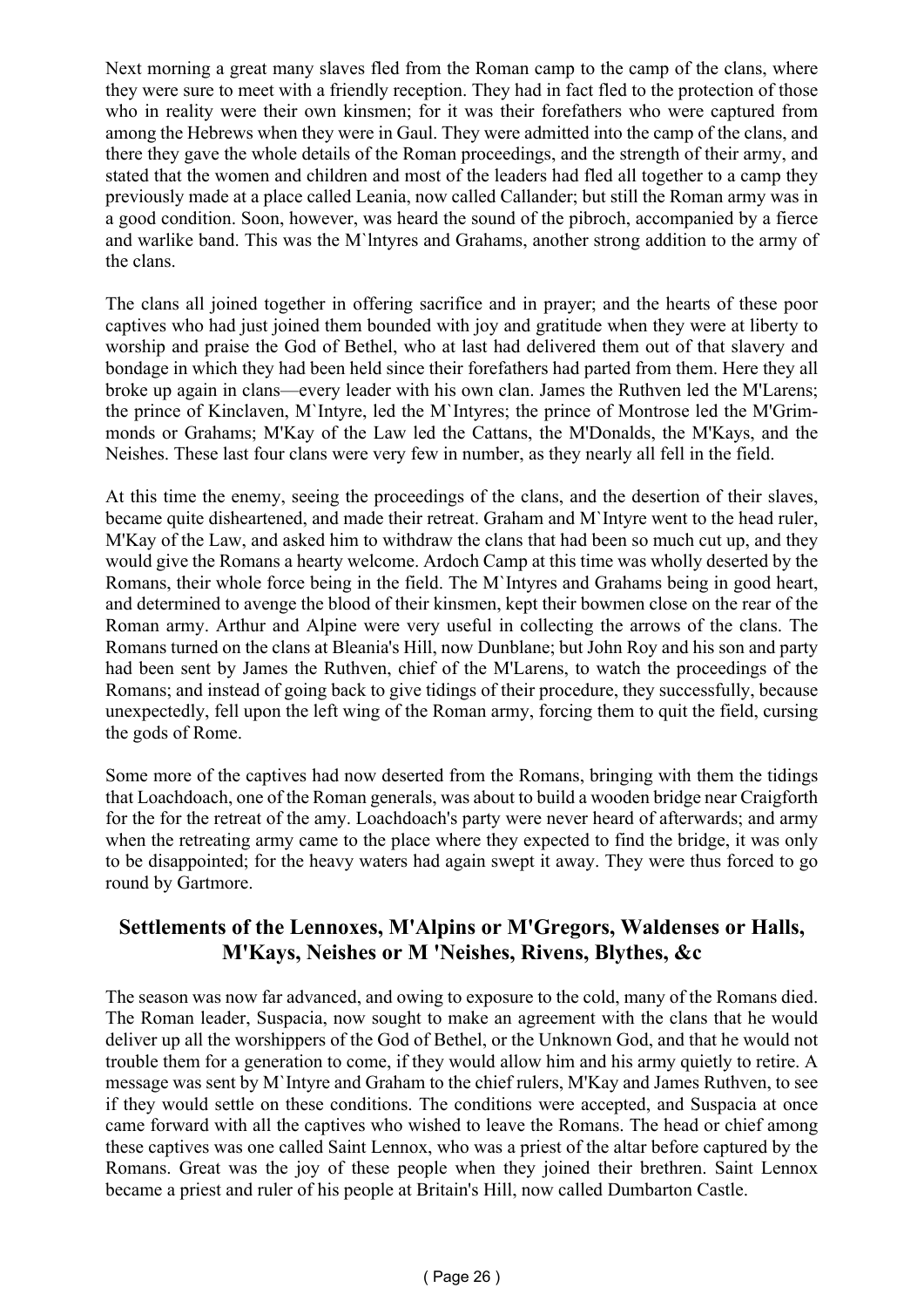Next morning a great many slaves fled from the Roman camp to the camp of the clans, where they were sure to meet with a friendly reception. They had in fact fled to the protection of those who in reality were their own kinsmen; for it was their forefathers who were captured from among the Hebrews when they were in Gaul. They were admitted into the camp of the clans, and there they gave the whole details of the Roman proceedings, and the strength of their army, and stated that the women and children and most of the leaders had fled all together to a camp they previously made at a place called Leania, now called Callander; but still the Roman army was in a good condition. Soon, however, was heard the sound of the pibroch, accompanied by a fierce and warlike band. This was the M`lntyres and Grahams, another strong addition to the army of the clans.

The clans all joined together in offering sacrifice and in prayer; and the hearts of these poor captives who had just joined them bounded with joy and gratitude when they were at liberty to worship and praise the God of Bethel, who at last had delivered them out of that slavery and bondage in which they had been held since their forefathers had parted from them. Here they all broke up again in clans—every leader with his own clan. James the Ruthven led the M'Larens; the prince of Kinclaven, M`Intyre, led the M`Intyres; the prince of Montrose led the M'Grimmonds or Grahams; M'Kay of the Law led the Cattans, the M'Donalds, the M'Kays, and the Neishes. These last four clans were very few in number, as they nearly all fell in the field.

At this time the enemy, seeing the proceedings of the clans, and the desertion of their slaves, became quite disheartened, and made their retreat. Graham and M`Intyre went to the head ruler, M'Kay of the Law, and asked him to withdraw the clans that had been so much cut up, and they would give the Romans a hearty welcome. Ardoch Camp at this time was wholly deserted by the Romans, their whole force being in the field. The M`Intyres and Grahams being in good heart, and determined to avenge the blood of their kinsmen, kept their bowmen close on the rear of the Roman army. Arthur and Alpine were very useful in collecting the arrows of the clans. The Romans turned on the clans at Bleania's Hill, now Dunblane; but John Roy and his son and party had been sent by James the Ruthven, chief of the M'Larens, to watch the proceedings of the Romans; and instead of going back to give tidings of their procedure, they successfully, because unexpectedly, fell upon the left wing of the Roman army, forcing them to quit the field, cursing the gods of Rome.

Some more of the captives had now deserted from the Romans, bringing with them the tidings that Loachdoach, one of the Roman generals, was about to build a wooden bridge near Craigforth for the for the retreat of the amy. Loachdoach's party were never heard of afterwards; and army when the retreating army came to the place where they expected to find the bridge, it was only to be disappointed; for the heavy waters had again swept it away. They were thus forced to go round by Gartmore.

## Settlements of the Lennoxes, M'Alpins or M'Gregors, Waldenses or Halls, M'Kays, Neishes or M 'Neishes, Rivens, Blythes, &c

The season was now far advanced, and owing to exposure to the cold, many of the Romans died. The Roman leader, Suspacia, now sought to make an agreement with the clans that he would deliver up all the worshippers of the God of Bethel, or the Unknown God, and that he would not trouble them for a generation to come, if they would allow him and his army quietly to retire. A message was sent by M`Intyre and Graham to the chief rulers, M'Kay and James Ruthven, to see if they would settle on these conditions. The conditions were accepted, and Suspacia at once came forward with all the captives who wished to leave the Romans. The head or chief among these captives was one called Saint Lennox, who was a priest of the altar before captured by the Romans. Great was the joy of these people when they joined their brethren. Saint Lennox became a priest and ruler of his people at Britain's Hill, now called Dumbarton Castle.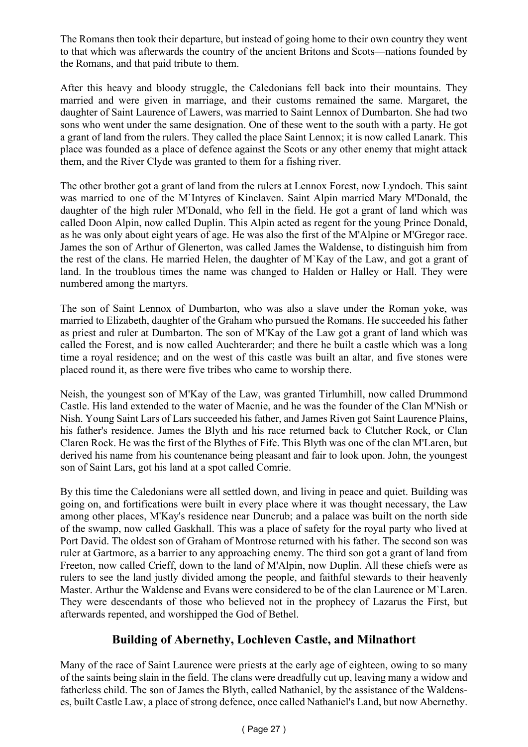The Romans then took their departure, but instead of going home to their own country they went to that which was afterwards the country of the ancient Britons and Scots—nations founded by the Romans, and that paid tribute to them.

After this heavy and bloody struggle, the Caledonians fell back into their mountains. They married and were given in marriage, and their customs remained the same. Margaret, the daughter of Saint Laurence of Lawers, was married to Saint Lennox of Dumbarton. She had two sons who went under the same designation. One of these went to the south with a party. He got a grant of land from the rulers. They called the place Saint Lennox; it is now called Lanark. This place was founded as a place of defence against the Scots or any other enemy that might attack them, and the River Clyde was granted to them for a fishing river.

The other brother got a grant of land from the rulers at Lennox Forest, now Lyndoch. This saint was married to one of the M`Intyres of Kinclaven. Saint Alpin married Mary M'Donald, the daughter of the high ruler M'Donald, who fell in the field. He got a grant of land which was called Doon Alpin, now called Duplin. This Alpin acted as regent for the young Prince Donald, as he was only about eight years of age. He was also the first of the M'Alpine or M'Gregor race. James the son of Arthur of Glenerton, was called James the Waldense, to distinguish him from the rest of the clans. He married Helen, the daughter of M`Kay of the Law, and got a grant of land. In the troublous times the name was changed to Halden or Halley or Hall. They were numbered among the martyrs.

The son of Saint Lennox of Dumbarton, who was also a slave under the Roman yoke, was married to Elizabeth, daughter of the Graham who pursued the Romans. He succeeded his father as priest and ruler at Dumbarton. The son of M'Kay of the Law got a grant of land which was called the Forest, and is now called Auchterarder; and there he built a castle which was a long time a royal residence; and on the west of this castle was built an altar, and five stones were placed round it, as there were five tribes who came to worship there.

Neish, the youngest son of M'Kay of the Law, was granted Tirlumhill, now called Drummond Castle. His land extended to the water of Macnie, and he was the founder of the Clan M'Nish or Nish. Young Saint Lars of Lars succeeded his father, and James Riven got Saint Laurence Plains, his father's residence. James the Blyth and his race returned back to Clutcher Rock, or Clan Claren Rock. He was the first of the Blythes of Fife. This Blyth was one of the clan M'Laren, but derived his name from his countenance being pleasant and fair to look upon. John, the youngest son of Saint Lars, got his land at a spot called Comrie.

By this time the Caledonians were all settled down, and living in peace and quiet. Building was going on, and fortifications were built in every place where it was thought necessary, the Law among other places, M'Kay's residence near Duncrub; and a palace was built on the north side of the swamp, now called Gaskhall. This was a place of safety for the royal party who lived at Port David. The oldest son of Graham of Montrose returned with his father. The second son was ruler at Gartmore, as a barrier to any approaching enemy. The third son got a grant of land from Freeton, now called Crieff, down to the land of M'Alpin, now Duplin. All these chiefs were as rulers to see the land justly divided among the people, and faithful stewards to their heavenly Master. Arthur the Waldense and Evans were considered to be of the clan Laurence or M`Laren. They were descendants of those who believed not in the prophecy of Lazarus the First, but afterwards repented, and worshipped the God of Bethel.

## Building of Abernethy, Lochleven Castle, and Milnathort

Many of the race of Saint Laurence were priests at the early age of eighteen, owing to so many of the saints being slain in the field. The clans were dreadfully cut up, leaving many a widow and fatherless child. The son of James the Blyth, called Nathaniel, by the assistance of the Waldenses, built Castle Law, a place of strong defence, once called Nathaniel's Land, but now Abernethy.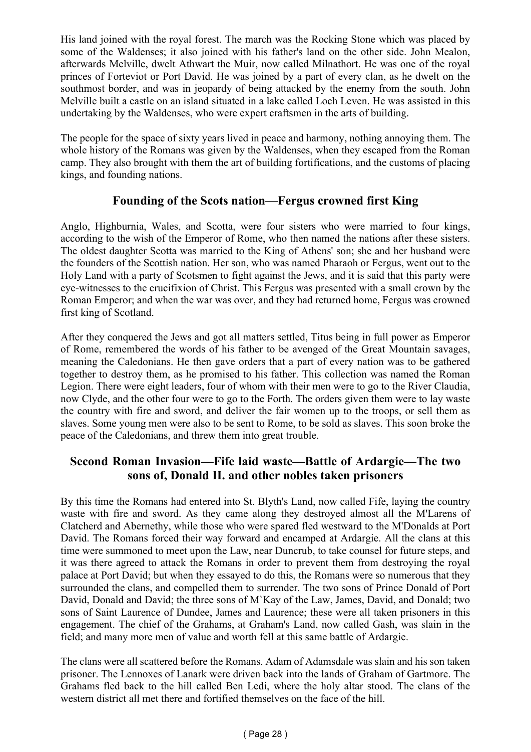His land joined with the royal forest. The march was the Rocking Stone which was placed by some of the Waldenses; it also joined with his father's land on the other side. John Mealon, afterwards Melville, dwelt Athwart the Muir, now called Milnathort. He was one of the royal princes of Forteviot or Port David. He was joined by a part of every clan, as he dwelt on the southmost border, and was in jeopardy of being attacked by the enemy from the south. John Melville built a castle on an island situated in a lake called Loch Leven. He was assisted in this undertaking by the Waldenses, who were expert craftsmen in the arts of building.

The people for the space of sixty years lived in peace and harmony, nothing annoying them. The whole history of the Romans was given by the Waldenses, when they escaped from the Roman camp. They also brought with them the art of building fortifications, and the customs of placing kings, and founding nations.

## Founding of the Scots nation—Fergus crowned first King

Anglo, Highburnia, Wales, and Scotta, were four sisters who were married to four kings, according to the wish of the Emperor of Rome, who then named the nations after these sisters. The oldest daughter Scotta was married to the King of Athens' son; she and her husband were the founders of the Scottish nation. Her son, who was named Pharaoh or Fergus, went out to the Holy Land with a party of Scotsmen to fight against the Jews, and it is said that this party were eye-witnesses to the crucifixion of Christ. This Fergus was presented with a small crown by the Roman Emperor; and when the war was over, and they had returned home, Fergus was crowned first king of Scotland.

After they conquered the Jews and got all matters settled, Titus being in full power as Emperor of Rome, remembered the words of his father to be avenged of the Great Mountain savages, meaning the Caledonians. He then gave orders that a part of every nation was to be gathered together to destroy them, as he promised to his father. This collection was named the Roman Legion. There were eight leaders, four of whom with their men were to go to the River Claudia, now Clyde, and the other four were to go to the Forth. The orders given them were to lay waste the country with fire and sword, and deliver the fair women up to the troops, or sell them as slaves. Some young men were also to be sent to Rome, to be sold as slaves. This soon broke the peace of the Caledonians, and threw them into great trouble.

## Second Roman Invasion—Fife laid waste—Battle of Ardargie—The two sons of, Donald II. and other nobles taken prisoners

By this time the Romans had entered into St. Blyth's Land, now called Fife, laying the country waste with fire and sword. As they came along they destroyed almost all the M'Larens of Clatcherd and Abernethy, while those who were spared fled westward to the M'Donalds at Port David. The Romans forced their way forward and encamped at Ardargie. All the clans at this time were summoned to meet upon the Law, near Duncrub, to take counsel for future steps, and it was there agreed to attack the Romans in order to prevent them from destroying the royal palace at Port David; but when they essayed to do this, the Romans were so numerous that they surrounded the clans, and compelled them to surrender. The two sons of Prince Donald of Port David, Donald and David; the three sons of M`Kay of the Law, James, David, and Donald; two sons of Saint Laurence of Dundee, James and Laurence; these were all taken prisoners in this engagement. The chief of the Grahams, at Graham's Land, now called Gash, was slain in the field; and many more men of value and worth fell at this same battle of Ardargie.

The clans were all scattered before the Romans. Adam of Adamsdale was slain and his son taken prisoner. The Lennoxes of Lanark were driven back into the lands of Graham of Gartmore. The Grahams fled back to the hill called Ben Ledi, where the holy altar stood. The clans of the western district all met there and fortified themselves on the face of the hill.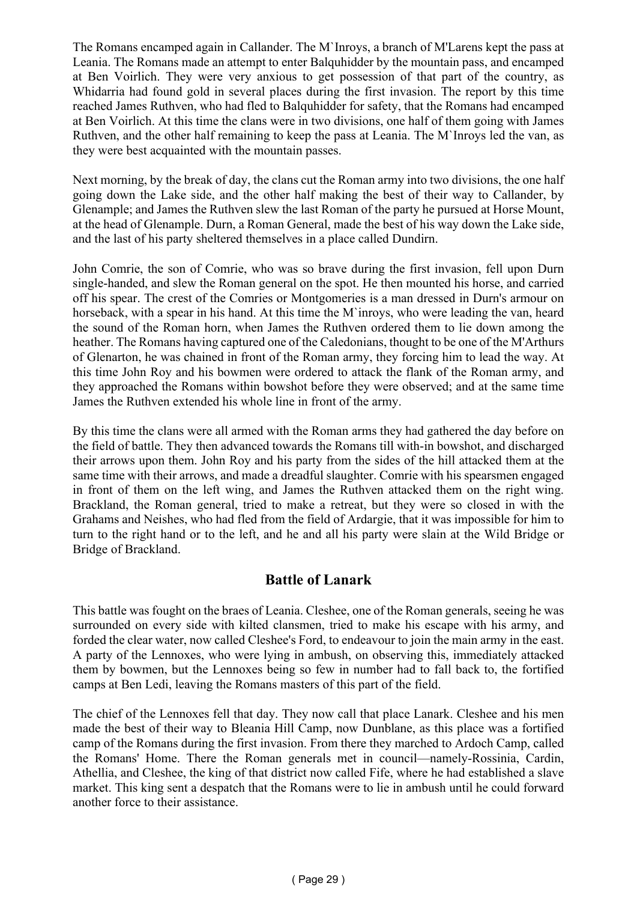The Romans encamped again in Callander. The M`Inroys, a branch of M'Larens kept the pass at Leania. The Romans made an attempt to enter Balquhidder by the mountain pass, and encamped at Ben Voirlich. They were very anxious to get possession of that part of the country, as Whidarria had found gold in several places during the first invasion. The report by this time reached James Ruthven, who had fled to Balquhidder for safety, that the Romans had encamped at Ben Voirlich. At this time the clans were in two divisions, one half of them going with James Ruthven, and the other half remaining to keep the pass at Leania. The M`Inroys led the van, as they were best acquainted with the mountain passes.

Next morning, by the break of day, the clans cut the Roman army into two divisions, the one half going down the Lake side, and the other half making the best of their way to Callander, by Glenample; and James the Ruthven slew the last Roman of the party he pursued at Horse Mount, at the head of Glenample. Durn, a Roman General, made the best of his way down the Lake side, and the last of his party sheltered themselves in a place called Dundirn.

John Comrie, the son of Comrie, who was so brave during the first invasion, fell upon Durn single-handed, and slew the Roman general on the spot. He then mounted his horse, and carried off his spear. The crest of the Comries or Montgomeries is a man dressed in Durn's armour on horseback, with a spear in his hand. At this time the M`inroys, who were leading the van, heard the sound of the Roman horn, when James the Ruthven ordered them to lie down among the heather. The Romans having captured one of the Caledonians, thought to be one of the M'Arthurs of Glenarton, he was chained in front of the Roman army, they forcing him to lead the way. At this time John Roy and his bowmen were ordered to attack the flank of the Roman army, and they approached the Romans within bowshot before they were observed; and at the same time James the Ruthven extended his whole line in front of the army.

By this time the clans were all armed with the Roman arms they had gathered the day before on the field of battle. They then advanced towards the Romans till with-in bowshot, and discharged their arrows upon them. John Roy and his party from the sides of the hill attacked them at the same time with their arrows, and made a dreadful slaughter. Comrie with his spearsmen engaged in front of them on the left wing, and James the Ruthven attacked them on the right wing. Brackland, the Roman general, tried to make a retreat, but they were so closed in with the Grahams and Neishes, who had fled from the field of Ardargie, that it was impossible for him to turn to the right hand or to the left, and he and all his party were slain at the Wild Bridge or Bridge of Brackland.

## Battle of Lanark

This battle was fought on the braes of Leania. Cleshee, one of the Roman generals, seeing he was surrounded on every side with kilted clansmen, tried to make his escape with his army, and forded the clear water, now called Cleshee's Ford, to endeavour to join the main army in the east. A party of the Lennoxes, who were lying in ambush, on observing this, immediately attacked them by bowmen, but the Lennoxes being so few in number had to fall back to, the fortified camps at Ben Ledi, leaving the Romans masters of this part of the field.

The chief of the Lennoxes fell that day. They now call that place Lanark. Cleshee and his men made the best of their way to Bleania Hill Camp, now Dunblane, as this place was a fortified camp of the Romans during the first invasion. From there they marched to Ardoch Camp, called the Romans' Home. There the Roman generals met in council—namely-Rossinia, Cardin, Athellia, and Cleshee, the king of that district now called Fife, where he had established a slave market. This king sent a despatch that the Romans were to lie in ambush until he could forward another force to their assistance.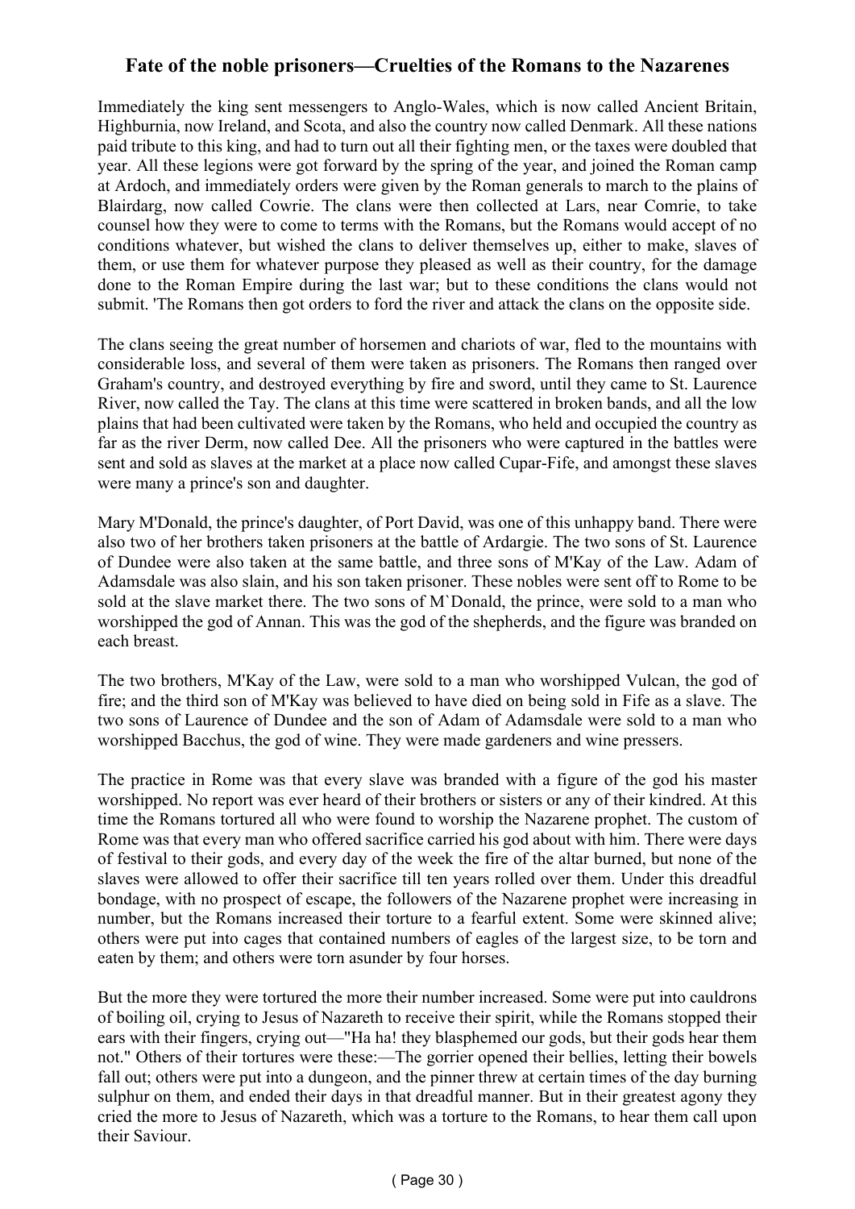## Fate of the noble prisoners—Cruelties of the Romans to the Nazarenes

Immediately the king sent messengers to Anglo-Wales, which is now called Ancient Britain, Highburnia, now Ireland, and Scota, and also the country now called Denmark. All these nations paid tribute to this king, and had to turn out all their fighting men, or the taxes were doubled that year. All these legions were got forward by the spring of the year, and joined the Roman camp at Ardoch, and immediately orders were given by the Roman generals to march to the plains of Blairdarg, now called Cowrie. The clans were then collected at Lars, near Comrie, to take counsel how they were to come to terms with the Romans, but the Romans would accept of no conditions whatever, but wished the clans to deliver themselves up, either to make, slaves of them, or use them for whatever purpose they pleased as well as their country, for the damage done to the Roman Empire during the last war; but to these conditions the clans would not submit. 'The Romans then got orders to ford the river and attack the clans on the opposite side.

The clans seeing the great number of horsemen and chariots of war, fled to the mountains with considerable loss, and several of them were taken as prisoners. The Romans then ranged over Graham's country, and destroyed everything by fire and sword, until they came to St. Laurence River, now called the Tay. The clans at this time were scattered in broken bands, and all the low plains that had been cultivated were taken by the Romans, who held and occupied the country as far as the river Derm, now called Dee. All the prisoners who were captured in the battles were sent and sold as slaves at the market at a place now called Cupar-Fife, and amongst these slaves were many a prince's son and daughter.

Mary M'Donald, the prince's daughter, of Port David, was one of this unhappy band. There were also two of her brothers taken prisoners at the battle of Ardargie. The two sons of St. Laurence of Dundee were also taken at the same battle, and three sons of M'Kay of the Law. Adam of Adamsdale was also slain, and his son taken prisoner. These nobles were sent off to Rome to be sold at the slave market there. The two sons of M`Donald, the prince, were sold to a man who worshipped the god of Annan. This was the god of the shepherds, and the figure was branded on each breast.

The two brothers, M'Kay of the Law, were sold to a man who worshipped Vulcan, the god of fire; and the third son of M'Kay was believed to have died on being sold in Fife as a slave. The two sons of Laurence of Dundee and the son of Adam of Adamsdale were sold to a man who worshipped Bacchus, the god of wine. They were made gardeners and wine pressers.

The practice in Rome was that every slave was branded with a figure of the god his master worshipped. No report was ever heard of their brothers or sisters or any of their kindred. At this time the Romans tortured all who were found to worship the Nazarene prophet. The custom of Rome was that every man who offered sacrifice carried his god about with him. There were days of festival to their gods, and every day of the week the fire of the altar burned, but none of the slaves were allowed to offer their sacrifice till ten years rolled over them. Under this dreadful bondage, with no prospect of escape, the followers of the Nazarene prophet were increasing in number, but the Romans increased their torture to a fearful extent. Some were skinned alive; others were put into cages that contained numbers of eagles of the largest size, to be torn and eaten by them; and others were torn asunder by four horses.

But the more they were tortured the more their number increased. Some were put into cauldrons of boiling oil, crying to Jesus of Nazareth to receive their spirit, while the Romans stopped their ears with their fingers, crying out—"Ha ha! they blasphemed our gods, but their gods hear them not." Others of their tortures were these:—The gorrier opened their bellies, letting their bowels fall out; others were put into a dungeon, and the pinner threw at certain times of the day burning sulphur on them, and ended their days in that dreadful manner. But in their greatest agony they cried the more to Jesus of Nazareth, which was a torture to the Romans, to hear them call upon their Saviour.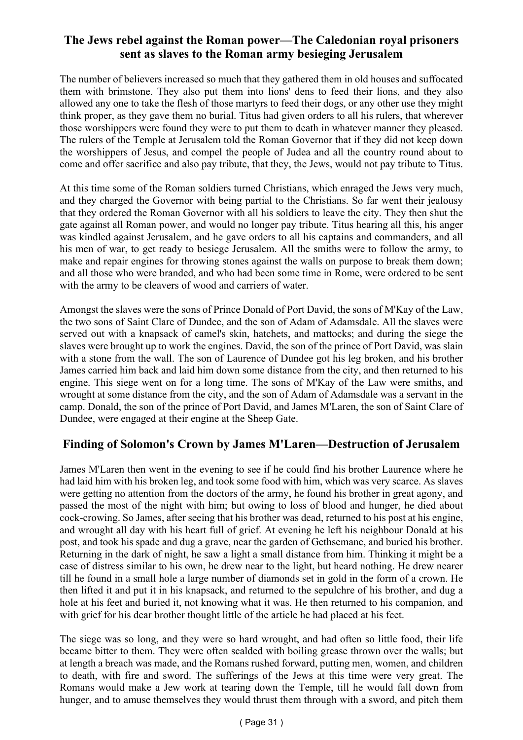## The Jews rebel against the Roman power—The Caledonian royal prisoners sent as slaves to the Roman army besieging Jerusalem

The number of believers increased so much that they gathered them in old houses and suffocated them with brimstone. They also put them into lions' dens to feed their lions, and they also allowed any one to take the flesh of those martyrs to feed their dogs, or any other use they might think proper, as they gave them no burial. Titus had given orders to all his rulers, that wherever those worshippers were found they were to put them to death in whatever manner they pleased. The rulers of the Temple at Jerusalem told the Roman Governor that if they did not keep down the worshippers of Jesus, and compel the people of Judea and all the country round about to come and offer sacrifice and also pay tribute, that they, the Jews, would not pay tribute to Titus.

At this time some of the Roman soldiers turned Christians, which enraged the Jews very much, and they charged the Governor with being partial to the Christians. So far went their jealousy that they ordered the Roman Governor with all his soldiers to leave the city. They then shut the gate against all Roman power, and would no longer pay tribute. Titus hearing all this, his anger was kindled against Jerusalem, and he gave orders to all his captains and commanders, and all his men of war, to get ready to besiege Jerusalem. All the smiths were to follow the army, to make and repair engines for throwing stones against the walls on purpose to break them down; and all those who were branded, and who had been some time in Rome, were ordered to be sent with the army to be cleavers of wood and carriers of water.

Amongst the slaves were the sons of Prince Donald of Port David, the sons of M'Kay of the Law, the two sons of Saint Clare of Dundee, and the son of Adam of Adamsdale. All the slaves were served out with a knapsack of camel's skin, hatchets, and mattocks; and during the siege the slaves were brought up to work the engines. David, the son of the prince of Port David, was slain with a stone from the wall. The son of Laurence of Dundee got his leg broken, and his brother James carried him back and laid him down some distance from the city, and then returned to his engine. This siege went on for a long time. The sons of M'Kay of the Law were smiths, and wrought at some distance from the city, and the son of Adam of Adamsdale was a servant in the camp. Donald, the son of the prince of Port David, and James M'Laren, the son of Saint Clare of Dundee, were engaged at their engine at the Sheep Gate.

## Finding of Solomon's Crown by James M'Laren—Destruction of Jerusalem

James M'Laren then went in the evening to see if he could find his brother Laurence where he had laid him with his broken leg, and took some food with him, which was very scarce. As slaves were getting no attention from the doctors of the army, he found his brother in great agony, and passed the most of the night with him; but owing to loss of blood and hunger, he died about cock-crowing. So James, after seeing that his brother was dead, returned to his post at his engine, and wrought all day with his heart full of grief. At evening he left his neighbour Donald at his post, and took his spade and dug a grave, near the garden of Gethsemane, and buried his brother. Returning in the dark of night, he saw a light a small distance from him. Thinking it might be a case of distress similar to his own, he drew near to the light, but heard nothing. He drew nearer till he found in a small hole a large number of diamonds set in gold in the form of a crown. He then lifted it and put it in his knapsack, and returned to the sepulchre of his brother, and dug a hole at his feet and buried it, not knowing what it was. He then returned to his companion, and with grief for his dear brother thought little of the article he had placed at his feet.

The siege was so long, and they were so hard wrought, and had often so little food, their life became bitter to them. They were often scalded with boiling grease thrown over the walls; but at length a breach was made, and the Romans rushed forward, putting men, women, and children to death, with fire and sword. The sufferings of the Jews at this time were very great. The Romans would make a Jew work at tearing down the Temple, till he would fall down from hunger, and to amuse themselves they would thrust them through with a sword, and pitch them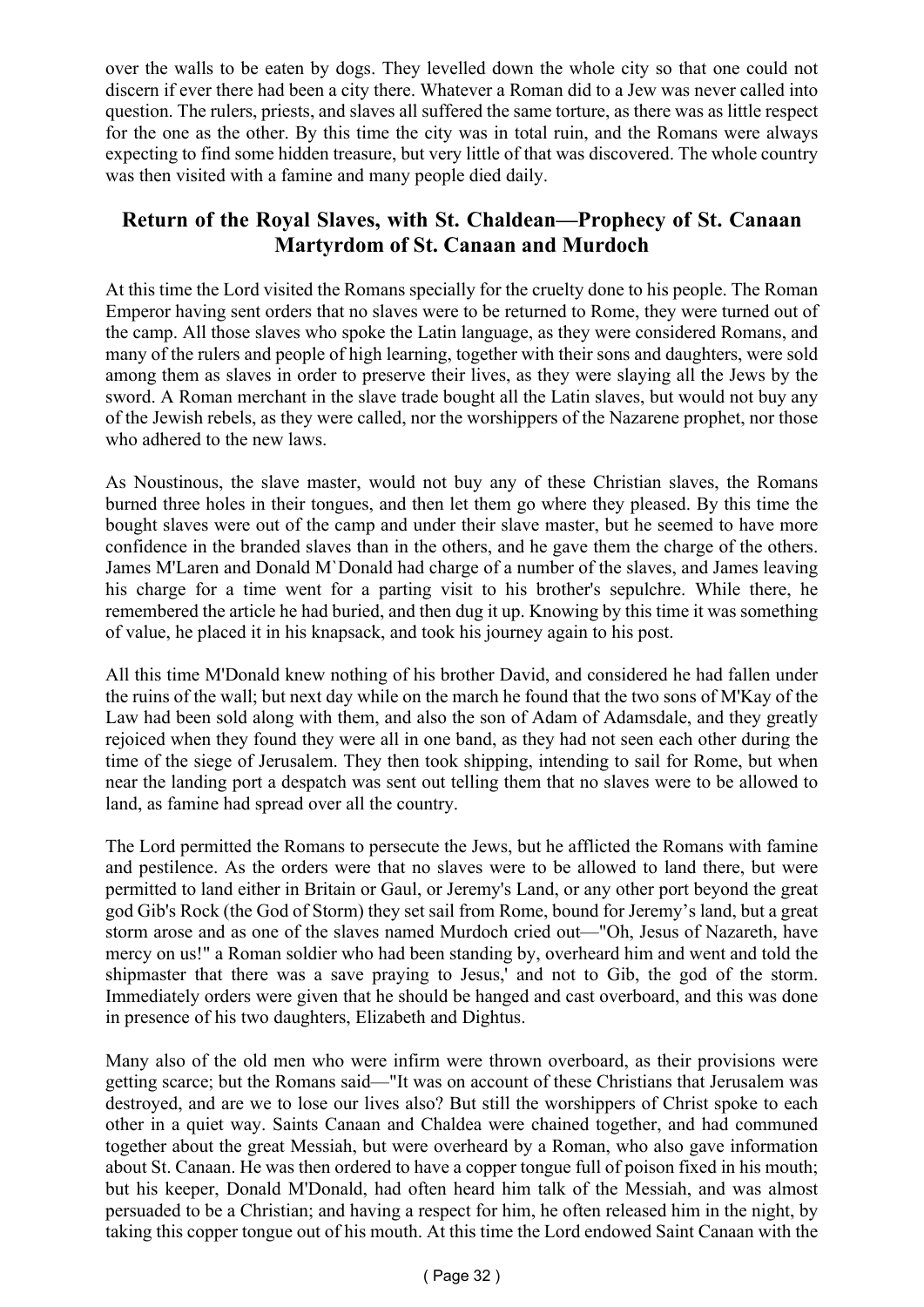over the walls to be eaten by dogs. They levelled down the whole city so that one could not discern if ever there had been a city there. Whatever a Roman did to a Jew was never called into question. The rulers, priests, and slaves all suffered the same torture, as there was as little respect for the one as the other. By this time the city was in total ruin, and the Romans were always expecting to find some hidden treasure, but very little of that was discovered. The whole country was then visited with a famine and many people died daily.

## Return of the Royal Slaves, with St. Chaldean—Prophecy of St. Canaan Martyrdom of St. Canaan and Murdoch

At this time the Lord visited the Romans specially for the cruelty done to his people. The Roman Emperor having sent orders that no slaves were to be returned to Rome, they were turned out of the camp. All those slaves who spoke the Latin language, as they were considered Romans, and many of the rulers and people of high learning, together with their sons and daughters, were sold among them as slaves in order to preserve their lives, as they were slaying all the Jews by the sword. A Roman merchant in the slave trade bought all the Latin slaves, but would not buy any of the Jewish rebels, as they were called, nor the worshippers of the Nazarene prophet, nor those who adhered to the new laws.

As Noustinous, the slave master, would not buy any of these Christian slaves, the Romans burned three holes in their tongues, and then let them go where they pleased. By this time the bought slaves were out of the camp and under their slave master, but he seemed to have more confidence in the branded slaves than in the others, and he gave them the charge of the others. James M'Laren and Donald M`Donald had charge of a number of the slaves, and James leaving his charge for a time went for a parting visit to his brother's sepulchre. While there, he remembered the article he had buried, and then dug it up. Knowing by this time it was something of value, he placed it in his knapsack, and took his journey again to his post.

All this time M'Donald knew nothing of his brother David, and considered he had fallen under the ruins of the wall; but next day while on the march he found that the two sons of M'Kay of the Law had been sold along with them, and also the son of Adam of Adamsdale, and they greatly rejoiced when they found they were all in one band, as they had not seen each other during the time of the siege of Jerusalem. They then took shipping, intending to sail for Rome, but when near the landing port a despatch was sent out telling them that no slaves were to be allowed to land, as famine had spread over all the country.

The Lord permitted the Romans to persecute the Jews, but he afflicted the Romans with famine and pestilence. As the orders were that no slaves were to be allowed to land there, but were permitted to land either in Britain or Gaul, or Jeremy's Land, or any other port beyond the great god Gib's Rock (the God of Storm) they set sail from Rome, bound for Jeremy's land, but a great storm arose and as one of the slaves named Murdoch cried out—"Oh, Jesus of Nazareth, have mercy on us!" a Roman soldier who had been standing by, overheard him and went and told the shipmaster that there was a save praying to Jesus,' and not to Gib, the god of the storm. Immediately orders were given that he should be hanged and cast overboard, and this was done in presence of his two daughters, Elizabeth and Dightus.

Many also of the old men who were infirm were thrown overboard, as their provisions were getting scarce; but the Romans said—"It was on account of these Christians that Jerusalem was destroyed, and are we to lose our lives also? But still the worshippers of Christ spoke to each other in a quiet way. Saints Canaan and Chaldea were chained together, and had communed together about the great Messiah, but were overheard by a Roman, who also gave information about St. Canaan. He was then ordered to have a copper tongue full of poison fixed in his mouth; but his keeper, Donald M'Donald, had often heard him talk of the Messiah, and was almost persuaded to be a Christian; and having a respect for him, he often released him in the night, by taking this copper tongue out of his mouth. At this time the Lord endowed Saint Canaan with the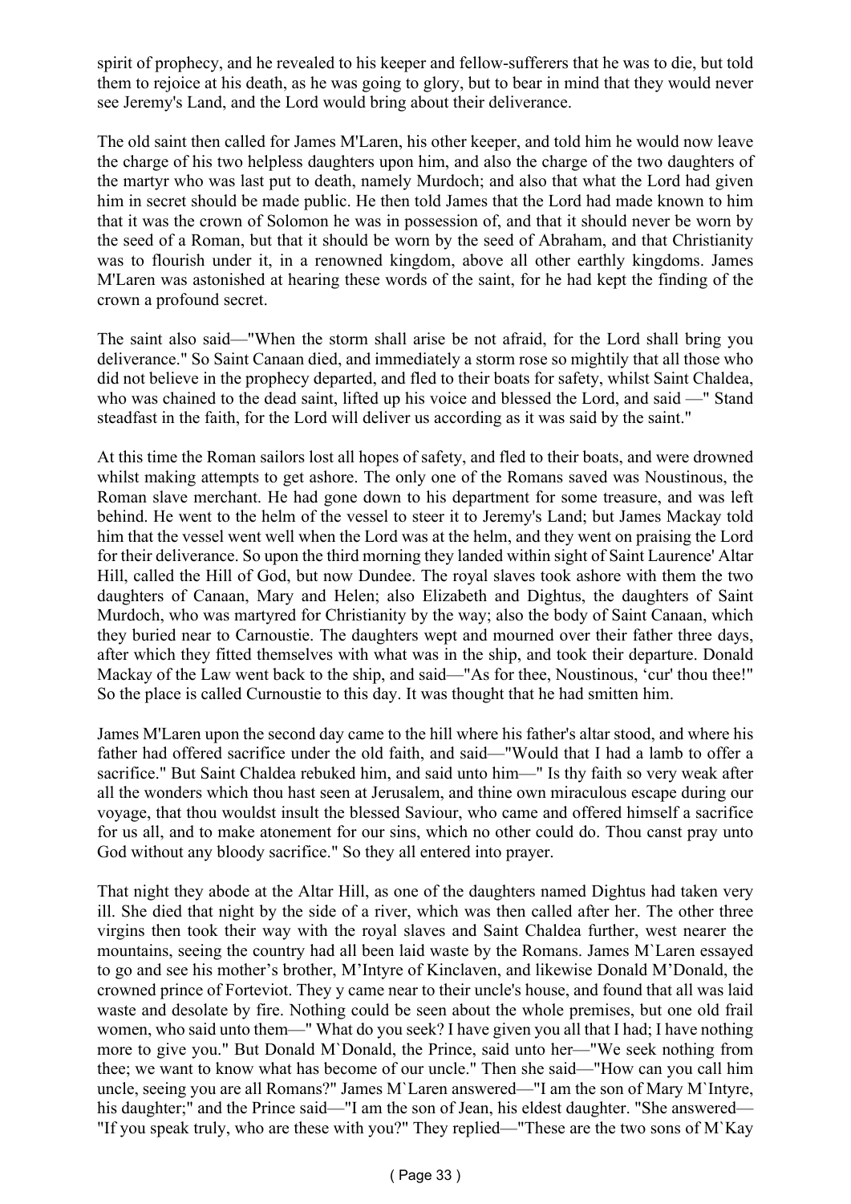spirit of prophecy, and he revealed to his keeper and fellow-sufferers that he was to die, but told them to rejoice at his death, as he was going to glory, but to bear in mind that they would never see Jeremy's Land, and the Lord would bring about their deliverance.

The old saint then called for James M'Laren, his other keeper, and told him he would now leave the charge of his two helpless daughters upon him, and also the charge of the two daughters of the martyr who was last put to death, namely Murdoch; and also that what the Lord had given him in secret should be made public. He then told James that the Lord had made known to him that it was the crown of Solomon he was in possession of, and that it should never be worn by the seed of a Roman, but that it should be worn by the seed of Abraham, and that Christianity was to flourish under it, in a renowned kingdom, above all other earthly kingdoms. James M'Laren was astonished at hearing these words of the saint, for he had kept the finding of the crown a profound secret.

The saint also said—"When the storm shall arise be not afraid, for the Lord shall bring you deliverance." So Saint Canaan died, and immediately a storm rose so mightily that all those who did not believe in the prophecy departed, and fled to their boats for safety, whilst Saint Chaldea, who was chained to the dead saint, lifted up his voice and blessed the Lord, and said —" Stand steadfast in the faith, for the Lord will deliver us according as it was said by the saint."

At this time the Roman sailors lost all hopes of safety, and fled to their boats, and were drowned whilst making attempts to get ashore. The only one of the Romans saved was Noustinous, the Roman slave merchant. He had gone down to his department for some treasure, and was left behind. He went to the helm of the vessel to steer it to Jeremy's Land; but James Mackay told him that the vessel went well when the Lord was at the helm, and they went on praising the Lord for their deliverance. So upon the third morning they landed within sight of Saint Laurence' Altar Hill, called the Hill of God, but now Dundee. The royal slaves took ashore with them the two daughters of Canaan, Mary and Helen; also Elizabeth and Dightus, the daughters of Saint Murdoch, who was martyred for Christianity by the way; also the body of Saint Canaan, which they buried near to Carnoustie. The daughters wept and mourned over their father three days, after which they fitted themselves with what was in the ship, and took their departure. Donald Mackay of the Law went back to the ship, and said—"As for thee, Noustinous, 'cur' thou thee!" So the place is called Curnoustie to this day. It was thought that he had smitten him.

James M'Laren upon the second day came to the hill where his father's altar stood, and where his father had offered sacrifice under the old faith, and said—"Would that I had a lamb to offer a sacrifice." But Saint Chaldea rebuked him, and said unto him—" Is thy faith so very weak after all the wonders which thou hast seen at Jerusalem, and thine own miraculous escape during our voyage, that thou wouldst insult the blessed Saviour, who came and offered himself a sacrifice for us all, and to make atonement for our sins, which no other could do. Thou canst pray unto God without any bloody sacrifice." So they all entered into prayer.

That night they abode at the Altar Hill, as one of the daughters named Dightus had taken very ill. She died that night by the side of a river, which was then called after her. The other three virgins then took their way with the royal slaves and Saint Chaldea further, west nearer the mountains, seeing the country had all been laid waste by the Romans. James M`Laren essayed to go and see his mother's brother, M'Intyre of Kinclaven, and likewise Donald M'Donald, the crowned prince of Forteviot. They y came near to their uncle's house, and found that all was laid waste and desolate by fire. Nothing could be seen about the whole premises, but one old frail women, who said unto them—" What do you seek? I have given you all that I had; I have nothing more to give you." But Donald M`Donald, the Prince, said unto her—"We seek nothing from thee; we want to know what has become of our uncle." Then she said—"How can you call him uncle, seeing you are all Romans?" James M`Laren answered—"I am the son of Mary M`Intyre, his daughter;" and the Prince said—"I am the son of Jean, his eldest daughter. "She answered—"If you speak truly, who are these with you?" They replied—"These are the two sons of M`Kay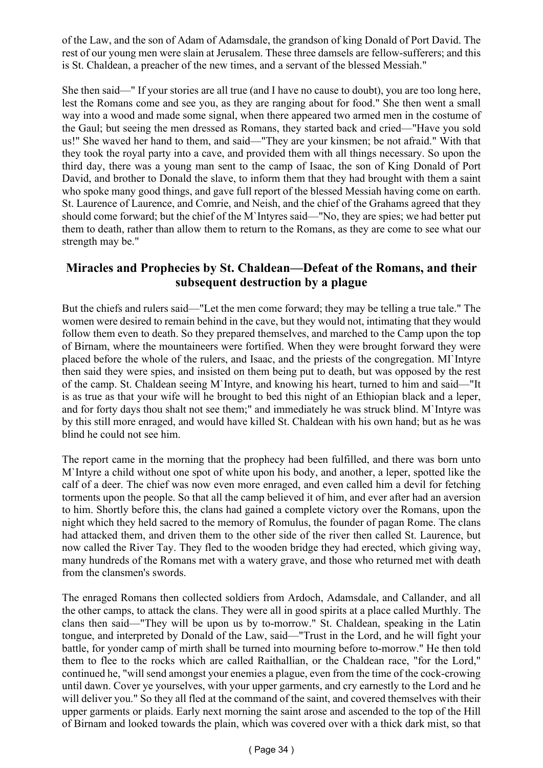of the Law, and the son of Adam of Adamsdale, the grandson of king Donald of Port David. The rest of our young men were slain at Jerusalem. These three damsels are fellow-sufferers; and this is St. Chaldean, a preacher of the new times, and a servant of the blessed Messiah."

She then said—" If your stories are all true (and I have no cause to doubt), you are too long here, lest the Romans come and see you, as they are ranging about for food." She then went a small way into a wood and made some signal, when there appeared two armed men in the costume of the Gaul; but seeing the men dressed as Romans, they started back and cried—"Have you sold us!" She waved her hand to them, and said—"They are your kinsmen; be not afraid." With that they took the royal party into a cave, and provided them with all things necessary. So upon the third day, there was a young man sent to the camp of Isaac, the son of King Donald of Port David, and brother to Donald the slave, to inform them that they had brought with them a saint who spoke many good things, and gave full report of the blessed Messiah having come on earth. St. Laurence of Laurence, and Comrie, and Neish, and the chief of the Grahams agreed that they should come forward; but the chief of the M`Intyres said—"No, they are spies; we had better put them to death, rather than allow them to return to the Romans, as they are come to see what our strength may be."

## Miracles and Prophecies by St. Chaldean—Defeat of the Romans, and their subsequent destruction by a plague

But the chiefs and rulers said—"Let the men come forward; they may be telling a true tale." The women were desired to remain behind in the cave, but they would not, intimating that they would follow them even to death. So they prepared themselves, and marched to the Camp upon the top of Birnam, where the mountaineers were fortified. When they were brought forward they were placed before the whole of the rulers, and Isaac, and the priests of the congregation. MI`Intyre then said they were spies, and insisted on them being put to death, but was opposed by the rest of the camp. St. Chaldean seeing M`Intyre, and knowing his heart, turned to him and said—"It is as true as that your wife will he brought to bed this night of an Ethiopian black and a leper, and for forty days thou shalt not see them;" and immediately he was struck blind. M`Intyre was by this still more enraged, and would have killed St. Chaldean with his own hand; but as he was blind he could not see him.

The report came in the morning that the prophecy had been fulfilled, and there was born unto M`Intyre a child without one spot of white upon his body, and another, a leper, spotted like the calf of a deer. The chief was now even more enraged, and even called him a devil for fetching torments upon the people. So that all the camp believed it of him, and ever after had an aversion to him. Shortly before this, the clans had gained a complete victory over the Romans, upon the night which they held sacred to the memory of Romulus, the founder of pagan Rome. The clans had attacked them, and driven them to the other side of the river then called St. Laurence, but now called the River Tay. They fled to the wooden bridge they had erected, which giving way, many hundreds of the Romans met with a watery grave, and those who returned met with death from the clansmen's swords.

The enraged Romans then collected soldiers from Ardoch, Adamsdale, and Callander, and all the other camps, to attack the clans. They were all in good spirits at a place called Murthly. The clans then said—"They will be upon us by to-morrow." St. Chaldean, speaking in the Latin tongue, and interpreted by Donald of the Law, said—"Trust in the Lord, and he will fight your battle, for yonder camp of mirth shall be turned into mourning before to-morrow." He then told them to flee to the rocks which are called Raithallian, or the Chaldean race, "for the Lord," continued he, "will send amongst your enemies a plague, even from the time of the cock-crowing until dawn. Cover ye yourselves, with your upper garments, and cry earnestly to the Lord and he will deliver you." So they all fled at the command of the saint, and covered themselves with their upper garments or plaids. Early next morning the saint arose and ascended to the top of the Hill of Birnam and looked towards the plain, which was covered over with a thick dark mist, so that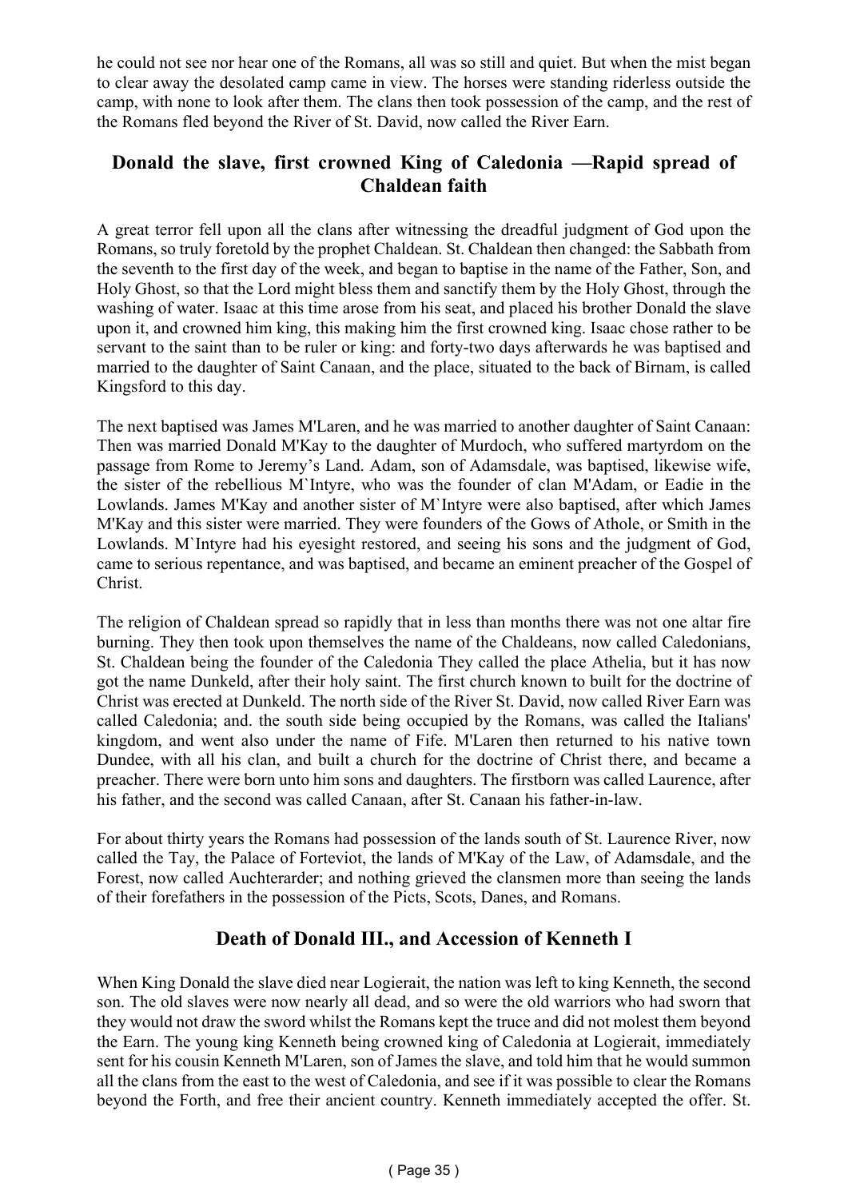he could not see nor hear one of the Romans, all was so still and quiet. But when the mist began to clear away the desolated camp came in view. The horses were standing riderless outside the camp, with none to look after them. The clans then took possession of the camp, and the rest of the Romans fled beyond the River of St. David, now called the River Earn.

## Donald the slave, first crowned King of Caledonia —Rapid spread of Chaldean faith

A great terror fell upon all the clans after witnessing the dreadful judgment of God upon the Romans, so truly foretold by the prophet Chaldean. St. Chaldean then changed: the Sabbath from the seventh to the first day of the week, and began to baptise in the name of the Father, Son, and Holy Ghost, so that the Lord might bless them and sanctify them by the Holy Ghost, through the washing of water. Isaac at this time arose from his seat, and placed his brother Donald the slave upon it, and crowned him king, this making him the first crowned king. Isaac chose rather to be servant to the saint than to be ruler or king: and forty-two days afterwards he was baptised and married to the daughter of Saint Canaan, and the place, situated to the back of Birnam, is called Kingsford to this day.

The next baptised was James M'Laren, and he was married to another daughter of Saint Canaan: Then was married Donald M'Kay to the daughter of Murdoch, who suffered martyrdom on the passage from Rome to Jeremy's Land. Adam, son of Adamsdale, was baptised, likewise wife, the sister of the rebellious M`Intyre, who was the founder of clan M'Adam, or Eadie in the Lowlands. James M'Kay and another sister of M`Intyre were also baptised, after which James M'Kay and this sister were married. They were founders of the Gows of Athole, or Smith in the Lowlands. M`Intyre had his eyesight restored, and seeing his sons and the judgment of God, came to serious repentance, and was baptised, and became an eminent preacher of the Gospel of Christ.

The religion of Chaldean spread so rapidly that in less than months there was not one altar fire burning. They then took upon themselves the name of the Chaldeans, now called Caledonians, St. Chaldean being the founder of the Caledonia They called the place Athelia, but it has now got the name Dunkeld, after their holy saint. The first church known to built for the doctrine of Christ was erected at Dunkeld. The north side of the River St. David, now called River Earn was called Caledonia; and. the south side being occupied by the Romans, was called the Italians' kingdom, and went also under the name of Fife. M'Laren then returned to his native town Dundee, with all his clan, and built a church for the doctrine of Christ there, and became a preacher. There were born unto him sons and daughters. The firstborn was called Laurence, after his father, and the second was called Canaan, after St. Canaan his father-in-law.

For about thirty years the Romans had possession of the lands south of St. Laurence River, now called the Tay, the Palace of Forteviot, the lands of M'Kay of the Law, of Adamsdale, and the Forest, now called Auchterarder; and nothing grieved the clansmen more than seeing the lands of their forefathers in the possession of the Picts, Scots, Danes, and Romans.

## Death of Donald III., and Accession of Kenneth I

When King Donald the slave died near Logierait, the nation was left to king Kenneth, the second son. The old slaves were now nearly all dead, and so were the old warriors who had sworn that they would not draw the sword whilst the Romans kept the truce and did not molest them beyond the Earn. The young king Kenneth being crowned king of Caledonia at Logierait, immediately sent for his cousin Kenneth M'Laren, son of James the slave, and told him that he would summon all the clans from the east to the west of Caledonia, and see if it was possible to clear the Romans beyond the Forth, and free their ancient country. Kenneth immediately accepted the offer. St.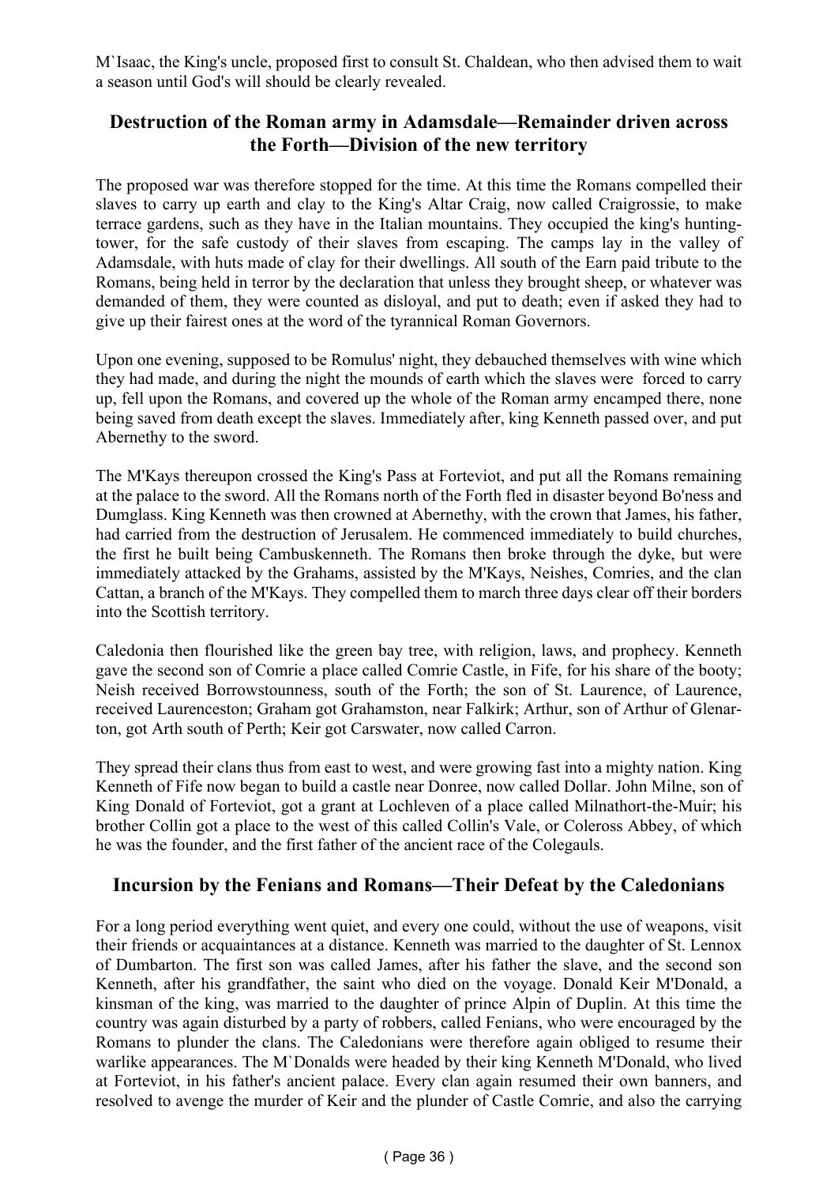M`Isaac, the King's uncle, proposed first to consult St. Chaldean, who then advised them to wait a season until God's will should be clearly revealed.

## Destruction of the Roman army in Adamsdale—Remainder driven across the Forth—Division of the new territory

The proposed war was therefore stopped for the time. At this time the Romans compelled their slaves to carry up earth and clay to the King's Altar Craig, now called Craigrossie, to make terrace gardens, such as they have in the Italian mountains. They occupied the king's hunting-tower, for the safe custody of their slaves from escaping. The camps lay in the valley of Adamsdale, with huts made of clay for their dwellings. All south of the Earn paid tribute to the Romans, being held in terror by the declaration that unless they brought sheep, or whatever was demanded of them, they were counted as disloyal, and put to death; even if asked they had to give up their fairest ones at the word of the tyrannical Roman Governors.

Upon one evening, supposed to be Romulus' night, they debauched themselves with wine which they had made, and during the night the mounds of earth which the slaves were forced to carry up, fell upon the Romans, and covered up the whole of the Roman army encamped there, none being saved from death except the slaves. Immediately after, king Kenneth passed over, and put Abernethy to the sword.

The M'Kays thereupon crossed the King's Pass at Forteviot, and put all the Romans remaining at the palace to the sword. All the Romans north of the Forth fled in disaster beyond Bo'ness and Dumglass. King Kenneth was then crowned at Abernethy, with the crown that James, his father, had carried from the destruction of Jerusalem. He commenced immediately to build churches, the first he built being Cambuskenneth. The Romans then broke through the dyke, but were immediately attacked by the Grahams, assisted by the M'Kays, Neishes, Comries, and the clan Cattan, a branch of the M'Kays. They compelled them to march three days clear off their borders into the Scottish territory.

Caledonia then flourished like the green bay tree, with religion, laws, and prophecy. Kenneth gave the second son of Comrie a place called Comrie Castle, in Fife, for his share of the booty; Neish received Borrowstounness, south of the Forth; the son of St. Laurence, of Laurence, received Laurenceston; Graham got Grahamston, near Falkirk; Arthur, son of Arthur of Glenarton, got Arth south of Perth; Keir got Carswater, now called Carron.

They spread their clans thus from east to west, and were growing fast into a mighty nation. King Kenneth of Fife now began to build a castle near Donree, now called Dollar. John Milne, son of King Donald of Forteviot, got a grant at Lochleven of a place called Milnathort-the-Muir; his brother Collin got a place to the west of this called Collin's Vale, or Coleross Abbey, of which he was the founder, and the first father of the ancient race of the Colegauls.

## Incursion by the Fenians and Romans—Their Defeat by the Caledonians

For a long period everything went quiet, and every one could, without the use of weapons, visit their friends or acquaintances at a distance. Kenneth was married to the daughter of St. Lennox of Dumbarton. The first son was called James, after his father the slave, and the second son Kenneth, after his grandfather, the saint who died on the voyage. Donald Keir M'Donald, a kinsman of the king, was married to the daughter of prince Alpin of Duplin. At this time the country was again disturbed by a party of robbers, called Fenians, who were encouraged by the Romans to plunder the clans. The Caledonians were therefore again obliged to resume their warlike appearances. The M`Donalds were headed by their king Kenneth M'Donald, who lived at Forteviot, in his father's ancient palace. Every clan again resumed their own banners, and resolved to avenge the murder of Keir and the plunder of Castle Comrie, and also the carrying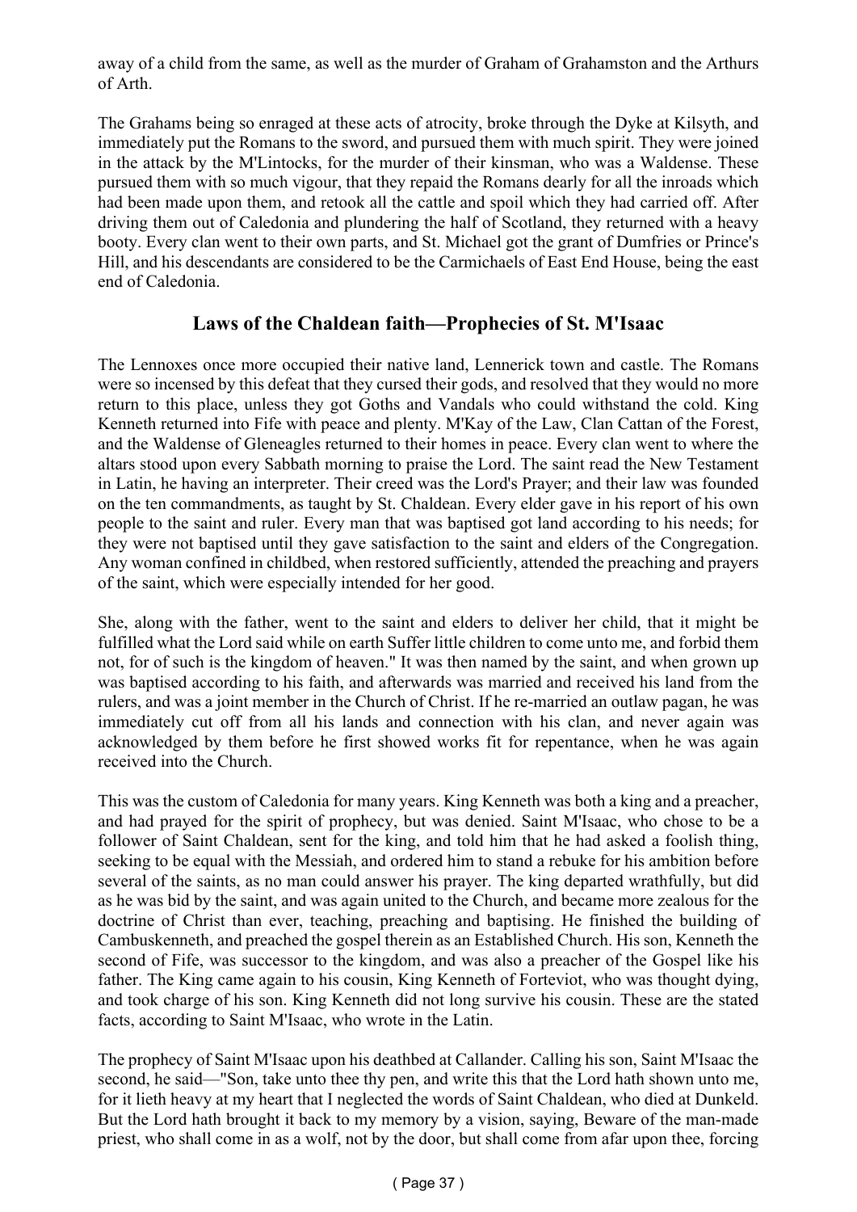away of a child from the same, as well as the murder of Graham of Grahamston and the Arthurs of Arth.

The Grahams being so enraged at these acts of atrocity, broke through the Dyke at Kilsyth, and immediately put the Romans to the sword, and pursued them with much spirit. They were joined in the attack by the M'Lintocks, for the murder of their kinsman, who was a Waldense. These pursued them with so much vigour, that they repaid the Romans dearly for all the inroads which had been made upon them, and retook all the cattle and spoil which they had carried off. After driving them out of Caledonia and plundering the half of Scotland, they returned with a heavy booty. Every clan went to their own parts, and St. Michael got the grant of Dumfries or Prince's Hill, and his descendants are considered to be the Carmichaels of East End House, being the east end of Caledonia.

## Laws of the Chaldean faith—Prophecies of St. M'Isaac

The Lennoxes once more occupied their native land, Lennerick town and castle. The Romans were so incensed by this defeat that they cursed their gods, and resolved that they would no more return to this place, unless they got Goths and Vandals who could withstand the cold. King Kenneth returned into Fife with peace and plenty. M'Kay of the Law, Clan Cattan of the Forest, and the Waldense of Gleneagles returned to their homes in peace. Every clan went to where the altars stood upon every Sabbath morning to praise the Lord. The saint read the New Testament in Latin, he having an interpreter. Their creed was the Lord's Prayer; and their law was founded on the ten commandments, as taught by St. Chaldean. Every elder gave in his report of his own people to the saint and ruler. Every man that was baptised got land according to his needs; for they were not baptised until they gave satisfaction to the saint and elders of the Congregation. Any woman confined in childbed, when restored sufficiently, attended the preaching and prayers of the saint, which were especially intended for her good.

She, along with the father, went to the saint and elders to deliver her child, that it might be fulfilled what the Lord said while on earth Suffer little children to come unto me, and forbid them not, for of such is the kingdom of heaven." It was then named by the saint, and when grown up was baptised according to his faith, and afterwards was married and received his land from the rulers, and was a joint member in the Church of Christ. If he re-married an outlaw pagan, he was immediately cut off from all his lands and connection with his clan, and never again was acknowledged by them before he first showed works fit for repentance, when he was again received into the Church.

This was the custom of Caledonia for many years. King Kenneth was both a king and a preacher, and had prayed for the spirit of prophecy, but was denied. Saint M'Isaac, who chose to be a follower of Saint Chaldean, sent for the king, and told him that he had asked a foolish thing, seeking to be equal with the Messiah, and ordered him to stand a rebuke for his ambition before several of the saints, as no man could answer his prayer. The king departed wrathfully, but did as he was bid by the saint, and was again united to the Church, and became more zealous for the doctrine of Christ than ever, teaching, preaching and baptising. He finished the building of Cambuskenneth, and preached the gospel therein as an Established Church. His son, Kenneth the second of Fife, was successor to the kingdom, and was also a preacher of the Gospel like his father. The King came again to his cousin, King Kenneth of Forteviot, who was thought dying, and took charge of his son. King Kenneth did not long survive his cousin. These are the stated facts, according to Saint M'Isaac, who wrote in the Latin.

The prophecy of Saint M'Isaac upon his deathbed at Callander. Calling his son, Saint M'Isaac the second, he said—"Son, take unto thee thy pen, and write this that the Lord hath shown unto me, for it lieth heavy at my heart that I neglected the words of Saint Chaldean, who died at Dunkeld. But the Lord hath brought it back to my memory by a vision, saying, Beware of the man-made priest, who shall come in as a wolf, not by the door, but shall come from afar upon thee, forcing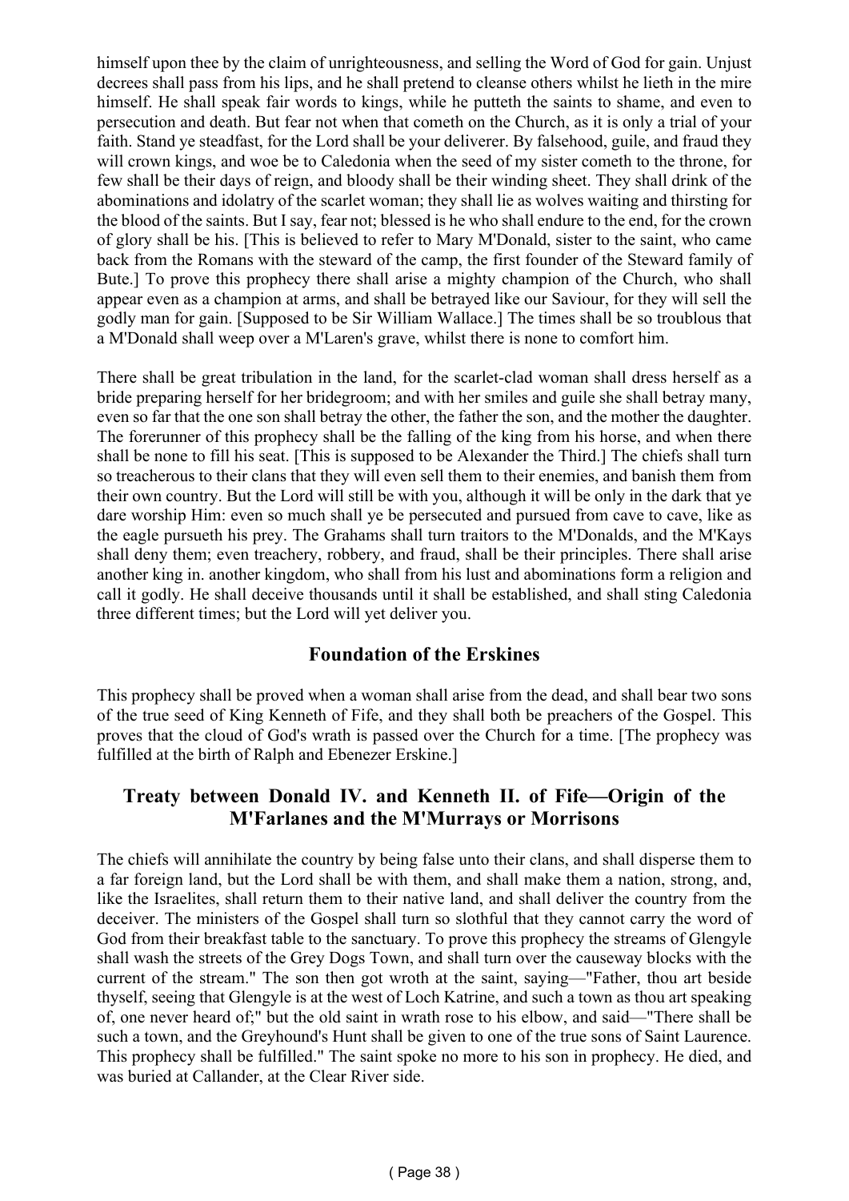himself upon thee by the claim of unrighteousness, and selling the Word of God for gain. Unjust decrees shall pass from his lips, and he shall pretend to cleanse others whilst he lieth in the mire himself. He shall speak fair words to kings, while he putteth the saints to shame, and even to persecution and death. But fear not when that cometh on the Church, as it is only a trial of your faith. Stand ye steadfast, for the Lord shall be your deliverer. By falsehood, guile, and fraud they will crown kings, and woe be to Caledonia when the seed of my sister cometh to the throne, for few shall be their days of reign, and bloody shall be their winding sheet. They shall drink of the abominations and idolatry of the scarlet woman; they shall lie as wolves waiting and thirsting for the blood of the saints. But I say, fear not; blessed is he who shall endure to the end, for the crown of glory shall be his. [This is believed to refer to Mary M'Donald, sister to the saint, who came back from the Romans with the steward of the camp, the first founder of the Steward family of Bute.] To prove this prophecy there shall arise a mighty champion of the Church, who shall appear even as a champion at arms, and shall be betrayed like our Saviour, for they will sell the godly man for gain. [Supposed to be Sir William Wallace.] The times shall be so troublous that a M'Donald shall weep over a M'Laren's grave, whilst there is none to comfort him.

There shall be great tribulation in the land, for the scarlet-clad woman shall dress herself as a bride preparing herself for her bridegroom; and with her smiles and guile she shall betray many, even so far that the one son shall betray the other, the father the son, and the mother the daughter. The forerunner of this prophecy shall be the falling of the king from his horse, and when there shall be none to fill his seat. [This is supposed to be Alexander the Third.] The chiefs shall turn so treacherous to their clans that they will even sell them to their enemies, and banish them from their own country. But the Lord will still be with you, although it will be only in the dark that ye dare worship Him: even so much shall ye be persecuted and pursued from cave to cave, like as the eagle pursueth his prey. The Grahams shall turn traitors to the M'Donalds, and the M'Kays shall deny them; even treachery, robbery, and fraud, shall be their principles. There shall arise another king in. another kingdom, who shall from his lust and abominations form a religion and call it godly. He shall deceive thousands until it shall be established, and shall sting Caledonia three different times; but the Lord will yet deliver you.

## Foundation of the Erskines

This prophecy shall be proved when a woman shall arise from the dead, and shall bear two sons of the true seed of King Kenneth of Fife, and they shall both be preachers of the Gospel. This proves that the cloud of God's wrath is passed over the Church for a time. [The prophecy was fulfilled at the birth of Ralph and Ebenezer Erskine.]

## Treaty between Donald IV. and Kenneth II. of Fife—Origin of the M'Farlanes and the M'Murrays or Morrisons

The chiefs will annihilate the country by being false unto their clans, and shall disperse them to a far foreign land, but the Lord shall be with them, and shall make them a nation, strong, and, like the Israelites, shall return them to their native land, and shall deliver the country from the deceiver. The ministers of the Gospel shall turn so slothful that they cannot carry the word of God from their breakfast table to the sanctuary. To prove this prophecy the streams of Glengyle shall wash the streets of the Grey Dogs Town, and shall turn over the causeway blocks with the current of the stream." The son then got wroth at the saint, saying—"Father, thou art beside thyself, seeing that Glengyle is at the west of Loch Katrine, and such a town as thou art speaking of, one never heard of;" but the old saint in wrath rose to his elbow, and said—"There shall be such a town, and the Greyhound's Hunt shall be given to one of the true sons of Saint Laurence. This prophecy shall be fulfilled." The saint spoke no more to his son in prophecy. He died, and was buried at Callander, at the Clear River side.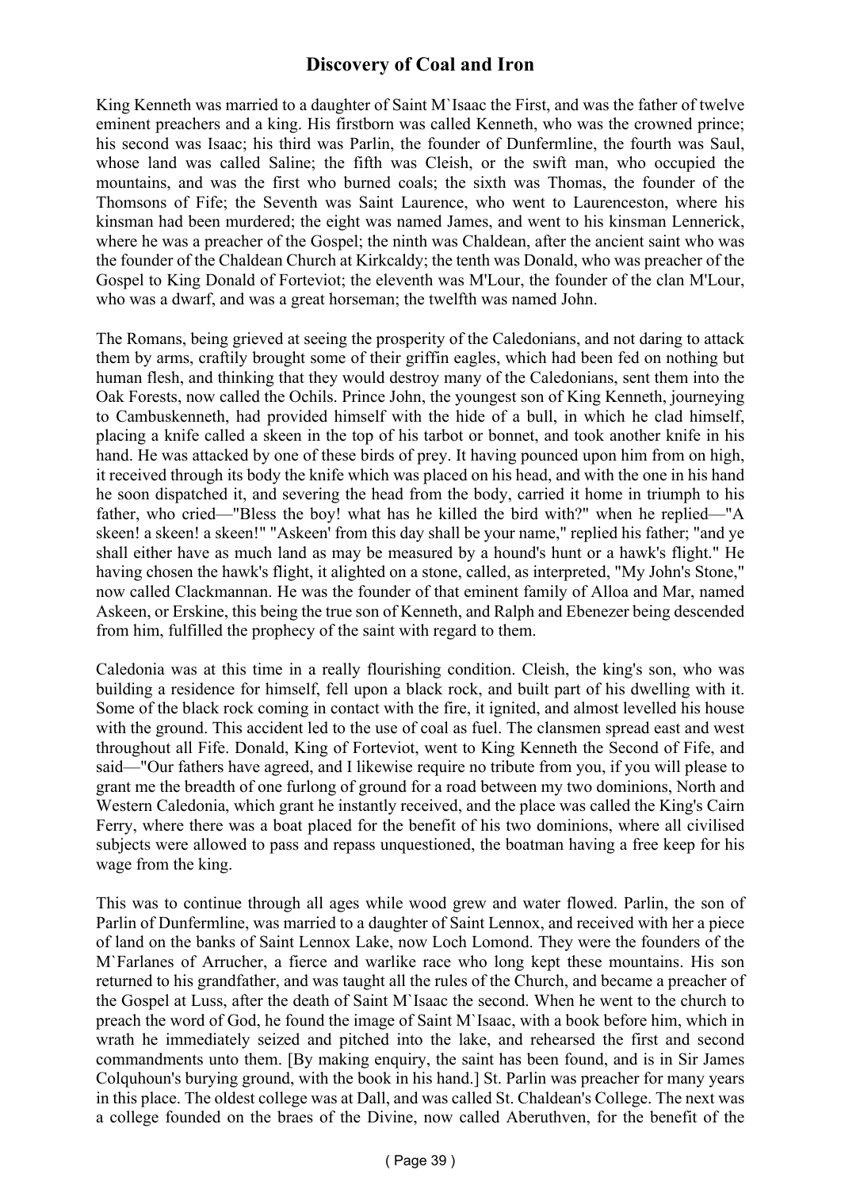## Discovery of Coal and Iron

King Kenneth was married to a daughter of Saint M`Isaac the First, and was the father of twelve eminent preachers and a king. His firstborn was called Kenneth, who was the crowned prince; his second was Isaac; his third was Parlin, the founder of Dunfermline, the fourth was Saul, whose land was called Saline; the fifth was Cleish, or the swift man, who occupied the mountains, and was the first who burned coals; the sixth was Thomas, the founder of the Thomsons of Fife; the Seventh was Saint Laurence, who went to Laurenceston, where his kinsman had been murdered; the eight was named James, and went to his kinsman Lennerick, where he was a preacher of the Gospel; the ninth was Chaldean, after the ancient saint who was the founder of the Chaldean Church at Kirkcaldy; the tenth was Donald, who was preacher of the Gospel to King Donald of Forteviot; the eleventh was M'Lour, the founder of the clan M'Lour, who was a dwarf, and was a great horseman; the twelfth was named John.

The Romans, being grieved at seeing the prosperity of the Caledonians, and not daring to attack them by arms, craftily brought some of their griffin eagles, which had been fed on nothing but human flesh, and thinking that they would destroy many of the Caledonians, sent them into the Oak Forests, now called the Ochils. Prince John, the youngest son of King Kenneth, journeying to Cambuskenneth, had provided himself with the hide of a bull, in which he clad himself, placing a knife called a skeen in the top of his tarbot or bonnet, and took another knife in his hand. He was attacked by one of these birds of prey. It having pounced upon him from on high, it received through its body the knife which was placed on his head, and with the one in his hand he soon dispatched it, and severing the head from the body, carried it home in triumph to his father, who cried—"Bless the boy! what has he killed the bird with?" when he replied—"A skeen! a skeen! a skeen!" "Askeen' from this day shall be your name," replied his father; "and ye shall either have as much land as may be measured by a hound's hunt or a hawk's flight." He having chosen the hawk's flight, it alighted on a stone, called, as interpreted, "My John's Stone," now called Clackmannan. He was the founder of that eminent family of Alloa and Mar, named Askeen, or Erskine, this being the true son of Kenneth, and Ralph and Ebenezer being descended from him, fulfilled the prophecy of the saint with regard to them.

Caledonia was at this time in a really flourishing condition. Cleish, the king's son, who was building a residence for himself, fell upon a black rock, and built part of his dwelling with it. Some of the black rock coming in contact with the fire, it ignited, and almost levelled his house with the ground. This accident led to the use of coal as fuel. The clansmen spread east and west throughout all Fife. Donald, King of Forteviot, went to King Kenneth the Second of Fife, and said—"Our fathers have agreed, and I likewise require no tribute from you, if you will please to grant me the breadth of one furlong of ground for a road between my two dominions, North and Western Caledonia, which grant he instantly received, and the place was called the King's Cairn Ferry, where there was a boat placed for the benefit of his two dominions, where all civilised subjects were allowed to pass and repass unquestioned, the boatman having a free keep for his wage from the king.

This was to continue through all ages while wood grew and water flowed. Parlin, the son of Parlin of Dunfermline, was married to a daughter of Saint Lennox, and received with her a piece of land on the banks of Saint Lennox Lake, now Loch Lomond. They were the founders of the M`Farlanes of Arrucher, a fierce and warlike race who long kept these mountains. His son returned to his grandfather, and was taught all the rules of the Church, and became a preacher of the Gospel at Luss, after the death of Saint M`Isaac the second. When he went to the church to preach the word of God, he found the image of Saint M`Isaac, with a book before him, which in wrath he immediately seized and pitched into the lake, and rehearsed the first and second commandments unto them. [By making enquiry, the saint has been found, and is in Sir James Colquhoun's burying ground, with the book in his hand.] St. Parlin was preacher for many years in this place. The oldest college was at Dall, and was called St. Chaldean's College. The next was a college founded on the braes of the Divine, now called Aberuthven, for the benefit of the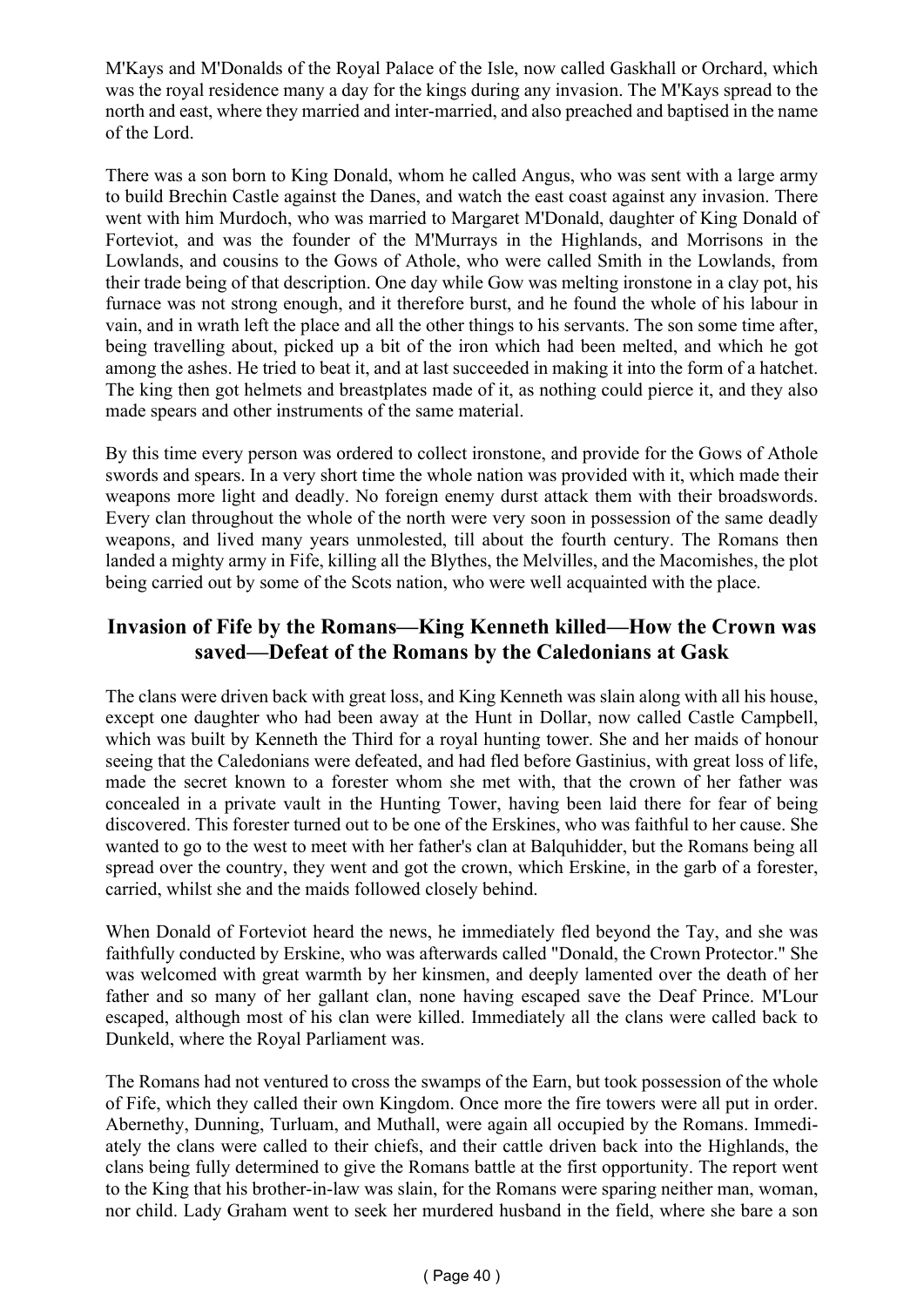M'Kays and M'Donalds of the Royal Palace of the Isle, now called Gaskhall or Orchard, which was the royal residence many a day for the kings during any invasion. The M'Kays spread to the north and east, where they married and inter-married, and also preached and baptised in the name of the Lord.

There was a son born to King Donald, whom he called Angus, who was sent with a large army to build Brechin Castle against the Danes, and watch the east coast against any invasion. There went with him Murdoch, who was married to Margaret M'Donald, daughter of King Donald of Forteviot, and was the founder of the M'Murrays in the Highlands, and Morrisons in the Lowlands, and cousins to the Gows of Athole, who were called Smith in the Lowlands, from their trade being of that description. One day while Gow was melting ironstone in a clay pot, his furnace was not strong enough, and it therefore burst, and he found the whole of his labour in vain, and in wrath left the place and all the other things to his servants. The son some time after, being travelling about, picked up a bit of the iron which had been melted, and which he got among the ashes. He tried to beat it, and at last succeeded in making it into the form of a hatchet. The king then got helmets and breastplates made of it, as nothing could pierce it, and they also made spears and other instruments of the same material.

By this time every person was ordered to collect ironstone, and provide for the Gows of Athole swords and spears. In a very short time the whole nation was provided with it, which made their weapons more light and deadly. No foreign enemy durst attack them with their broadswords. Every clan throughout the whole of the north were very soon in possession of the same deadly weapons, and lived many years unmolested, till about the fourth century. The Romans then landed a mighty army in Fife, killing all the Blythes, the Melvilles, and the Macomishes, the plot being carried out by some of the Scots nation, who were well acquainted with the place.

## Invasion of Fife by the Romans—King Kenneth killed—How the Crown was saved—Defeat of the Romans by the Caledonians at Gask

The clans were driven back with great loss, and King Kenneth was slain along with all his house, except one daughter who had been away at the Hunt in Dollar, now called Castle Campbell, which was built by Kenneth the Third for a royal hunting tower. She and her maids of honour seeing that the Caledonians were defeated, and had fled before Gastinius, with great loss of life, made the secret known to a forester whom she met with, that the crown of her father was concealed in a private vault in the Hunting Tower, having been laid there for fear of being discovered. This forester turned out to be one of the Erskines, who was faithful to her cause. She wanted to go to the west to meet with her father's clan at Balquhidder, but the Romans being all spread over the country, they went and got the crown, which Erskine, in the garb of a forester, carried, whilst she and the maids followed closely behind.

When Donald of Forteviot heard the news, he immediately fled beyond the Tay, and she was faithfully conducted by Erskine, who was afterwards called "Donald, the Crown Protector." She was welcomed with great warmth by her kinsmen, and deeply lamented over the death of her father and so many of her gallant clan, none having escaped save the Deaf Prince. M'Lour escaped, although most of his clan were killed. Immediately all the clans were called back to Dunkeld, where the Royal Parliament was.

The Romans had not ventured to cross the swamps of the Earn, but took possession of the whole of Fife, which they called their own Kingdom. Once more the fire towers were all put in order. Abernethy, Dunning, Turluam, and Muthall, were again all occupied by the Romans. Immediately the clans were called to their chiefs, and their cattle driven back into the Highlands, the clans being fully determined to give the Romans battle at the first opportunity. The report went to the King that his brother-in-law was slain, for the Romans were sparing neither man, woman, nor child. Lady Graham went to seek her murdered husband in the field, where she bare a son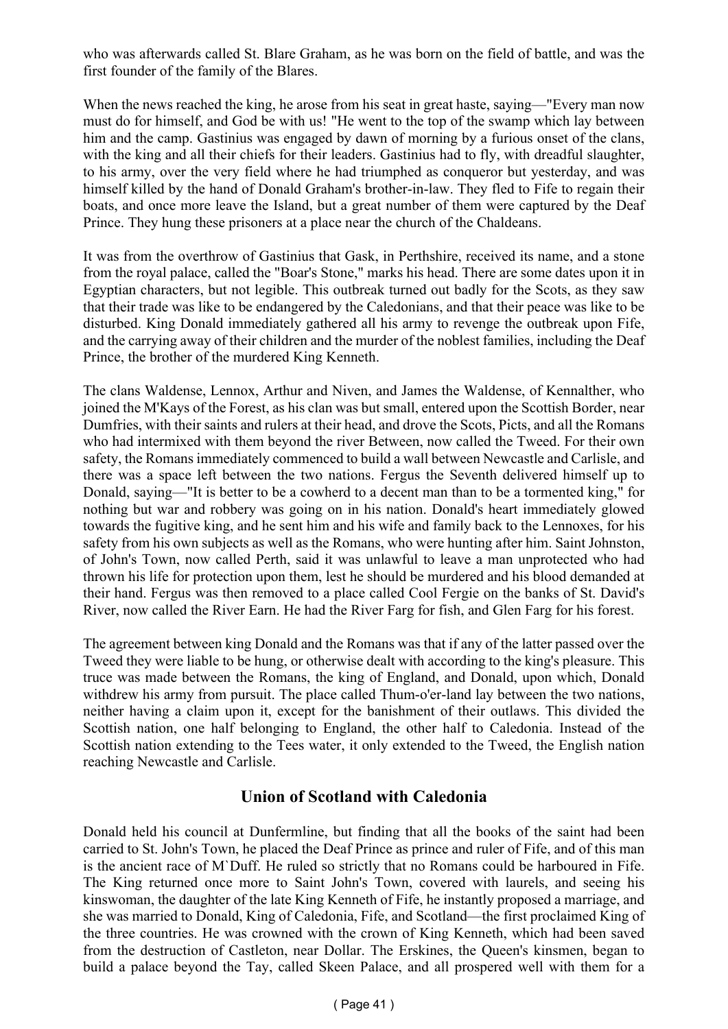who was afterwards called St. Blare Graham, as he was born on the field of battle, and was the first founder of the family of the Blares.

When the news reached the king, he arose from his seat in great haste, saying—"Every man now must do for himself, and God be with us! "He went to the top of the swamp which lay between him and the camp. Gastinius was engaged by dawn of morning by a furious onset of the clans, with the king and all their chiefs for their leaders. Gastinius had to fly, with dreadful slaughter, to his army, over the very field where he had triumphed as conqueror but yesterday, and was himself killed by the hand of Donald Graham's brother-in-law. They fled to Fife to regain their boats, and once more leave the Island, but a great number of them were captured by the Deaf Prince. They hung these prisoners at a place near the church of the Chaldeans.

It was from the overthrow of Gastinius that Gask, in Perthshire, received its name, and a stone from the royal palace, called the "Boar's Stone," marks his head. There are some dates upon it in Egyptian characters, but not legible. This outbreak turned out badly for the Scots, as they saw that their trade was like to be endangered by the Caledonians, and that their peace was like to be disturbed. King Donald immediately gathered all his army to revenge the outbreak upon Fife, and the carrying away of their children and the murder of the noblest families, including the Deaf Prince, the brother of the murdered King Kenneth.

The clans Waldense, Lennox, Arthur and Niven, and James the Waldense, of Kennalther, who joined the M'Kays of the Forest, as his clan was but small, entered upon the Scottish Border, near Dumfries, with their saints and rulers at their head, and drove the Scots, Picts, and all the Romans who had intermixed with them beyond the river Between, now called the Tweed. For their own safety, the Romans immediately commenced to build a wall between Newcastle and Carlisle, and there was a space left between the two nations. Fergus the Seventh delivered himself up to Donald, saying—"It is better to be a cowherd to a decent man than to be a tormented king," for nothing but war and robbery was going on in his nation. Donald's heart immediately glowed towards the fugitive king, and he sent him and his wife and family back to the Lennoxes, for his safety from his own subjects as well as the Romans, who were hunting after him. Saint Johnston, of John's Town, now called Perth, said it was unlawful to leave a man unprotected who had thrown his life for protection upon them, lest he should be murdered and his blood demanded at their hand. Fergus was then removed to a place called Cool Fergie on the banks of St. David's River, now called the River Earn. He had the River Farg for fish, and Glen Farg for his forest.

The agreement between king Donald and the Romans was that if any of the latter passed over the Tweed they were liable to be hung, or otherwise dealt with according to the king's pleasure. This truce was made between the Romans, the king of England, and Donald, upon which, Donald withdrew his army from pursuit. The place called Thum-o'er-land lay between the two nations, neither having a claim upon it, except for the banishment of their outlaws. This divided the Scottish nation, one half belonging to England, the other half to Caledonia. Instead of the Scottish nation extending to the Tees water, it only extended to the Tweed, the English nation reaching Newcastle and Carlisle.

## Union of Scotland with Caledonia

Donald held his council at Dunfermline, but finding that all the books of the saint had been carried to St. John's Town, he placed the Deaf Prince as prince and ruler of Fife, and of this man is the ancient race of M`Duff. He ruled so strictly that no Romans could be harboured in Fife. The King returned once more to Saint John's Town, covered with laurels, and seeing his kinswoman, the daughter of the late King Kenneth of Fife, he instantly proposed a marriage, and she was married to Donald, King of Caledonia, Fife, and Scotland—the first proclaimed King of the three countries. He was crowned with the crown of King Kenneth, which had been saved from the destruction of Castleton, near Dollar. The Erskines, the Queen's kinsmen, began to build a palace beyond the Tay, called Skeen Palace, and all prospered well with them for a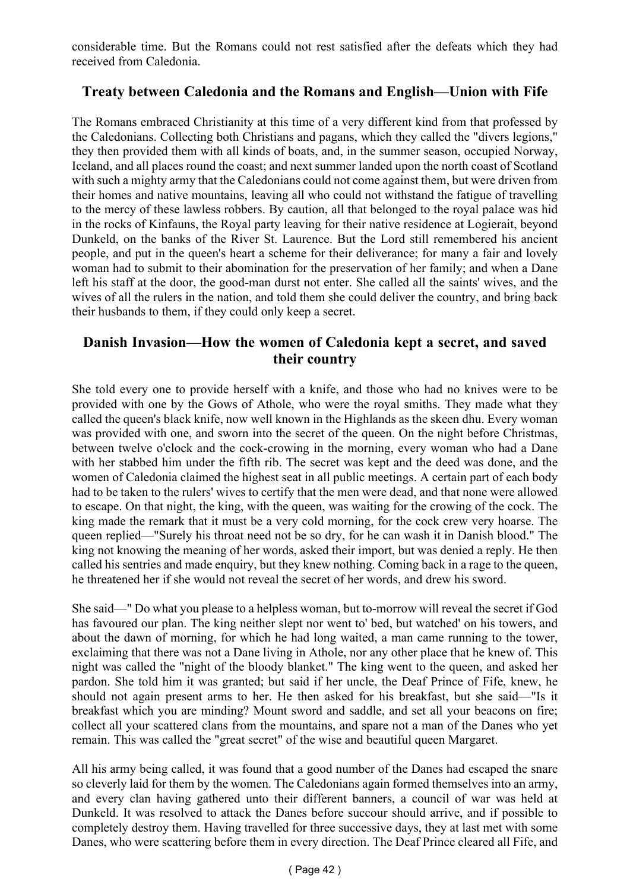considerable time. But the Romans could not rest satisfied after the defeats which they had received from Caledonia.

## Treaty between Caledonia and the Romans and English—Union with Fife

The Romans embraced Christianity at this time of a very different kind from that professed by the Caledonians. Collecting both Christians and pagans, which they called the "divers legions," they then provided them with all kinds of boats, and, in the summer season, occupied Norway, Iceland, and all places round the coast; and next summer landed upon the north coast of Scotland with such a mighty army that the Caledonians could not come against them, but were driven from their homes and native mountains, leaving all who could not withstand the fatigue of travelling to the mercy of these lawless robbers. By caution, all that belonged to the royal palace was hid in the rocks of Kinfauns, the Royal party leaving for their native residence at Logierait, beyond Dunkeld, on the banks of the River St. Laurence. But the Lord still remembered his ancient people, and put in the queen's heart a scheme for their deliverance; for many a fair and lovely woman had to submit to their abomination for the preservation of her family; and when a Dane left his staff at the door, the good-man durst not enter. She called all the saints' wives, and the wives of all the rulers in the nation, and told them she could deliver the country, and bring back their husbands to them, if they could only keep a secret.

## Danish Invasion—How the women of Caledonia kept a secret, and saved their country

She told every one to provide herself with a knife, and those who had no knives were to be provided with one by the Gows of Athole, who were the royal smiths. They made what they called the queen's black knife, now well known in the Highlands as the skeen dhu. Every woman was provided with one, and sworn into the secret of the queen. On the night before Christmas, between twelve o'clock and the cock-crowing in the morning, every woman who had a Dane with her stabbed him under the fifth rib. The secret was kept and the deed was done, and the women of Caledonia claimed the highest seat in all public meetings. A certain part of each body had to be taken to the rulers' wives to certify that the men were dead, and that none were allowed to escape. On that night, the king, with the queen, was waiting for the crowing of the cock. The king made the remark that it must be a very cold morning, for the cock crew very hoarse. The queen replied—"Surely his throat need not be so dry, for he can wash it in Danish blood." The king not knowing the meaning of her words, asked their import, but was denied a reply. He then called his sentries and made enquiry, but they knew nothing. Coming back in a rage to the queen, he threatened her if she would not reveal the secret of her words, and drew his sword.

She said—" Do what you please to a helpless woman, but to-morrow will reveal the secret if God has favoured our plan. The king neither slept nor went to' bed, but watched' on his towers, and about the dawn of morning, for which he had long waited, a man came running to the tower, exclaiming that there was not a Dane living in Athole, nor any other place that he knew of. This night was called the "night of the bloody blanket." The king went to the queen, and asked her pardon. She told him it was granted; but said if her uncle, the Deaf Prince of Fife, knew, he should not again present arms to her. He then asked for his breakfast, but she said—"Is it breakfast which you are minding? Mount sword and saddle, and set all your beacons on fire; collect all your scattered clans from the mountains, and spare not a man of the Danes who yet remain. This was called the "great secret" of the wise and beautiful queen Margaret.

All his army being called, it was found that a good number of the Danes had escaped the snare so cleverly laid for them by the women. The Caledonians again formed themselves into an army, and every clan having gathered unto their different banners, a council of war was held at Dunkeld. It was resolved to attack the Danes before succour should arrive, and if possible to completely destroy them. Having travelled for three successive days, they at last met with some Danes, who were scattering before them in every direction. The Deaf Prince cleared all Fife, and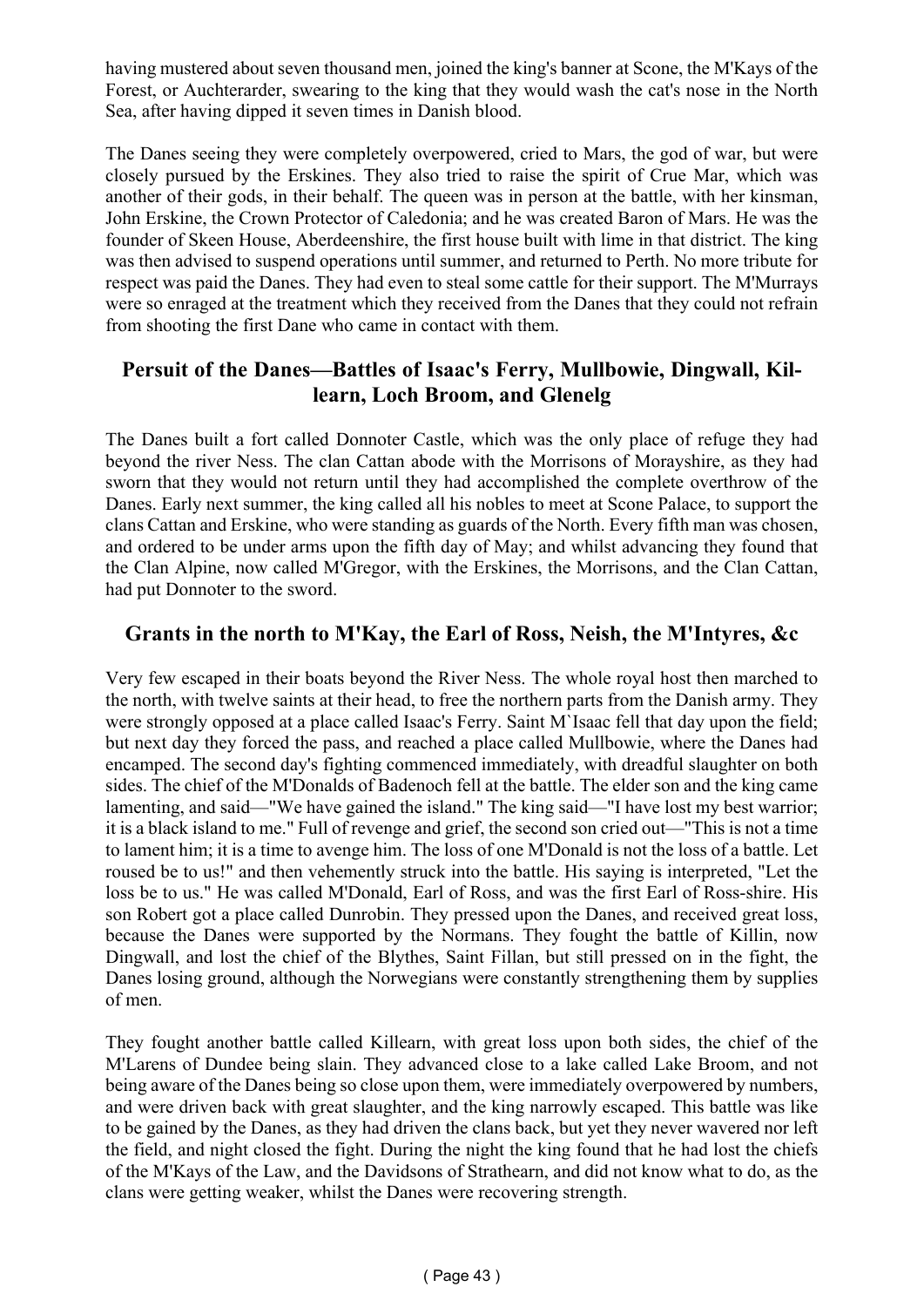having mustered about seven thousand men, joined the king's banner at Scone, the M'Kays of the Forest, or Auchterarder, swearing to the king that they would wash the cat's nose in the North Sea, after having dipped it seven times in Danish blood.

The Danes seeing they were completely overpowered, cried to Mars, the god of war, but were closely pursued by the Erskines. They also tried to raise the spirit of Crue Mar, which was another of their gods, in their behalf. The queen was in person at the battle, with her kinsman, John Erskine, the Crown Protector of Caledonia; and he was created Baron of Mars. He was the founder of Skeen House, Aberdeenshire, the first house built with lime in that district. The king was then advised to suspend operations until summer, and returned to Perth. No more tribute for respect was paid the Danes. They had even to steal some cattle for their support. The M'Murrays were so enraged at the treatment which they received from the Danes that they could not refrain from shooting the first Dane who came in contact with them.

## Persuit of the Danes—Battles of Isaac's Ferry, Mullbowie, Dingwall, Killearn, Loch Broom, and Glenelg

The Danes built a fort called Donnoter Castle, which was the only place of refuge they had beyond the river Ness. The clan Cattan abode with the Morrisons of Morayshire, as they had sworn that they would not return until they had accomplished the complete overthrow of the Danes. Early next summer, the king called all his nobles to meet at Scone Palace, to support the clans Cattan and Erskine, who were standing as guards of the North. Every fifth man was chosen, and ordered to be under arms upon the fifth day of May; and whilst advancing they found that the Clan Alpine, now called M'Gregor, with the Erskines, the Morrisons, and the Clan Cattan, had put Donnoter to the sword.

## Grants in the north to M'Kay, the Earl of Ross, Neish, the M'Intyres, &c

Very few escaped in their boats beyond the River Ness. The whole royal host then marched to the north, with twelve saints at their head, to free the northern parts from the Danish army. They were strongly opposed at a place called Isaac's Ferry. Saint M`Isaac fell that day upon the field; but next day they forced the pass, and reached a place called Mullbowie, where the Danes had encamped. The second day's fighting commenced immediately, with dreadful slaughter on both sides. The chief of the M'Donalds of Badenoch fell at the battle. The elder son and the king came lamenting, and said—"We have gained the island." The king said—"I have lost my best warrior; it is a black island to me." Full of revenge and grief, the second son cried out—"This is not a time to lament him; it is a time to avenge him. The loss of one M'Donald is not the loss of a battle. Let roused be to us!" and then vehemently struck into the battle. His saying is interpreted, "Let the loss be to us." He was called M'Donald, Earl of Ross, and was the first Earl of Ross-shire. His son Robert got a place called Dunrobin. They pressed upon the Danes, and received great loss, because the Danes were supported by the Normans. They fought the battle of Killin, now Dingwall, and lost the chief of the Blythes, Saint Fillan, but still pressed on in the fight, the Danes losing ground, although the Norwegians were constantly strengthening them by supplies of men.

They fought another battle called Killearn, with great loss upon both sides, the chief of the M'Larens of Dundee being slain. They advanced close to a lake called Lake Broom, and not being aware of the Danes being so close upon them, were immediately overpowered by numbers, and were driven back with great slaughter, and the king narrowly escaped. This battle was like to be gained by the Danes, as they had driven the clans back, but yet they never wavered nor left the field, and night closed the fight. During the night the king found that he had lost the chiefs of the M'Kays of the Law, and the Davidsons of Strathearn, and did not know what to do, as the clans were getting weaker, whilst the Danes were recovering strength.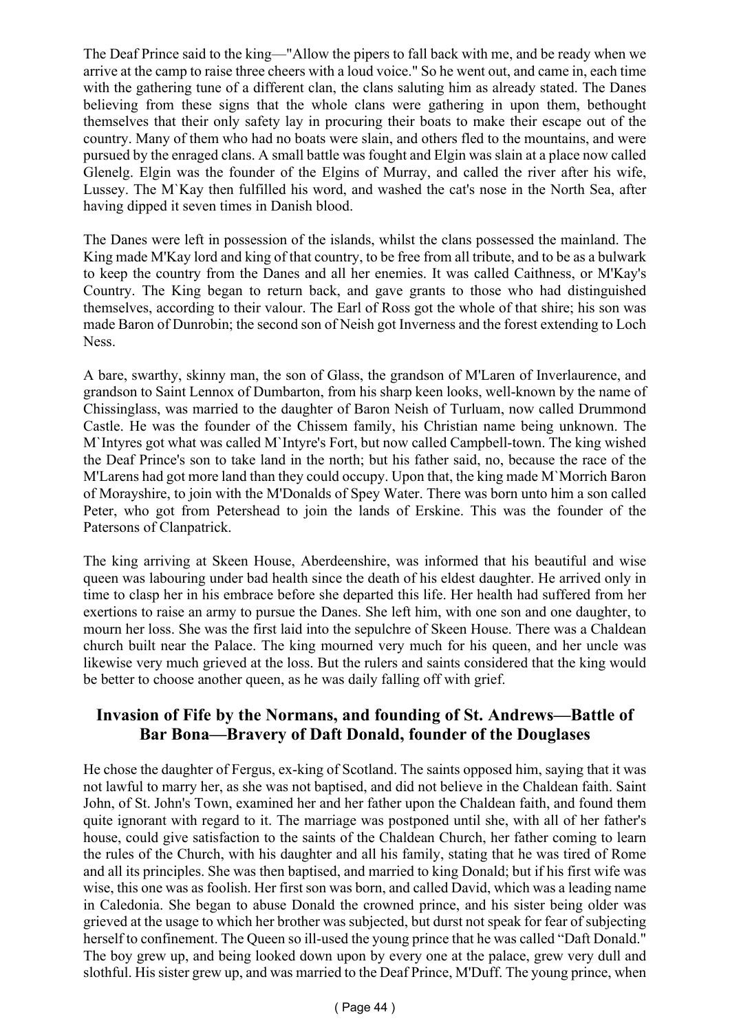The Deaf Prince said to the king—"Allow the pipers to fall back with me, and be ready when we arrive at the camp to raise three cheers with a loud voice." So he went out, and came in, each time with the gathering tune of a different clan, the clans saluting him as already stated. The Danes believing from these signs that the whole clans were gathering in upon them, bethought themselves that their only safety lay in procuring their boats to make their escape out of the country. Many of them who had no boats were slain, and others fled to the mountains, and were pursued by the enraged clans. A small battle was fought and Elgin was slain at a place now called Glenelg. Elgin was the founder of the Elgins of Murray, and called the river after his wife, Lussey. The M`Kay then fulfilled his word, and washed the cat's nose in the North Sea, after having dipped it seven times in Danish blood.

The Danes were left in possession of the islands, whilst the clans possessed the mainland. The King made M'Kay lord and king of that country, to be free from all tribute, and to be as a bulwark to keep the country from the Danes and all her enemies. It was called Caithness, or M'Kay's Country. The King began to return back, and gave grants to those who had distinguished themselves, according to their valour. The Earl of Ross got the whole of that shire; his son was made Baron of Dunrobin; the second son of Neish got Inverness and the forest extending to Loch Ness.

A bare, swarthy, skinny man, the son of Glass, the grandson of M'Laren of Inverlaurence, and grandson to Saint Lennox of Dumbarton, from his sharp keen looks, well-known by the name of Chissinglass, was married to the daughter of Baron Neish of Turluam, now called Drummond Castle. He was the founder of the Chissem family, his Christian name being unknown. The M`Intyres got what was called M`Intyre's Fort, but now called Campbell-town. The king wished the Deaf Prince's son to take land in the north; but his father said, no, because the race of the M'Larens had got more land than they could occupy. Upon that, the king made M`Morrich Baron of Morayshire, to join with the M'Donalds of Spey Water. There was born unto him a son called Peter, who got from Petershead to join the lands of Erskine. This was the founder of the Patersons of Clanpatrick.

The king arriving at Skeen House, Aberdeenshire, was informed that his beautiful and wise queen was labouring under bad health since the death of his eldest daughter. He arrived only in time to clasp her in his embrace before she departed this life. Her health had suffered from her exertions to raise an army to pursue the Danes. She left him, with one son and one daughter, to mourn her loss. She was the first laid into the sepulchre of Skeen House. There was a Chaldean church built near the Palace. The king mourned very much for his queen, and her uncle was likewise very much grieved at the loss. But the rulers and saints considered that the king would be better to choose another queen, as he was daily falling off with grief.

## Invasion of Fife by the Normans, and founding of St. Andrews—Battle of Bar Bona—Bravery of Daft Donald, founder of the Douglases

He chose the daughter of Fergus, ex-king of Scotland. The saints opposed him, saying that it was not lawful to marry her, as she was not baptised, and did not believe in the Chaldean faith. Saint John, of St. John's Town, examined her and her father upon the Chaldean faith, and found them quite ignorant with regard to it. The marriage was postponed until she, with all of her father's house, could give satisfaction to the saints of the Chaldean Church, her father coming to learn the rules of the Church, with his daughter and all his family, stating that he was tired of Rome and all its principles. She was then baptised, and married to king Donald; but if his first wife was wise, this one was as foolish. Her first son was born, and called David, which was a leading name in Caledonia. She began to abuse Donald the crowned prince, and his sister being older was grieved at the usage to which her brother was subjected, but durst not speak for fear of subjecting herself to confinement. The Queen so ill-used the young prince that he was called "Daft Donald." The boy grew up, and being looked down upon by every one at the palace, grew very dull and slothful. His sister grew up, and was married to the Deaf Prince, M'Duff. The young prince, when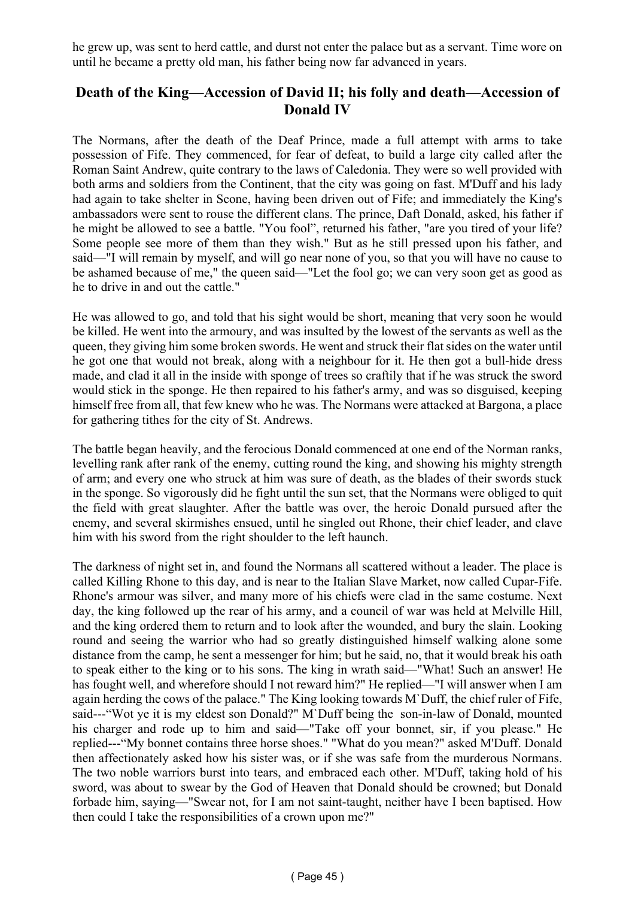he grew up, was sent to herd cattle, and durst not enter the palace but as a servant. Time wore on until he became a pretty old man, his father being now far advanced in years.

## Death of the King—Accession of David II; his folly and death—Accession of Donald IV

The Normans, after the death of the Deaf Prince, made a full attempt with arms to take possession of Fife. They commenced, for fear of defeat, to build a large city called after the Roman Saint Andrew, quite contrary to the laws of Caledonia. They were so well provided with both arms and soldiers from the Continent, that the city was going on fast. M'Duff and his lady had again to take shelter in Scone, having been driven out of Fife; and immediately the King's ambassadors were sent to rouse the different clans. The prince, Daft Donald, asked, his father if he might be allowed to see a battle. "You fool", returned his father, "are you tired of your life? Some people see more of them than they wish." But as he still pressed upon his father, and said—"I will remain by myself, and will go near none of you, so that you will have no cause to be ashamed because of me," the queen said—"Let the fool go; we can very soon get as good as he to drive in and out the cattle."

He was allowed to go, and told that his sight would be short, meaning that very soon he would be killed. He went into the armoury, and was insulted by the lowest of the servants as well as the queen, they giving him some broken swords. He went and struck their flat sides on the water until he got one that would not break, along with a neighbour for it. He then got a bull-hide dress made, and clad it all in the inside with sponge of trees so craftily that if he was struck the sword would stick in the sponge. He then repaired to his father's army, and was so disguised, keeping himself free from all, that few knew who he was. The Normans were attacked at Bargona, a place for gathering tithes for the city of St. Andrews.

The battle began heavily, and the ferocious Donald commenced at one end of the Norman ranks, levelling rank after rank of the enemy, cutting round the king, and showing his mighty strength of arm; and every one who struck at him was sure of death, as the blades of their swords stuck in the sponge. So vigorously did he fight until the sun set, that the Normans were obliged to quit the field with great slaughter. After the battle was over, the heroic Donald pursued after the enemy, and several skirmishes ensued, until he singled out Rhone, their chief leader, and clave him with his sword from the right shoulder to the left haunch.

The darkness of night set in, and found the Normans all scattered without a leader. The place is called Killing Rhone to this day, and is near to the Italian Slave Market, now called Cupar-Fife. Rhone's armour was silver, and many more of his chiefs were clad in the same costume. Next day, the king followed up the rear of his army, and a council of war was held at Melville Hill, and the king ordered them to return and to look after the wounded, and bury the slain. Looking round and seeing the warrior who had so greatly distinguished himself walking alone some distance from the camp, he sent a messenger for him; but he said, no, that it would break his oath to speak either to the king or to his sons. The king in wrath said—"What! Such an answer! He has fought well, and wherefore should I not reward him?" He replied—"I will answer when I am again herding the cows of the palace." The King looking towards M`Duff, the chief ruler of Fife, said---"Wot ye it is my eldest son Donald?" M`Duff being the son-in-law of Donald, mounted his charger and rode up to him and said—"Take off your bonnet, sir, if you please." He replied---"My bonnet contains three horse shoes." "What do you mean?" asked M'Duff. Donald then affectionately asked how his sister was, or if she was safe from the murderous Normans. The two noble warriors burst into tears, and embraced each other. M'Duff, taking hold of his sword, was about to swear by the God of Heaven that Donald should be crowned; but Donald forbade him, saying—"Swear not, for I am not saint-taught, neither have I been baptised. How then could I take the responsibilities of a crown upon me?"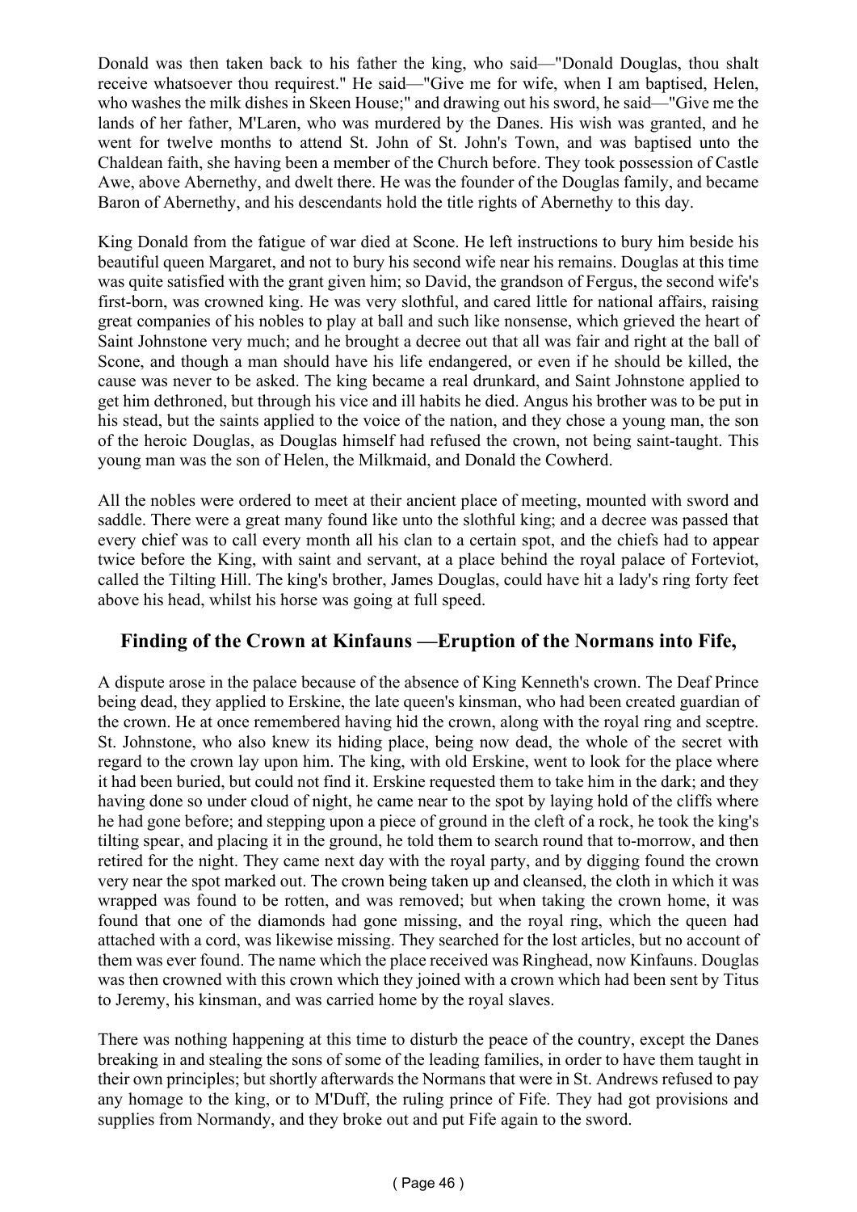Donald was then taken back to his father the king, who said—"Donald Douglas, thou shalt receive whatsoever thou requirest." He said—"Give me for wife, when I am baptised, Helen, who washes the milk dishes in Skeen House;" and drawing out his sword, he said—"Give me the lands of her father, M'Laren, who was murdered by the Danes. His wish was granted, and he went for twelve months to attend St. John of St. John's Town, and was baptised unto the Chaldean faith, she having been a member of the Church before. They took possession of Castle Awe, above Abernethy, and dwelt there. He was the founder of the Douglas family, and became Baron of Abernethy, and his descendants hold the title rights of Abernethy to this day.

King Donald from the fatigue of war died at Scone. He left instructions to bury him beside his beautiful queen Margaret, and not to bury his second wife near his remains. Douglas at this time was quite satisfied with the grant given him; so David, the grandson of Fergus, the second wife's first-born, was crowned king. He was very slothful, and cared little for national affairs, raising great companies of his nobles to play at ball and such like nonsense, which grieved the heart of Saint Johnstone very much; and he brought a decree out that all was fair and right at the ball of Scone, and though a man should have his life endangered, or even if he should be killed, the cause was never to be asked. The king became a real drunkard, and Saint Johnstone applied to get him dethroned, but through his vice and ill habits he died. Angus his brother was to be put in his stead, but the saints applied to the voice of the nation, and they chose a young man, the son of the heroic Douglas, as Douglas himself had refused the crown, not being saint-taught. This young man was the son of Helen, the Milkmaid, and Donald the Cowherd.

All the nobles were ordered to meet at their ancient place of meeting, mounted with sword and saddle. There were a great many found like unto the slothful king; and a decree was passed that every chief was to call every month all his clan to a certain spot, and the chiefs had to appear twice before the King, with saint and servant, at a place behind the royal palace of Forteviot, called the Tilting Hill. The king's brother, James Douglas, could have hit a lady's ring forty feet above his head, whilst his horse was going at full speed.

## Finding of the Crown at Kinfauns —Eruption of the Normans into Fife,

A dispute arose in the palace because of the absence of King Kenneth's crown. The Deaf Prince being dead, they applied to Erskine, the late queen's kinsman, who had been created guardian of the crown. He at once remembered having hid the crown, along with the royal ring and sceptre. St. Johnstone, who also knew its hiding place, being now dead, the whole of the secret with regard to the crown lay upon him. The king, with old Erskine, went to look for the place where it had been buried, but could not find it. Erskine requested them to take him in the dark; and they having done so under cloud of night, he came near to the spot by laying hold of the cliffs where he had gone before; and stepping upon a piece of ground in the cleft of a rock, he took the king's tilting spear, and placing it in the ground, he told them to search round that to-morrow, and then retired for the night. They came next day with the royal party, and by digging found the crown very near the spot marked out. The crown being taken up and cleansed, the cloth in which it was wrapped was found to be rotten, and was removed; but when taking the crown home, it was found that one of the diamonds had gone missing, and the royal ring, which the queen had attached with a cord, was likewise missing. They searched for the lost articles, but no account of them was ever found. The name which the place received was Ringhead, now Kinfauns. Douglas was then crowned with this crown which they joined with a crown which had been sent by Titus to Jeremy, his kinsman, and was carried home by the royal slaves.

There was nothing happening at this time to disturb the peace of the country, except the Danes breaking in and stealing the sons of some of the leading families, in order to have them taught in their own principles; but shortly afterwards the Normans that were in St. Andrews refused to pay any homage to the king, or to M'Duff, the ruling prince of Fife. They had got provisions and supplies from Normandy, and they broke out and put Fife again to the sword.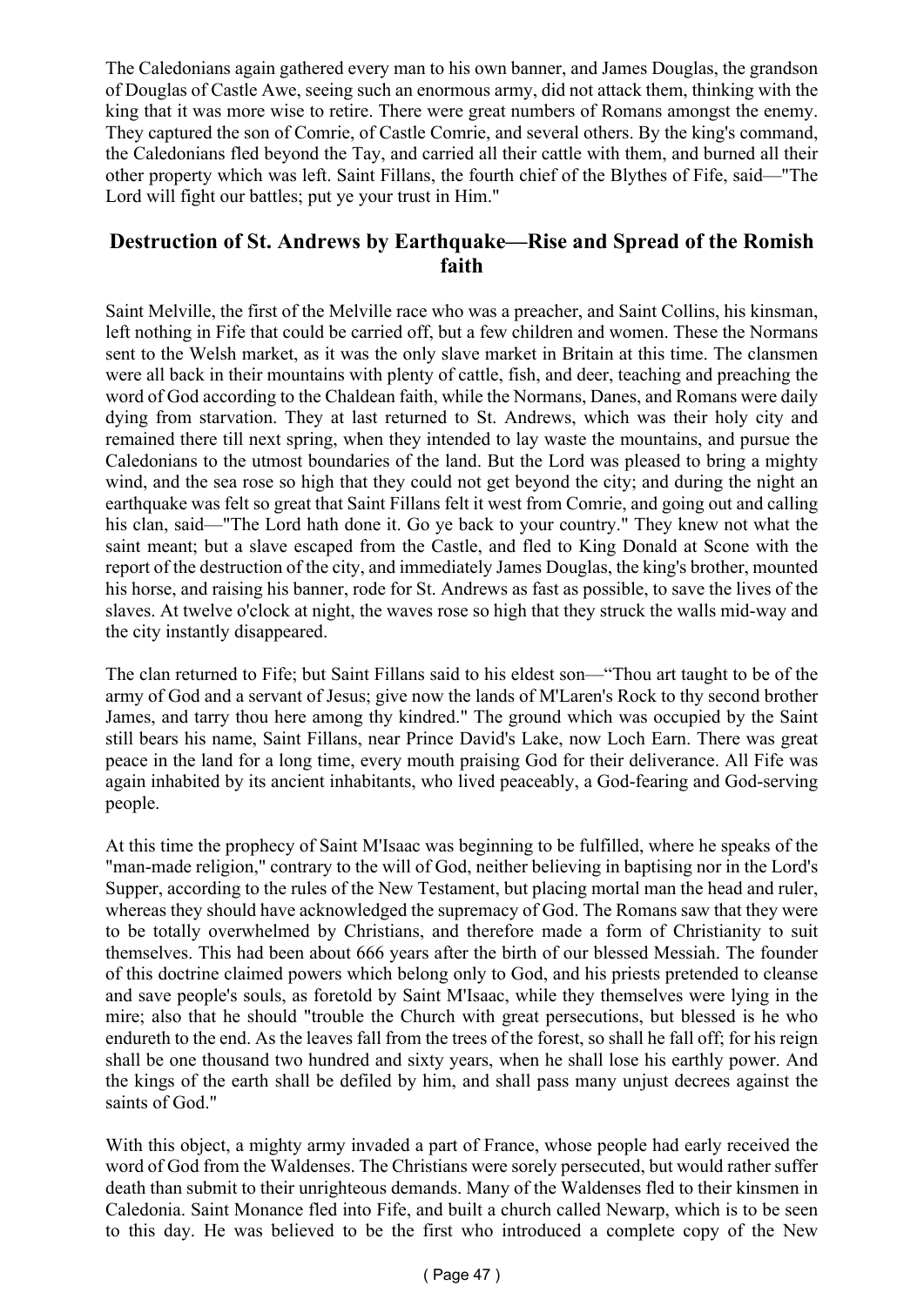The Caledonians again gathered every man to his own banner, and James Douglas, the grandson of Douglas of Castle Awe, seeing such an enormous army, did not attack them, thinking with the king that it was more wise to retire. There were great numbers of Romans amongst the enemy. They captured the son of Comrie, of Castle Comrie, and several others. By the king's command, the Caledonians fled beyond the Tay, and carried all their cattle with them, and burned all their other property which was left. Saint Fillans, the fourth chief of the Blythes of Fife, said—"The Lord will fight our battles; put ye your trust in Him."

## Destruction of St. Andrews by Earthquake—Rise and Spread of the Romish faith

Saint Melville, the first of the Melville race who was a preacher, and Saint Collins, his kinsman, left nothing in Fife that could be carried off, but a few children and women. These the Normans sent to the Welsh market, as it was the only slave market in Britain at this time. The clansmen were all back in their mountains with plenty of cattle, fish, and deer, teaching and preaching the word of God according to the Chaldean faith, while the Normans, Danes, and Romans were daily dying from starvation. They at last returned to St. Andrews, which was their holy city and remained there till next spring, when they intended to lay waste the mountains, and pursue the Caledonians to the utmost boundaries of the land. But the Lord was pleased to bring a mighty wind, and the sea rose so high that they could not get beyond the city; and during the night an earthquake was felt so great that Saint Fillans felt it west from Comrie, and going out and calling his clan, said—"The Lord hath done it. Go ye back to your country." They knew not what the saint meant; but a slave escaped from the Castle, and fled to King Donald at Scone with the report of the destruction of the city, and immediately James Douglas, the king's brother, mounted his horse, and raising his banner, rode for St. Andrews as fast as possible, to save the lives of the slaves. At twelve o'clock at night, the waves rose so high that they struck the walls mid-way and the city instantly disappeared.

The clan returned to Fife; but Saint Fillans said to his eldest son—"Thou art taught to be of the army of God and a servant of Jesus; give now the lands of M'Laren's Rock to thy second brother James, and tarry thou here among thy kindred." The ground which was occupied by the Saint still bears his name, Saint Fillans, near Prince David's Lake, now Loch Earn. There was great peace in the land for a long time, every mouth praising God for their deliverance. All Fife was again inhabited by its ancient inhabitants, who lived peaceably, a God-fearing and God-serving people.

At this time the prophecy of Saint M'Isaac was beginning to be fulfilled, where he speaks of the "man-made religion," contrary to the will of God, neither believing in baptising nor in the Lord's Supper, according to the rules of the New Testament, but placing mortal man the head and ruler, whereas they should have acknowledged the supremacy of God. The Romans saw that they were to be totally overwhelmed by Christians, and therefore made a form of Christianity to suit themselves. This had been about 666 years after the birth of our blessed Messiah. The founder of this doctrine claimed powers which belong only to God, and his priests pretended to cleanse and save people's souls, as foretold by Saint M'Isaac, while they themselves were lying in the mire; also that he should "trouble the Church with great persecutions, but blessed is he who endureth to the end. As the leaves fall from the trees of the forest, so shall he fall off; for his reign shall be one thousand two hundred and sixty years, when he shall lose his earthly power. And the kings of the earth shall be defiled by him, and shall pass many unjust decrees against the saints of God."

With this object, a mighty army invaded a part of France, whose people had early received the word of God from the Waldenses. The Christians were sorely persecuted, but would rather suffer death than submit to their unrighteous demands. Many of the Waldenses fled to their kinsmen in Caledonia. Saint Monance fled into Fife, and built a church called Newarp, which is to be seen to this day. He was believed to be the first who introduced a complete copy of the New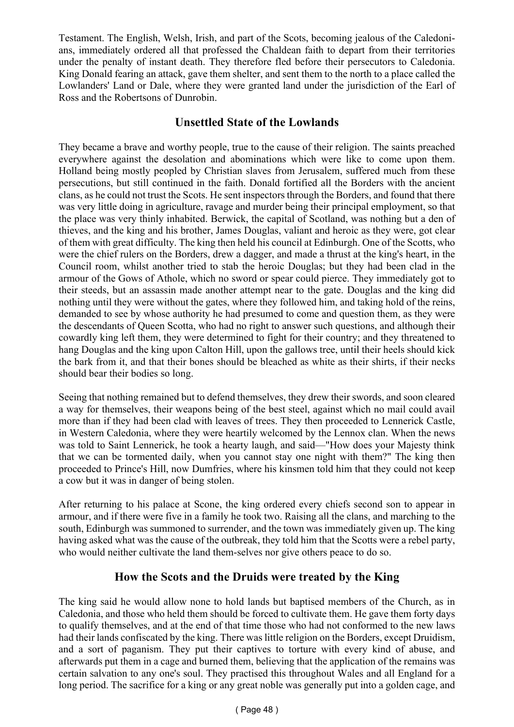Testament. The English, Welsh, Irish, and part of the Scots, becoming jealous of the Caledonians, immediately ordered all that professed the Chaldean faith to depart from their territories under the penalty of instant death. They therefore fled before their persecutors to Caledonia. King Donald fearing an attack, gave them shelter, and sent them to the north to a place called the Lowlanders' Land or Dale, where they were granted land under the jurisdiction of the Earl of Ross and the Robertsons of Dunrobin.

## Unsettled State of the Lowlands

They became a brave and worthy people, true to the cause of their religion. The saints preached everywhere against the desolation and abominations which were like to come upon them. Holland being mostly peopled by Christian slaves from Jerusalem, suffered much from these persecutions, but still continued in the faith. Donald fortified all the Borders with the ancient clans, as he could not trust the Scots. He sent inspectors through the Borders, and found that there was very little doing in agriculture, ravage and murder being their principal employment, so that the place was very thinly inhabited. Berwick, the capital of Scotland, was nothing but a den of thieves, and the king and his brother, James Douglas, valiant and heroic as they were, got clear of them with great difficulty. The king then held his council at Edinburgh. One of the Scotts, who were the chief rulers on the Borders, drew a dagger, and made a thrust at the king's heart, in the Council room, whilst another tried to stab the heroic Douglas; but they had been clad in the armour of the Gows of Athole, which no sword or spear could pierce. They immediately got to their steeds, but an assassin made another attempt near to the gate. Douglas and the king did nothing until they were without the gates, where they followed him, and taking hold of the reins, demanded to see by whose authority he had presumed to come and question them, as they were the descendants of Queen Scotta, who had no right to answer such questions, and although their cowardly king left them, they were determined to fight for their country; and they threatened to hang Douglas and the king upon Calton Hill, upon the gallows tree, until their heels should kick the bark from it, and that their bones should be bleached as white as their shirts, if their necks should bear their bodies so long.

Seeing that nothing remained but to defend themselves, they drew their swords, and soon cleared a way for themselves, their weapons being of the best steel, against which no mail could avail more than if they had been clad with leaves of trees. They then proceeded to Lennerick Castle, in Western Caledonia, where they were heartily welcomed by the Lennox clan. When the news was told to Saint Lennerick, he took a hearty laugh, and said—"How does your Majesty think that we can be tormented daily, when you cannot stay one night with them?" The king then proceeded to Prince's Hill, now Dumfries, where his kinsmen told him that they could not keep a cow but it was in danger of being stolen.

After returning to his palace at Scone, the king ordered every chiefs second son to appear in armour, and if there were five in a family he took two. Raising all the clans, and marching to the south, Edinburgh was summoned to surrender, and the town was immediately given up. The king having asked what was the cause of the outbreak, they told him that the Scotts were a rebel party, who would neither cultivate the land them-selves nor give others peace to do so.

## How the Scots and the Druids were treated by the King

The king said he would allow none to hold lands but baptised members of the Church, as in Caledonia, and those who held them should be forced to cultivate them. He gave them forty days to qualify themselves, and at the end of that time those who had not conformed to the new laws had their lands confiscated by the king. There was little religion on the Borders, except Druidism, and a sort of paganism. They put their captives to torture with every kind of abuse, and afterwards put them in a cage and burned them, believing that the application of the remains was certain salvation to any one's soul. They practised this throughout Wales and all England for a long period. The sacrifice for a king or any great noble was generally put into a golden cage, and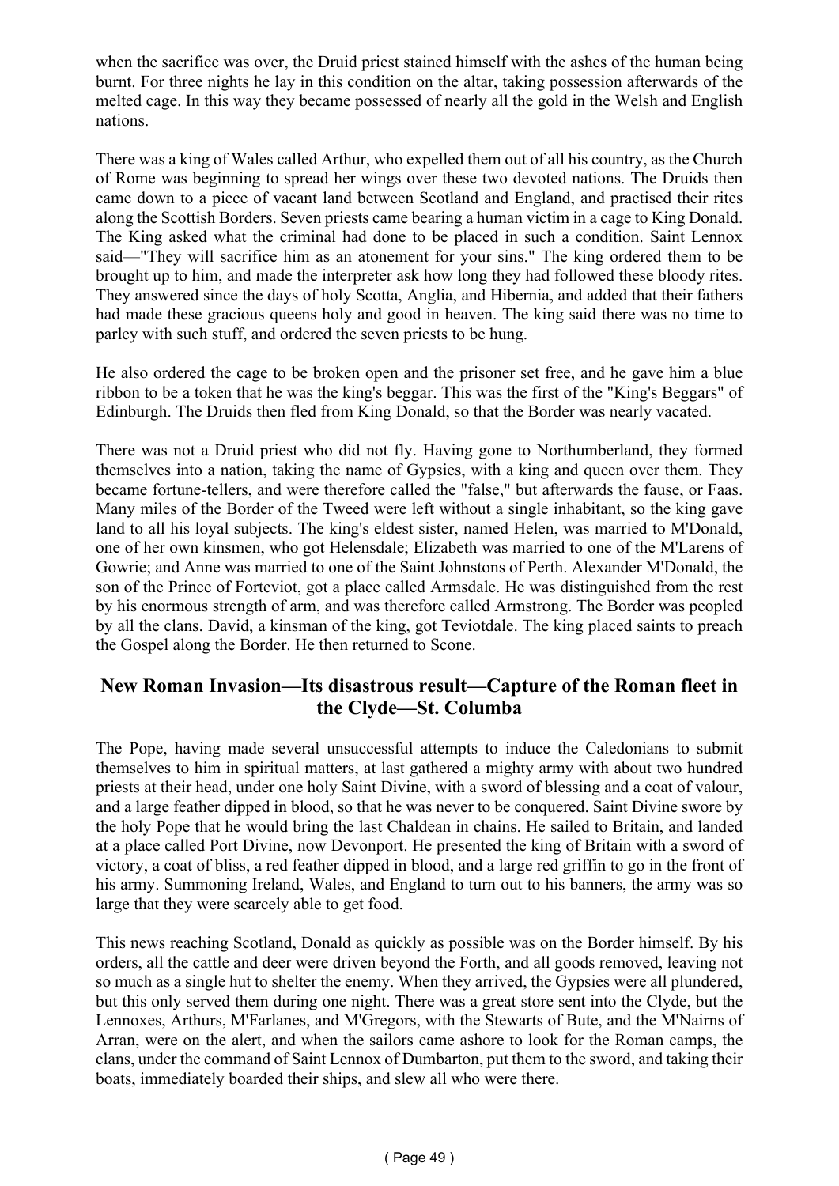when the sacrifice was over, the Druid priest stained himself with the ashes of the human being burnt. For three nights he lay in this condition on the altar, taking possession afterwards of the melted cage. In this way they became possessed of nearly all the gold in the Welsh and English nations.

There was a king of Wales called Arthur, who expelled them out of all his country, as the Church of Rome was beginning to spread her wings over these two devoted nations. The Druids then came down to a piece of vacant land between Scotland and England, and practised their rites along the Scottish Borders. Seven priests came bearing a human victim in a cage to King Donald. The King asked what the criminal had done to be placed in such a condition. Saint Lennox said—"They will sacrifice him as an atonement for your sins." The king ordered them to be brought up to him, and made the interpreter ask how long they had followed these bloody rites. They answered since the days of holy Scotta, Anglia, and Hibernia, and added that their fathers had made these gracious queens holy and good in heaven. The king said there was no time to parley with such stuff, and ordered the seven priests to be hung.

He also ordered the cage to be broken open and the prisoner set free, and he gave him a blue ribbon to be a token that he was the king's beggar. This was the first of the "King's Beggars" of Edinburgh. The Druids then fled from King Donald, so that the Border was nearly vacated.

There was not a Druid priest who did not fly. Having gone to Northumberland, they formed themselves into a nation, taking the name of Gypsies, with a king and queen over them. They became fortune-tellers, and were therefore called the "false," but afterwards the fause, or Faas. Many miles of the Border of the Tweed were left without a single inhabitant, so the king gave land to all his loyal subjects. The king's eldest sister, named Helen, was married to M'Donald, one of her own kinsmen, who got Helensdale; Elizabeth was married to one of the M'Larens of Gowrie; and Anne was married to one of the Saint Johnstons of Perth. Alexander M'Donald, the son of the Prince of Forteviot, got a place called Armsdale. He was distinguished from the rest by his enormous strength of arm, and was therefore called Armstrong. The Border was peopled by all the clans. David, a kinsman of the king, got Teviotdale. The king placed saints to preach the Gospel along the Border. He then returned to Scone.

## New Roman Invasion—Its disastrous result—Capture of the Roman fleet in the Clyde—St. Columba

The Pope, having made several unsuccessful attempts to induce the Caledonians to submit themselves to him in spiritual matters, at last gathered a mighty army with about two hundred priests at their head, under one holy Saint Divine, with a sword of blessing and a coat of valour, and a large feather dipped in blood, so that he was never to be conquered. Saint Divine swore by the holy Pope that he would bring the last Chaldean in chains. He sailed to Britain, and landed at a place called Port Divine, now Devonport. He presented the king of Britain with a sword of victory, a coat of bliss, a red feather dipped in blood, and a large red griffin to go in the front of his army. Summoning Ireland, Wales, and England to turn out to his banners, the army was so large that they were scarcely able to get food.

This news reaching Scotland, Donald as quickly as possible was on the Border himself. By his orders, all the cattle and deer were driven beyond the Forth, and all goods removed, leaving not so much as a single hut to shelter the enemy. When they arrived, the Gypsies were all plundered, but this only served them during one night. There was a great store sent into the Clyde, but the Lennoxes, Arthurs, M'Farlanes, and M'Gregors, with the Stewarts of Bute, and the M'Nairns of Arran, were on the alert, and when the sailors came ashore to look for the Roman camps, the clans, under the command of Saint Lennox of Dumbarton, put them to the sword, and taking their boats, immediately boarded their ships, and slew all who were there.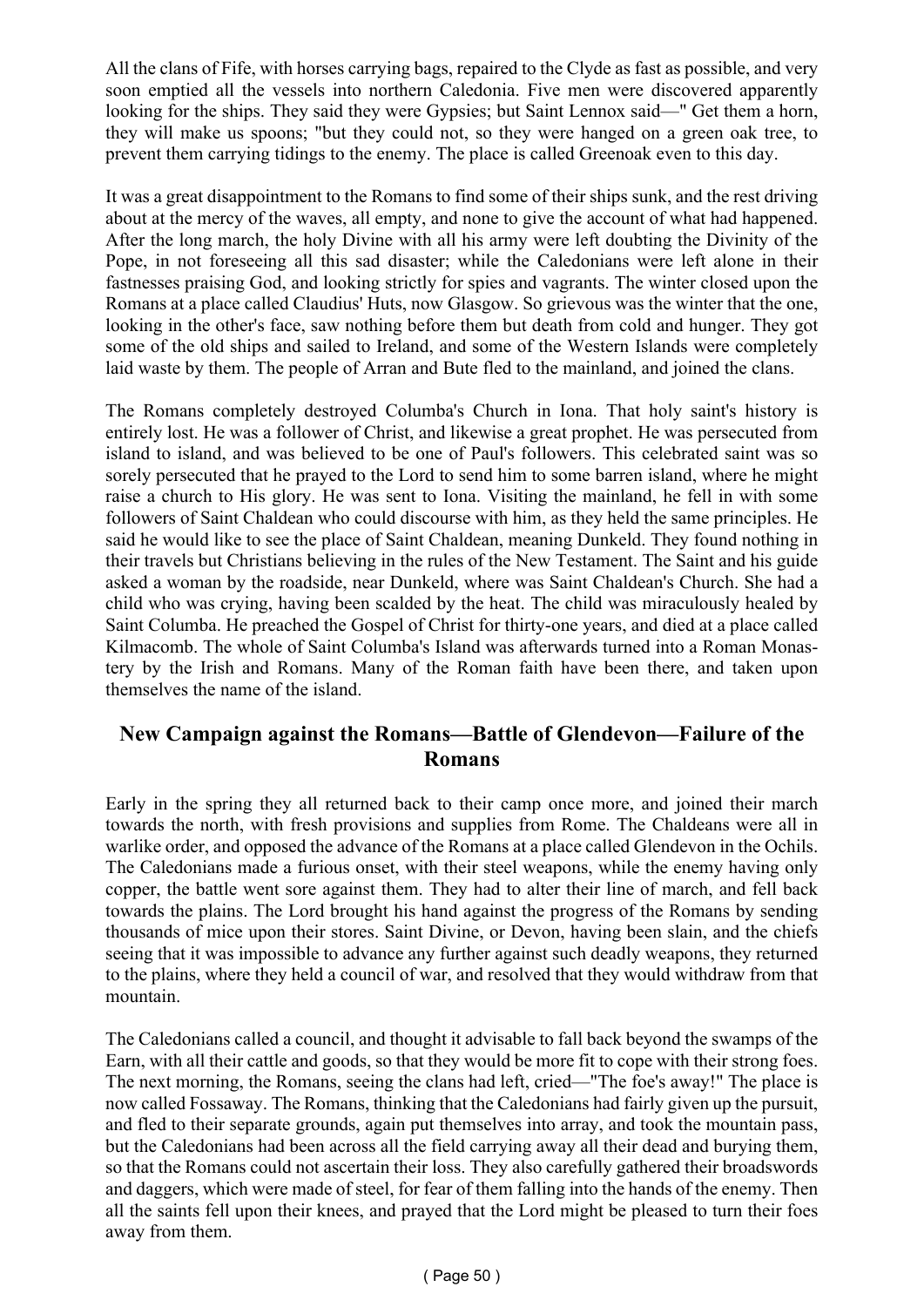All the clans of Fife, with horses carrying bags, repaired to the Clyde as fast as possible, and very soon emptied all the vessels into northern Caledonia. Five men were discovered apparently looking for the ships. They said they were Gypsies; but Saint Lennox said—" Get them a horn, they will make us spoons; "but they could not, so they were hanged on a green oak tree, to prevent them carrying tidings to the enemy. The place is called Greenoak even to this day.

It was a great disappointment to the Romans to find some of their ships sunk, and the rest driving about at the mercy of the waves, all empty, and none to give the account of what had happened. After the long march, the holy Divine with all his army were left doubting the Divinity of the Pope, in not foreseeing all this sad disaster; while the Caledonians were left alone in their fastnesses praising God, and looking strictly for spies and vagrants. The winter closed upon the Romans at a place called Claudius' Huts, now Glasgow. So grievous was the winter that the one, looking in the other's face, saw nothing before them but death from cold and hunger. They got some of the old ships and sailed to Ireland, and some of the Western Islands were completely laid waste by them. The people of Arran and Bute fled to the mainland, and joined the clans.

The Romans completely destroyed Columba's Church in Iona. That holy saint's history is entirely lost. He was a follower of Christ, and likewise a great prophet. He was persecuted from island to island, and was believed to be one of Paul's followers. This celebrated saint was so sorely persecuted that he prayed to the Lord to send him to some barren island, where he might raise a church to His glory. He was sent to Iona. Visiting the mainland, he fell in with some followers of Saint Chaldean who could discourse with him, as they held the same principles. He said he would like to see the place of Saint Chaldean, meaning Dunkeld. They found nothing in their travels but Christians believing in the rules of the New Testament. The Saint and his guide asked a woman by the roadside, near Dunkeld, where was Saint Chaldean's Church. She had a child who was crying, having been scalded by the heat. The child was miraculously healed by Saint Columba. He preached the Gospel of Christ for thirty-one years, and died at a place called Kilmacomb. The whole of Saint Columba's Island was afterwards turned into a Roman Monastery by the Irish and Romans. Many of the Roman faith have been there, and taken upon themselves the name of the island.

## New Campaign against the Romans—Battle of Glendevon—Failure of the Romans

Early in the spring they all returned back to their camp once more, and joined their march towards the north, with fresh provisions and supplies from Rome. The Chaldeans were all in warlike order, and opposed the advance of the Romans at a place called Glendevon in the Ochils. The Caledonians made a furious onset, with their steel weapons, while the enemy having only copper, the battle went sore against them. They had to alter their line of march, and fell back towards the plains. The Lord brought his hand against the progress of the Romans by sending thousands of mice upon their stores. Saint Divine, or Devon, having been slain, and the chiefs seeing that it was impossible to advance any further against such deadly weapons, they returned to the plains, where they held a council of war, and resolved that they would withdraw from that mountain.

The Caledonians called a council, and thought it advisable to fall back beyond the swamps of the Earn, with all their cattle and goods, so that they would be more fit to cope with their strong foes. The next morning, the Romans, seeing the clans had left, cried—"The foe's away!" The place is now called Fossaway. The Romans, thinking that the Caledonians had fairly given up the pursuit, and fled to their separate grounds, again put themselves into array, and took the mountain pass, but the Caledonians had been across all the field carrying away all their dead and burying them, so that the Romans could not ascertain their loss. They also carefully gathered their broadswords and daggers, which were made of steel, for fear of them falling into the hands of the enemy. Then all the saints fell upon their knees, and prayed that the Lord might be pleased to turn their foes away from them.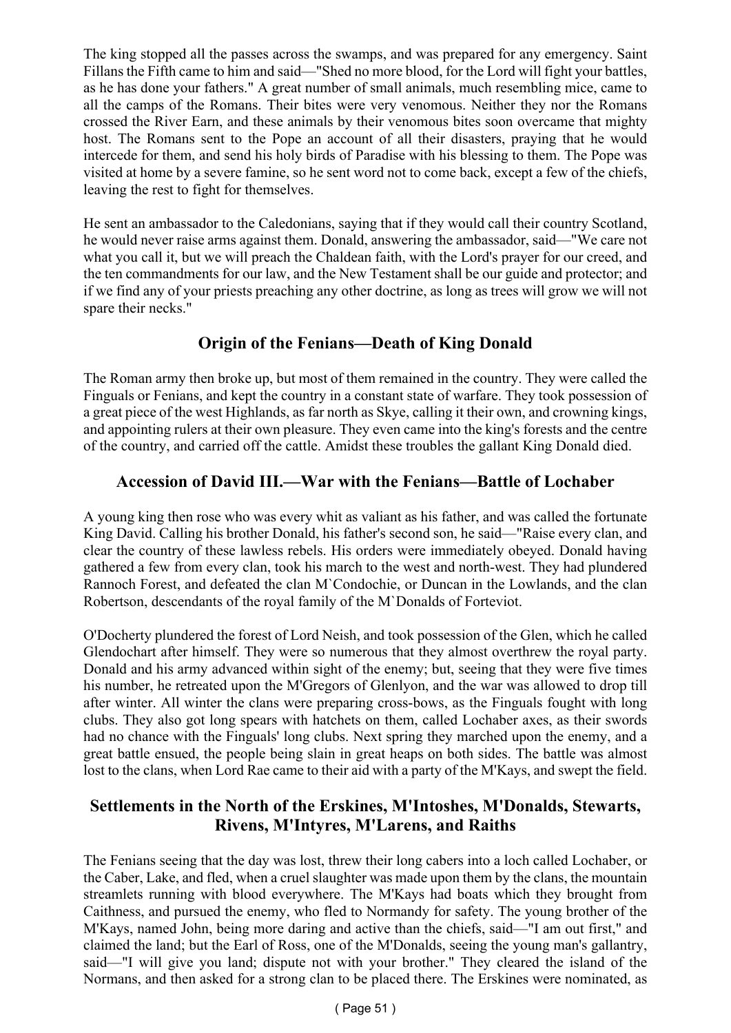The king stopped all the passes across the swamps, and was prepared for any emergency. Saint Fillans the Fifth came to him and said—"Shed no more blood, for the Lord will fight your battles, as he has done your fathers." A great number of small animals, much resembling mice, came to all the camps of the Romans. Their bites were very venomous. Neither they nor the Romans crossed the River Earn, and these animals by their venomous bites soon overcame that mighty host. The Romans sent to the Pope an account of all their disasters, praying that he would intercede for them, and send his holy birds of Paradise with his blessing to them. The Pope was visited at home by a severe famine, so he sent word not to come back, except a few of the chiefs, leaving the rest to fight for themselves.

He sent an ambassador to the Caledonians, saying that if they would call their country Scotland, he would never raise arms against them. Donald, answering the ambassador, said—"We care not what you call it, but we will preach the Chaldean faith, with the Lord's prayer for our creed, and the ten commandments for our law, and the New Testament shall be our guide and protector; and if we find any of your priests preaching any other doctrine, as long as trees will grow we will not spare their necks."

## Origin of the Fenians—Death of King Donald

The Roman army then broke up, but most of them remained in the country. They were called the Finguals or Fenians, and kept the country in a constant state of warfare. They took possession of a great piece of the west Highlands, as far north as Skye, calling it their own, and crowning kings, and appointing rulers at their own pleasure. They even came into the king's forests and the centre of the country, and carried off the cattle. Amidst these troubles the gallant King Donald died.

## Accession of David III.—War with the Fenians—Battle of Lochaber

A young king then rose who was every whit as valiant as his father, and was called the fortunate King David. Calling his brother Donald, his father's second son, he said—"Raise every clan, and clear the country of these lawless rebels. His orders were immediately obeyed. Donald having gathered a few from every clan, took his march to the west and north-west. They had plundered Rannoch Forest, and defeated the clan M`Condochie, or Duncan in the Lowlands, and the clan Robertson, descendants of the royal family of the M`Donalds of Forteviot.

O'Docherty plundered the forest of Lord Neish, and took possession of the Glen, which he called Glendochart after himself. They were so numerous that they almost overthrew the royal party. Donald and his army advanced within sight of the enemy; but, seeing that they were five times his number, he retreated upon the M'Gregors of Glenlyon, and the war was allowed to drop till after winter. All winter the clans were preparing cross-bows, as the Finguals fought with long clubs. They also got long spears with hatchets on them, called Lochaber axes, as their swords had no chance with the Finguals' long clubs. Next spring they marched upon the enemy, and a great battle ensued, the people being slain in great heaps on both sides. The battle was almost lost to the clans, when Lord Rae came to their aid with a party of the M'Kays, and swept the field.

## Settlements in the North of the Erskines, M'Intoshes, M'Donalds, Stewarts, Rivens, M'Intyres, M'Larens, and Raiths

The Fenians seeing that the day was lost, threw their long cabers into a loch called Lochaber, or the Caber, Lake, and fled, when a cruel slaughter was made upon them by the clans, the mountain streamlets running with blood everywhere. The M'Kays had boats which they brought from Caithness, and pursued the enemy, who fled to Normandy for safety. The young brother of the M'Kays, named John, being more daring and active than the chiefs, said—"I am out first," and claimed the land; but the Earl of Ross, one of the M'Donalds, seeing the young man's gallantry, said—"I will give you land; dispute not with your brother." They cleared the island of the Normans, and then asked for a strong clan to be placed there. The Erskines were nominated, as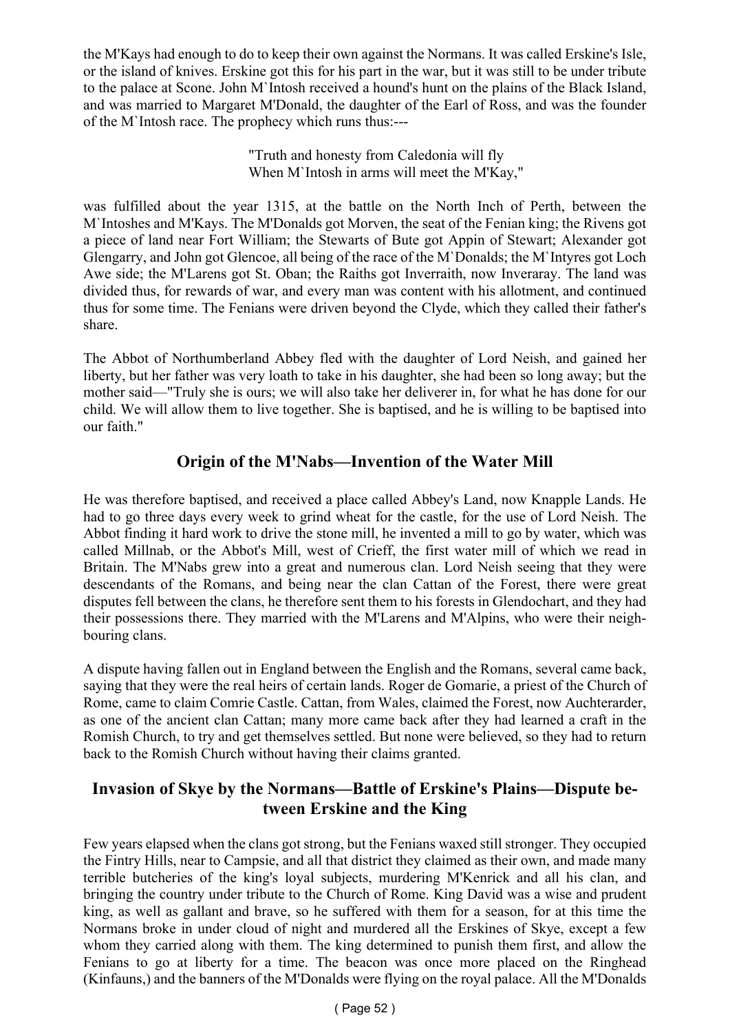the M'Kays had enough to do to keep their own against the Normans. It was called Erskine's Isle, or the island of knives. Erskine got this for his part in the war, but it was still to be under tribute to the palace at Scone. John M`Intosh received a hound's hunt on the plains of the Black Island, and was married to Margaret M'Donald, the daughter of the Earl of Ross, and was the founder of the M`Intosh race. The prophecy which runs thus:---

> "Truth and honesty from Caledonia will fly
> When M`Intosh in arms will meet the M'Kay,"

was fulfilled about the year 1315, at the battle on the North Inch of Perth, between the M`Intoshes and M'Kays. The M'Donalds got Morven, the seat of the Fenian king; the Rivens got a piece of land near Fort William; the Stewarts of Bute got Appin of Stewart; Alexander got Glengarry, and John got Glencoe, all being of the race of the M`Donalds; the M`Intyres got Loch Awe side; the M'Larens got St. Oban; the Raiths got Inverraith, now Inveraray. The land was divided thus, for rewards of war, and every man was content with his allotment, and continued thus for some time. The Fenians were driven beyond the Clyde, which they called their father's share.

The Abbot of Northumberland Abbey fled with the daughter of Lord Neish, and gained her liberty, but her father was very loath to take in his daughter, she had been so long away; but the mother said—"Truly she is ours; we will also take her deliverer in, for what he has done for our child. We will allow them to live together. She is baptised, and he is willing to be baptised into our faith."

## Origin of the M'Nabs—Invention of the Water Mill

He was therefore baptised, and received a place called Abbey's Land, now Knapple Lands. He had to go three days every week to grind wheat for the castle, for the use of Lord Neish. The Abbot finding it hard work to drive the stone mill, he invented a mill to go by water, which was called Millnab, or the Abbot's Mill, west of Crieff, the first water mill of which we read in Britain. The M'Nabs grew into a great and numerous clan. Lord Neish seeing that they were descendants of the Romans, and being near the clan Cattan of the Forest, there were great disputes fell between the clans, he therefore sent them to his forests in Glendochart, and they had their possessions there. They married with the M'Larens and M'Alpins, who were their neighbouring clans.

A dispute having fallen out in England between the English and the Romans, several came back, saying that they were the real heirs of certain lands. Roger de Gomarie, a priest of the Church of Rome, came to claim Comrie Castle. Cattan, from Wales, claimed the Forest, now Auchterarder, as one of the ancient clan Cattan; many more came back after they had learned a craft in the Romish Church, to try and get themselves settled. But none were believed, so they had to return back to the Romish Church without having their claims granted.

## Invasion of Skye by the Normans—Battle of Erskine's Plains—Dispute between Erskine and the King

Few years elapsed when the clans got strong, but the Fenians waxed still stronger. They occupied the Fintry Hills, near to Campsie, and all that district they claimed as their own, and made many terrible butcheries of the king's loyal subjects, murdering M'Kenrick and all his clan, and bringing the country under tribute to the Church of Rome. King David was a wise and prudent king, as well as gallant and brave, so he suffered with them for a season, for at this time the Normans broke in under cloud of night and murdered all the Erskines of Skye, except a few whom they carried along with them. The king determined to punish them first, and allow the Fenians to go at liberty for a time. The beacon was once more placed on the Ringhead (Kinfauns,) and the banners of the M'Donalds were flying on the royal palace. All the M'Donalds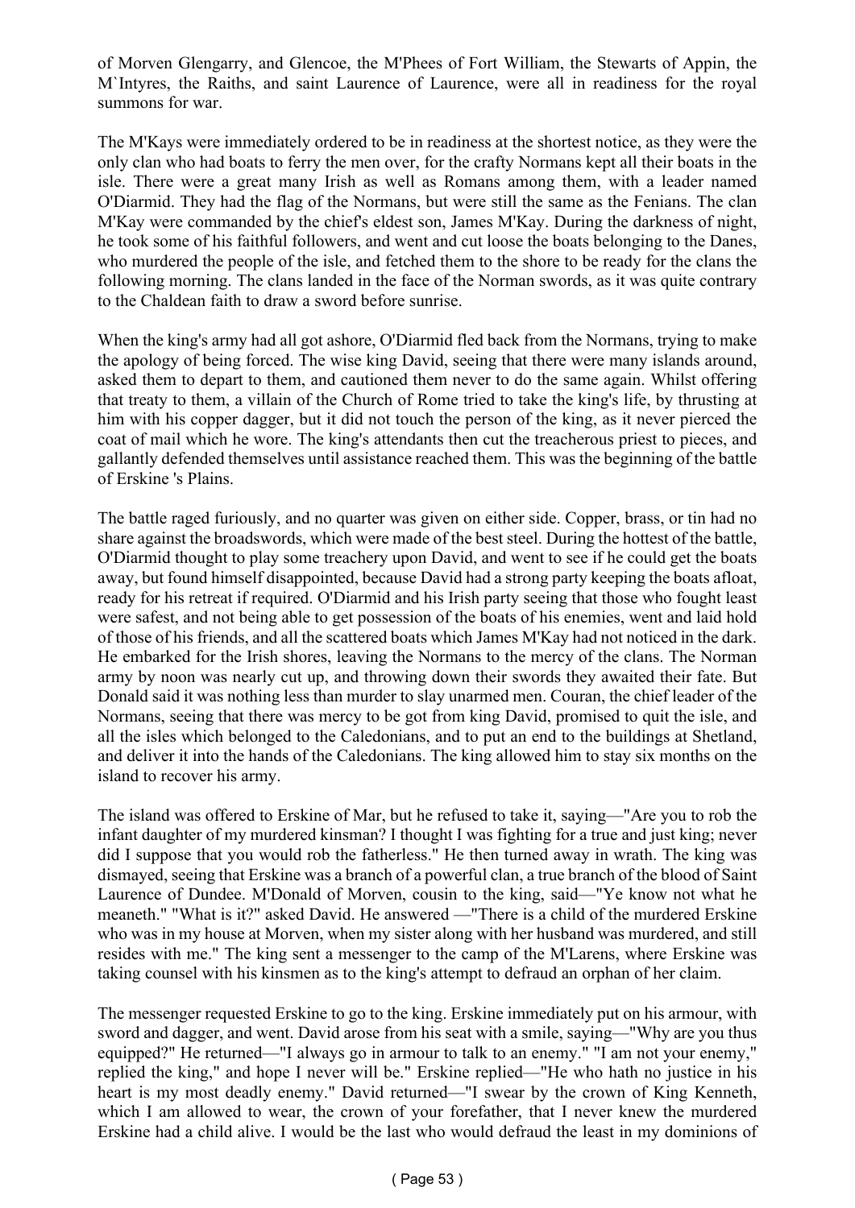of Morven Glengarry, and Glencoe, the M'Phees of Fort William, the Stewarts of Appin, the M`Intyres, the Raiths, and saint Laurence of Laurence, were all in readiness for the royal summons for war.

The M'Kays were immediately ordered to be in readiness at the shortest notice, as they were the only clan who had boats to ferry the men over, for the crafty Normans kept all their boats in the isle. There were a great many Irish as well as Romans among them, with a leader named O'Diarmid. They had the flag of the Normans, but were still the same as the Fenians. The clan M'Kay were commanded by the chief's eldest son, James M'Kay. During the darkness of night, he took some of his faithful followers, and went and cut loose the boats belonging to the Danes, who murdered the people of the isle, and fetched them to the shore to be ready for the clans the following morning. The clans landed in the face of the Norman swords, as it was quite contrary to the Chaldean faith to draw a sword before sunrise.

When the king's army had all got ashore, O'Diarmid fled back from the Normans, trying to make the apology of being forced. The wise king David, seeing that there were many islands around, asked them to depart to them, and cautioned them never to do the same again. Whilst offering that treaty to them, a villain of the Church of Rome tried to take the king's life, by thrusting at him with his copper dagger, but it did not touch the person of the king, as it never pierced the coat of mail which he wore. The king's attendants then cut the treacherous priest to pieces, and gallantly defended themselves until assistance reached them. This was the beginning of the battle of Erskine 's Plains.

The battle raged furiously, and no quarter was given on either side. Copper, brass, or tin had no share against the broadswords, which were made of the best steel. During the hottest of the battle, O'Diarmid thought to play some treachery upon David, and went to see if he could get the boats away, but found himself disappointed, because David had a strong party keeping the boats afloat, ready for his retreat if required. O'Diarmid and his Irish party seeing that those who fought least were safest, and not being able to get possession of the boats of his enemies, went and laid hold of those of his friends, and all the scattered boats which James M'Kay had not noticed in the dark. He embarked for the Irish shores, leaving the Normans to the mercy of the clans. The Norman army by noon was nearly cut up, and throwing down their swords they awaited their fate. But Donald said it was nothing less than murder to slay unarmed men. Couran, the chief leader of the Normans, seeing that there was mercy to be got from king David, promised to quit the isle, and all the isles which belonged to the Caledonians, and to put an end to the buildings at Shetland, and deliver it into the hands of the Caledonians. The king allowed him to stay six months on the island to recover his army.

The island was offered to Erskine of Mar, but he refused to take it, saying—"Are you to rob the infant daughter of my murdered kinsman? I thought I was fighting for a true and just king; never did I suppose that you would rob the fatherless." He then turned away in wrath. The king was dismayed, seeing that Erskine was a branch of a powerful clan, a true branch of the blood of Saint Laurence of Dundee. M'Donald of Morven, cousin to the king, said—"Ye know not what he meaneth." "What is it?" asked David. He answered —"There is a child of the murdered Erskine who was in my house at Morven, when my sister along with her husband was murdered, and still resides with me." The king sent a messenger to the camp of the M'Larens, where Erskine was taking counsel with his kinsmen as to the king's attempt to defraud an orphan of her claim.

The messenger requested Erskine to go to the king. Erskine immediately put on his armour, with sword and dagger, and went. David arose from his seat with a smile, saying—"Why are you thus equipped?" He returned—"I always go in armour to talk to an enemy." "I am not your enemy," replied the king," and hope I never will be." Erskine replied—"He who hath no justice in his heart is my most deadly enemy." David returned—"I swear by the crown of King Kenneth, which I am allowed to wear, the crown of your forefather, that I never knew the murdered Erskine had a child alive. I would be the last who would defraud the least in my dominions of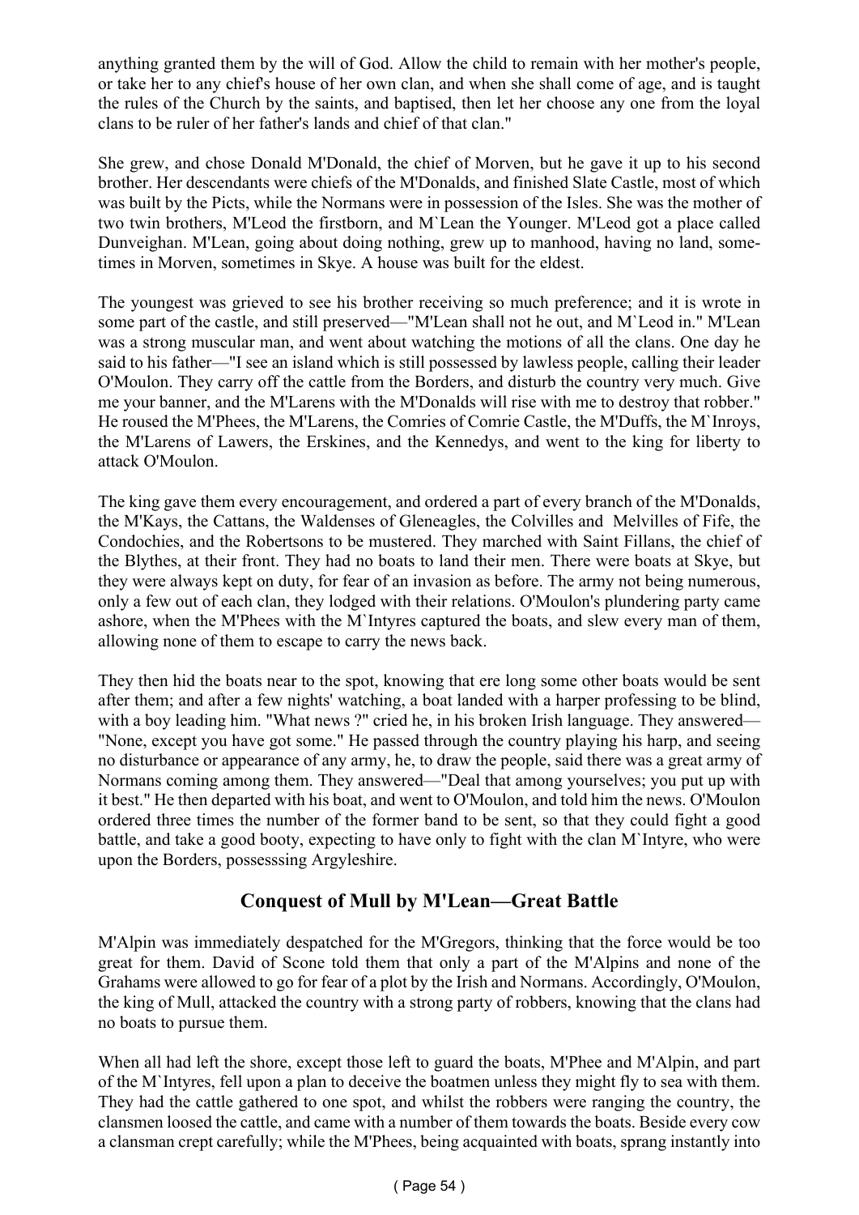anything granted them by the will of God. Allow the child to remain with her mother's people, or take her to any chief's house of her own clan, and when she shall come of age, and is taught the rules of the Church by the saints, and baptised, then let her choose any one from the loyal clans to be ruler of her father's lands and chief of that clan."

She grew, and chose Donald M'Donald, the chief of Morven, but he gave it up to his second brother. Her descendants were chiefs of the M'Donalds, and finished Slate Castle, most of which was built by the Picts, while the Normans were in possession of the Isles. She was the mother of two twin brothers, M'Leod the firstborn, and M`Lean the Younger. M'Leod got a place called Dunveighan. M'Lean, going about doing nothing, grew up to manhood, having no land, sometimes in Morven, sometimes in Skye. A house was built for the eldest.

The youngest was grieved to see his brother receiving so much preference; and it is wrote in some part of the castle, and still preserved—"M'Lean shall not he out, and M`Leod in." M'Lean was a strong muscular man, and went about watching the motions of all the clans. One day he said to his father—"I see an island which is still possessed by lawless people, calling their leader O'Moulon. They carry off the cattle from the Borders, and disturb the country very much. Give me your banner, and the M'Larens with the M'Donalds will rise with me to destroy that robber." He roused the M'Phees, the M'Larens, the Comries of Comrie Castle, the M'Duffs, the M`Inroys, the M'Larens of Lawers, the Erskines, and the Kennedys, and went to the king for liberty to attack O'Moulon.

The king gave them every encouragement, and ordered a part of every branch of the M'Donalds, the M'Kays, the Cattans, the Waldenses of Gleneagles, the Colvilles and Melvilles of Fife, the Condochies, and the Robertsons to be mustered. They marched with Saint Fillans, the chief of the Blythes, at their front. They had no boats to land their men. There were boats at Skye, but they were always kept on duty, for fear of an invasion as before. The army not being numerous, only a few out of each clan, they lodged with their relations. O'Moulon's plundering party came ashore, when the M'Phees with the M`Intyres captured the boats, and slew every man of them, allowing none of them to escape to carry the news back.

They then hid the boats near to the spot, knowing that ere long some other boats would be sent after them; and after a few nights' watching, a boat landed with a harper professing to be blind, with a boy leading him. "What news ?" cried he, in his broken Irish language. They answered—"None, except you have got some." He passed through the country playing his harp, and seeing no disturbance or appearance of any army, he, to draw the people, said there was a great army of Normans coming among them. They answered—"Deal that among yourselves; you put up with it best." He then departed with his boat, and went to O'Moulon, and told him the news. O'Moulon ordered three times the number of the former band to be sent, so that they could fight a good battle, and take a good booty, expecting to have only to fight with the clan M`Intyre, who were upon the Borders, possesssing Argyleshire.

## Conquest of Mull by M'Lean—Great Battle

M'Alpin was immediately despatched for the M'Gregors, thinking that the force would be too great for them. David of Scone told them that only a part of the M'Alpins and none of the Grahams were allowed to go for fear of a plot by the Irish and Normans. Accordingly, O'Moulon, the king of Mull, attacked the country with a strong party of robbers, knowing that the clans had no boats to pursue them.

When all had left the shore, except those left to guard the boats, M'Phee and M'Alpin, and part of the M`Intyres, fell upon a plan to deceive the boatmen unless they might fly to sea with them. They had the cattle gathered to one spot, and whilst the robbers were ranging the country, the clansmen loosed the cattle, and came with a number of them towards the boats. Beside every cow a clansman crept carefully; while the M'Phees, being acquainted with boats, sprang instantly into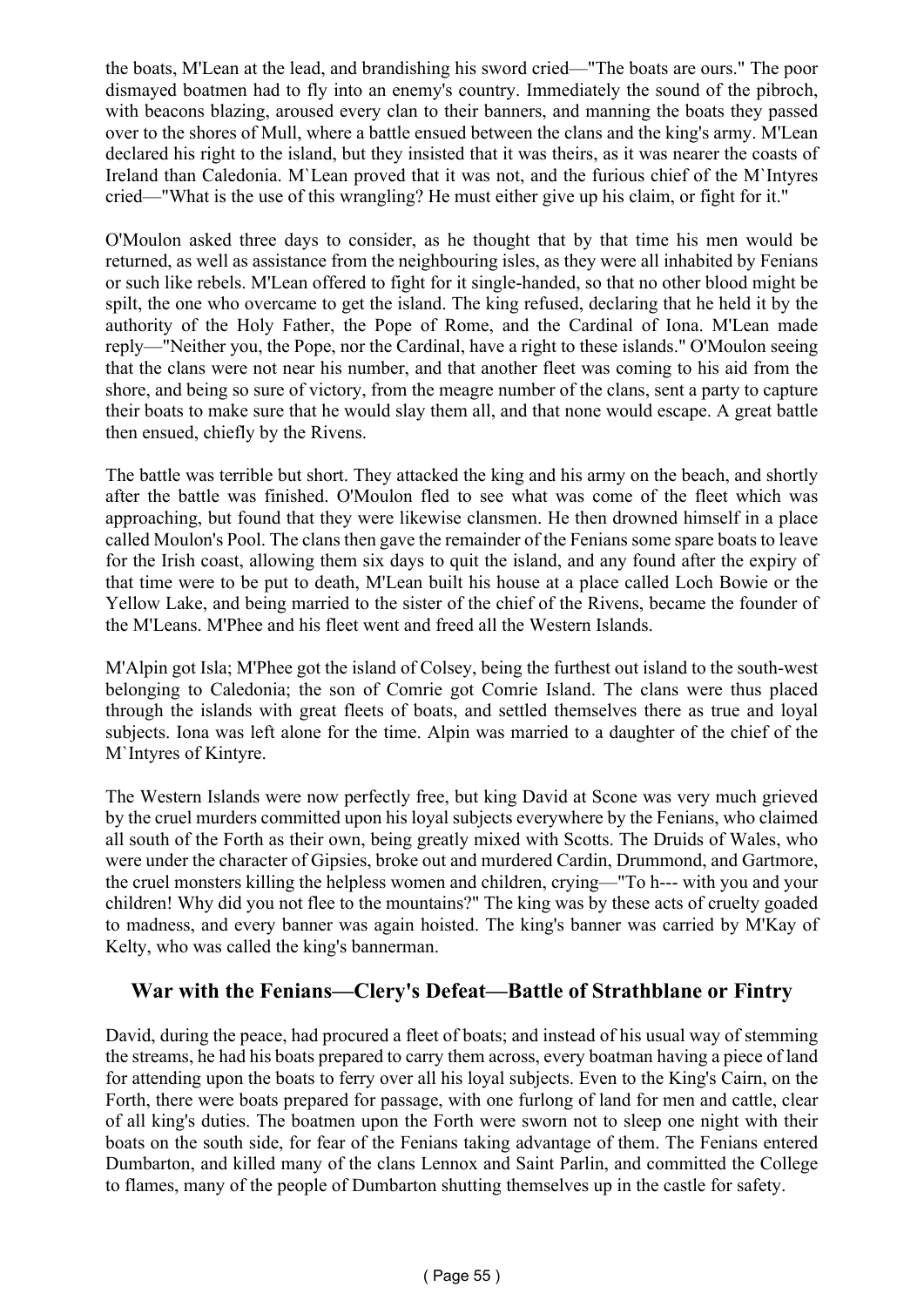the boats, M'Lean at the lead, and brandishing his sword cried—"The boats are ours." The poor dismayed boatmen had to fly into an enemy's country. Immediately the sound of the pibroch, with beacons blazing, aroused every clan to their banners, and manning the boats they passed over to the shores of Mull, where a battle ensued between the clans and the king's army. M'Lean declared his right to the island, but they insisted that it was theirs, as it was nearer the coasts of Ireland than Caledonia. M`Lean proved that it was not, and the furious chief of the M`Intyres cried—"What is the use of this wrangling? He must either give up his claim, or fight for it."

O'Moulon asked three days to consider, as he thought that by that time his men would be returned, as well as assistance from the neighbouring isles, as they were all inhabited by Fenians or such like rebels. M'Lean offered to fight for it single-handed, so that no other blood might be spilt, the one who overcame to get the island. The king refused, declaring that he held it by the authority of the Holy Father, the Pope of Rome, and the Cardinal of Iona. M'Lean made reply—"Neither you, the Pope, nor the Cardinal, have a right to these islands." O'Moulon seeing that the clans were not near his number, and that another fleet was coming to his aid from the shore, and being so sure of victory, from the meagre number of the clans, sent a party to capture their boats to make sure that he would slay them all, and that none would escape. A great battle then ensued, chiefly by the Rivens.

The battle was terrible but short. They attacked the king and his army on the beach, and shortly after the battle was finished. O'Moulon fled to see what was come of the fleet which was approaching, but found that they were likewise clansmen. He then drowned himself in a place called Moulon's Pool. The clans then gave the remainder of the Fenians some spare boats to leave for the Irish coast, allowing them six days to quit the island, and any found after the expiry of that time were to be put to death, M'Lean built his house at a place called Loch Bowie or the Yellow Lake, and being married to the sister of the chief of the Rivens, became the founder of the M'Leans. M'Phee and his fleet went and freed all the Western Islands.

M'Alpin got Isla; M'Phee got the island of Colsey, being the furthest out island to the south-west belonging to Caledonia; the son of Comrie got Comrie Island. The clans were thus placed through the islands with great fleets of boats, and settled themselves there as true and loyal subjects. Iona was left alone for the time. Alpin was married to a daughter of the chief of the M`Intyres of Kintyre.

The Western Islands were now perfectly free, but king David at Scone was very much grieved by the cruel murders committed upon his loyal subjects everywhere by the Fenians, who claimed all south of the Forth as their own, being greatly mixed with Scotts. The Druids of Wales, who were under the character of Gipsies, broke out and murdered Cardin, Drummond, and Gartmore, the cruel monsters killing the helpless women and children, crying—"To h--- with you and your children! Why did you not flee to the mountains?" The king was by these acts of cruelty goaded to madness, and every banner was again hoisted. The king's banner was carried by M'Kay of Kelty, who was called the king's bannerman.

## War with the Fenians—Clery's Defeat—Battle of Strathblane or Fintry

David, during the peace, had procured a fleet of boats; and instead of his usual way of stemming the streams, he had his boats prepared to carry them across, every boatman having a piece of land for attending upon the boats to ferry over all his loyal subjects. Even to the King's Cairn, on the Forth, there were boats prepared for passage, with one furlong of land for men and cattle, clear of all king's duties. The boatmen upon the Forth were sworn not to sleep one night with their boats on the south side, for fear of the Fenians taking advantage of them. The Fenians entered Dumbarton, and killed many of the clans Lennox and Saint Parlin, and committed the College to flames, many of the people of Dumbarton shutting themselves up in the castle for safety.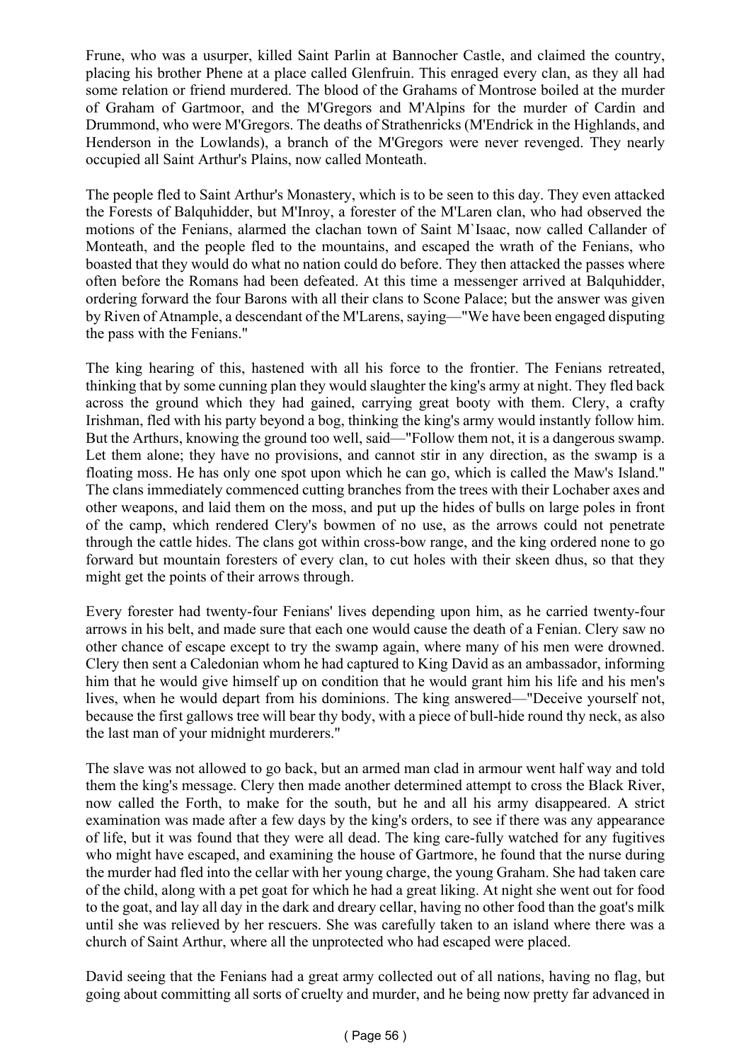Frune, who was a usurper, killed Saint Parlin at Bannocher Castle, and claimed the country, placing his brother Phene at a place called Glenfruin. This enraged every clan, as they all had some relation or friend murdered. The blood of the Grahams of Montrose boiled at the murder of Graham of Gartmoor, and the M'Gregors and M'Alpins for the murder of Cardin and Drummond, who were M'Gregors. The deaths of Strathenricks (M'Endrick in the Highlands, and Henderson in the Lowlands), a branch of the M'Gregors were never revenged. They nearly occupied all Saint Arthur's Plains, now called Monteath.

The people fled to Saint Arthur's Monastery, which is to be seen to this day. They even attacked the Forests of Balquhidder, but M'Inroy, a forester of the M'Laren clan, who had observed the motions of the Fenians, alarmed the clachan town of Saint M`Isaac, now called Callander of Monteath, and the people fled to the mountains, and escaped the wrath of the Fenians, who boasted that they would do what no nation could do before. They then attacked the passes where often before the Romans had been defeated. At this time a messenger arrived at Balquhidder, ordering forward the four Barons with all their clans to Scone Palace; but the answer was given by Riven of Atnample, a descendant of the M'Larens, saying—"We have been engaged disputing the pass with the Fenians."

The king hearing of this, hastened with all his force to the frontier. The Fenians retreated, thinking that by some cunning plan they would slaughter the king's army at night. They fled back across the ground which they had gained, carrying great booty with them. Clery, a crafty Irishman, fled with his party beyond a bog, thinking the king's army would instantly follow him. But the Arthurs, knowing the ground too well, said—"Follow them not, it is a dangerous swamp. Let them alone; they have no provisions, and cannot stir in any direction, as the swamp is a floating moss. He has only one spot upon which he can go, which is called the Maw's Island." The clans immediately commenced cutting branches from the trees with their Lochaber axes and other weapons, and laid them on the moss, and put up the hides of bulls on large poles in front of the camp, which rendered Clery's bowmen of no use, as the arrows could not penetrate through the cattle hides. The clans got within cross-bow range, and the king ordered none to go forward but mountain foresters of every clan, to cut holes with their skeen dhus, so that they might get the points of their arrows through.

Every forester had twenty-four Fenians' lives depending upon him, as he carried twenty-four arrows in his belt, and made sure that each one would cause the death of a Fenian. Clery saw no other chance of escape except to try the swamp again, where many of his men were drowned. Clery then sent a Caledonian whom he had captured to King David as an ambassador, informing him that he would give himself up on condition that he would grant him his life and his men's lives, when he would depart from his dominions. The king answered—"Deceive yourself not, because the first gallows tree will bear thy body, with a piece of bull-hide round thy neck, as also the last man of your midnight murderers."

The slave was not allowed to go back, but an armed man clad in armour went half way and told them the king's message. Clery then made another determined attempt to cross the Black River, now called the Forth, to make for the south, but he and all his army disappeared. A strict examination was made after a few days by the king's orders, to see if there was any appearance of life, but it was found that they were all dead. The king care-fully watched for any fugitives who might have escaped, and examining the house of Gartmore, he found that the nurse during the murder had fled into the cellar with her young charge, the young Graham. She had taken care of the child, along with a pet goat for which he had a great liking. At night she went out for food to the goat, and lay all day in the dark and dreary cellar, having no other food than the goat's milk until she was relieved by her rescuers. She was carefully taken to an island where there was a church of Saint Arthur, where all the unprotected who had escaped were placed.

David seeing that the Fenians had a great army collected out of all nations, having no flag, but going about committing all sorts of cruelty and murder, and he being now pretty far advanced in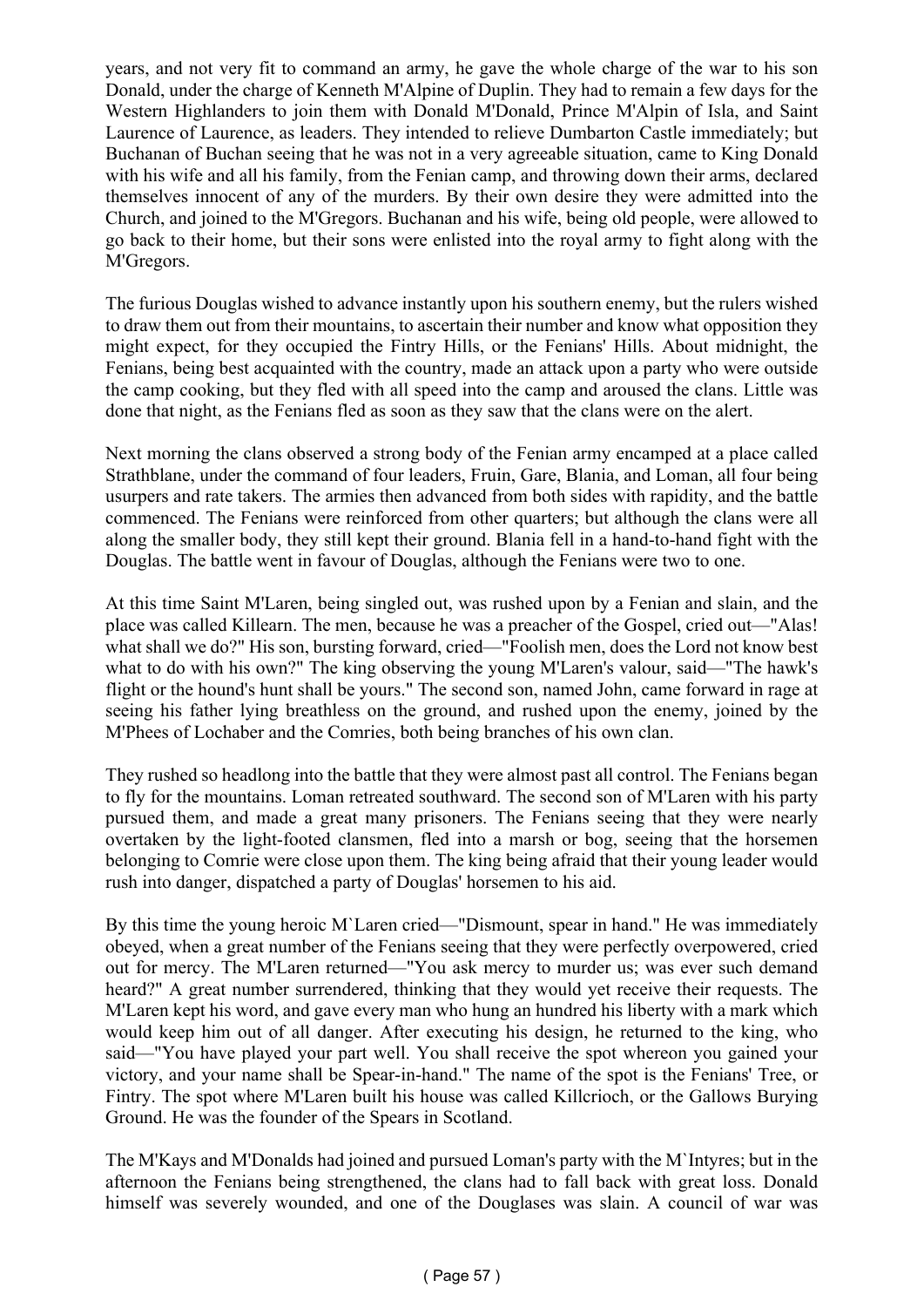years, and not very fit to command an army, he gave the whole charge of the war to his son Donald, under the charge of Kenneth M'Alpine of Duplin. They had to remain a few days for the Western Highlanders to join them with Donald M'Donald, Prince M'Alpin of Isla, and Saint Laurence of Laurence, as leaders. They intended to relieve Dumbarton Castle immediately; but Buchanan of Buchan seeing that he was not in a very agreeable situation, came to King Donald with his wife and all his family, from the Fenian camp, and throwing down their arms, declared themselves innocent of any of the murders. By their own desire they were admitted into the Church, and joined to the M'Gregors. Buchanan and his wife, being old people, were allowed to go back to their home, but their sons were enlisted into the royal army to fight along with the M'Gregors.

The furious Douglas wished to advance instantly upon his southern enemy, but the rulers wished to draw them out from their mountains, to ascertain their number and know what opposition they might expect, for they occupied the Fintry Hills, or the Fenians' Hills. About midnight, the Fenians, being best acquainted with the country, made an attack upon a party who were outside the camp cooking, but they fled with all speed into the camp and aroused the clans. Little was done that night, as the Fenians fled as soon as they saw that the clans were on the alert.

Next morning the clans observed a strong body of the Fenian army encamped at a place called Strathblane, under the command of four leaders, Fruin, Gare, Blania, and Loman, all four being usurpers and rate takers. The armies then advanced from both sides with rapidity, and the battle commenced. The Fenians were reinforced from other quarters; but although the clans were all along the smaller body, they still kept their ground. Blania fell in a hand-to-hand fight with the Douglas. The battle went in favour of Douglas, although the Fenians were two to one.

At this time Saint M'Laren, being singled out, was rushed upon by a Fenian and slain, and the place was called Killearn. The men, because he was a preacher of the Gospel, cried out—"Alas! what shall we do?" His son, bursting forward, cried—"Foolish men, does the Lord not know best what to do with his own?" The king observing the young M'Laren's valour, said—"The hawk's flight or the hound's hunt shall be yours." The second son, named John, came forward in rage at seeing his father lying breathless on the ground, and rushed upon the enemy, joined by the M'Phees of Lochaber and the Comries, both being branches of his own clan.

They rushed so headlong into the battle that they were almost past all control. The Fenians began to fly for the mountains. Loman retreated southward. The second son of M'Laren with his party pursued them, and made a great many prisoners. The Fenians seeing that they were nearly overtaken by the light-footed clansmen, fled into a marsh or bog, seeing that the horsemen belonging to Comrie were close upon them. The king being afraid that their young leader would rush into danger, dispatched a party of Douglas' horsemen to his aid.

By this time the young heroic M`Laren cried—"Dismount, spear in hand." He was immediately obeyed, when a great number of the Fenians seeing that they were perfectly overpowered, cried out for mercy. The M'Laren returned—"You ask mercy to murder us; was ever such demand heard?" A great number surrendered, thinking that they would yet receive their requests. The M'Laren kept his word, and gave every man who hung an hundred his liberty with a mark which would keep him out of all danger. After executing his design, he returned to the king, who said—"You have played your part well. You shall receive the spot whereon you gained your victory, and your name shall be Spear-in-hand." The name of the spot is the Fenians' Tree, or Fintry. The spot where M'Laren built his house was called Killcrioch, or the Gallows Burying Ground. He was the founder of the Spears in Scotland.

The M'Kays and M'Donalds had joined and pursued Loman's party with the M`Intyres; but in the afternoon the Fenians being strengthened, the clans had to fall back with great loss. Donald himself was severely wounded, and one of the Douglases was slain. A council of war was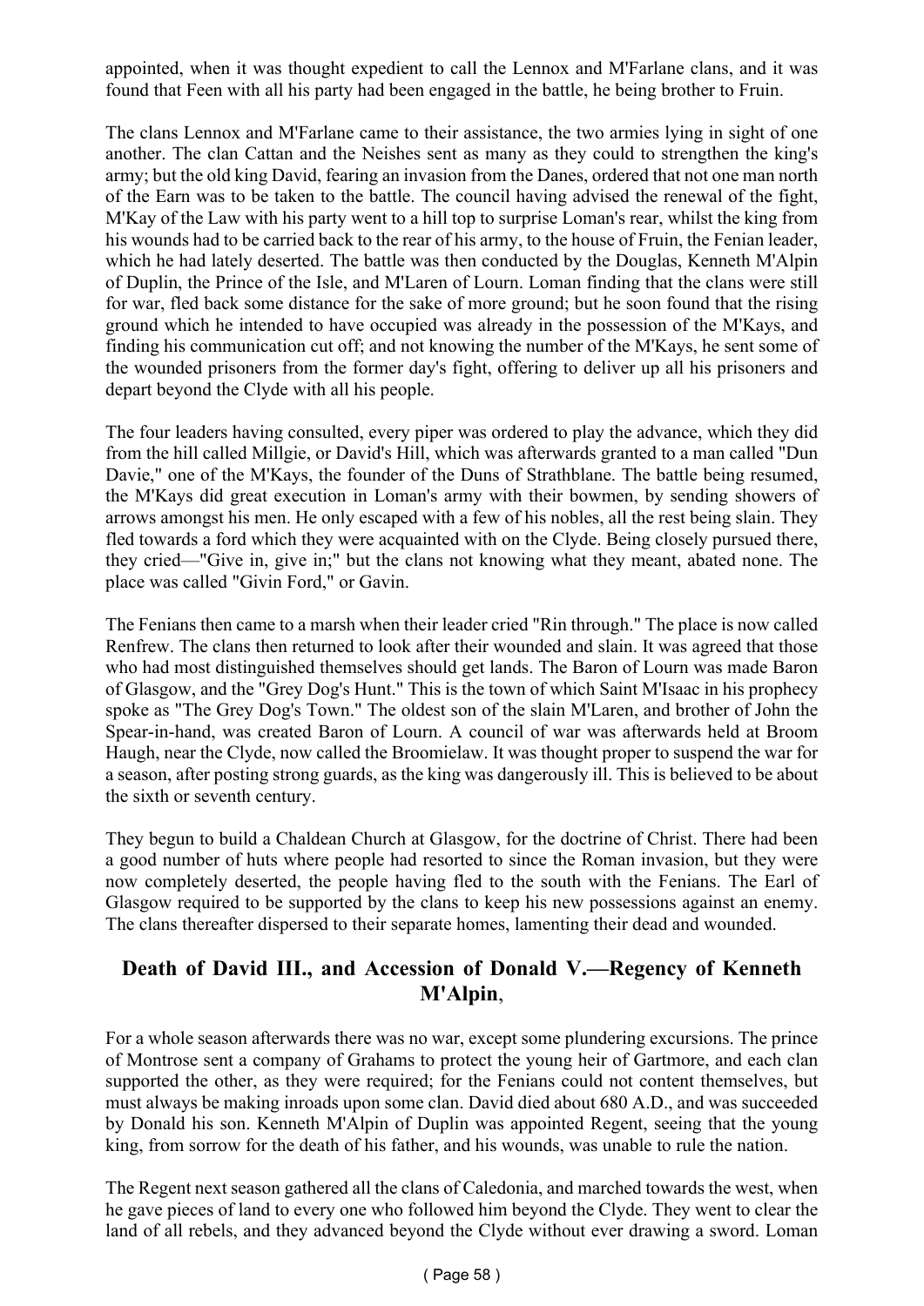appointed, when it was thought expedient to call the Lennox and M'Farlane clans, and it was found that Feen with all his party had been engaged in the battle, he being brother to Fruin.

The clans Lennox and M'Farlane came to their assistance, the two armies lying in sight of one another. The clan Cattan and the Neishes sent as many as they could to strengthen the king's army; but the old king David, fearing an invasion from the Danes, ordered that not one man north of the Earn was to be taken to the battle. The council having advised the renewal of the fight, M'Kay of the Law with his party went to a hill top to surprise Loman's rear, whilst the king from his wounds had to be carried back to the rear of his army, to the house of Fruin, the Fenian leader, which he had lately deserted. The battle was then conducted by the Douglas, Kenneth M'Alpin of Duplin, the Prince of the Isle, and M'Laren of Lourn. Loman finding that the clans were still for war, fled back some distance for the sake of more ground; but he soon found that the rising ground which he intended to have occupied was already in the possession of the M'Kays, and finding his communication cut off; and not knowing the number of the M'Kays, he sent some of the wounded prisoners from the former day's fight, offering to deliver up all his prisoners and depart beyond the Clyde with all his people.

The four leaders having consulted, every piper was ordered to play the advance, which they did from the hill called Millgie, or David's Hill, which was afterwards granted to a man called "Dun Davie," one of the M'Kays, the founder of the Duns of Strathblane. The battle being resumed, the M'Kays did great execution in Loman's army with their bowmen, by sending showers of arrows amongst his men. He only escaped with a few of his nobles, all the rest being slain. They fled towards a ford which they were acquainted with on the Clyde. Being closely pursued there, they cried—"Give in, give in;" but the clans not knowing what they meant, abated none. The place was called "Givin Ford," or Gavin.

The Fenians then came to a marsh when their leader cried "Rin through." The place is now called Renfrew. The clans then returned to look after their wounded and slain. It was agreed that those who had most distinguished themselves should get lands. The Baron of Lourn was made Baron of Glasgow, and the "Grey Dog's Hunt." This is the town of which Saint M'Isaac in his prophecy spoke as "The Grey Dog's Town." The oldest son of the slain M'Laren, and brother of John the Spear-in-hand, was created Baron of Lourn. A council of war was afterwards held at Broom Haugh, near the Clyde, now called the Broomielaw. It was thought proper to suspend the war for a season, after posting strong guards, as the king was dangerously ill. This is believed to be about the sixth or seventh century.

They begun to build a Chaldean Church at Glasgow, for the doctrine of Christ. There had been a good number of huts where people had resorted to since the Roman invasion, but they were now completely deserted, the people having fled to the south with the Fenians. The Earl of Glasgow required to be supported by the clans to keep his new possessions against an enemy. The clans thereafter dispersed to their separate homes, lamenting their dead and wounded.

## Death of David III., and Accession of Donald V.—Regency of Kenneth M'Alpin,

For a whole season afterwards there was no war, except some plundering excursions. The prince of Montrose sent a company of Grahams to protect the young heir of Gartmore, and each clan supported the other, as they were required; for the Fenians could not content themselves, but must always be making inroads upon some clan. David died about 680 A.D., and was succeeded by Donald his son. Kenneth M'Alpin of Duplin was appointed Regent, seeing that the young king, from sorrow for the death of his father, and his wounds, was unable to rule the nation.

The Regent next season gathered all the clans of Caledonia, and marched towards the west, when he gave pieces of land to every one who followed him beyond the Clyde. They went to clear the land of all rebels, and they advanced beyond the Clyde without ever drawing a sword. Loman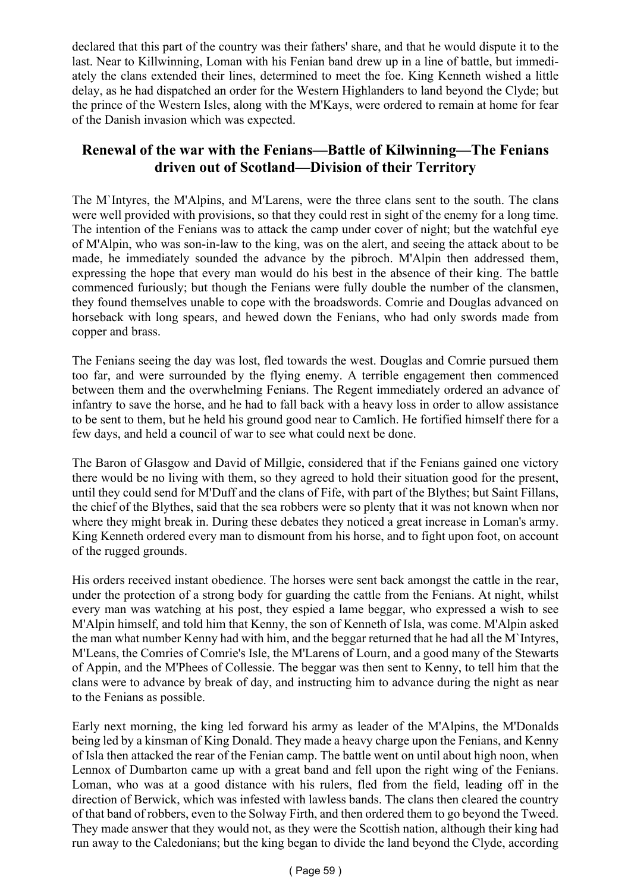declared that this part of the country was their fathers' share, and that he would dispute it to the last. Near to Killwinning, Loman with his Fenian band drew up in a line of battle, but immediately the clans extended their lines, determined to meet the foe. King Kenneth wished a little delay, as he had dispatched an order for the Western Highlanders to land beyond the Clyde; but the prince of the Western Isles, along with the M'Kays, were ordered to remain at home for fear of the Danish invasion which was expected.

## Renewal of the war with the Fenians—Battle of Kilwinning—The Fenians driven out of Scotland—Division of their Territory

The M`Intyres, the M'Alpins, and M'Larens, were the three clans sent to the south. The clans were well provided with provisions, so that they could rest in sight of the enemy for a long time. The intention of the Fenians was to attack the camp under cover of night; but the watchful eye of M'Alpin, who was son-in-law to the king, was on the alert, and seeing the attack about to be made, he immediately sounded the advance by the pibroch. M'Alpin then addressed them, expressing the hope that every man would do his best in the absence of their king. The battle commenced furiously; but though the Fenians were fully double the number of the clansmen, they found themselves unable to cope with the broadswords. Comrie and Douglas advanced on horseback with long spears, and hewed down the Fenians, who had only swords made from copper and brass.

The Fenians seeing the day was lost, fled towards the west. Douglas and Comrie pursued them too far, and were surrounded by the flying enemy. A terrible engagement then commenced between them and the overwhelming Fenians. The Regent immediately ordered an advance of infantry to save the horse, and he had to fall back with a heavy loss in order to allow assistance to be sent to them, but he held his ground good near to Camlich. He fortified himself there for a few days, and held a council of war to see what could next be done.

The Baron of Glasgow and David of Millgie, considered that if the Fenians gained one victory there would be no living with them, so they agreed to hold their situation good for the present, until they could send for M'Duff and the clans of Fife, with part of the Blythes; but Saint Fillans, the chief of the Blythes, said that the sea robbers were so plenty that it was not known when nor where they might break in. During these debates they noticed a great increase in Loman's army. King Kenneth ordered every man to dismount from his horse, and to fight upon foot, on account of the rugged grounds.

His orders received instant obedience. The horses were sent back amongst the cattle in the rear, under the protection of a strong body for guarding the cattle from the Fenians. At night, whilst every man was watching at his post, they espied a lame beggar, who expressed a wish to see M'Alpin himself, and told him that Kenny, the son of Kenneth of Isla, was come. M'Alpin asked the man what number Kenny had with him, and the beggar returned that he had all the M`Intyres, M'Leans, the Comries of Comrie's Isle, the M'Larens of Lourn, and a good many of the Stewarts of Appin, and the M'Phees of Collessie. The beggar was then sent to Kenny, to tell him that the clans were to advance by break of day, and instructing him to advance during the night as near to the Fenians as possible.

Early next morning, the king led forward his army as leader of the M'Alpins, the M'Donalds being led by a kinsman of King Donald. They made a heavy charge upon the Fenians, and Kenny of Isla then attacked the rear of the Fenian camp. The battle went on until about high noon, when Lennox of Dumbarton came up with a great band and fell upon the right wing of the Fenians. Loman, who was at a good distance with his rulers, fled from the field, leading off in the direction of Berwick, which was infested with lawless bands. The clans then cleared the country of that band of robbers, even to the Solway Firth, and then ordered them to go beyond the Tweed. They made answer that they would not, as they were the Scottish nation, although their king had run away to the Caledonians; but the king began to divide the land beyond the Clyde, according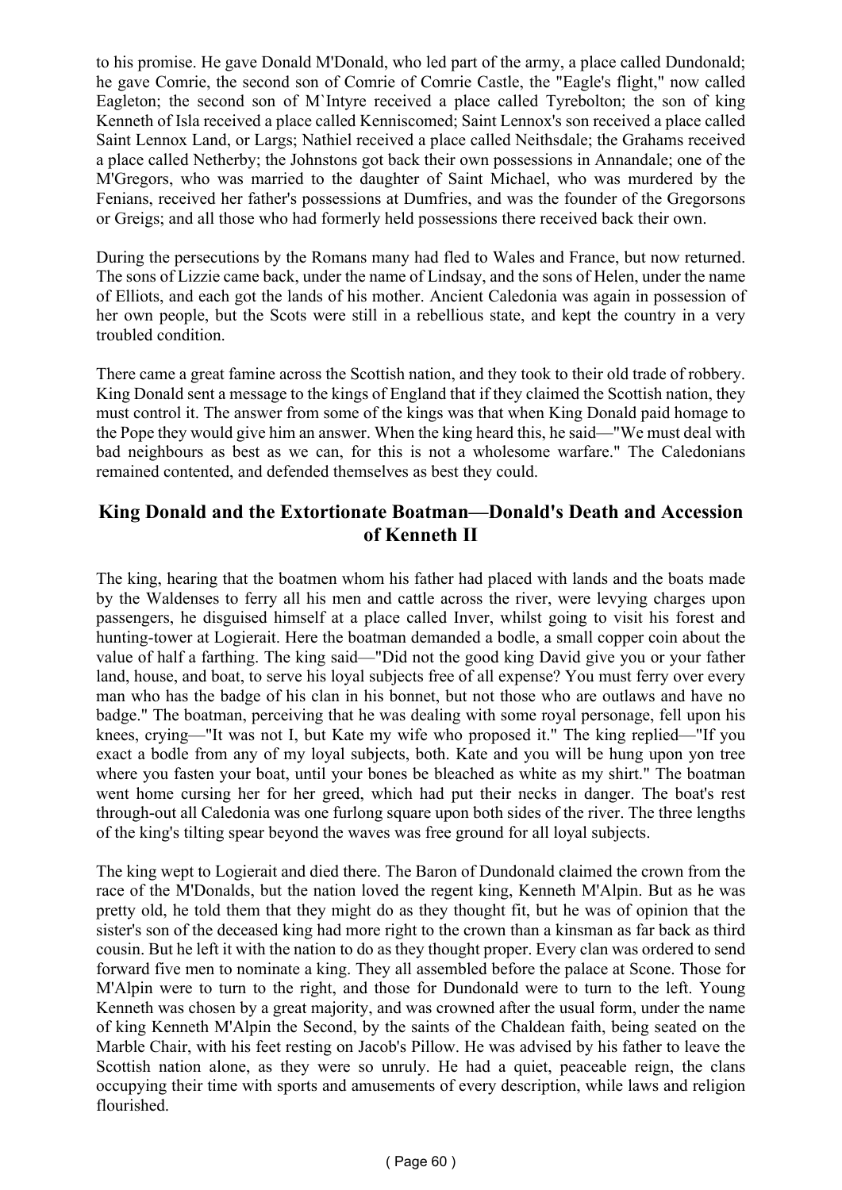to his promise. He gave Donald M'Donald, who led part of the army, a place called Dundonald; he gave Comrie, the second son of Comrie of Comrie Castle, the "Eagle's flight," now called Eagleton; the second son of M`Intyre received a place called Tyrebolton; the son of king Kenneth of Isla received a place called Kenniscomed; Saint Lennox's son received a place called Saint Lennox Land, or Largs; Nathiel received a place called Neithsdale; the Grahams received a place called Netherby; the Johnstons got back their own possessions in Annandale; one of the M'Gregors, who was married to the daughter of Saint Michael, who was murdered by the Fenians, received her father's possessions at Dumfries, and was the founder of the Gregorsons or Greigs; and all those who had formerly held possessions there received back their own.

During the persecutions by the Romans many had fled to Wales and France, but now returned. The sons of Lizzie came back, under the name of Lindsay, and the sons of Helen, under the name of Elliots, and each got the lands of his mother. Ancient Caledonia was again in possession of her own people, but the Scots were still in a rebellious state, and kept the country in a very troubled condition.

There came a great famine across the Scottish nation, and they took to their old trade of robbery. King Donald sent a message to the kings of England that if they claimed the Scottish nation, they must control it. The answer from some of the kings was that when King Donald paid homage to the Pope they would give him an answer. When the king heard this, he said—"We must deal with bad neighbours as best as we can, for this is not a wholesome warfare." The Caledonians remained contented, and defended themselves as best they could.

## King Donald and the Extortionate Boatman—Donald's Death and Accession of Kenneth II

The king, hearing that the boatmen whom his father had placed with lands and the boats made by the Waldenses to ferry all his men and cattle across the river, were levying charges upon passengers, he disguised himself at a place called Inver, whilst going to visit his forest and hunting-tower at Logierait. Here the boatman demanded a bodle, a small copper coin about the value of half a farthing. The king said—"Did not the good king David give you or your father land, house, and boat, to serve his loyal subjects free of all expense? You must ferry over every man who has the badge of his clan in his bonnet, but not those who are outlaws and have no badge." The boatman, perceiving that he was dealing with some royal personage, fell upon his knees, crying—"It was not I, but Kate my wife who proposed it." The king replied—"If you exact a bodle from any of my loyal subjects, both. Kate and you will be hung upon yon tree where you fasten your boat, until your bones be bleached as white as my shirt." The boatman went home cursing her for her greed, which had put their necks in danger. The boat's rest through-out all Caledonia was one furlong square upon both sides of the river. The three lengths of the king's tilting spear beyond the waves was free ground for all loyal subjects.

The king wept to Logierait and died there. The Baron of Dundonald claimed the crown from the race of the M'Donalds, but the nation loved the regent king, Kenneth M'Alpin. But as he was pretty old, he told them that they might do as they thought fit, but he was of opinion that the sister's son of the deceased king had more right to the crown than a kinsman as far back as third cousin. But he left it with the nation to do as they thought proper. Every clan was ordered to send forward five men to nominate a king. They all assembled before the palace at Scone. Those for M'Alpin were to turn to the right, and those for Dundonald were to turn to the left. Young Kenneth was chosen by a great majority, and was crowned after the usual form, under the name of king Kenneth M'Alpin the Second, by the saints of the Chaldean faith, being seated on the Marble Chair, with his feet resting on Jacob's Pillow. He was advised by his father to leave the Scottish nation alone, as they were so unruly. He had a quiet, peaceable reign, the clans occupying their time with sports and amusements of every description, while laws and religion flourished.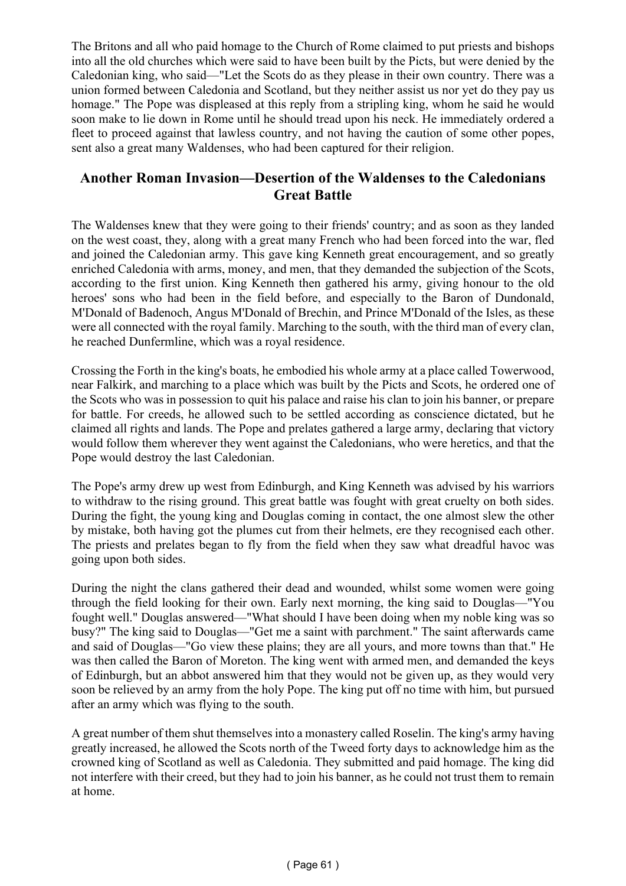The Britons and all who paid homage to the Church of Rome claimed to put priests and bishops into all the old churches which were said to have been built by the Picts, but were denied by the Caledonian king, who said—"Let the Scots do as they please in their own country. There was a union formed between Caledonia and Scotland, but they neither assist us nor yet do they pay us homage." The Pope was displeased at this reply from a stripling king, whom he said he would soon make to lie down in Rome until he should tread upon his neck. He immediately ordered a fleet to proceed against that lawless country, and not having the caution of some other popes, sent also a great many Waldenses, who had been captured for their religion.

## Another Roman Invasion—Desertion of the Waldenses to the Caledonians Great Battle

The Waldenses knew that they were going to their friends' country; and as soon as they landed on the west coast, they, along with a great many French who had been forced into the war, fled and joined the Caledonian army. This gave king Kenneth great encouragement, and so greatly enriched Caledonia with arms, money, and men, that they demanded the subjection of the Scots, according to the first union. King Kenneth then gathered his army, giving honour to the old heroes' sons who had been in the field before, and especially to the Baron of Dundonald, M'Donald of Badenoch, Angus M'Donald of Brechin, and Prince M'Donald of the Isles, as these were all connected with the royal family. Marching to the south, with the third man of every clan, he reached Dunfermline, which was a royal residence.

Crossing the Forth in the king's boats, he embodied his whole army at a place called Towerwood, near Falkirk, and marching to a place which was built by the Picts and Scots, he ordered one of the Scots who was in possession to quit his palace and raise his clan to join his banner, or prepare for battle. For creeds, he allowed such to be settled according as conscience dictated, but he claimed all rights and lands. The Pope and prelates gathered a large army, declaring that victory would follow them wherever they went against the Caledonians, who were heretics, and that the Pope would destroy the last Caledonian.

The Pope's army drew up west from Edinburgh, and King Kenneth was advised by his warriors to withdraw to the rising ground. This great battle was fought with great cruelty on both sides. During the fight, the young king and Douglas coming in contact, the one almost slew the other by mistake, both having got the plumes cut from their helmets, ere they recognised each other. The priests and prelates began to fly from the field when they saw what dreadful havoc was going upon both sides.

During the night the clans gathered their dead and wounded, whilst some women were going through the field looking for their own. Early next morning, the king said to Douglas—"You fought well." Douglas answered—"What should I have been doing when my noble king was so busy?" The king said to Douglas—"Get me a saint with parchment." The saint afterwards came and said of Douglas—"Go view these plains; they are all yours, and more towns than that." He was then called the Baron of Moreton. The king went with armed men, and demanded the keys of Edinburgh, but an abbot answered him that they would not be given up, as they would very soon be relieved by an army from the holy Pope. The king put off no time with him, but pursued after an army which was flying to the south.

A great number of them shut themselves into a monastery called Roselin. The king's army having greatly increased, he allowed the Scots north of the Tweed forty days to acknowledge him as the crowned king of Scotland as well as Caledonia. They submitted and paid homage. The king did not interfere with their creed, but they had to join his banner, as he could not trust them to remain at home.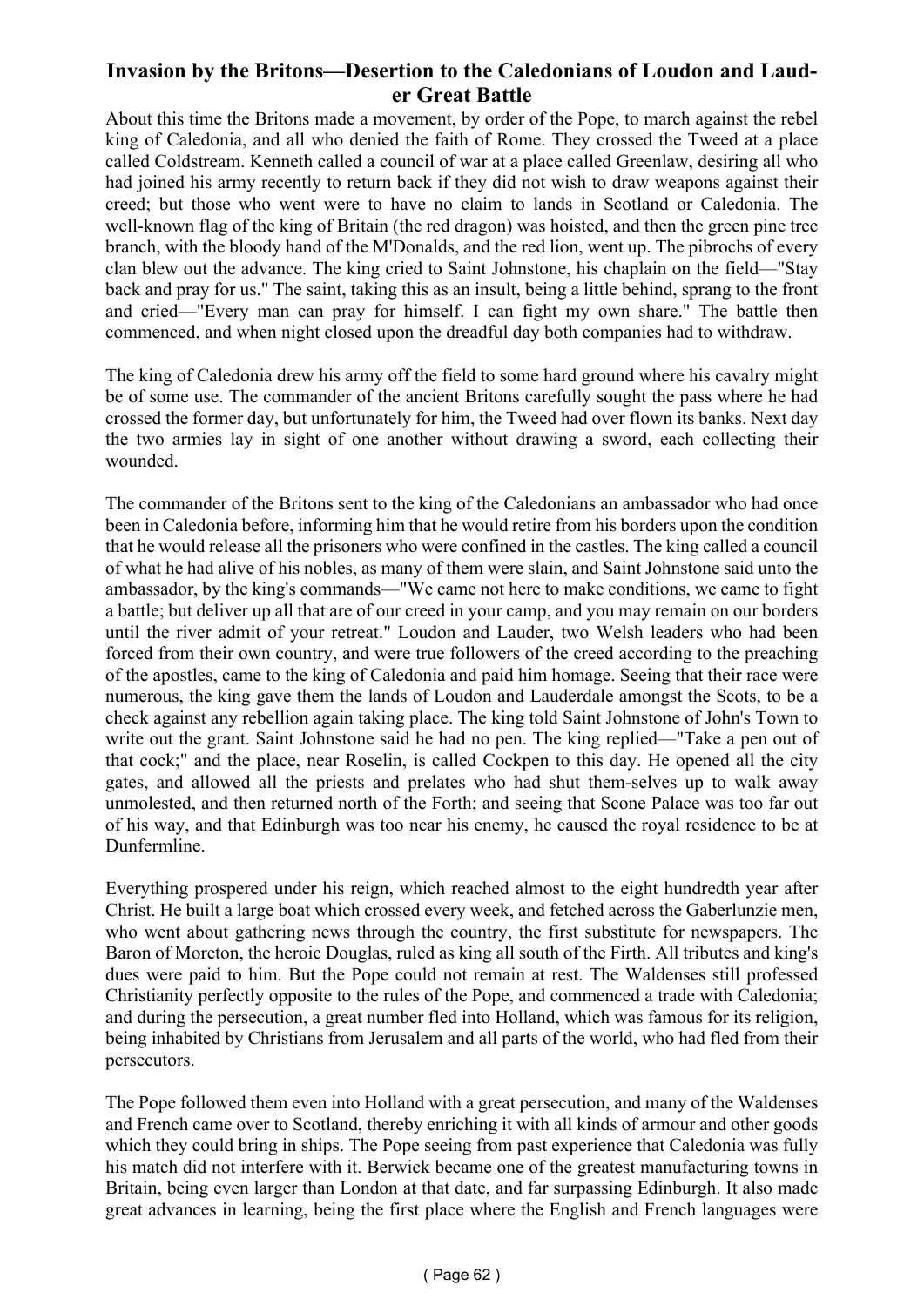## Invasion by the Britons—Desertion to the Caledonians of Loudon and Lauder Great Battle

About this time the Britons made a movement, by order of the Pope, to march against the rebel king of Caledonia, and all who denied the faith of Rome. They crossed the Tweed at a place called Coldstream. Kenneth called a council of war at a place called Greenlaw, desiring all who had joined his army recently to return back if they did not wish to draw weapons against their creed; but those who went were to have no claim to lands in Scotland or Caledonia. The well-known flag of the king of Britain (the red dragon) was hoisted, and then the green pine tree branch, with the bloody hand of the M'Donalds, and the red lion, went up. The pibrochs of every clan blew out the advance. The king cried to Saint Johnstone, his chaplain on the field—"Stay back and pray for us." The saint, taking this as an insult, being a little behind, sprang to the front and cried—"Every man can pray for himself. I can fight my own share." The battle then commenced, and when night closed upon the dreadful day both companies had to withdraw.

The king of Caledonia drew his army off the field to some hard ground where his cavalry might be of some use. The commander of the ancient Britons carefully sought the pass where he had crossed the former day, but unfortunately for him, the Tweed had over flown its banks. Next day the two armies lay in sight of one another without drawing a sword, each collecting their wounded.

The commander of the Britons sent to the king of the Caledonians an ambassador who had once been in Caledonia before, informing him that he would retire from his borders upon the condition that he would release all the prisoners who were confined in the castles. The king called a council of what he had alive of his nobles, as many of them were slain, and Saint Johnstone said unto the ambassador, by the king's commands—"We came not here to make conditions, we came to fight a battle; but deliver up all that are of our creed in your camp, and you may remain on our borders until the river admit of your retreat." Loudon and Lauder, two Welsh leaders who had been forced from their own country, and were true followers of the creed according to the preaching of the apostles, came to the king of Caledonia and paid him homage. Seeing that their race were numerous, the king gave them the lands of Loudon and Lauderdale amongst the Scots, to be a check against any rebellion again taking place. The king told Saint Johnstone of John's Town to write out the grant. Saint Johnstone said he had no pen. The king replied—"Take a pen out of that cock;" and the place, near Roselin, is called Cockpen to this day. He opened all the city gates, and allowed all the priests and prelates who had shut them-selves up to walk away unmolested, and then returned north of the Forth; and seeing that Scone Palace was too far out of his way, and that Edinburgh was too near his enemy, he caused the royal residence to be at Dunfermline.

Everything prospered under his reign, which reached almost to the eight hundredth year after Christ. He built a large boat which crossed every week, and fetched across the Gaberlunzie men, who went about gathering news through the country, the first substitute for newspapers. The Baron of Moreton, the heroic Douglas, ruled as king all south of the Firth. All tributes and king's dues were paid to him. But the Pope could not remain at rest. The Waldenses still professed Christianity perfectly opposite to the rules of the Pope, and commenced a trade with Caledonia; and during the persecution, a great number fled into Holland, which was famous for its religion, being inhabited by Christians from Jerusalem and all parts of the world, who had fled from their persecutors.

The Pope followed them even into Holland with a great persecution, and many of the Waldenses and French came over to Scotland, thereby enriching it with all kinds of armour and other goods which they could bring in ships. The Pope seeing from past experience that Caledonia was fully his match did not interfere with it. Berwick became one of the greatest manufacturing towns in Britain, being even larger than London at that date, and far surpassing Edinburgh. It also made great advances in learning, being the first place where the English and French languages were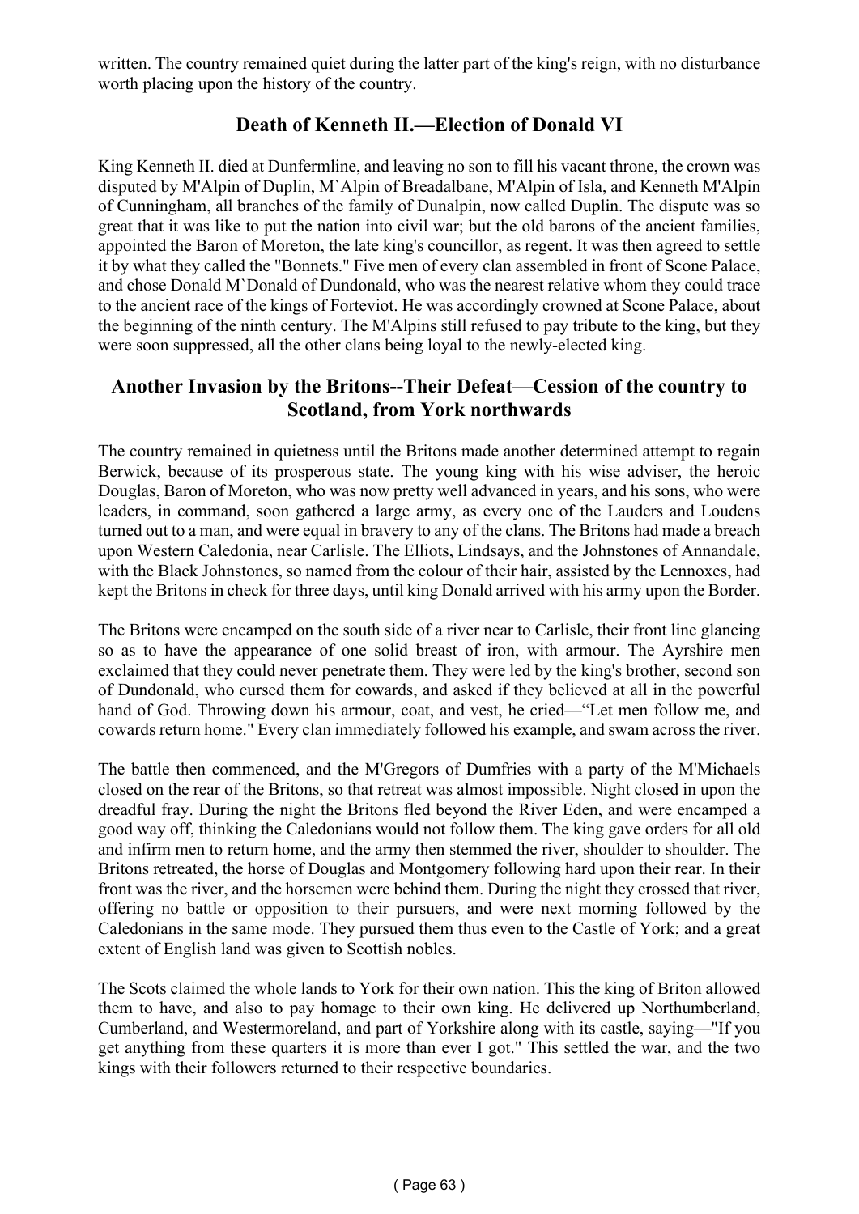written. The country remained quiet during the latter part of the king's reign, with no disturbance worth placing upon the history of the country.

## Death of Kenneth II.—Election of Donald VI

King Kenneth II. died at Dunfermline, and leaving no son to fill his vacant throne, the crown was disputed by M'Alpin of Duplin, M`Alpin of Breadalbane, M'Alpin of Isla, and Kenneth M'Alpin of Cunningham, all branches of the family of Dunalpin, now called Duplin. The dispute was so great that it was like to put the nation into civil war; but the old barons of the ancient families, appointed the Baron of Moreton, the late king's councillor, as regent. It was then agreed to settle it by what they called the "Bonnets." Five men of every clan assembled in front of Scone Palace, and chose Donald M`Donald of Dundonald, who was the nearest relative whom they could trace to the ancient race of the kings of Forteviot. He was accordingly crowned at Scone Palace, about the beginning of the ninth century. The M'Alpins still refused to pay tribute to the king, but they were soon suppressed, all the other clans being loyal to the newly-elected king.

## Another Invasion by the Britons--Their Defeat—Cession of the country to Scotland, from York northwards

The country remained in quietness until the Britons made another determined attempt to regain Berwick, because of its prosperous state. The young king with his wise adviser, the heroic Douglas, Baron of Moreton, who was now pretty well advanced in years, and his sons, who were leaders, in command, soon gathered a large army, as every one of the Lauders and Loudens turned out to a man, and were equal in bravery to any of the clans. The Britons had made a breach upon Western Caledonia, near Carlisle. The Elliots, Lindsays, and the Johnstones of Annandale, with the Black Johnstones, so named from the colour of their hair, assisted by the Lennoxes, had kept the Britons in check for three days, until king Donald arrived with his army upon the Border.

The Britons were encamped on the south side of a river near to Carlisle, their front line glancing so as to have the appearance of one solid breast of iron, with armour. The Ayrshire men exclaimed that they could never penetrate them. They were led by the king's brother, second son of Dundonald, who cursed them for cowards, and asked if they believed at all in the powerful hand of God. Throwing down his armour, coat, and vest, he cried—"Let men follow me, and cowards return home." Every clan immediately followed his example, and swam across the river.

The battle then commenced, and the M'Gregors of Dumfries with a party of the M'Michaels closed on the rear of the Britons, so that retreat was almost impossible. Night closed in upon the dreadful fray. During the night the Britons fled beyond the River Eden, and were encamped a good way off, thinking the Caledonians would not follow them. The king gave orders for all old and infirm men to return home, and the army then stemmed the river, shoulder to shoulder. The Britons retreated, the horse of Douglas and Montgomery following hard upon their rear. In their front was the river, and the horsemen were behind them. During the night they crossed that river, offering no battle or opposition to their pursuers, and were next morning followed by the Caledonians in the same mode. They pursued them thus even to the Castle of York; and a great extent of English land was given to Scottish nobles.

The Scots claimed the whole lands to York for their own nation. This the king of Briton allowed them to have, and also to pay homage to their own king. He delivered up Northumberland, Cumberland, and Westermoreland, and part of Yorkshire along with its castle, saying—"If you get anything from these quarters it is more than ever I got." This settled the war, and the two kings with their followers returned to their respective boundaries.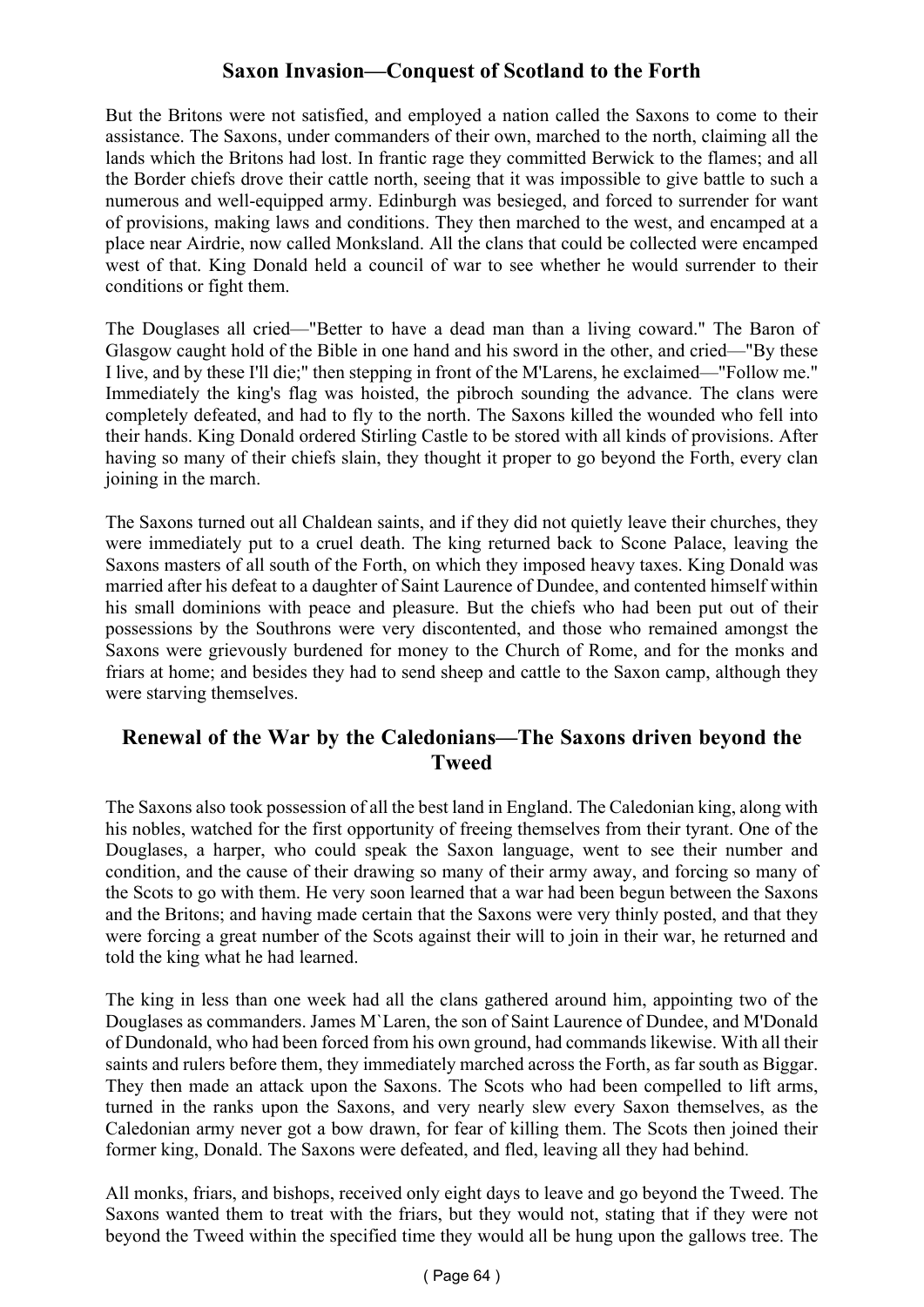## Saxon Invasion—Conquest of Scotland to the Forth

But the Britons were not satisfied, and employed a nation called the Saxons to come to their assistance. The Saxons, under commanders of their own, marched to the north, claiming all the lands which the Britons had lost. In frantic rage they committed Berwick to the flames; and all the Border chiefs drove their cattle north, seeing that it was impossible to give battle to such a numerous and well-equipped army. Edinburgh was besieged, and forced to surrender for want of provisions, making laws and conditions. They then marched to the west, and encamped at a place near Airdrie, now called Monksland. All the clans that could be collected were encamped west of that. King Donald held a council of war to see whether he would surrender to their conditions or fight them.

The Douglases all cried—"Better to have a dead man than a living coward." The Baron of Glasgow caught hold of the Bible in one hand and his sword in the other, and cried—"By these I live, and by these I'll die;" then stepping in front of the M'Larens, he exclaimed—"Follow me." Immediately the king's flag was hoisted, the pibroch sounding the advance. The clans were completely defeated, and had to fly to the north. The Saxons killed the wounded who fell into their hands. King Donald ordered Stirling Castle to be stored with all kinds of provisions. After having so many of their chiefs slain, they thought it proper to go beyond the Forth, every clan joining in the march.

The Saxons turned out all Chaldean saints, and if they did not quietly leave their churches, they were immediately put to a cruel death. The king returned back to Scone Palace, leaving the Saxons masters of all south of the Forth, on which they imposed heavy taxes. King Donald was married after his defeat to a daughter of Saint Laurence of Dundee, and contented himself within his small dominions with peace and pleasure. But the chiefs who had been put out of their possessions by the Southrons were very discontented, and those who remained amongst the Saxons were grievously burdened for money to the Church of Rome, and for the monks and friars at home; and besides they had to send sheep and cattle to the Saxon camp, although they were starving themselves.

## Renewal of the War by the Caledonians—The Saxons driven beyond the Tweed

The Saxons also took possession of all the best land in England. The Caledonian king, along with his nobles, watched for the first opportunity of freeing themselves from their tyrant. One of the Douglases, a harper, who could speak the Saxon language, went to see their number and condition, and the cause of their drawing so many of their army away, and forcing so many of the Scots to go with them. He very soon learned that a war had been begun between the Saxons and the Britons; and having made certain that the Saxons were very thinly posted, and that they were forcing a great number of the Scots against their will to join in their war, he returned and told the king what he had learned.

The king in less than one week had all the clans gathered around him, appointing two of the Douglases as commanders. James M`Laren, the son of Saint Laurence of Dundee, and M'Donald of Dundonald, who had been forced from his own ground, had commands likewise. With all their saints and rulers before them, they immediately marched across the Forth, as far south as Biggar. They then made an attack upon the Saxons. The Scots who had been compelled to lift arms, turned in the ranks upon the Saxons, and very nearly slew every Saxon themselves, as the Caledonian army never got a bow drawn, for fear of killing them. The Scots then joined their former king, Donald. The Saxons were defeated, and fled, leaving all they had behind.

All monks, friars, and bishops, received only eight days to leave and go beyond the Tweed. The Saxons wanted them to treat with the friars, but they would not, stating that if they were not beyond the Tweed within the specified time they would all be hung upon the gallows tree. The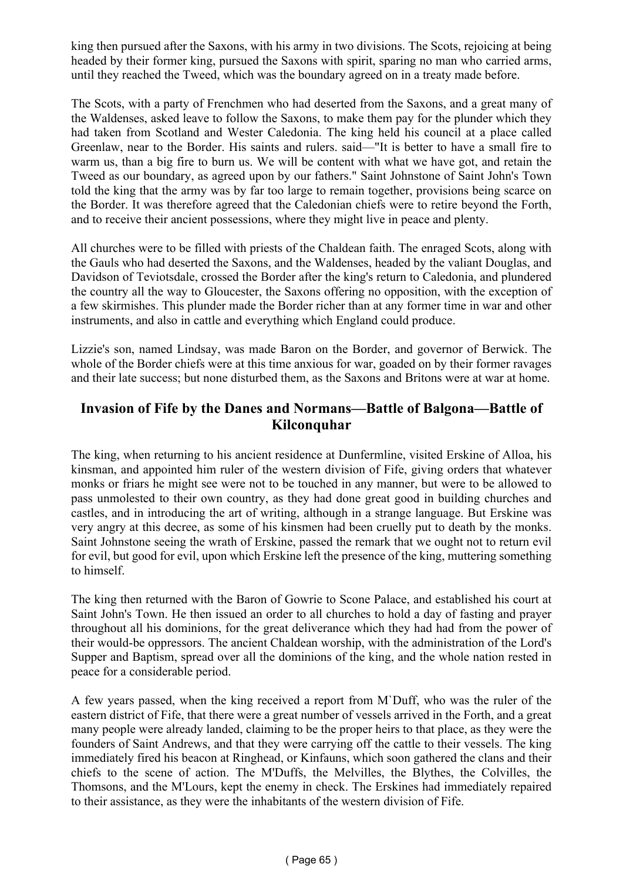king then pursued after the Saxons, with his army in two divisions. The Scots, rejoicing at being headed by their former king, pursued the Saxons with spirit, sparing no man who carried arms, until they reached the Tweed, which was the boundary agreed on in a treaty made before.

The Scots, with a party of Frenchmen who had deserted from the Saxons, and a great many of the Waldenses, asked leave to follow the Saxons, to make them pay for the plunder which they had taken from Scotland and Wester Caledonia. The king held his council at a place called Greenlaw, near to the Border. His saints and rulers. said—"It is better to have a small fire to warm us, than a big fire to burn us. We will be content with what we have got, and retain the Tweed as our boundary, as agreed upon by our fathers." Saint Johnstone of Saint John's Town told the king that the army was by far too large to remain together, provisions being scarce on the Border. It was therefore agreed that the Caledonian chiefs were to retire beyond the Forth, and to receive their ancient possessions, where they might live in peace and plenty.

All churches were to be filled with priests of the Chaldean faith. The enraged Scots, along with the Gauls who had deserted the Saxons, and the Waldenses, headed by the valiant Douglas, and Davidson of Teviotsdale, crossed the Border after the king's return to Caledonia, and plundered the country all the way to Gloucester, the Saxons offering no opposition, with the exception of a few skirmishes. This plunder made the Border richer than at any former time in war and other instruments, and also in cattle and everything which England could produce.

Lizzie's son, named Lindsay, was made Baron on the Border, and governor of Berwick. The whole of the Border chiefs were at this time anxious for war, goaded on by their former ravages and their late success; but none disturbed them, as the Saxons and Britons were at war at home.

## Invasion of Fife by the Danes and Normans—Battle of Balgona—Battle of Kilconquhar

The king, when returning to his ancient residence at Dunfermline, visited Erskine of Alloa, his kinsman, and appointed him ruler of the western division of Fife, giving orders that whatever monks or friars he might see were not to be touched in any manner, but were to be allowed to pass unmolested to their own country, as they had done great good in building churches and castles, and in introducing the art of writing, although in a strange language. But Erskine was very angry at this decree, as some of his kinsmen had been cruelly put to death by the monks. Saint Johnstone seeing the wrath of Erskine, passed the remark that we ought not to return evil for evil, but good for evil, upon which Erskine left the presence of the king, muttering something to himself.

The king then returned with the Baron of Gowrie to Scone Palace, and established his court at Saint John's Town. He then issued an order to all churches to hold a day of fasting and prayer throughout all his dominions, for the great deliverance which they had had from the power of their would-be oppressors. The ancient Chaldean worship, with the administration of the Lord's Supper and Baptism, spread over all the dominions of the king, and the whole nation rested in peace for a considerable period.

A few years passed, when the king received a report from M`Duff, who was the ruler of the eastern district of Fife, that there were a great number of vessels arrived in the Forth, and a great many people were already landed, claiming to be the proper heirs to that place, as they were the founders of Saint Andrews, and that they were carrying off the cattle to their vessels. The king immediately fired his beacon at Ringhead, or Kinfauns, which soon gathered the clans and their chiefs to the scene of action. The M'Duffs, the Melvilles, the Blythes, the Colvilles, the Thomsons, and the M'Lours, kept the enemy in check. The Erskines had immediately repaired to their assistance, as they were the inhabitants of the western division of Fife.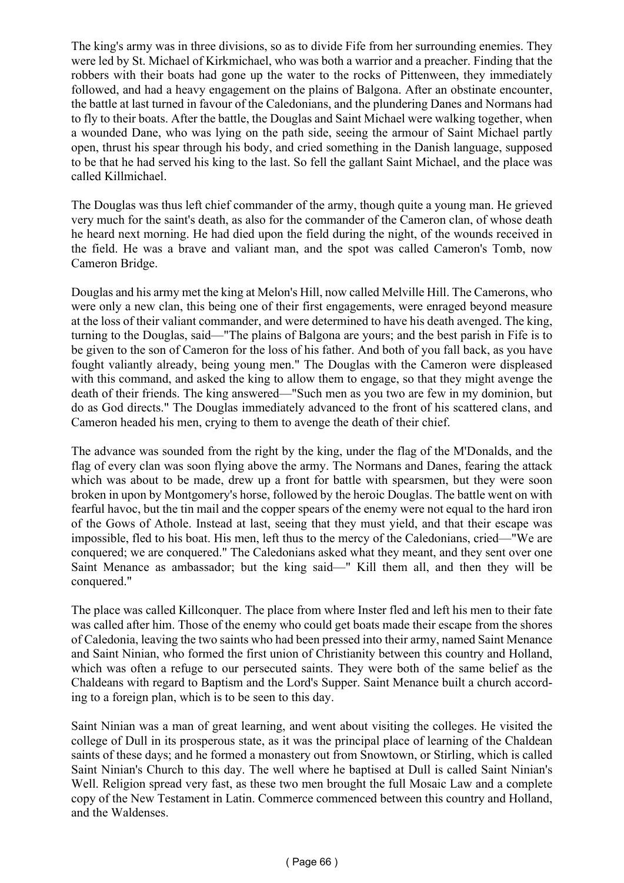The king's army was in three divisions, so as to divide Fife from her surrounding enemies. They were led by St. Michael of Kirkmichael, who was both a warrior and a preacher. Finding that the robbers with their boats had gone up the water to the rocks of Pittenween, they immediately followed, and had a heavy engagement on the plains of Balgona. After an obstinate encounter, the battle at last turned in favour of the Caledonians, and the plundering Danes and Normans had to fly to their boats. After the battle, the Douglas and Saint Michael were walking together, when a wounded Dane, who was lying on the path side, seeing the armour of Saint Michael partly open, thrust his spear through his body, and cried something in the Danish language, supposed to be that he had served his king to the last. So fell the gallant Saint Michael, and the place was called Killmichael.

The Douglas was thus left chief commander of the army, though quite a young man. He grieved very much for the saint's death, as also for the commander of the Cameron clan, of whose death he heard next morning. He had died upon the field during the night, of the wounds received in the field. He was a brave and valiant man, and the spot was called Cameron's Tomb, now Cameron Bridge.

Douglas and his army met the king at Melon's Hill, now called Melville Hill. The Camerons, who were only a new clan, this being one of their first engagements, were enraged beyond measure at the loss of their valiant commander, and were determined to have his death avenged. The king, turning to the Douglas, said—"The plains of Balgona are yours; and the best parish in Fife is to be given to the son of Cameron for the loss of his father. And both of you fall back, as you have fought valiantly already, being young men." The Douglas with the Cameron were displeased with this command, and asked the king to allow them to engage, so that they might avenge the death of their friends. The king answered—"Such men as you two are few in my dominion, but do as God directs." The Douglas immediately advanced to the front of his scattered clans, and Cameron headed his men, crying to them to avenge the death of their chief.

The advance was sounded from the right by the king, under the flag of the M'Donalds, and the flag of every clan was soon flying above the army. The Normans and Danes, fearing the attack which was about to be made, drew up a front for battle with spearsmen, but they were soon broken in upon by Montgomery's horse, followed by the heroic Douglas. The battle went on with fearful havoc, but the tin mail and the copper spears of the enemy were not equal to the hard iron of the Gows of Athole. Instead at last, seeing that they must yield, and that their escape was impossible, fled to his boat. His men, left thus to the mercy of the Caledonians, cried—"We are conquered; we are conquered." The Caledonians asked what they meant, and they sent over one Saint Menance as ambassador; but the king said—" Kill them all, and then they will be conquered."

The place was called Killconquer. The place from where Inster fled and left his men to their fate was called after him. Those of the enemy who could get boats made their escape from the shores of Caledonia, leaving the two saints who had been pressed into their army, named Saint Menance and Saint Ninian, who formed the first union of Christianity between this country and Holland, which was often a refuge to our persecuted saints. They were both of the same belief as the Chaldeans with regard to Baptism and the Lord's Supper. Saint Menance built a church according to a foreign plan, which is to be seen to this day.

Saint Ninian was a man of great learning, and went about visiting the colleges. He visited the college of Dull in its prosperous state, as it was the principal place of learning of the Chaldean saints of these days; and he formed a monastery out from Snowtown, or Stirling, which is called Saint Ninian's Church to this day. The well where he baptised at Dull is called Saint Ninian's Well. Religion spread very fast, as these two men brought the full Mosaic Law and a complete copy of the New Testament in Latin. Commerce commenced between this country and Holland, and the Waldenses.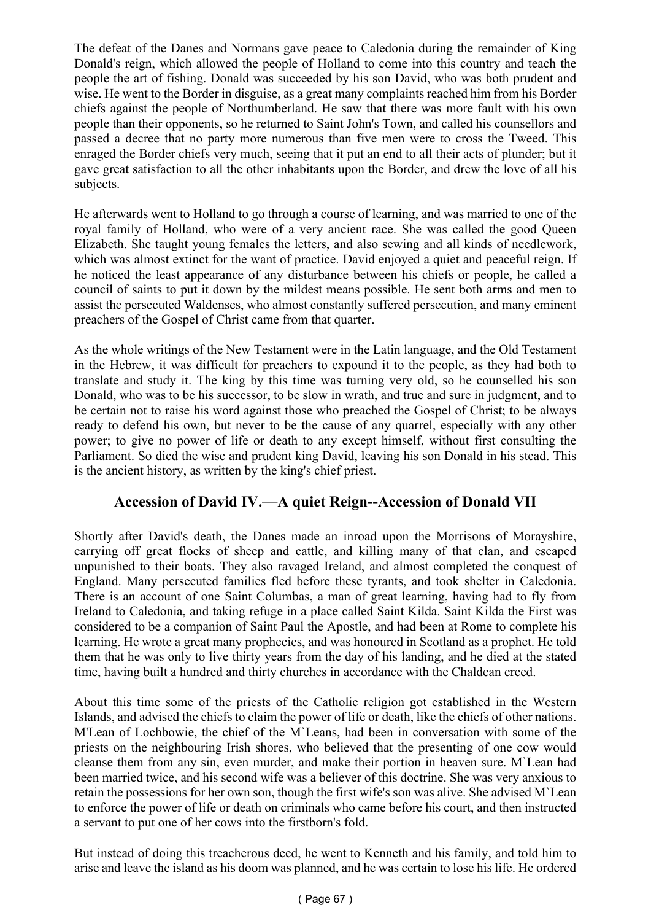The defeat of the Danes and Normans gave peace to Caledonia during the remainder of King Donald's reign, which allowed the people of Holland to come into this country and teach the people the art of fishing. Donald was succeeded by his son David, who was both prudent and wise. He went to the Border in disguise, as a great many complaints reached him from his Border chiefs against the people of Northumberland. He saw that there was more fault with his own people than their opponents, so he returned to Saint John's Town, and called his counsellors and passed a decree that no party more numerous than five men were to cross the Tweed. This enraged the Border chiefs very much, seeing that it put an end to all their acts of plunder; but it gave great satisfaction to all the other inhabitants upon the Border, and drew the love of all his subjects.

He afterwards went to Holland to go through a course of learning, and was married to one of the royal family of Holland, who were of a very ancient race. She was called the good Queen Elizabeth. She taught young females the letters, and also sewing and all kinds of needlework, which was almost extinct for the want of practice. David enjoyed a quiet and peaceful reign. If he noticed the least appearance of any disturbance between his chiefs or people, he called a council of saints to put it down by the mildest means possible. He sent both arms and men to assist the persecuted Waldenses, who almost constantly suffered persecution, and many eminent preachers of the Gospel of Christ came from that quarter.

As the whole writings of the New Testament were in the Latin language, and the Old Testament in the Hebrew, it was difficult for preachers to expound it to the people, as they had both to translate and study it. The king by this time was turning very old, so he counselled his son Donald, who was to be his successor, to be slow in wrath, and true and sure in judgment, and to be certain not to raise his word against those who preached the Gospel of Christ; to be always ready to defend his own, but never to be the cause of any quarrel, especially with any other power; to give no power of life or death to any except himself, without first consulting the Parliament. So died the wise and prudent king David, leaving his son Donald in his stead. This is the ancient history, as written by the king's chief priest.

## Accession of David IV.—A quiet Reign--Accession of Donald VII

Shortly after David's death, the Danes made an inroad upon the Morrisons of Morayshire, carrying off great flocks of sheep and cattle, and killing many of that clan, and escaped unpunished to their boats. They also ravaged Ireland, and almost completed the conquest of England. Many persecuted families fled before these tyrants, and took shelter in Caledonia. There is an account of one Saint Columbas, a man of great learning, having had to fly from Ireland to Caledonia, and taking refuge in a place called Saint Kilda. Saint Kilda the First was considered to be a companion of Saint Paul the Apostle, and had been at Rome to complete his learning. He wrote a great many prophecies, and was honoured in Scotland as a prophet. He told them that he was only to live thirty years from the day of his landing, and he died at the stated time, having built a hundred and thirty churches in accordance with the Chaldean creed.

About this time some of the priests of the Catholic religion got established in the Western Islands, and advised the chiefs to claim the power of life or death, like the chiefs of other nations. M'Lean of Lochbowie, the chief of the M`Leans, had been in conversation with some of the priests on the neighbouring Irish shores, who believed that the presenting of one cow would cleanse them from any sin, even murder, and make their portion in heaven sure. M`Lean had been married twice, and his second wife was a believer of this doctrine. She was very anxious to retain the possessions for her own son, though the first wife's son was alive. She advised M`Lean to enforce the power of life or death on criminals who came before his court, and then instructed a servant to put one of her cows into the firstborn's fold.

But instead of doing this treacherous deed, he went to Kenneth and his family, and told him to arise and leave the island as his doom was planned, and he was certain to lose his life. He ordered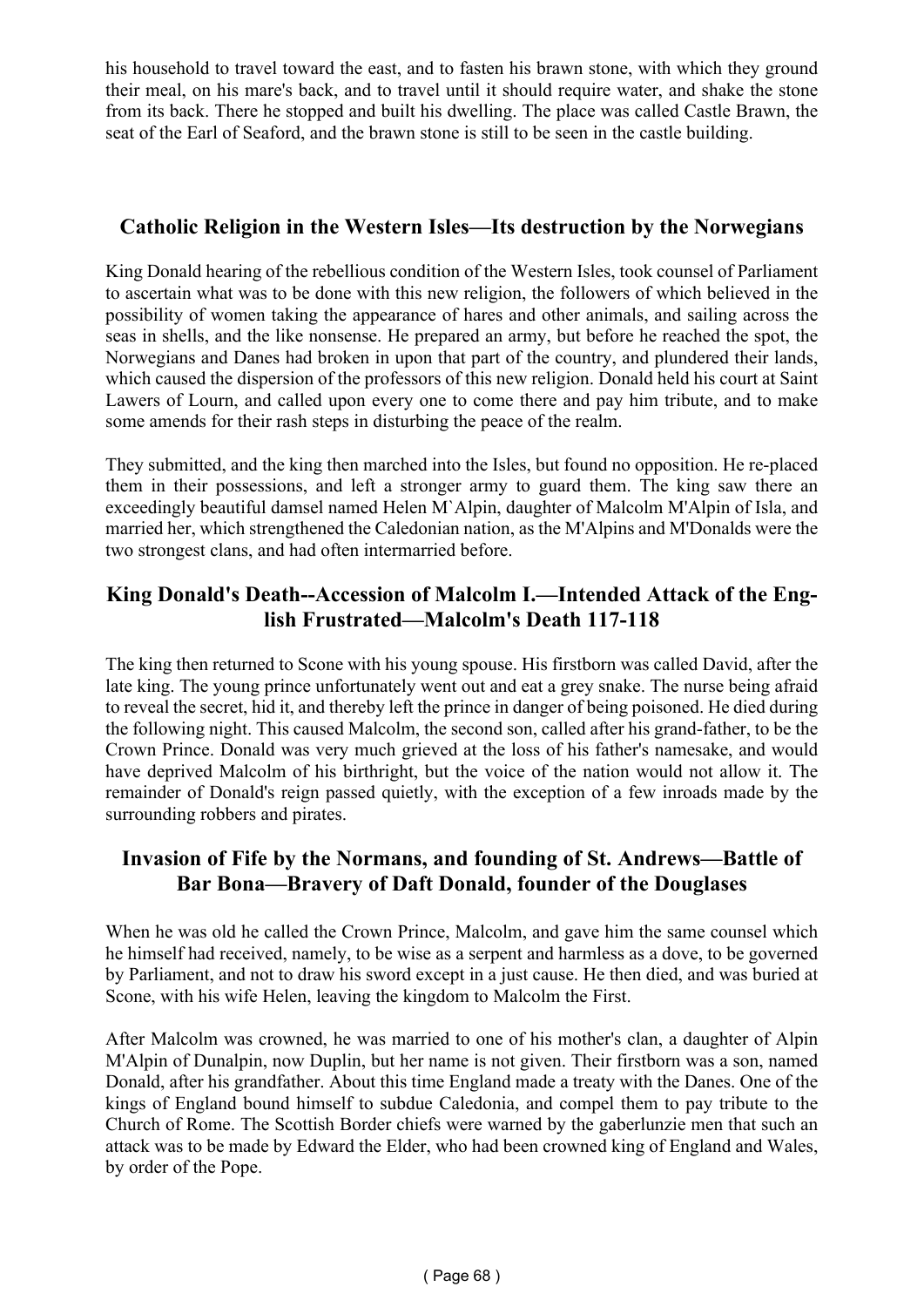his household to travel toward the east, and to fasten his brawn stone, with which they ground their meal, on his mare's back, and to travel until it should require water, and shake the stone from its back. There he stopped and built his dwelling. The place was called Castle Brawn, the seat of the Earl of Seaford, and the brawn stone is still to be seen in the castle building.

## Catholic Religion in the Western Isles—Its destruction by the Norwegians

King Donald hearing of the rebellious condition of the Western Isles, took counsel of Parliament to ascertain what was to be done with this new religion, the followers of which believed in the possibility of women taking the appearance of hares and other animals, and sailing across the seas in shells, and the like nonsense. He prepared an army, but before he reached the spot, the Norwegians and Danes had broken in upon that part of the country, and plundered their lands, which caused the dispersion of the professors of this new religion. Donald held his court at Saint Lawers of Lourn, and called upon every one to come there and pay him tribute, and to make some amends for their rash steps in disturbing the peace of the realm.

They submitted, and the king then marched into the Isles, but found no opposition. He re-placed them in their possessions, and left a stronger army to guard them. The king saw there an exceedingly beautiful damsel named Helen M`Alpin, daughter of Malcolm M'Alpin of Isla, and married her, which strengthened the Caledonian nation, as the M'Alpins and M'Donalds were the two strongest clans, and had often intermarried before.

## King Donald's Death--Accession of Malcolm I.—Intended Attack of the English Frustrated—Malcolm's Death 117-118

The king then returned to Scone with his young spouse. His firstborn was called David, after the late king. The young prince unfortunately went out and eat a grey snake. The nurse being afraid to reveal the secret, hid it, and thereby left the prince in danger of being poisoned. He died during the following night. This caused Malcolm, the second son, called after his grand-father, to be the Crown Prince. Donald was very much grieved at the loss of his father's namesake, and would have deprived Malcolm of his birthright, but the voice of the nation would not allow it. The remainder of Donald's reign passed quietly, with the exception of a few inroads made by the surrounding robbers and pirates.

## Invasion of Fife by the Normans, and founding of St. Andrews—Battle of Bar Bona—Bravery of Daft Donald, founder of the Douglases

When he was old he called the Crown Prince, Malcolm, and gave him the same counsel which he himself had received, namely, to be wise as a serpent and harmless as a dove, to be governed by Parliament, and not to draw his sword except in a just cause. He then died, and was buried at Scone, with his wife Helen, leaving the kingdom to Malcolm the First.

After Malcolm was crowned, he was married to one of his mother's clan, a daughter of Alpin M'Alpin of Dunalpin, now Duplin, but her name is not given. Their firstborn was a son, named Donald, after his grandfather. About this time England made a treaty with the Danes. One of the kings of England bound himself to subdue Caledonia, and compel them to pay tribute to the Church of Rome. The Scottish Border chiefs were warned by the gaberlunzie men that such an attack was to be made by Edward the Elder, who had been crowned king of England and Wales, by order of the Pope.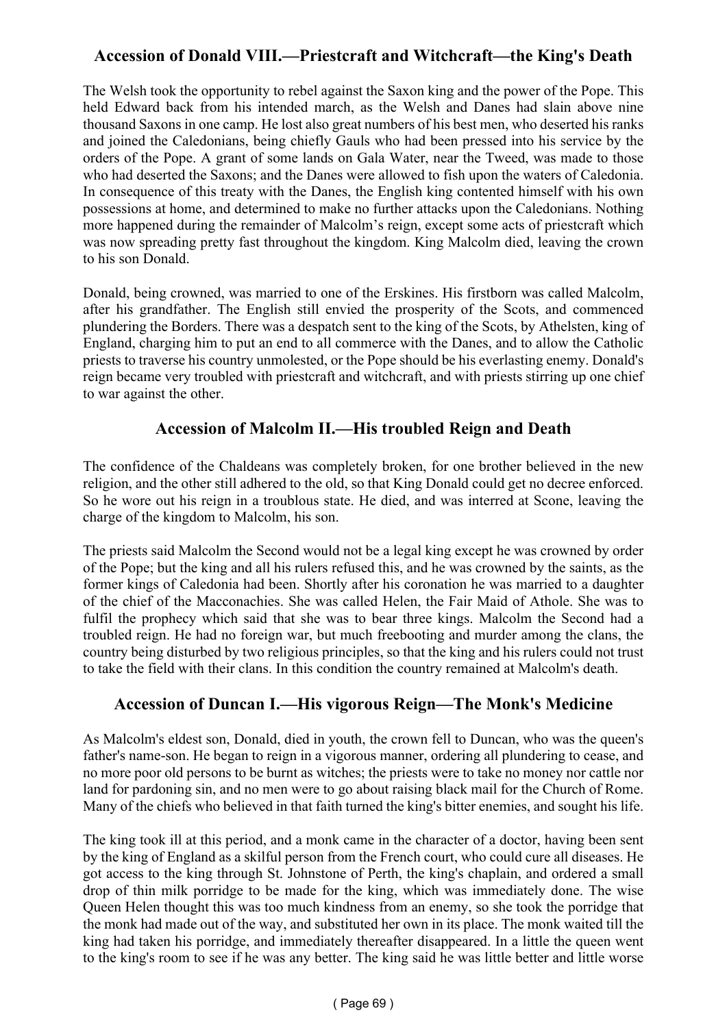## Accession of Donald VIII.—Priestcraft and Witchcraft—the King's Death

The Welsh took the opportunity to rebel against the Saxon king and the power of the Pope. This held Edward back from his intended march, as the Welsh and Danes had slain above nine thousand Saxons in one camp. He lost also great numbers of his best men, who deserted his ranks and joined the Caledonians, being chiefly Gauls who had been pressed into his service by the orders of the Pope. A grant of some lands on Gala Water, near the Tweed, was made to those who had deserted the Saxons; and the Danes were allowed to fish upon the waters of Caledonia. In consequence of this treaty with the Danes, the English king contented himself with his own possessions at home, and determined to make no further attacks upon the Caledonians. Nothing more happened during the remainder of Malcolm's reign, except some acts of priestcraft which was now spreading pretty fast throughout the kingdom. King Malcolm died, leaving the crown to his son Donald.

Donald, being crowned, was married to one of the Erskines. His firstborn was called Malcolm, after his grandfather. The English still envied the prosperity of the Scots, and commenced plundering the Borders. There was a despatch sent to the king of the Scots, by Athelsten, king of England, charging him to put an end to all commerce with the Danes, and to allow the Catholic priests to traverse his country unmolested, or the Pope should be his everlasting enemy. Donald's reign became very troubled with priestcraft and witchcraft, and with priests stirring up one chief to war against the other.

## Accession of Malcolm II.—His troubled Reign and Death

The confidence of the Chaldeans was completely broken, for one brother believed in the new religion, and the other still adhered to the old, so that King Donald could get no decree enforced. So he wore out his reign in a troublous state. He died, and was interred at Scone, leaving the charge of the kingdom to Malcolm, his son.

The priests said Malcolm the Second would not be a legal king except he was crowned by order of the Pope; but the king and all his rulers refused this, and he was crowned by the saints, as the former kings of Caledonia had been. Shortly after his coronation he was married to a daughter of the chief of the Macconachies. She was called Helen, the Fair Maid of Athole. She was to fulfil the prophecy which said that she was to bear three kings. Malcolm the Second had a troubled reign. He had no foreign war, but much freebooting and murder among the clans, the country being disturbed by two religious principles, so that the king and his rulers could not trust to take the field with their clans. In this condition the country remained at Malcolm's death.

## Accession of Duncan I.—His vigorous Reign—The Monk's Medicine

As Malcolm's eldest son, Donald, died in youth, the crown fell to Duncan, who was the queen's father's name-son. He began to reign in a vigorous manner, ordering all plundering to cease, and no more poor old persons to be burnt as witches; the priests were to take no money nor cattle nor land for pardoning sin, and no men were to go about raising black mail for the Church of Rome. Many of the chiefs who believed in that faith turned the king's bitter enemies, and sought his life.

The king took ill at this period, and a monk came in the character of a doctor, having been sent by the king of England as a skilful person from the French court, who could cure all diseases. He got access to the king through St. Johnstone of Perth, the king's chaplain, and ordered a small drop of thin milk porridge to be made for the king, which was immediately done. The wise Queen Helen thought this was too much kindness from an enemy, so she took the porridge that the monk had made out of the way, and substituted her own in its place. The monk waited till the king had taken his porridge, and immediately thereafter disappeared. In a little the queen went to the king's room to see if he was any better. The king said he was little better and little worse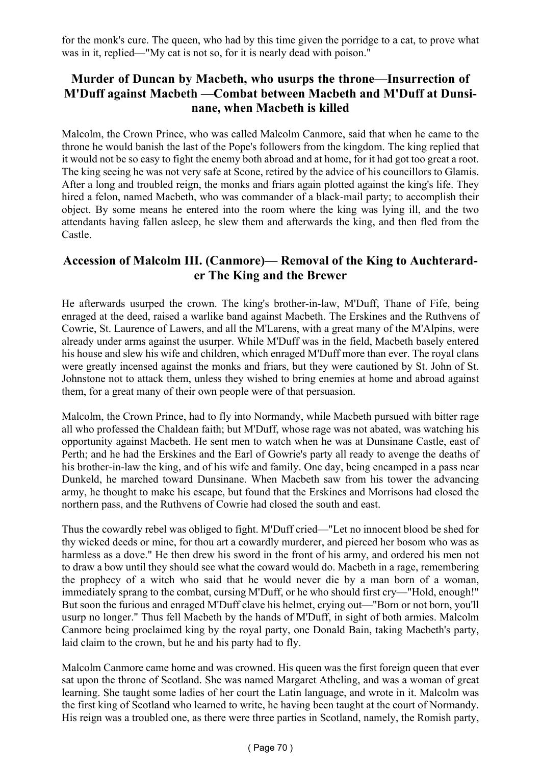for the monk's cure. The queen, who had by this time given the porridge to a cat, to prove what was in it, replied—"My cat is not so, for it is nearly dead with poison."

## Murder of Duncan by Macbeth, who usurps the throne—Insurrection of M'Duff against Macbeth —Combat between Macbeth and M'Duff at Dunsinane, when Macbeth is killed

Malcolm, the Crown Prince, who was called Malcolm Canmore, said that when he came to the throne he would banish the last of the Pope's followers from the kingdom. The king replied that it would not be so easy to fight the enemy both abroad and at home, for it had got too great a root. The king seeing he was not very safe at Scone, retired by the advice of his councillors to Glamis. After a long and troubled reign, the monks and friars again plotted against the king's life. They hired a felon, named Macbeth, who was commander of a black-mail party; to accomplish their object. By some means he entered into the room where the king was lying ill, and the two attendants having fallen asleep, he slew them and afterwards the king, and then fled from the Castle.

## Accession of Malcolm III. (Canmore)— Removal of the King to Auchterarder The King and the Brewer

He afterwards usurped the crown. The king's brother-in-law, M'Duff, Thane of Fife, being enraged at the deed, raised a warlike band against Macbeth. The Erskines and the Ruthvens of Cowrie, St. Laurence of Lawers, and all the M'Larens, with a great many of the M'Alpins, were already under arms against the usurper. While M'Duff was in the field, Macbeth basely entered his house and slew his wife and children, which enraged M'Duff more than ever. The royal clans were greatly incensed against the monks and friars, but they were cautioned by St. John of St. Johnstone not to attack them, unless they wished to bring enemies at home and abroad against them, for a great many of their own people were of that persuasion.

Malcolm, the Crown Prince, had to fly into Normandy, while Macbeth pursued with bitter rage all who professed the Chaldean faith; but M'Duff, whose rage was not abated, was watching his opportunity against Macbeth. He sent men to watch when he was at Dunsinane Castle, east of Perth; and he had the Erskines and the Earl of Gowrie's party all ready to avenge the deaths of his brother-in-law the king, and of his wife and family. One day, being encamped in a pass near Dunkeld, he marched toward Dunsinane. When Macbeth saw from his tower the advancing army, he thought to make his escape, but found that the Erskines and Morrisons had closed the northern pass, and the Ruthvens of Cowrie had closed the south and east.

Thus the cowardly rebel was obliged to fight. M'Duff cried—"Let no innocent blood be shed for thy wicked deeds or mine, for thou art a cowardly murderer, and pierced her bosom who was as harmless as a dove." He then drew his sword in the front of his army, and ordered his men not to draw a bow until they should see what the coward would do. Macbeth in a rage, remembering the prophecy of a witch who said that he would never die by a man born of a woman, immediately sprang to the combat, cursing M'Duff, or he who should first cry—"Hold, enough!" But soon the furious and enraged M'Duff clave his helmet, crying out—"Born or not born, you'll usurp no longer." Thus fell Macbeth by the hands of M'Duff, in sight of both armies. Malcolm Canmore being proclaimed king by the royal party, one Donald Bain, taking Macbeth's party, laid claim to the crown, but he and his party had to fly.

Malcolm Canmore came home and was crowned. His queen was the first foreign queen that ever sat upon the throne of Scotland. She was named Margaret Atheling, and was a woman of great learning. She taught some ladies of her court the Latin language, and wrote in it. Malcolm was the first king of Scotland who learned to write, he having been taught at the court of Normandy. His reign was a troubled one, as there were three parties in Scotland, namely, the Romish party,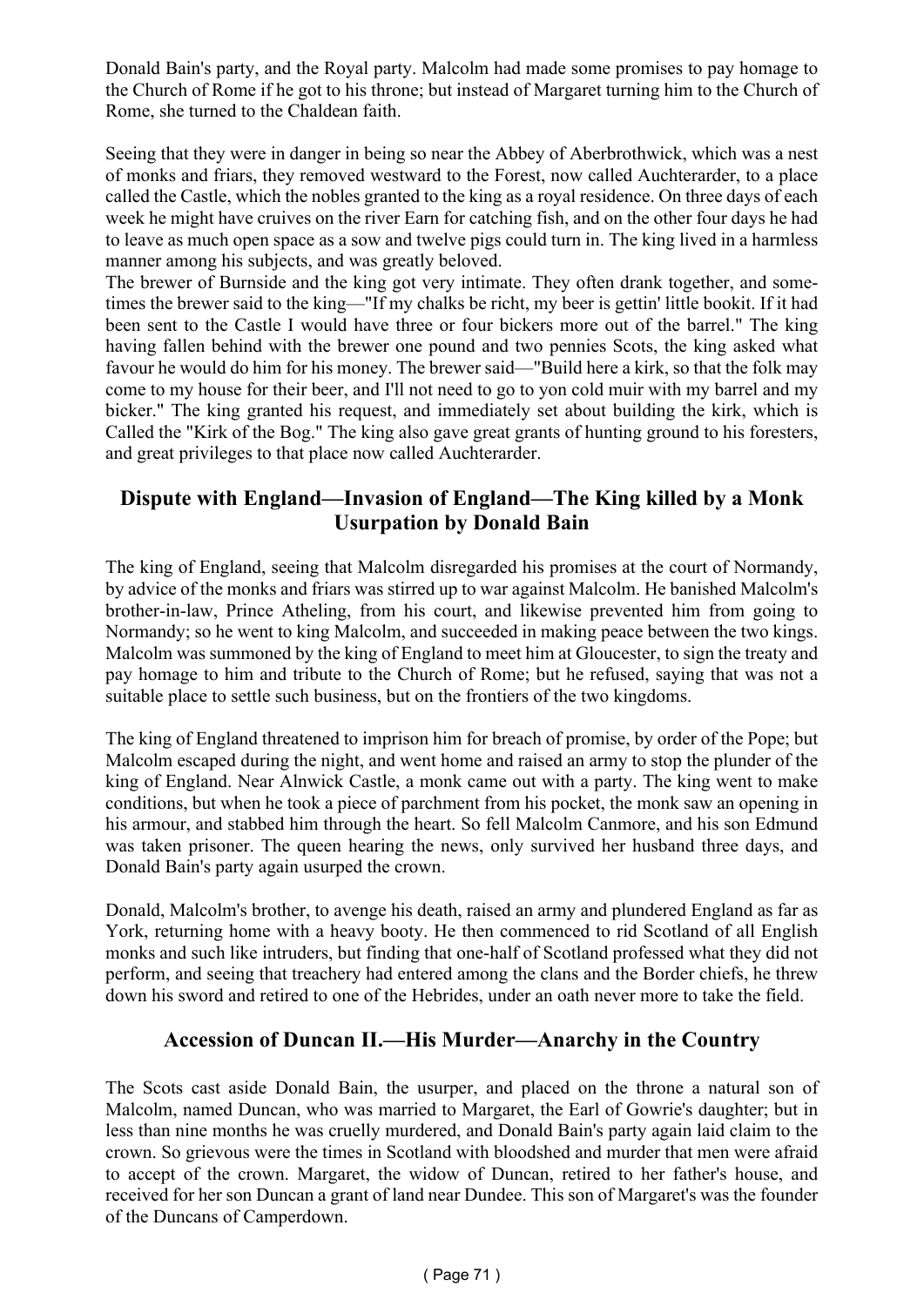Donald Bain's party, and the Royal party. Malcolm had made some promises to pay homage to the Church of Rome if he got to his throne; but instead of Margaret turning him to the Church of Rome, she turned to the Chaldean faith.

Seeing that they were in danger in being so near the Abbey of Aberbrothwick, which was a nest of monks and friars, they removed westward to the Forest, now called Auchterarder, to a place called the Castle, which the nobles granted to the king as a royal residence. On three days of each week he might have cruives on the river Earn for catching fish, and on the other four days he had to leave as much open space as a sow and twelve pigs could turn in. The king lived in a harmless manner among his subjects, and was greatly beloved.

The brewer of Burnside and the king got very intimate. They often drank together, and sometimes the brewer said to the king—"If my chalks be richt, my beer is gettin' little bookit. If it had been sent to the Castle I would have three or four bickers more out of the barrel." The king having fallen behind with the brewer one pound and two pennies Scots, the king asked what favour he would do him for his money. The brewer said—"Build here a kirk, so that the folk may come to my house for their beer, and I'll not need to go to yon cold muir with my barrel and my bicker." The king granted his request, and immediately set about building the kirk, which is Called the "Kirk of the Bog." The king also gave great grants of hunting ground to his foresters, and great privileges to that place now called Auchterarder.

## Dispute with England—Invasion of England—The King killed by a Monk Usurpation by Donald Bain

The king of England, seeing that Malcolm disregarded his promises at the court of Normandy, by advice of the monks and friars was stirred up to war against Malcolm. He banished Malcolm's brother-in-law, Prince Atheling, from his court, and likewise prevented him from going to Normandy; so he went to king Malcolm, and succeeded in making peace between the two kings. Malcolm was summoned by the king of England to meet him at Gloucester, to sign the treaty and pay homage to him and tribute to the Church of Rome; but he refused, saying that was not a suitable place to settle such business, but on the frontiers of the two kingdoms.

The king of England threatened to imprison him for breach of promise, by order of the Pope; but Malcolm escaped during the night, and went home and raised an army to stop the plunder of the king of England. Near Alnwick Castle, a monk came out with a party. The king went to make conditions, but when he took a piece of parchment from his pocket, the monk saw an opening in his armour, and stabbed him through the heart. So fell Malcolm Canmore, and his son Edmund was taken prisoner. The queen hearing the news, only survived her husband three days, and Donald Bain's party again usurped the crown.

Donald, Malcolm's brother, to avenge his death, raised an army and plundered England as far as York, returning home with a heavy booty. He then commenced to rid Scotland of all English monks and such like intruders, but finding that one-half of Scotland professed what they did not perform, and seeing that treachery had entered among the clans and the Border chiefs, he threw down his sword and retired to one of the Hebrides, under an oath never more to take the field.

## Accession of Duncan II.—His Murder—Anarchy in the Country

The Scots cast aside Donald Bain, the usurper, and placed on the throne a natural son of Malcolm, named Duncan, who was married to Margaret, the Earl of Gowrie's daughter; but in less than nine months he was cruelly murdered, and Donald Bain's party again laid claim to the crown. So grievous were the times in Scotland with bloodshed and murder that men were afraid to accept of the crown. Margaret, the widow of Duncan, retired to her father's house, and received for her son Duncan a grant of land near Dundee. This son of Margaret's was the founder of the Duncans of Camperdown.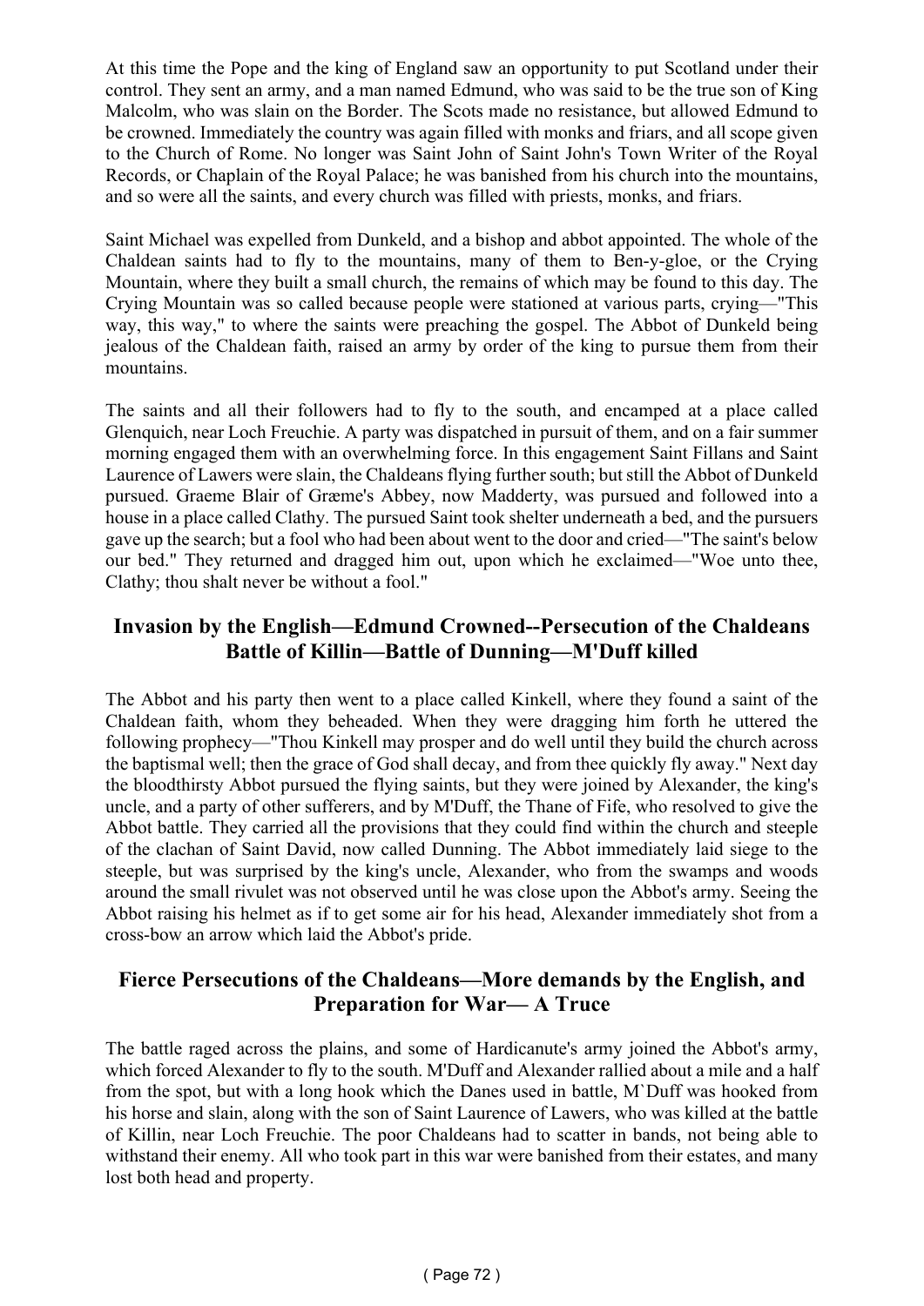At this time the Pope and the king of England saw an opportunity to put Scotland under their control. They sent an army, and a man named Edmund, who was said to be the true son of King Malcolm, who was slain on the Border. The Scots made no resistance, but allowed Edmund to be crowned. Immediately the country was again filled with monks and friars, and all scope given to the Church of Rome. No longer was Saint John of Saint John's Town Writer of the Royal Records, or Chaplain of the Royal Palace; he was banished from his church into the mountains, and so were all the saints, and every church was filled with priests, monks, and friars.

Saint Michael was expelled from Dunkeld, and a bishop and abbot appointed. The whole of the Chaldean saints had to fly to the mountains, many of them to Ben-y-gloe, or the Crying Mountain, where they built a small church, the remains of which may be found to this day. The Crying Mountain was so called because people were stationed at various parts, crying—"This way, this way," to where the saints were preaching the gospel. The Abbot of Dunkeld being jealous of the Chaldean faith, raised an army by order of the king to pursue them from their mountains.

The saints and all their followers had to fly to the south, and encamped at a place called Glenquich, near Loch Freuchie. A party was dispatched in pursuit of them, and on a fair summer morning engaged them with an overwhelming force. In this engagement Saint Fillans and Saint Laurence of Lawers were slain, the Chaldeans flying further south; but still the Abbot of Dunkeld pursued. Graeme Blair of Græme's Abbey, now Madderty, was pursued and followed into a house in a place called Clathy. The pursued Saint took shelter underneath a bed, and the pursuers gave up the search; but a fool who had been about went to the door and cried—"The saint's below our bed." They returned and dragged him out, upon which he exclaimed—"Woe unto thee, Clathy; thou shalt never be without a fool."

## Invasion by the English—Edmund Crowned--Persecution of the Chaldeans Battle of Killin—Battle of Dunning—M'Duff killed

The Abbot and his party then went to a place called Kinkell, where they found a saint of the Chaldean faith, whom they beheaded. When they were dragging him forth he uttered the following prophecy—"Thou Kinkell may prosper and do well until they build the church across the baptismal well; then the grace of God shall decay, and from thee quickly fly away." Next day the bloodthirsty Abbot pursued the flying saints, but they were joined by Alexander, the king's uncle, and a party of other sufferers, and by M'Duff, the Thane of Fife, who resolved to give the Abbot battle. They carried all the provisions that they could find within the church and steeple of the clachan of Saint David, now called Dunning. The Abbot immediately laid siege to the steeple, but was surprised by the king's uncle, Alexander, who from the swamps and woods around the small rivulet was not observed until he was close upon the Abbot's army. Seeing the Abbot raising his helmet as if to get some air for his head, Alexander immediately shot from a cross-bow an arrow which laid the Abbot's pride.

## Fierce Persecutions of the Chaldeans—More demands by the English, and Preparation for War— A Truce

The battle raged across the plains, and some of Hardicanute's army joined the Abbot's army, which forced Alexander to fly to the south. M'Duff and Alexander rallied about a mile and a half from the spot, but with a long hook which the Danes used in battle, M`Duff was hooked from his horse and slain, along with the son of Saint Laurence of Lawers, who was killed at the battle of Killin, near Loch Freuchie. The poor Chaldeans had to scatter in bands, not being able to withstand their enemy. All who took part in this war were banished from their estates, and many lost both head and property.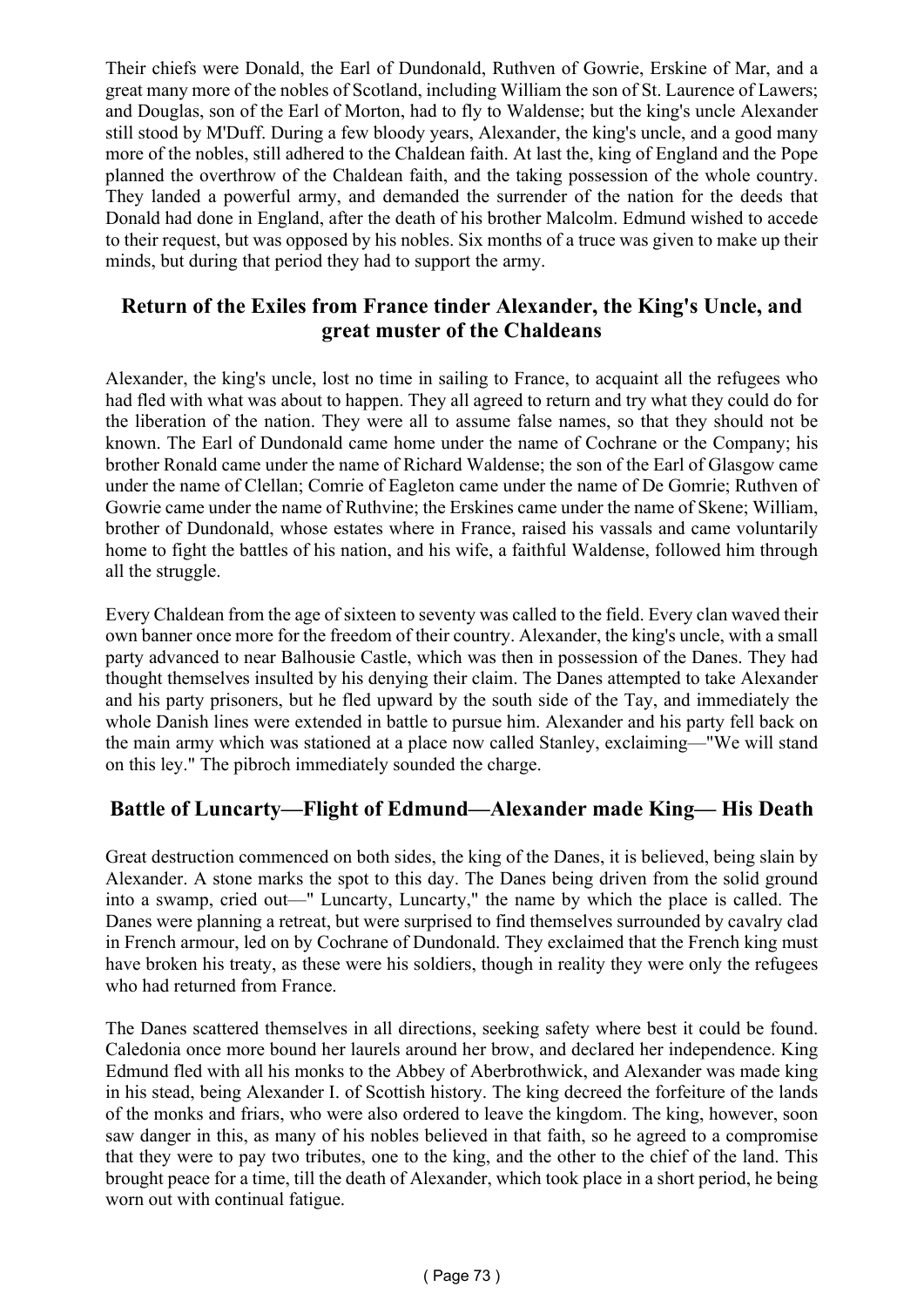Their chiefs were Donald, the Earl of Dundonald, Ruthven of Gowrie, Erskine of Mar, and a great many more of the nobles of Scotland, including William the son of St. Laurence of Lawers; and Douglas, son of the Earl of Morton, had to fly to Waldense; but the king's uncle Alexander still stood by M'Duff. During a few bloody years, Alexander, the king's uncle, and a good many more of the nobles, still adhered to the Chaldean faith. At last the, king of England and the Pope planned the overthrow of the Chaldean faith, and the taking possession of the whole country. They landed a powerful army, and demanded the surrender of the nation for the deeds that Donald had done in England, after the death of his brother Malcolm. Edmund wished to accede to their request, but was opposed by his nobles. Six months of a truce was given to make up their minds, but during that period they had to support the army.

## Return of the Exiles from France tinder Alexander, the King's Uncle, and great muster of the Chaldeans

Alexander, the king's uncle, lost no time in sailing to France, to acquaint all the refugees who had fled with what was about to happen. They all agreed to return and try what they could do for the liberation of the nation. They were all to assume false names, so that they should not be known. The Earl of Dundonald came home under the name of Cochrane or the Company; his brother Ronald came under the name of Richard Waldense; the son of the Earl of Glasgow came under the name of Clellan; Comrie of Eagleton came under the name of De Gomrie; Ruthven of Gowrie came under the name of Ruthvine; the Erskines came under the name of Skene; William, brother of Dundonald, whose estates where in France, raised his vassals and came voluntarily home to fight the battles of his nation, and his wife, a faithful Waldense, followed him through all the struggle.

Every Chaldean from the age of sixteen to seventy was called to the field. Every clan waved their own banner once more for the freedom of their country. Alexander, the king's uncle, with a small party advanced to near Balhousie Castle, which was then in possession of the Danes. They had thought themselves insulted by his denying their claim. The Danes attempted to take Alexander and his party prisoners, but he fled upward by the south side of the Tay, and immediately the whole Danish lines were extended in battle to pursue him. Alexander and his party fell back on the main army which was stationed at a place now called Stanley, exclaiming—"We will stand on this ley." The pibroch immediately sounded the charge.

## Battle of Luncarty—Flight of Edmund—Alexander made King— His Death

Great destruction commenced on both sides, the king of the Danes, it is believed, being slain by Alexander. A stone marks the spot to this day. The Danes being driven from the solid ground into a swamp, cried out—" Luncarty, Luncarty," the name by which the place is called. The Danes were planning a retreat, but were surprised to find themselves surrounded by cavalry clad in French armour, led on by Cochrane of Dundonald. They exclaimed that the French king must have broken his treaty, as these were his soldiers, though in reality they were only the refugees who had returned from France.

The Danes scattered themselves in all directions, seeking safety where best it could be found. Caledonia once more bound her laurels around her brow, and declared her independence. King Edmund fled with all his monks to the Abbey of Aberbrothwick, and Alexander was made king in his stead, being Alexander I. of Scottish history. The king decreed the forfeiture of the lands of the monks and friars, who were also ordered to leave the kingdom. The king, however, soon saw danger in this, as many of his nobles believed in that faith, so he agreed to a compromise that they were to pay two tributes, one to the king, and the other to the chief of the land. This brought peace for a time, till the death of Alexander, which took place in a short period, he being worn out with continual fatigue.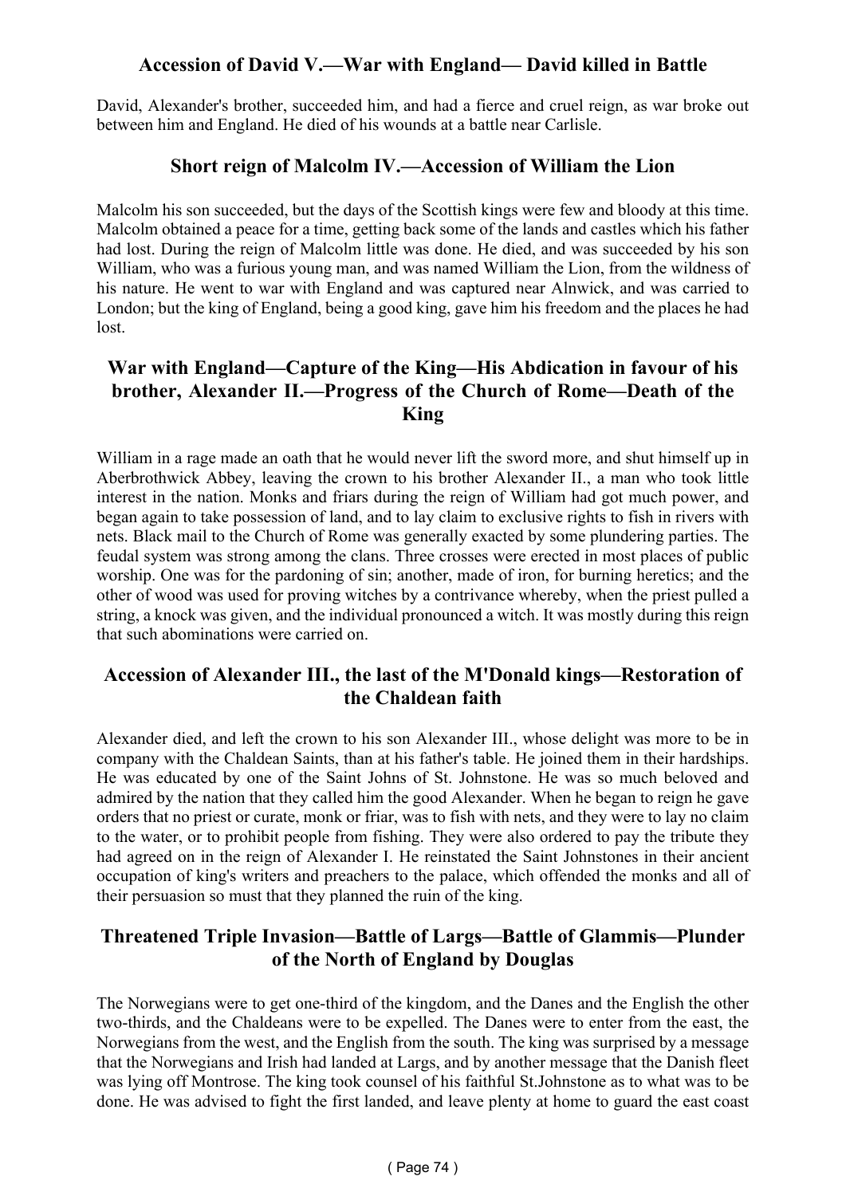## Accession of David V.—War with England— David killed in Battle

David, Alexander's brother, succeeded him, and had a fierce and cruel reign, as war broke out between him and England. He died of his wounds at a battle near Carlisle.

## Short reign of Malcolm IV.—Accession of William the Lion

Malcolm his son succeeded, but the days of the Scottish kings were few and bloody at this time. Malcolm obtained a peace for a time, getting back some of the lands and castles which his father had lost. During the reign of Malcolm little was done. He died, and was succeeded by his son William, who was a furious young man, and was named William the Lion, from the wildness of his nature. He went to war with England and was captured near Alnwick, and was carried to London; but the king of England, being a good king, gave him his freedom and the places he had lost.

## War with England—Capture of the King—His Abdication in favour of his brother, Alexander II.—Progress of the Church of Rome—Death of the King

William in a rage made an oath that he would never lift the sword more, and shut himself up in Aberbrothwick Abbey, leaving the crown to his brother Alexander II., a man who took little interest in the nation. Monks and friars during the reign of William had got much power, and began again to take possession of land, and to lay claim to exclusive rights to fish in rivers with nets. Black mail to the Church of Rome was generally exacted by some plundering parties. The feudal system was strong among the clans. Three crosses were erected in most places of public worship. One was for the pardoning of sin; another, made of iron, for burning heretics; and the other of wood was used for proving witches by a contrivance whereby, when the priest pulled a string, a knock was given, and the individual pronounced a witch. It was mostly during this reign that such abominations were carried on.

## Accession of Alexander III., the last of the M'Donald kings—Restoration of the Chaldean faith

Alexander died, and left the crown to his son Alexander III., whose delight was more to be in company with the Chaldean Saints, than at his father's table. He joined them in their hardships. He was educated by one of the Saint Johns of St. Johnstone. He was so much beloved and admired by the nation that they called him the good Alexander. When he began to reign he gave orders that no priest or curate, monk or friar, was to fish with nets, and they were to lay no claim to the water, or to prohibit people from fishing. They were also ordered to pay the tribute they had agreed on in the reign of Alexander I. He reinstated the Saint Johnstones in their ancient occupation of king's writers and preachers to the palace, which offended the monks and all of their persuasion so must that they planned the ruin of the king.

## Threatened Triple Invasion—Battle of Largs—Battle of Glammis—Plunder of the North of England by Douglas

The Norwegians were to get one-third of the kingdom, and the Danes and the English the other two-thirds, and the Chaldeans were to be expelled. The Danes were to enter from the east, the Norwegians from the west, and the English from the south. The king was surprised by a message that the Norwegians and Irish had landed at Largs, and by another message that the Danish fleet was lying off Montrose. The king took counsel of his faithful St.Johnstone as to what was to be done. He was advised to fight the first landed, and leave plenty at home to guard the east coast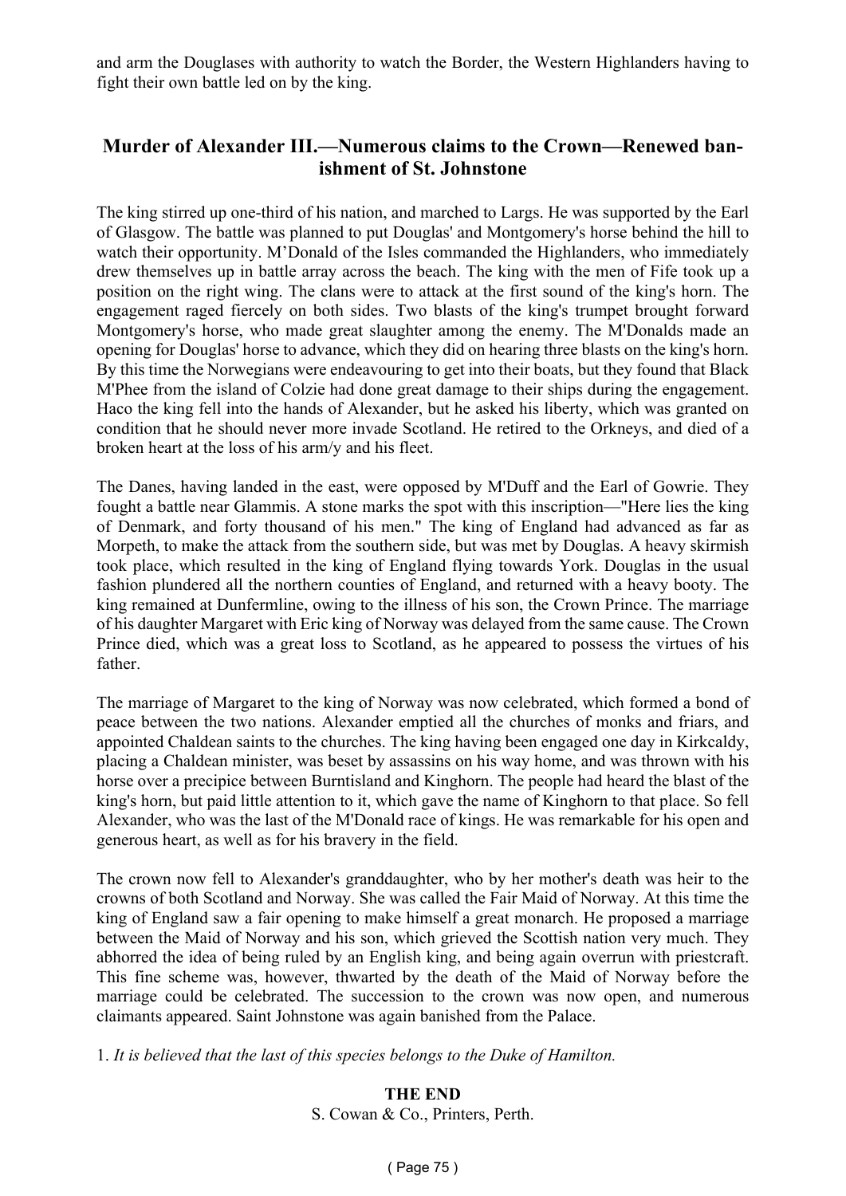and arm the Douglases with authority to watch the Border, the Western Highlanders having to fight their own battle led on by the king.

## Murder of Alexander III.—Numerous claims to the Crown—Renewed banishment of St. Johnstone

The king stirred up one-third of his nation, and marched to Largs. He was supported by the Earl of Glasgow. The battle was planned to put Douglas' and Montgomery's horse behind the hill to watch their opportunity. M'Donald of the Isles commanded the Highlanders, who immediately drew themselves up in battle array across the beach. The king with the men of Fife took up a position on the right wing. The clans were to attack at the first sound of the king's horn. The engagement raged fiercely on both sides. Two blasts of the king's trumpet brought forward Montgomery's horse, who made great slaughter among the enemy. The M'Donalds made an opening for Douglas' horse to advance, which they did on hearing three blasts on the king's horn. By this time the Norwegians were endeavouring to get into their boats, but they found that Black M'Phee from the island of Colzie had done great damage to their ships during the engagement. Haco the king fell into the hands of Alexander, but he asked his liberty, which was granted on condition that he should never more invade Scotland. He retired to the Orkneys, and died of a broken heart at the loss of his arm/y and his fleet.

The Danes, having landed in the east, were opposed by M'Duff and the Earl of Gowrie. They fought a battle near Glammis. A stone marks the spot with this inscription—"Here lies the king of Denmark, and forty thousand of his men." The king of England had advanced as far as Morpeth, to make the attack from the southern side, but was met by Douglas. A heavy skirmish took place, which resulted in the king of England flying towards York. Douglas in the usual fashion plundered all the northern counties of England, and returned with a heavy booty. The king remained at Dunfermline, owing to the illness of his son, the Crown Prince. The marriage of his daughter Margaret with Eric king of Norway was delayed from the same cause. The Crown Prince died, which was a great loss to Scotland, as he appeared to possess the virtues of his father.

The marriage of Margaret to the king of Norway was now celebrated, which formed a bond of peace between the two nations. Alexander emptied all the churches of monks and friars, and appointed Chaldean saints to the churches. The king having been engaged one day in Kirkcaldy, placing a Chaldean minister, was beset by assassins on his way home, and was thrown with his horse over a precipice between Burntisland and Kinghorn. The people had heard the blast of the king's horn, but paid little attention to it, which gave the name of Kinghorn to that place. So fell Alexander, who was the last of the M'Donald race of kings. He was remarkable for his open and generous heart, as well as for his bravery in the field.

The crown now fell to Alexander's granddaughter, who by her mother's death was heir to the crowns of both Scotland and Norway. She was called the Fair Maid of Norway. At this time the king of England saw a fair opening to make himself a great monarch. He proposed a marriage between the Maid of Norway and his son, which grieved the Scottish nation very much. They abhorred the idea of being ruled by an English king, and being again overrun with priestcraft. This fine scheme was, however, thwarted by the death of the Maid of Norway before the marriage could be celebrated. The succession to the crown was now open, and numerous claimants appeared. Saint Johnstone was again banished from the Palace.

1. *It is believed that the last of this species belongs to the Duke of Hamilton.*

**THE END**

S. Cowan & Co., Printers, Perth.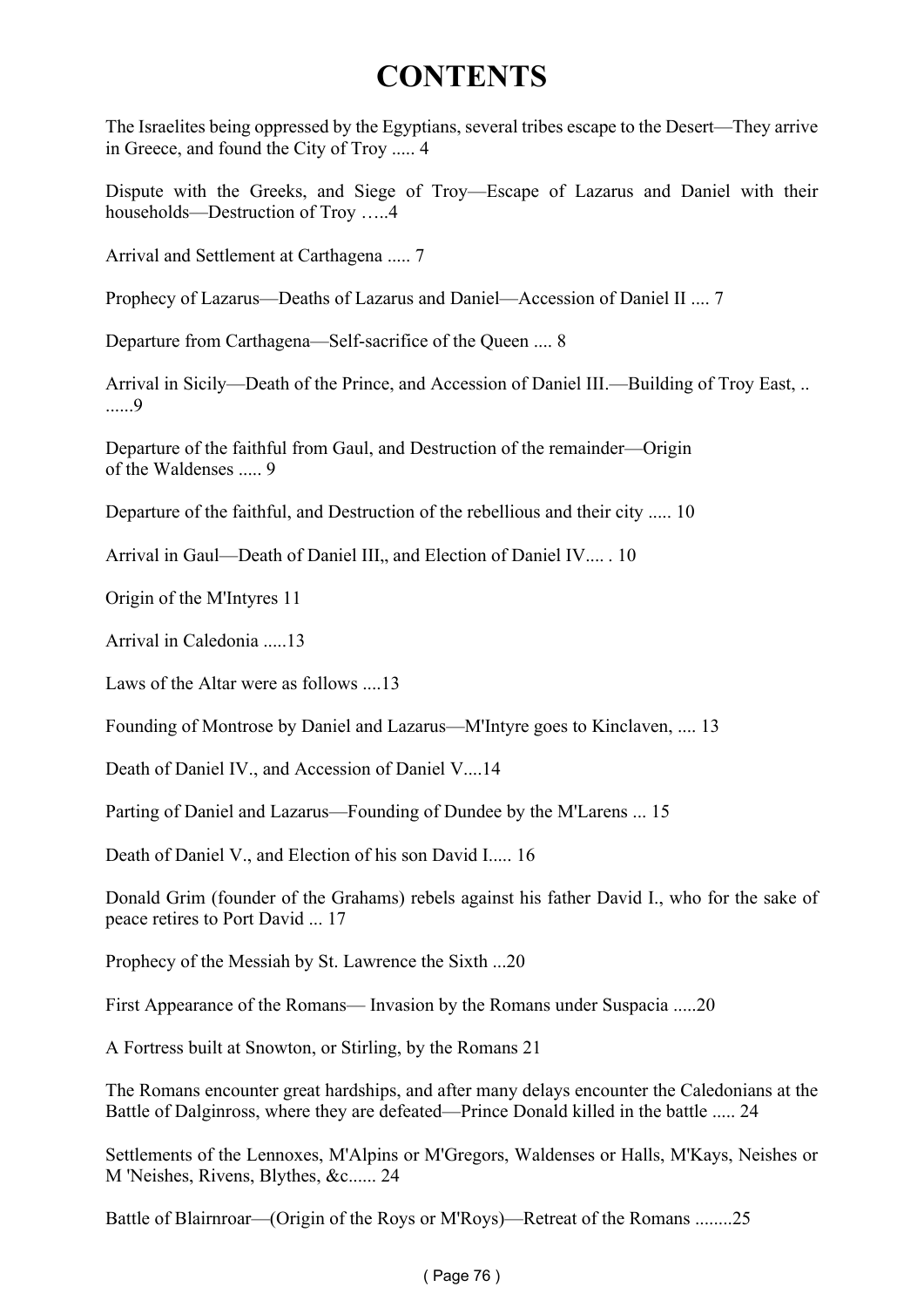# CONTENTS

The Israelites being oppressed by the Egyptians, several tribes escape to the Desert—They arrive in Greece, and found the City of Troy ..... 4

Dispute with the Greeks, and Siege of Troy—Escape of Lazarus and Daniel with their households—Destruction of Troy …..4

Arrival and Settlement at Carthagena ..... 7

Prophecy of Lazarus—Deaths of Lazarus and Daniel—Accession of Daniel II .... 7

Departure from Carthagena—Self-sacrifice of the Queen .... 8

Arrival in Sicily—Death of the Prince, and Accession of Daniel III.—Building of Troy East, .. ......9

Departure of the faithful from Gaul, and Destruction of the remainder—Origin of the Waldenses ..... 9

Departure of the faithful, and Destruction of the rebellious and their city ..... 10

Arrival in Gaul—Death of Daniel III,, and Election of Daniel IV.... . 10

Origin of the M'Intyres 11

Arrival in Caledonia .....13

Laws of the Altar were as follows ....13

Founding of Montrose by Daniel and Lazarus—M'Intyre goes to Kinclaven, .... 13

Death of Daniel IV., and Accession of Daniel V....14

Parting of Daniel and Lazarus—Founding of Dundee by the M'Larens ... 15

Death of Daniel V., and Election of his son David I..... 16

Donald Grim (founder of the Grahams) rebels against his father David I., who for the sake of peace retires to Port David ... 17

Prophecy of the Messiah by St. Lawrence the Sixth ...20

First Appearance of the Romans— Invasion by the Romans under Suspacia .....20

A Fortress built at Snowton, or Stirling, by the Romans 21

The Romans encounter great hardships, and after many delays encounter the Caledonians at the Battle of Dalginross, where they are defeated—Prince Donald killed in the battle ..... 24

Settlements of the Lennoxes, M'Alpins or M'Gregors, Waldenses or Halls, M'Kays, Neishes or M 'Neishes, Rivens, Blythes, &c...... 24

Battle of Blairnroar—(Origin of the Roys or M'Roys)—Retreat of the Romans ........25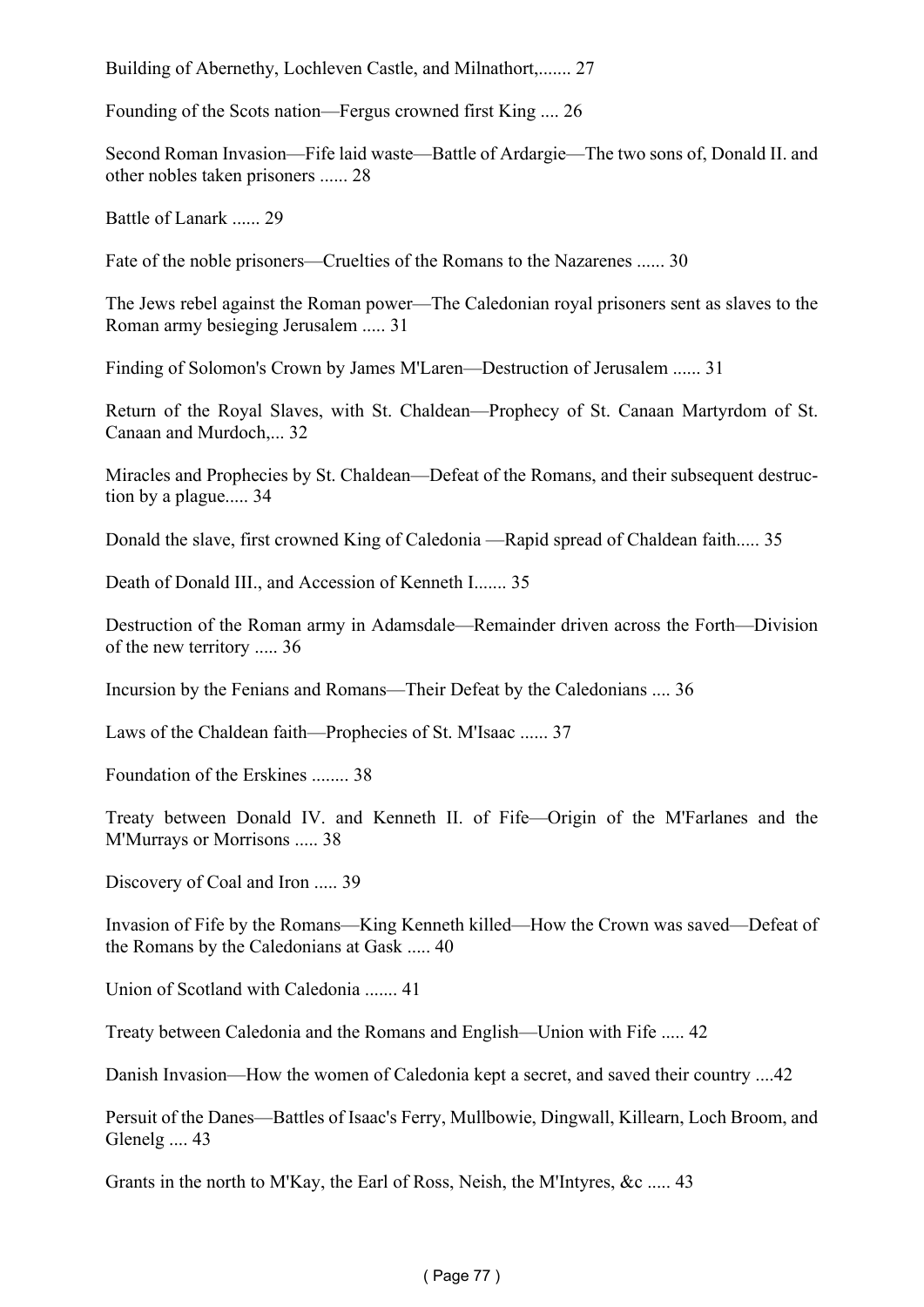Building of Abernethy, Lochleven Castle, and Milnathort,....... 27

Founding of the Scots nation—Fergus crowned first King .... 26

Second Roman Invasion—Fife laid waste—Battle of Ardargie—The two sons of, Donald II. and other nobles taken prisoners ...... 28

Battle of Lanark ...... 29

Fate of the noble prisoners—Cruelties of the Romans to the Nazarenes ...... 30

The Jews rebel against the Roman power—The Caledonian royal prisoners sent as slaves to the Roman army besieging Jerusalem ..... 31

Finding of Solomon's Crown by James M'Laren—Destruction of Jerusalem ...... 31

Return of the Royal Slaves, with St. Chaldean—Prophecy of St. Canaan Martyrdom of St. Canaan and Murdoch,... 32

Miracles and Prophecies by St. Chaldean—Defeat of the Romans, and their subsequent destruction by a plague..... 34

Donald the slave, first crowned King of Caledonia —Rapid spread of Chaldean faith..... 35

Death of Donald III., and Accession of Kenneth I....... 35

Destruction of the Roman army in Adamsdale—Remainder driven across the Forth—Division of the new territory ..... 36

Incursion by the Fenians and Romans—Their Defeat by the Caledonians .... 36

Laws of the Chaldean faith—Prophecies of St. M'Isaac ...... 37

Foundation of the Erskines ........ 38

Treaty between Donald IV. and Kenneth II. of Fife—Origin of the M'Farlanes and the M'Murrays or Morrisons ..... 38

Discovery of Coal and Iron ..... 39

Invasion of Fife by the Romans—King Kenneth killed—How the Crown was saved—Defeat of the Romans by the Caledonians at Gask ..... 40

Union of Scotland with Caledonia ....... 41

Treaty between Caledonia and the Romans and English—Union with Fife ..... 42

Danish Invasion—How the women of Caledonia kept a secret, and saved their country ....42

Persuit of the Danes—Battles of Isaac's Ferry, Mullbowie, Dingwall, Killearn, Loch Broom, and Glenelg .... 43

Grants in the north to M'Kay, the Earl of Ross, Neish, the M'Intyres, &c ..... 43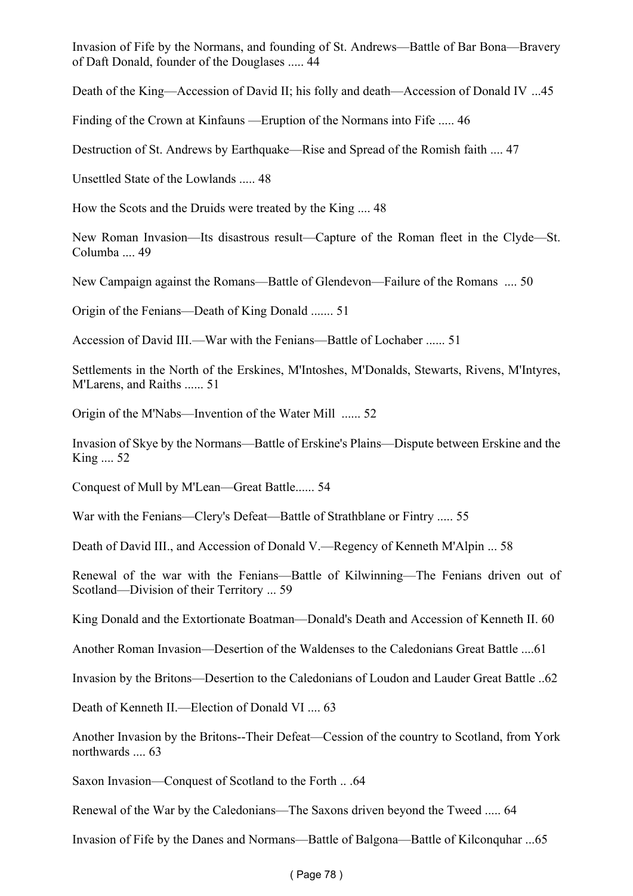Invasion of Fife by the Normans, and founding of St. Andrews—Battle of Bar Bona—Bravery of Daft Donald, founder of the Douglases ..... 44

Death of the King—Accession of David II; his folly and death—Accession of Donald IV ...45

Finding of the Crown at Kinfauns —Eruption of the Normans into Fife ..... 46

Destruction of St. Andrews by Earthquake—Rise and Spread of the Romish faith .... 47

Unsettled State of the Lowlands ..... 48

How the Scots and the Druids were treated by the King .... 48

New Roman Invasion—Its disastrous result—Capture of the Roman fleet in the Clyde—St. Columba .... 49

New Campaign against the Romans—Battle of Glendevon—Failure of the Romans .... 50

Origin of the Fenians—Death of King Donald ....... 51

Accession of David III.—War with the Fenians—Battle of Lochaber ...... 51

Settlements in the North of the Erskines, M'Intoshes, M'Donalds, Stewarts, Rivens, M'Intyres, M'Larens, and Raiths ...... 51

Origin of the M'Nabs—Invention of the Water Mill ...... 52

Invasion of Skye by the Normans—Battle of Erskine's Plains—Dispute between Erskine and the King .... 52

Conquest of Mull by M'Lean—Great Battle...... 54

War with the Fenians—Clery's Defeat—Battle of Strathblane or Fintry ..... 55

Death of David III., and Accession of Donald V.—Regency of Kenneth M'Alpin ... 58

Renewal of the war with the Fenians—Battle of Kilwinning—The Fenians driven out of Scotland—Division of their Territory ... 59

King Donald and the Extortionate Boatman—Donald's Death and Accession of Kenneth II. 60

Another Roman Invasion—Desertion of the Waldenses to the Caledonians Great Battle ....61

Invasion by the Britons—Desertion to the Caledonians of Loudon and Lauder Great Battle ..62

Death of Kenneth II.—Election of Donald VI .... 63

Another Invasion by the Britons--Their Defeat—Cession of the country to Scotland, from York northwards .... 63

Saxon Invasion—Conquest of Scotland to the Forth .. .64

Renewal of the War by the Caledonians—The Saxons driven beyond the Tweed ..... 64

Invasion of Fife by the Danes and Normans—Battle of Balgona—Battle of Kilconquhar ...65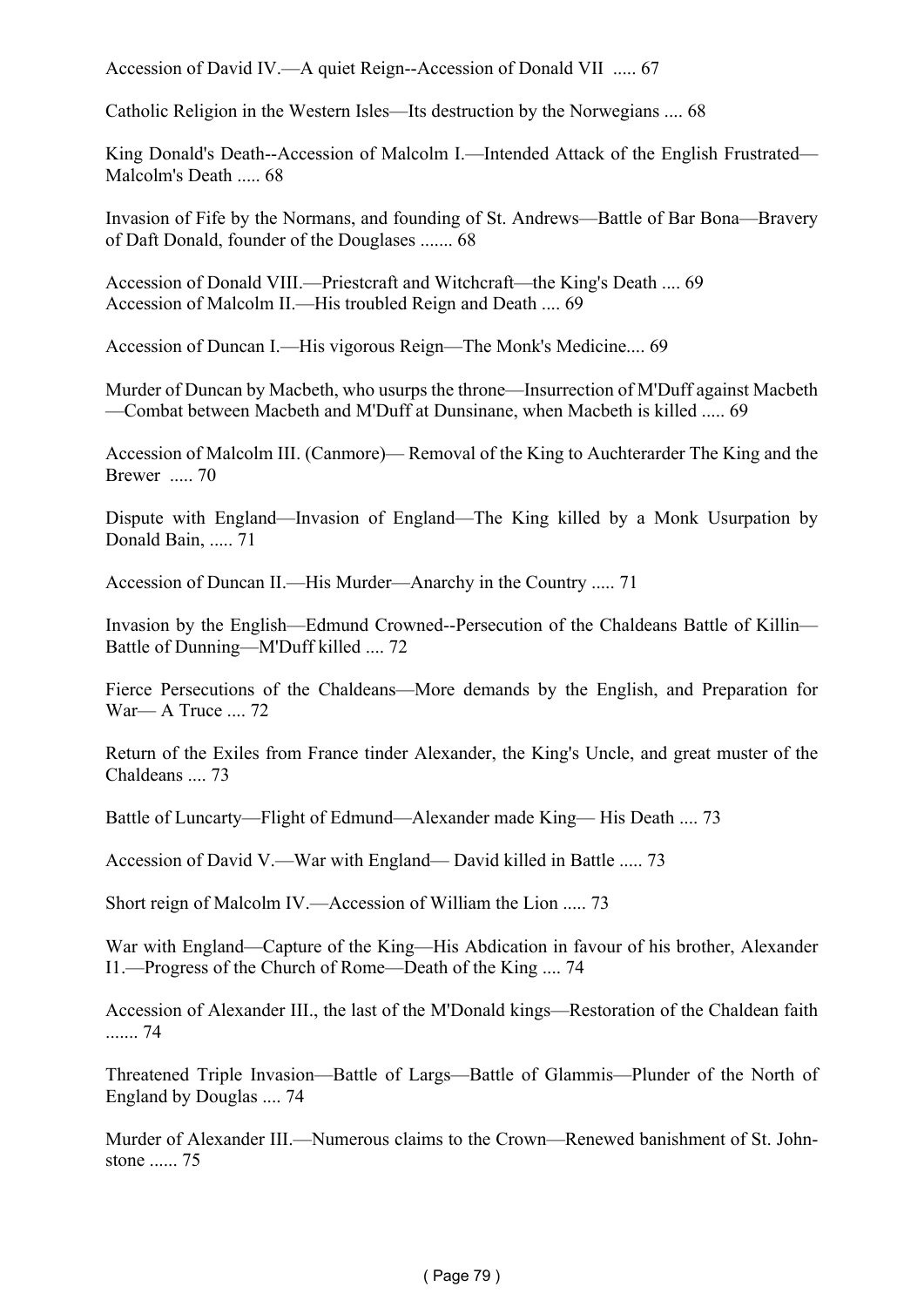Accession of David IV.—A quiet Reign--Accession of Donald VII ..... 67

Catholic Religion in the Western Isles—Its destruction by the Norwegians .... 68

King Donald's Death--Accession of Malcolm I.—Intended Attack of the English Frustrated—Malcolm's Death ..... 68

Invasion of Fife by the Normans, and founding of St. Andrews—Battle of Bar Bona—Bravery of Daft Donald, founder of the Douglases ....... 68

Accession of Donald VIII.—Priestcraft and Witchcraft—the King's Death .... 69
Accession of Malcolm II.—His troubled Reign and Death .... 69

Accession of Duncan I.—His vigorous Reign—The Monk's Medicine.... 69

Murder of Duncan by Macbeth, who usurps the throne—Insurrection of M'Duff against Macbeth—Combat between Macbeth and M'Duff at Dunsinane, when Macbeth is killed ..... 69

Accession of Malcolm III. (Canmore)— Removal of the King to Auchterarder The King and the Brewer ..... 70

Dispute with England—Invasion of England—The King killed by a Monk Usurpation by Donald Bain, ..... 71

Accession of Duncan II.—His Murder—Anarchy in the Country ..... 71

Invasion by the English—Edmund Crowned--Persecution of the Chaldeans Battle of Killin—Battle of Dunning—M'Duff killed .... 72

Fierce Persecutions of the Chaldeans—More demands by the English, and Preparation for War— A Truce .... 72

Return of the Exiles from France tinder Alexander, the King's Uncle, and great muster of the Chaldeans .... 73

Battle of Luncarty—Flight of Edmund—Alexander made King— His Death .... 73

Accession of David V.—War with England— David killed in Battle ..... 73

Short reign of Malcolm IV.—Accession of William the Lion ..... 73

War with England—Capture of the King—His Abdication in favour of his brother, Alexander I1.—Progress of the Church of Rome—Death of the King .... 74

Accession of Alexander III., the last of the M'Donald kings—Restoration of the Chaldean faith ....... 74

Threatened Triple Invasion—Battle of Largs—Battle of Glammis—Plunder of the North of England by Douglas .... 74

Murder of Alexander III.—Numerous claims to the Crown—Renewed banishment of St. John-stone ...... 75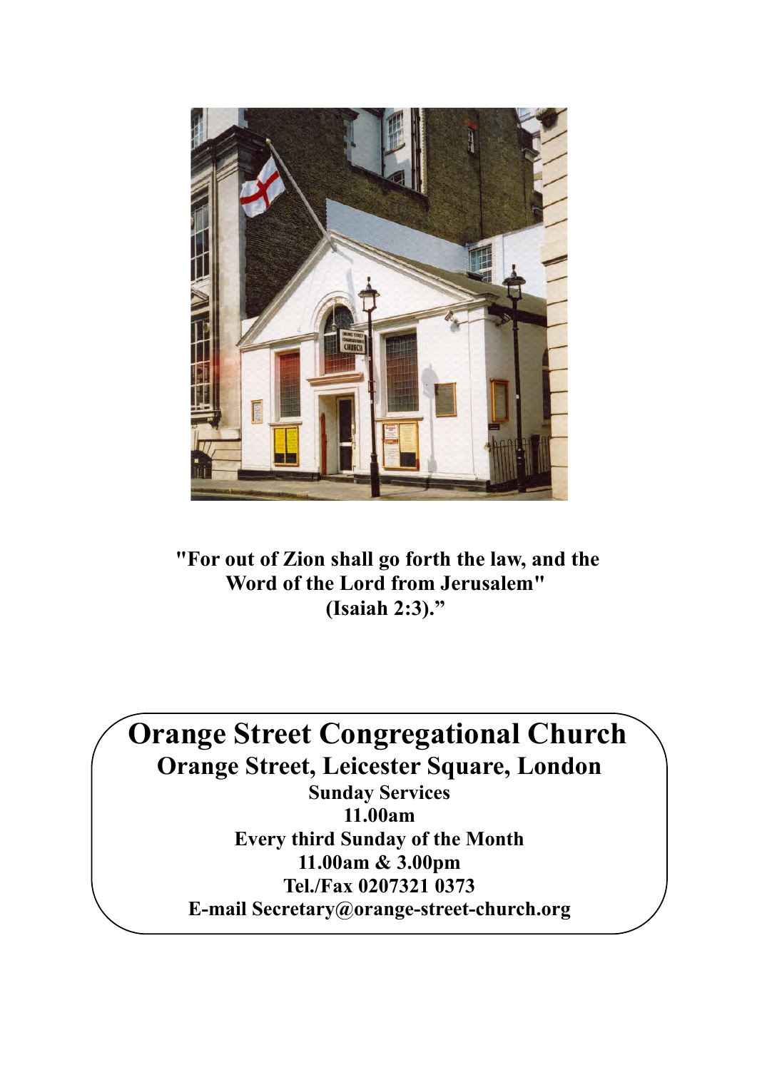**"For out of Zion shall go forth the law, and the Word of the Lord from Jerusalem" (Isaiah 2:3)."**

# Orange Street Congregational Church

## Orange Street, Leicester Square, London

**Sunday Services**
**11.00am**
**Every third Sunday of the Month**
**11.00am & 3.00pm**
**Tel./Fax 0207321 0373**
**E-mail Secretary@orange-street-church.org**